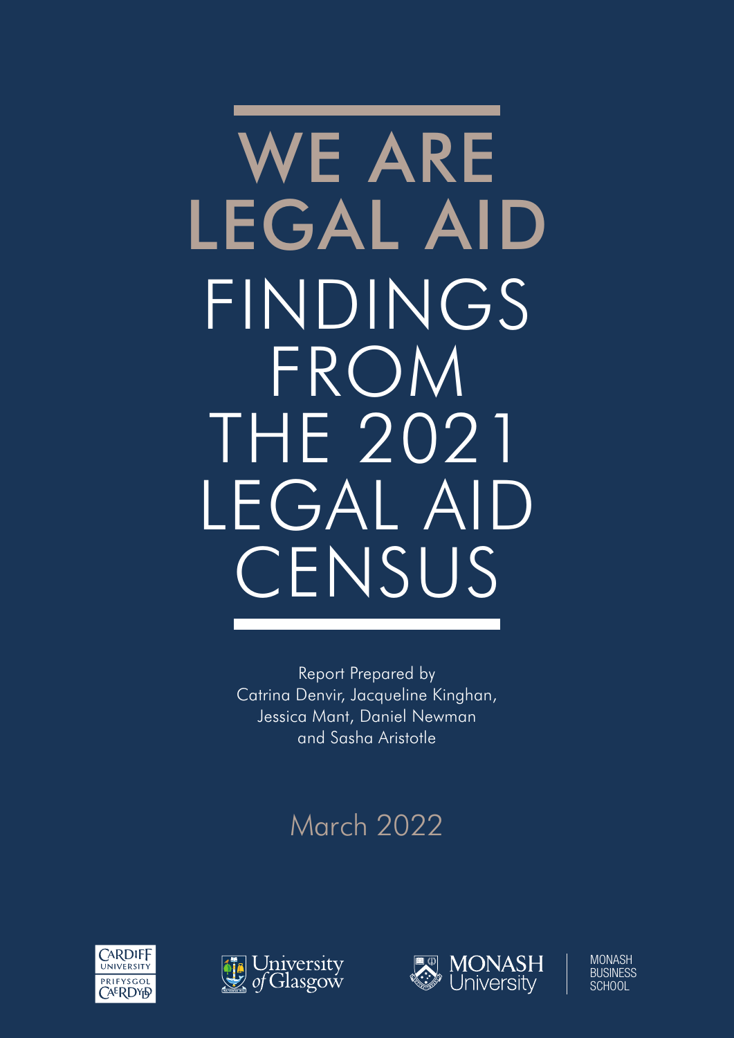# WE ARE LEGAL AID

# FINDINGS FROM THE 2021 LEGAL AID CENSUS

Report Prepared by
Catrina Denvir, Jacqueline Kinghan, Jessica Mant, Daniel Newman and Sasha Aristotle

March 2022

Cardiff University | Prifysgol Caerdydd

University of Glasgow

Monash University

Monash Business School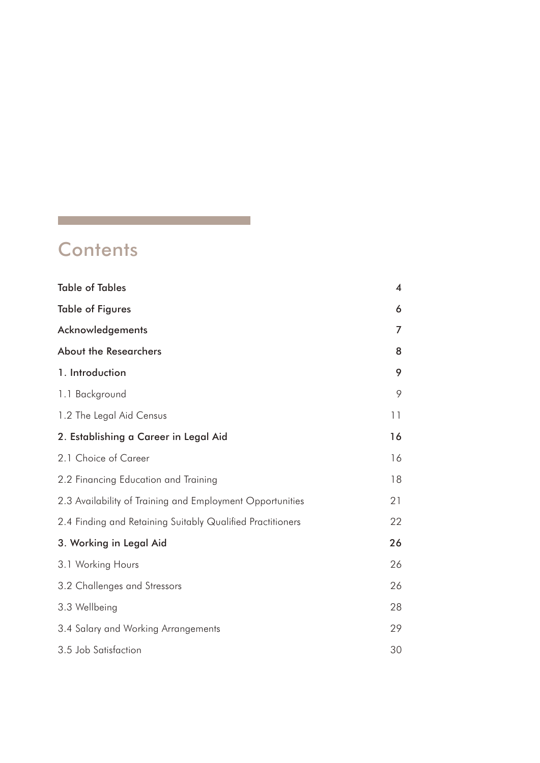# Contents

| | |
|---|---|
| **Table of Tables** | **4** |
| **Table of Figures** | **6** |
| **Acknowledgements** | **7** |
| **About the Researchers** | **8** |
| **1. Introduction** | **9** |
| 1.1 Background | 9 |
| 1.2 The Legal Aid Census | 11 |
| **2. Establishing a Career in Legal Aid** | **16** |
| 2.1 Choice of Career | 16 |
| 2.2 Financing Education and Training | 18 |
| 2.3 Availability of Training and Employment Opportunities | 21 |
| 2.4 Finding and Retaining Suitably Qualified Practitioners | 22 |
| **3. Working in Legal Aid** | **26** |
| 3.1 Working Hours | 26 |
| 3.2 Challenges and Stressors | 26 |
| 3.3 Wellbeing | 28 |
| 3.4 Salary and Working Arrangements | 29 |
| 3.5 Job Satisfaction | 30 |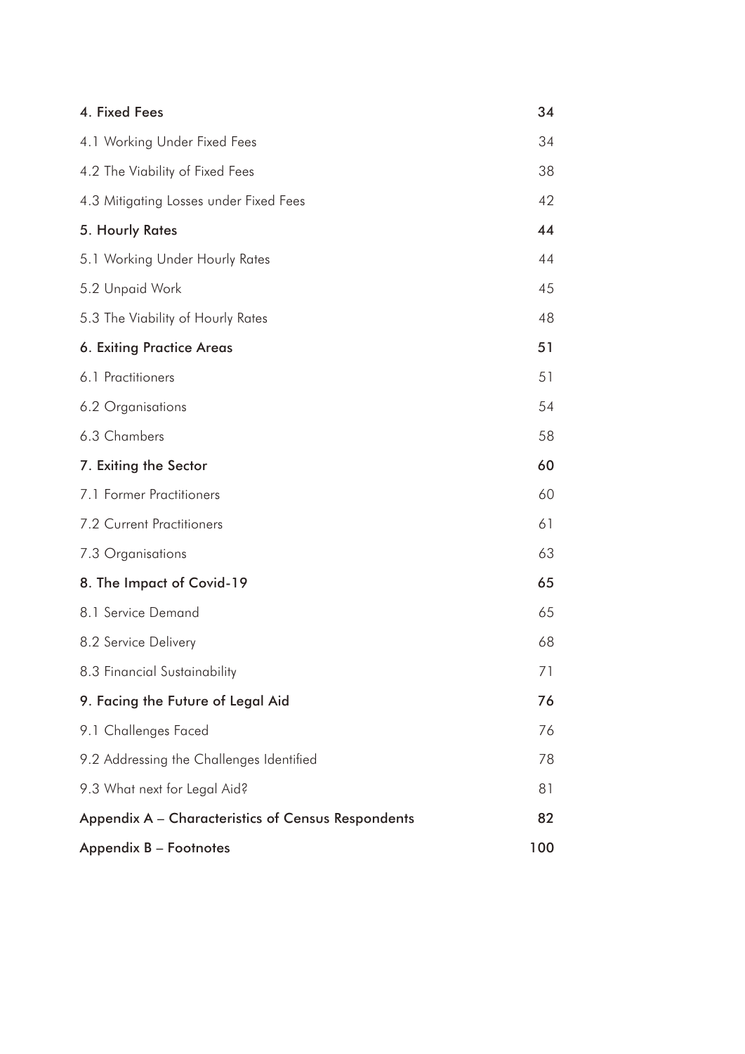| | |
|---|---|
| **4. Fixed Fees** | **34** |
| 4.1 Working Under Fixed Fees | 34 |
| 4.2 The Viability of Fixed Fees | 38 |
| 4.3 Mitigating Losses under Fixed Fees | 42 |
| **5. Hourly Rates** | **44** |
| 5.1 Working Under Hourly Rates | 44 |
| 5.2 Unpaid Work | 45 |
| 5.3 The Viability of Hourly Rates | 48 |
| **6. Exiting Practice Areas** | **51** |
| 6.1 Practitioners | 51 |
| 6.2 Organisations | 54 |
| 6.3 Chambers | 58 |
| **7. Exiting the Sector** | **60** |
| 7.1 Former Practitioners | 60 |
| 7.2 Current Practitioners | 61 |
| 7.3 Organisations | 63 |
| **8. The Impact of Covid-19** | **65** |
| 8.1 Service Demand | 65 |
| 8.2 Service Delivery | 68 |
| 8.3 Financial Sustainability | 71 |
| **9. Facing the Future of Legal Aid** | **76** |
| 9.1 Challenges Faced | 76 |
| 9.2 Addressing the Challenges Identified | 78 |
| 9.3 What next for Legal Aid? | 81 |
| **Appendix A – Characteristics of Census Respondents** | **82** |
| **Appendix B – Footnotes** | **100** |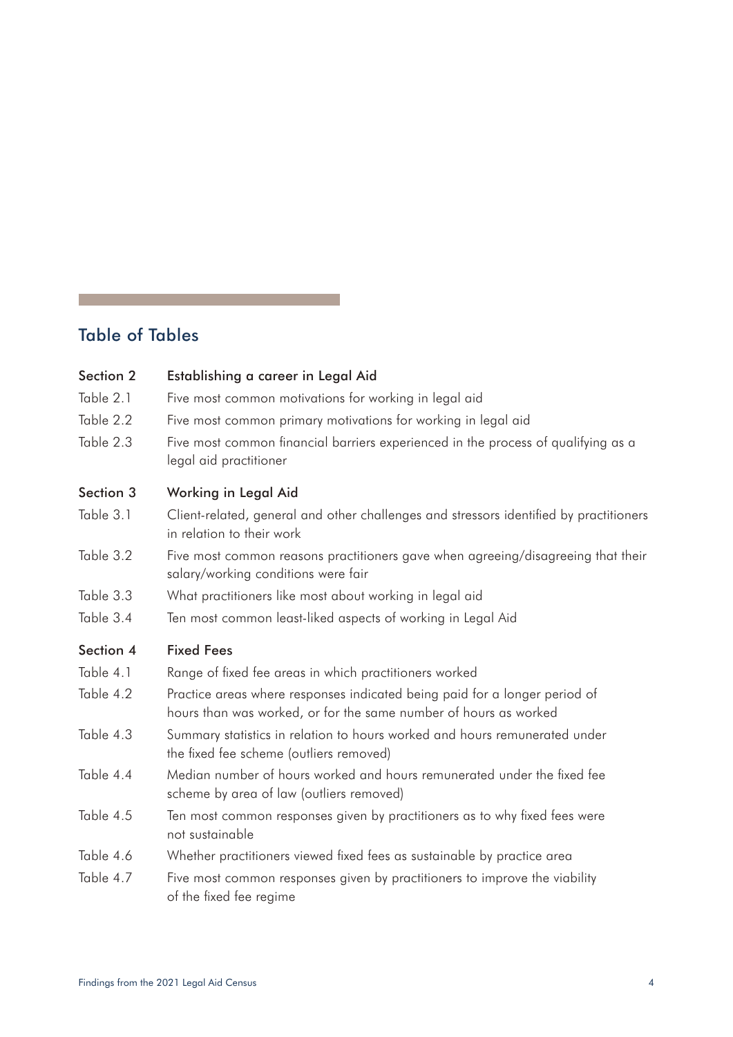## Table of Tables

**Section 2 Establishing a career in Legal Aid**

Table 2.1 Five most common motivations for working in legal aid

Table 2.2 Five most common primary motivations for working in legal aid

Table 2.3 Five most common financial barriers experienced in the process of qualifying as a legal aid practitioner

**Section 3 Working in Legal Aid**

Table 3.1 Client-related, general and other challenges and stressors identified by practitioners in relation to their work

Table 3.2 Five most common reasons practitioners gave when agreeing/disagreeing that their salary/working conditions were fair

Table 3.3 What practitioners like most about working in legal aid

Table 3.4 Ten most common least-liked aspects of working in Legal Aid

**Section 4 Fixed Fees**

Table 4.1 Range of fixed fee areas in which practitioners worked

Table 4.2 Practice areas where responses indicated being paid for a longer period of hours than was worked, or for the same number of hours as worked

Table 4.3 Summary statistics in relation to hours worked and hours remunerated under the fixed fee scheme (outliers removed)

Table 4.4 Median number of hours worked and hours remunerated under the fixed fee scheme by area of law (outliers removed)

Table 4.5 Ten most common responses given by practitioners as to why fixed fees were not sustainable

Table 4.6 Whether practitioners viewed fixed fees as sustainable by practice area

Table 4.7 Five most common responses given by practitioners to improve the viability of the fixed fee regime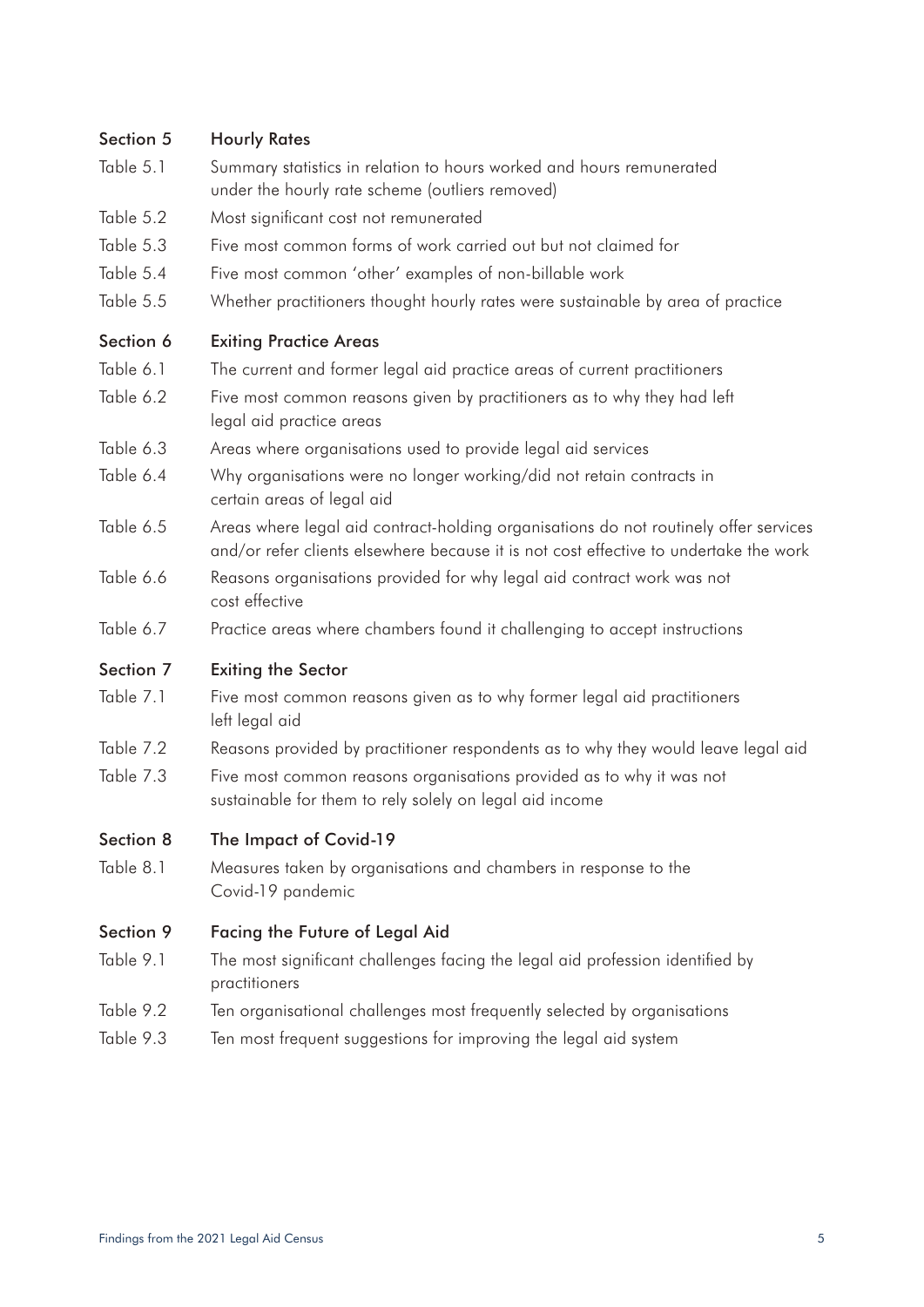| | |
|---|---|
| **Section 5** | **Hourly Rates** |
| Table 5.1 | Summary statistics in relation to hours worked and hours remunerated under the hourly rate scheme (outliers removed) |
| Table 5.2 | Most significant cost not remunerated |
| Table 5.3 | Five most common forms of work carried out but not claimed for |
| Table 5.4 | Five most common 'other' examples of non-billable work |
| Table 5.5 | Whether practitioners thought hourly rates were sustainable by area of practice |
| **Section 6** | **Exiting Practice Areas** |
| Table 6.1 | The current and former legal aid practice areas of current practitioners |
| Table 6.2 | Five most common reasons given by practitioners as to why they had left legal aid practice areas |
| Table 6.3 | Areas where organisations used to provide legal aid services |
| Table 6.4 | Why organisations were no longer working/did not retain contracts in certain areas of legal aid |
| Table 6.5 | Areas where legal aid contract-holding organisations do not routinely offer services and/or refer clients elsewhere because it is not cost effective to undertake the work |
| Table 6.6 | Reasons organisations provided for why legal aid contract work was not cost effective |
| Table 6.7 | Practice areas where chambers found it challenging to accept instructions |
| **Section 7** | **Exiting the Sector** |
| Table 7.1 | Five most common reasons given as to why former legal aid practitioners left legal aid |
| Table 7.2 | Reasons provided by practitioner respondents as to why they would leave legal aid |
| Table 7.3 | Five most common reasons organisations provided as to why it was not sustainable for them to rely solely on legal aid income |
| **Section 8** | **The Impact of Covid-19** |
| Table 8.1 | Measures taken by organisations and chambers in response to the Covid-19 pandemic |
| **Section 9** | **Facing the Future of Legal Aid** |
| Table 9.1 | The most significant challenges facing the legal aid profession identified by practitioners |
| Table 9.2 | Ten organisational challenges most frequently selected by organisations |
| Table 9.3 | Ten most frequent suggestions for improving the legal aid system |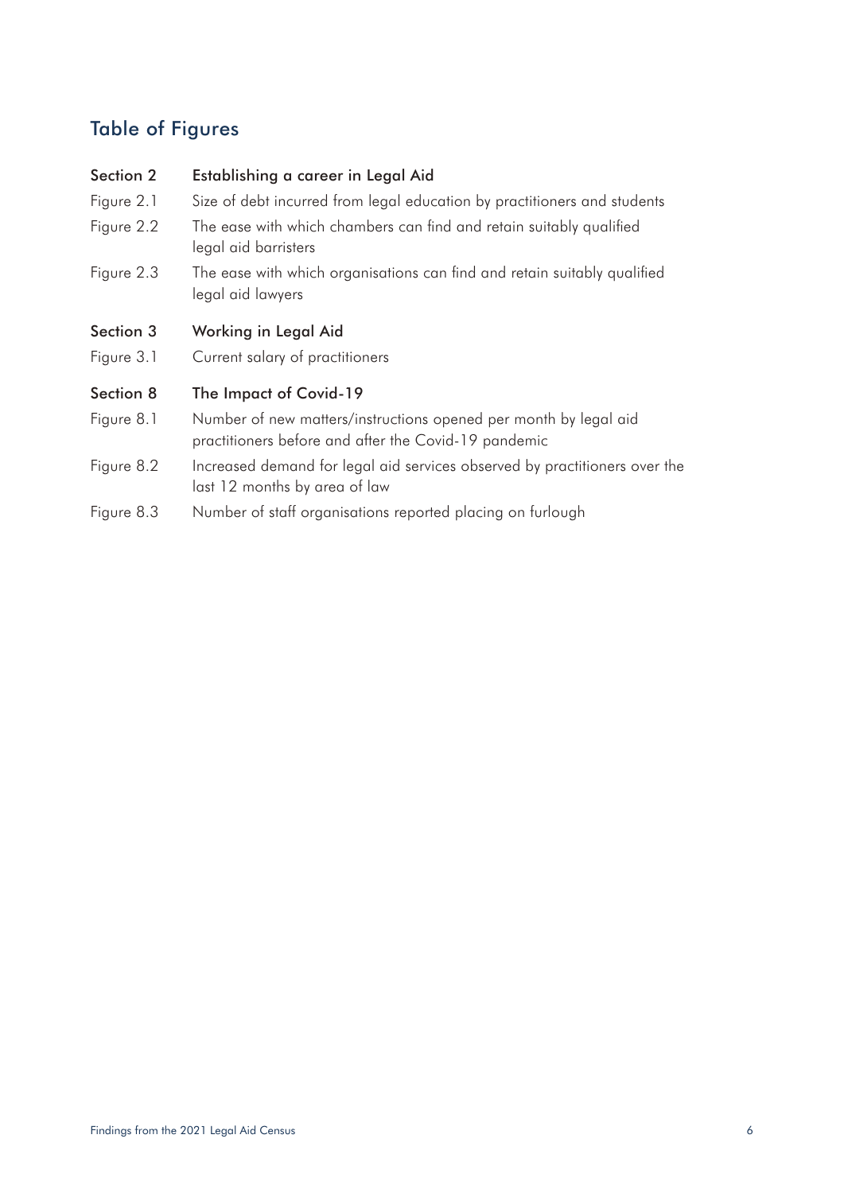## Table of Figures

| | |
|---|---|
| **Section 2** | **Establishing a career in Legal Aid** |
| Figure 2.1 | Size of debt incurred from legal education by practitioners and students |
| Figure 2.2 | The ease with which chambers can find and retain suitably qualified legal aid barristers |
| Figure 2.3 | The ease with which organisations can find and retain suitably qualified legal aid lawyers |
| **Section 3** | **Working in Legal Aid** |
| Figure 3.1 | Current salary of practitioners |
| **Section 8** | **The Impact of Covid-19** |
| Figure 8.1 | Number of new matters/instructions opened per month by legal aid practitioners before and after the Covid-19 pandemic |
| Figure 8.2 | Increased demand for legal aid services observed by practitioners over the last 12 months by area of law |
| Figure 8.3 | Number of staff organisations reported placing on furlough |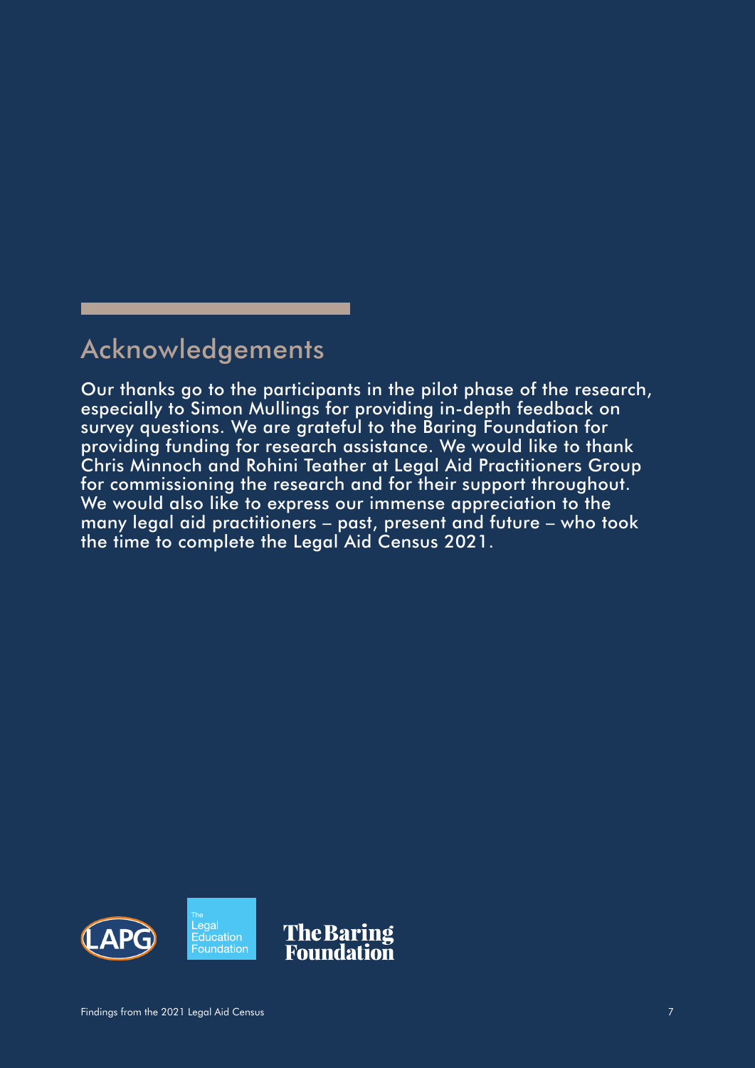## Acknowledgements

Our thanks go to the participants in the pilot phase of the research, especially to Simon Mullings for providing in-depth feedback on survey questions. We are grateful to the Baring Foundation for providing funding for research assistance. We would like to thank Chris Minnoch and Rohini Teather at Legal Aid Practitioners Group for commissioning the research and for their support throughout. We would also like to express our immense appreciation to the many legal aid practitioners – past, present and future – who took the time to complete the Legal Aid Census 2021.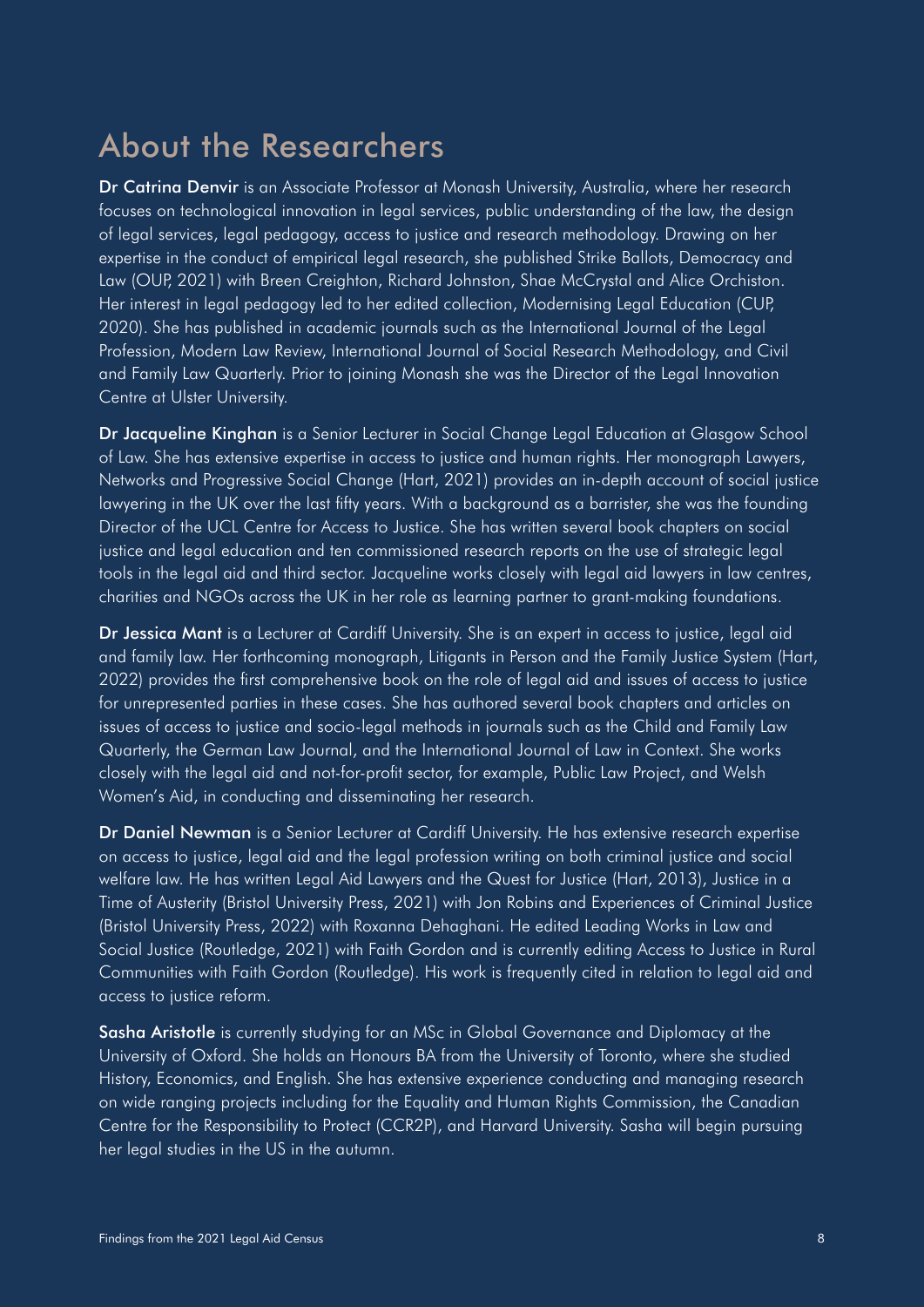# About the Researchers

**Dr Catrina Denvir** is an Associate Professor at Monash University, Australia, where her research focuses on technological innovation in legal services, public understanding of the law, the design of legal services, legal pedagogy, access to justice and research methodology. Drawing on her expertise in the conduct of empirical legal research, she published Strike Ballots, Democracy and Law (OUP, 2021) with Breen Creighton, Richard Johnston, Shae McCrystal and Alice Orchiston. Her interest in legal pedagogy led to her edited collection, Modernising Legal Education (CUP, 2020). She has published in academic journals such as the International Journal of the Legal Profession, Modern Law Review, International Journal of Social Research Methodology, and Civil and Family Law Quarterly. Prior to joining Monash she was the Director of the Legal Innovation Centre at Ulster University.

**Dr Jacqueline Kinghan** is a Senior Lecturer in Social Change Legal Education at Glasgow School of Law. She has extensive expertise in access to justice and human rights. Her monograph Lawyers, Networks and Progressive Social Change (Hart, 2021) provides an in-depth account of social justice lawyering in the UK over the last fifty years. With a background as a barrister, she was the founding Director of the UCL Centre for Access to Justice. She has written several book chapters on social justice and legal education and ten commissioned research reports on the use of strategic legal tools in the legal aid and third sector. Jacqueline works closely with legal aid lawyers in law centres, charities and NGOs across the UK in her role as learning partner to grant-making foundations.

**Dr Jessica Mant** is a Lecturer at Cardiff University. She is an expert in access to justice, legal aid and family law. Her forthcoming monograph, Litigants in Person and the Family Justice System (Hart, 2022) provides the first comprehensive book on the role of legal aid and issues of access to justice for unrepresented parties in these cases. She has authored several book chapters and articles on issues of access to justice and socio-legal methods in journals such as the Child and Family Law Quarterly, the German Law Journal, and the International Journal of Law in Context. She works closely with the legal aid and not-for-profit sector, for example, Public Law Project, and Welsh Women's Aid, in conducting and disseminating her research.

**Dr Daniel Newman** is a Senior Lecturer at Cardiff University. He has extensive research expertise on access to justice, legal aid and the legal profession writing on both criminal justice and social welfare law. He has written Legal Aid Lawyers and the Quest for Justice (Hart, 2013), Justice in a Time of Austerity (Bristol University Press, 2021) with Jon Robins and Experiences of Criminal Justice (Bristol University Press, 2022) with Roxanna Dehaghani. He edited Leading Works in Law and Social Justice (Routledge, 2021) with Faith Gordon and is currently editing Access to Justice in Rural Communities with Faith Gordon (Routledge). His work is frequently cited in relation to legal aid and access to justice reform.

**Sasha Aristotle** is currently studying for an MSc in Global Governance and Diplomacy at the University of Oxford. She holds an Honours BA from the University of Toronto, where she studied History, Economics, and English. She has extensive experience conducting and managing research on wide ranging projects including for the Equality and Human Rights Commission, the Canadian Centre for the Responsibility to Protect (CCR2P), and Harvard University. Sasha will begin pursuing her legal studies in the US in the autumn.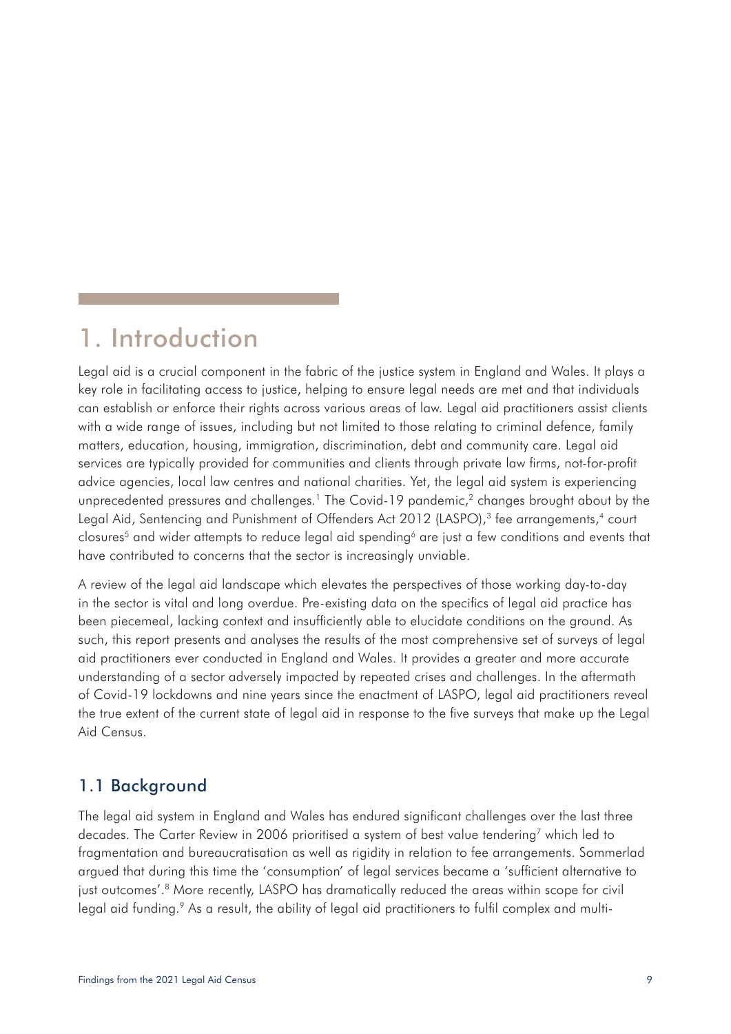# 1. Introduction

Legal aid is a crucial component in the fabric of the justice system in England and Wales. It plays a key role in facilitating access to justice, helping to ensure legal needs are met and that individuals can establish or enforce their rights across various areas of law. Legal aid practitioners assist clients with a wide range of issues, including but not limited to those relating to criminal defence, family matters, education, housing, immigration, discrimination, debt and community care. Legal aid services are typically provided for communities and clients through private law firms, not-for-profit advice agencies, local law centres and national charities. Yet, the legal aid system is experiencing unprecedented pressures and challenges.[1] The Covid-19 pandemic,[2] changes brought about by the Legal Aid, Sentencing and Punishment of Offenders Act 2012 (LASPO),[3] fee arrangements,[4] court closures[5] and wider attempts to reduce legal aid spending[6] are just a few conditions and events that have contributed to concerns that the sector is increasingly unviable.

A review of the legal aid landscape which elevates the perspectives of those working day-to-day in the sector is vital and long overdue. Pre-existing data on the specifics of legal aid practice has been piecemeal, lacking context and insufficiently able to elucidate conditions on the ground. As such, this report presents and analyses the results of the most comprehensive set of surveys of legal aid practitioners ever conducted in England and Wales. It provides a greater and more accurate understanding of a sector adversely impacted by repeated crises and challenges. In the aftermath of Covid-19 lockdowns and nine years since the enactment of LASPO, legal aid practitioners reveal the true extent of the current state of legal aid in response to the five surveys that make up the Legal Aid Census.

## 1.1 Background

The legal aid system in England and Wales has endured significant challenges over the last three decades. The Carter Review in 2006 prioritised a system of best value tendering[7] which led to fragmentation and bureaucratisation as well as rigidity in relation to fee arrangements. Sommerlad argued that during this time the 'consumption' of legal services became a 'sufficient alternative to just outcomes'.[8] More recently, LASPO has dramatically reduced the areas within scope for civil legal aid funding.[9] As a result, the ability of legal aid practitioners to fulfil complex and multi-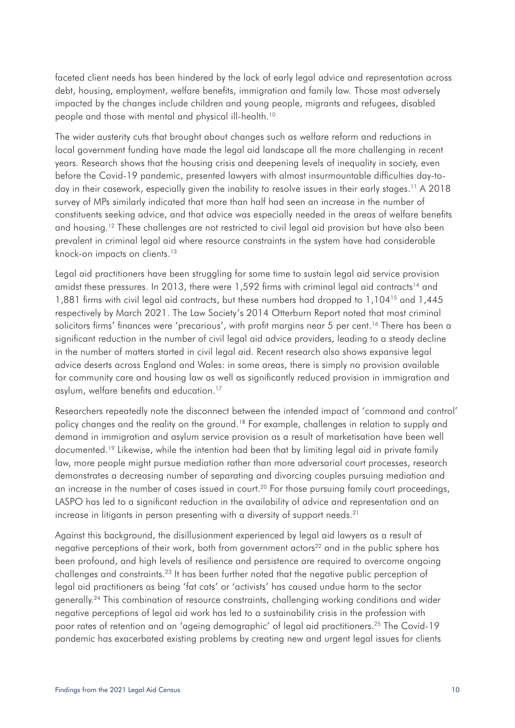faceted client needs has been hindered by the lack of early legal advice and representation across debt, housing, employment, welfare benefits, immigration and family law. Those most adversely impacted by the changes include children and young people, migrants and refugees, disabled people and those with mental and physical ill-health.[10]

The wider austerity cuts that brought about changes such as welfare reform and reductions in local government funding have made the legal aid landscape all the more challenging in recent years. Research shows that the housing crisis and deepening levels of inequality in society, even before the Covid-19 pandemic, presented lawyers with almost insurmountable difficulties day-to-day in their casework, especially given the inability to resolve issues in their early stages.[11] A 2018 survey of MPs similarly indicated that more than half had seen an increase in the number of constituents seeking advice, and that advice was especially needed in the areas of welfare benefits and housing.[12] These challenges are not restricted to civil legal aid provision but have also been prevalent in criminal legal aid where resource constraints in the system have had considerable knock-on impacts on clients.[13]

Legal aid practitioners have been struggling for some time to sustain legal aid service provision amidst these pressures. In 2013, there were 1,592 firms with criminal legal aid contracts[14] and 1,881 firms with civil legal aid contracts, but these numbers had dropped to 1,104[15] and 1,445 respectively by March 2021. The Law Society's 2014 Otterburn Report noted that most criminal solicitors firms' finances were 'precarious', with profit margins near 5 per cent.[16] There has been a significant reduction in the number of civil legal aid advice providers, leading to a steady decline in the number of matters started in civil legal aid. Recent research also shows expansive legal advice deserts across England and Wales: in some areas, there is simply no provision available for community care and housing law as well as significantly reduced provision in immigration and asylum, welfare benefits and education.[17]

Researchers repeatedly note the disconnect between the intended impact of 'command and control' policy changes and the reality on the ground.[18] For example, challenges in relation to supply and demand in immigration and asylum service provision as a result of marketisation have been well documented.[19] Likewise, while the intention had been that by limiting legal aid in private family law, more people might pursue mediation rather than more adversarial court processes, research demonstrates a decreasing number of separating and divorcing couples pursuing mediation and an increase in the number of cases issued in court.[20] For those pursuing family court proceedings, LASPO has led to a significant reduction in the availability of advice and representation and an increase in litigants in person presenting with a diversity of support needs.[21]

Against this background, the disillusionment experienced by legal aid lawyers as a result of negative perceptions of their work, both from government actors[22] and in the public sphere has been profound, and high levels of resilience and persistence are required to overcome ongoing challenges and constraints.[23] It has been further noted that the negative public perception of legal aid practitioners as being 'fat cats' or 'activists' has caused undue harm to the sector generally.[24] This combination of resource constraints, challenging working conditions and wider negative perceptions of legal aid work has led to a sustainability crisis in the profession with poor rates of retention and an 'ageing demographic' of legal aid practitioners.[25] The Covid-19 pandemic has exacerbated existing problems by creating new and urgent legal issues for clients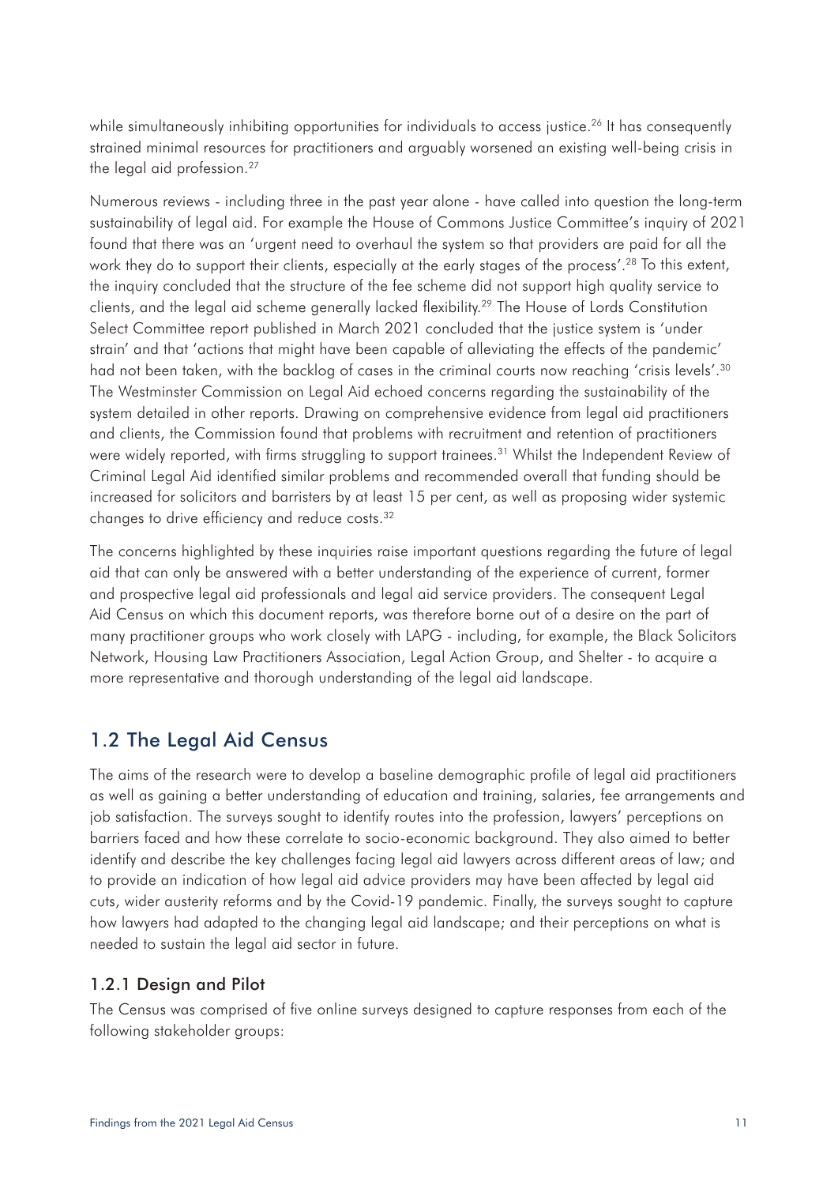while simultaneously inhibiting opportunities for individuals to access justice.[26] It has consequently strained minimal resources for practitioners and arguably worsened an existing well-being crisis in the legal aid profession.[27]

Numerous reviews - including three in the past year alone - have called into question the long-term sustainability of legal aid. For example the House of Commons Justice Committee's inquiry of 2021 found that there was an 'urgent need to overhaul the system so that providers are paid for all the work they do to support their clients, especially at the early stages of the process'.[28] To this extent, the inquiry concluded that the structure of the fee scheme did not support high quality service to clients, and the legal aid scheme generally lacked flexibility.[29] The House of Lords Constitution Select Committee report published in March 2021 concluded that the justice system is 'under strain' and that 'actions that might have been capable of alleviating the effects of the pandemic' had not been taken, with the backlog of cases in the criminal courts now reaching 'crisis levels'.[30] The Westminster Commission on Legal Aid echoed concerns regarding the sustainability of the system detailed in other reports. Drawing on comprehensive evidence from legal aid practitioners and clients, the Commission found that problems with recruitment and retention of practitioners were widely reported, with firms struggling to support trainees.[31] Whilst the Independent Review of Criminal Legal Aid identified similar problems and recommended overall that funding should be increased for solicitors and barristers by at least 15 per cent, as well as proposing wider systemic changes to drive efficiency and reduce costs.[32]

The concerns highlighted by these inquiries raise important questions regarding the future of legal aid that can only be answered with a better understanding of the experience of current, former and prospective legal aid professionals and legal aid service providers. The consequent Legal Aid Census on which this document reports, was therefore borne out of a desire on the part of many practitioner groups who work closely with LAPG - including, for example, the Black Solicitors Network, Housing Law Practitioners Association, Legal Action Group, and Shelter - to acquire a more representative and thorough understanding of the legal aid landscape.

## 1.2 The Legal Aid Census

The aims of the research were to develop a baseline demographic profile of legal aid practitioners as well as gaining a better understanding of education and training, salaries, fee arrangements and job satisfaction. The surveys sought to identify routes into the profession, lawyers' perceptions on barriers faced and how these correlate to socio-economic background. They also aimed to better identify and describe the key challenges facing legal aid lawyers across different areas of law; and to provide an indication of how legal aid advice providers may have been affected by legal aid cuts, wider austerity reforms and by the Covid-19 pandemic. Finally, the surveys sought to capture how lawyers had adapted to the changing legal aid landscape; and their perceptions on what is needed to sustain the legal aid sector in future.

### 1.2.1 Design and Pilot

The Census was comprised of five online surveys designed to capture responses from each of the following stakeholder groups: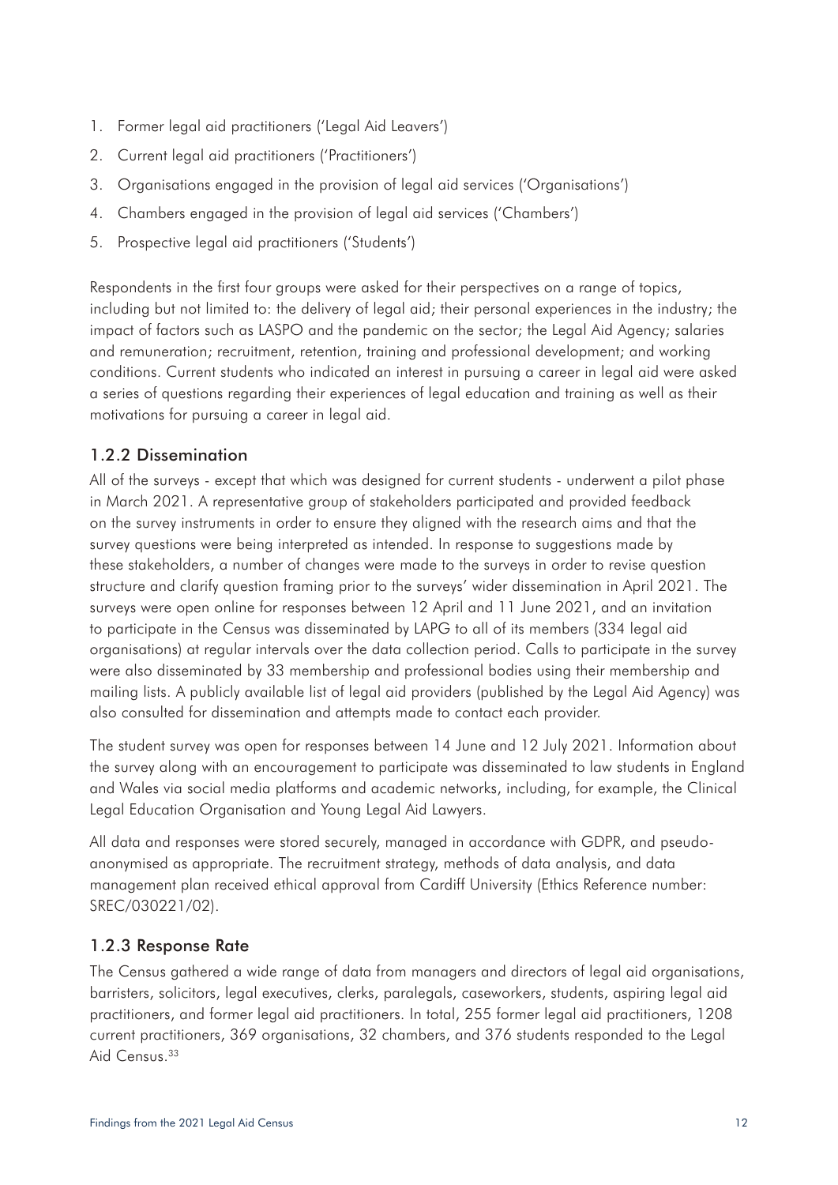1. Former legal aid practitioners ('Legal Aid Leavers')
2. Current legal aid practitioners ('Practitioners')
3. Organisations engaged in the provision of legal aid services ('Organisations')
4. Chambers engaged in the provision of legal aid services ('Chambers')
5. Prospective legal aid practitioners ('Students')

Respondents in the first four groups were asked for their perspectives on a range of topics, including but not limited to: the delivery of legal aid; their personal experiences in the industry; the impact of factors such as LASPO and the pandemic on the sector; the Legal Aid Agency; salaries and remuneration; recruitment, retention, training and professional development; and working conditions. Current students who indicated an interest in pursuing a career in legal aid were asked a series of questions regarding their experiences of legal education and training as well as their motivations for pursuing a career in legal aid.

### 1.2.2 Dissemination

All of the surveys - except that which was designed for current students - underwent a pilot phase in March 2021. A representative group of stakeholders participated and provided feedback on the survey instruments in order to ensure they aligned with the research aims and that the survey questions were being interpreted as intended. In response to suggestions made by these stakeholders, a number of changes were made to the surveys in order to revise question structure and clarify question framing prior to the surveys' wider dissemination in April 2021. The surveys were open online for responses between 12 April and 11 June 2021, and an invitation to participate in the Census was disseminated by LAPG to all of its members (334 legal aid organisations) at regular intervals over the data collection period. Calls to participate in the survey were also disseminated by 33 membership and professional bodies using their membership and mailing lists. A publicly available list of legal aid providers (published by the Legal Aid Agency) was also consulted for dissemination and attempts made to contact each provider.

The student survey was open for responses between 14 June and 12 July 2021. Information about the survey along with an encouragement to participate was disseminated to law students in England and Wales via social media platforms and academic networks, including, for example, the Clinical Legal Education Organisation and Young Legal Aid Lawyers.

All data and responses were stored securely, managed in accordance with GDPR, and pseudo-anonymised as appropriate. The recruitment strategy, methods of data analysis, and data management plan received ethical approval from Cardiff University (Ethics Reference number: SREC/030221/02).

### 1.2.3 Response Rate

The Census gathered a wide range of data from managers and directors of legal aid organisations, barristers, solicitors, legal executives, clerks, paralegals, caseworkers, students, aspiring legal aid practitioners, and former legal aid practitioners. In total, 255 former legal aid practitioners, 1208 current practitioners, 369 organisations, 32 chambers, and 376 students responded to the Legal Aid Census.[33]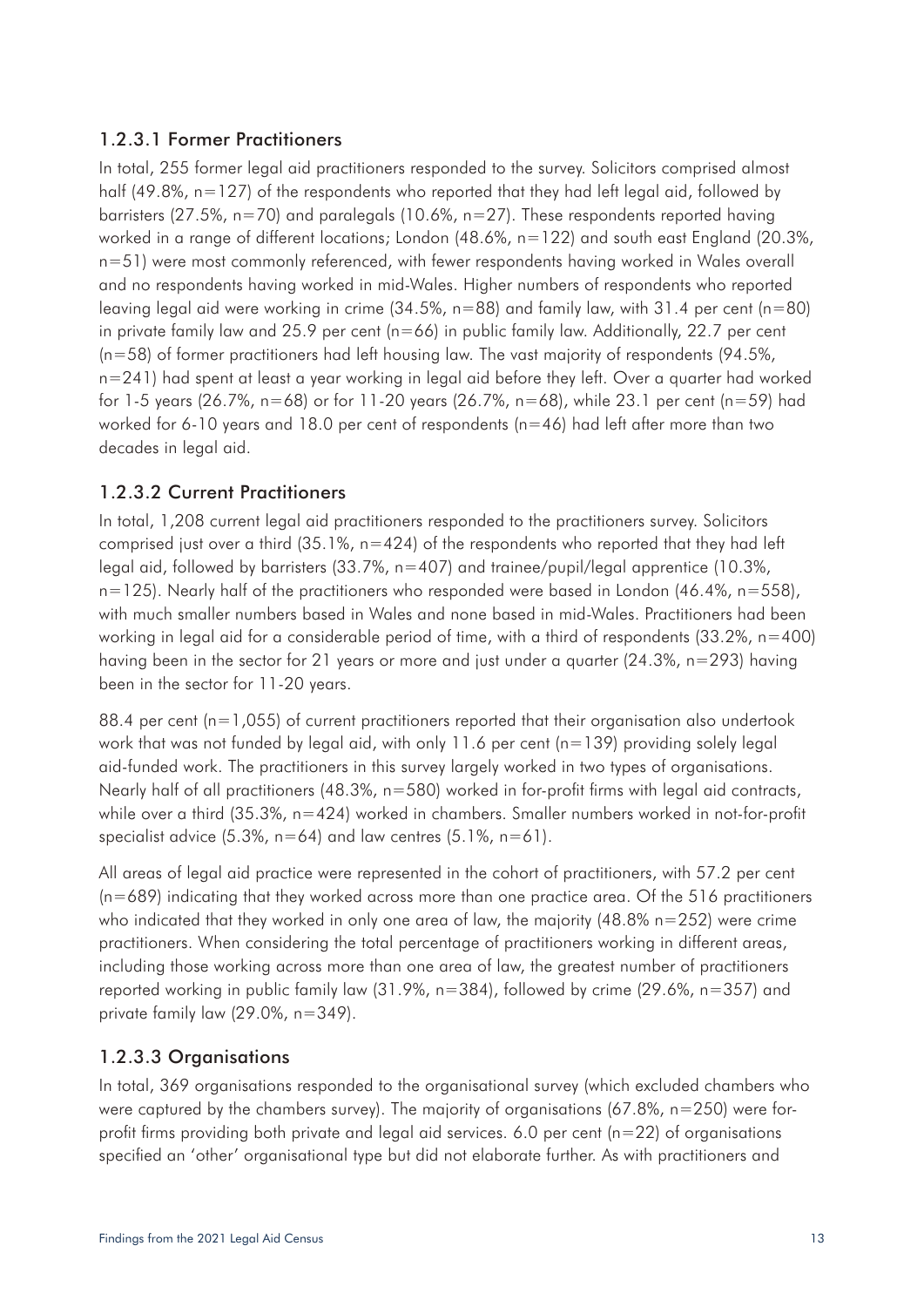#### 1.2.3.1 Former Practitioners

In total, 255 former legal aid practitioners responded to the survey. Solicitors comprised almost half (49.8%, n=127) of the respondents who reported that they had left legal aid, followed by barristers (27.5%, n=70) and paralegals (10.6%, n=27). These respondents reported having worked in a range of different locations; London (48.6%, n=122) and south east England (20.3%, n=51) were most commonly referenced, with fewer respondents having worked in Wales overall and no respondents having worked in mid-Wales. Higher numbers of respondents who reported leaving legal aid were working in crime (34.5%, n=88) and family law, with 31.4 per cent (n=80) in private family law and 25.9 per cent (n=66) in public family law. Additionally, 22.7 per cent (n=58) of former practitioners had left housing law. The vast majority of respondents (94.5%, n=241) had spent at least a year working in legal aid before they left. Over a quarter had worked for 1-5 years (26.7%, n=68) or for 11-20 years (26.7%, n=68), while 23.1 per cent (n=59) had worked for 6-10 years and 18.0 per cent of respondents (n=46) had left after more than two decades in legal aid.

#### 1.2.3.2 Current Practitioners

In total, 1,208 current legal aid practitioners responded to the practitioners survey. Solicitors comprised just over a third (35.1%, n=424) of the respondents who reported that they had left legal aid, followed by barristers (33.7%, n=407) and trainee/pupil/legal apprentice (10.3%, n=125). Nearly half of the practitioners who responded were based in London (46.4%, n=558), with much smaller numbers based in Wales and none based in mid-Wales. Practitioners had been working in legal aid for a considerable period of time, with a third of respondents (33.2%, n=400) having been in the sector for 21 years or more and just under a quarter (24.3%, n=293) having been in the sector for 11-20 years.

88.4 per cent (n=1,055) of current practitioners reported that their organisation also undertook work that was not funded by legal aid, with only 11.6 per cent (n=139) providing solely legal aid-funded work. The practitioners in this survey largely worked in two types of organisations. Nearly half of all practitioners (48.3%, n=580) worked in for-profit firms with legal aid contracts, while over a third (35.3%, n=424) worked in chambers. Smaller numbers worked in not-for-profit specialist advice (5.3%, n=64) and law centres (5.1%, n=61).

All areas of legal aid practice were represented in the cohort of practitioners, with 57.2 per cent (n=689) indicating that they worked across more than one practice area. Of the 516 practitioners who indicated that they worked in only one area of law, the majority (48.8% n=252) were crime practitioners. When considering the total percentage of practitioners working in different areas, including those working across more than one area of law, the greatest number of practitioners reported working in public family law (31.9%, n=384), followed by crime (29.6%, n=357) and private family law (29.0%, n=349).

#### 1.2.3.3 Organisations

In total, 369 organisations responded to the organisational survey (which excluded chambers who were captured by the chambers survey). The majority of organisations (67.8%, n=250) were for-profit firms providing both private and legal aid services. 6.0 per cent (n=22) of organisations specified an 'other' organisational type but did not elaborate further. As with practitioners and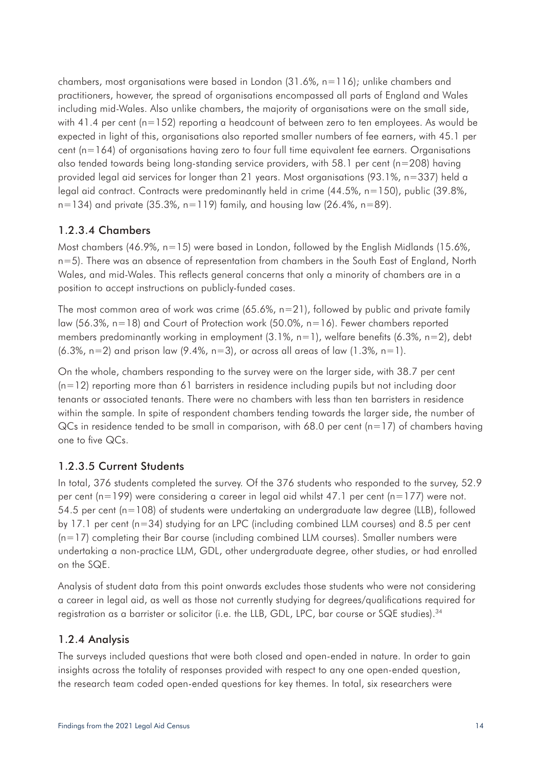chambers, most organisations were based in London (31.6%, n=116); unlike chambers and practitioners, however, the spread of organisations encompassed all parts of England and Wales including mid-Wales. Also unlike chambers, the majority of organisations were on the small side, with 41.4 per cent (n=152) reporting a headcount of between zero to ten employees. As would be expected in light of this, organisations also reported smaller numbers of fee earners, with 45.1 per cent (n=164) of organisations having zero to four full time equivalent fee earners. Organisations also tended towards being long-standing service providers, with 58.1 per cent (n=208) having provided legal aid services for longer than 21 years. Most organisations (93.1%, n=337) held a legal aid contract. Contracts were predominantly held in crime (44.5%, n=150), public (39.8%, n=134) and private (35.3%, n=119) family, and housing law (26.4%, n=89).

### 1.2.3.4 Chambers

Most chambers (46.9%, n=15) were based in London, followed by the English Midlands (15.6%, n=5). There was an absence of representation from chambers in the South East of England, North Wales, and mid-Wales. This reflects general concerns that only a minority of chambers are in a position to accept instructions on publicly-funded cases.

The most common area of work was crime (65.6%, n=21), followed by public and private family law (56.3%, n=18) and Court of Protection work (50.0%, n=16). Fewer chambers reported members predominantly working in employment (3.1%, n=1), welfare benefits (6.3%, n=2), debt (6.3%, n=2) and prison law (9.4%, n=3), or across all areas of law (1.3%, n=1).

On the whole, chambers responding to the survey were on the larger side, with 38.7 per cent (n=12) reporting more than 61 barristers in residence including pupils but not including door tenants or associated tenants. There were no chambers with less than ten barristers in residence within the sample. In spite of respondent chambers tending towards the larger side, the number of QCs in residence tended to be small in comparison, with 68.0 per cent (n=17) of chambers having one to five QCs.

### 1.2.3.5 Current Students

In total, 376 students completed the survey. Of the 376 students who responded to the survey, 52.9 per cent (n=199) were considering a career in legal aid whilst 47.1 per cent (n=177) were not. 54.5 per cent (n=108) of students were undertaking an undergraduate law degree (LLB), followed by 17.1 per cent (n=34) studying for an LPC (including combined LLM courses) and 8.5 per cent (n=17) completing their Bar course (including combined LLM courses). Smaller numbers were undertaking a non-practice LLM, GDL, other undergraduate degree, other studies, or had enrolled on the SQE.

Analysis of student data from this point onwards excludes those students who were not considering a career in legal aid, as well as those not currently studying for degrees/qualifications required for registration as a barrister or solicitor (i.e. the LLB, GDL, LPC, bar course or SQE studies).[34]

## 1.2.4 Analysis

The surveys included questions that were both closed and open-ended in nature. In order to gain insights across the totality of responses provided with respect to any one open-ended question, the research team coded open-ended questions for key themes. In total, six researchers were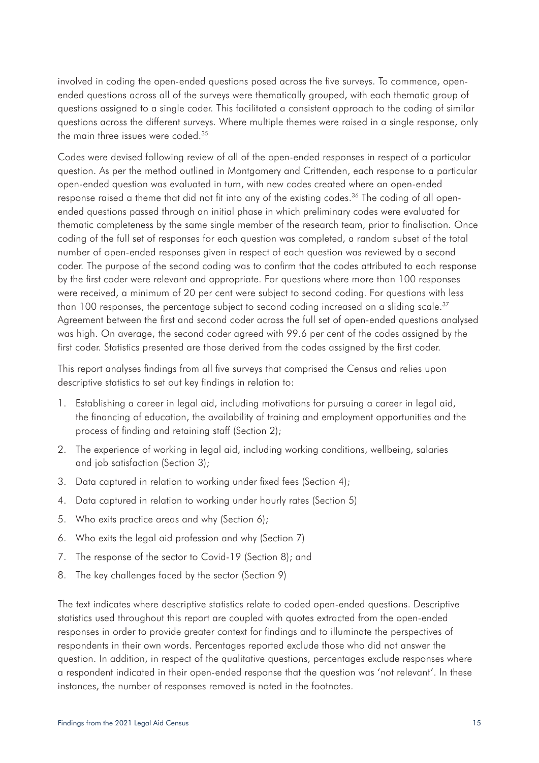involved in coding the open-ended questions posed across the five surveys. To commence, open-ended questions across all of the surveys were thematically grouped, with each thematic group of questions assigned to a single coder. This facilitated a consistent approach to the coding of similar questions across the different surveys. Where multiple themes were raised in a single response, only the main three issues were coded.[35]

Codes were devised following review of all of the open-ended responses in respect of a particular question. As per the method outlined in Montgomery and Crittenden, each response to a particular open-ended question was evaluated in turn, with new codes created where an open-ended response raised a theme that did not fit into any of the existing codes.[36] The coding of all open-ended questions passed through an initial phase in which preliminary codes were evaluated for thematic completeness by the same single member of the research team, prior to finalisation. Once coding of the full set of responses for each question was completed, a random subset of the total number of open-ended responses given in respect of each question was reviewed by a second coder. The purpose of the second coding was to confirm that the codes attributed to each response by the first coder were relevant and appropriate. For questions where more than 100 responses were received, a minimum of 20 per cent were subject to second coding. For questions with less than 100 responses, the percentage subject to second coding increased on a sliding scale.[37] Agreement between the first and second coder across the full set of open-ended questions analysed was high. On average, the second coder agreed with 99.6 per cent of the codes assigned by the first coder. Statistics presented are those derived from the codes assigned by the first coder.

This report analyses findings from all five surveys that comprised the Census and relies upon descriptive statistics to set out key findings in relation to:

1. Establishing a career in legal aid, including motivations for pursuing a career in legal aid, the financing of education, the availability of training and employment opportunities and the process of finding and retaining staff (Section 2);
2. The experience of working in legal aid, including working conditions, wellbeing, salaries and job satisfaction (Section 3);
3. Data captured in relation to working under fixed fees (Section 4);
4. Data captured in relation to working under hourly rates (Section 5)
5. Who exits practice areas and why (Section 6);
6. Who exits the legal aid profession and why (Section 7)
7. The response of the sector to Covid-19 (Section 8); and
8. The key challenges faced by the sector (Section 9)

The text indicates where descriptive statistics relate to coded open-ended questions. Descriptive statistics used throughout this report are coupled with quotes extracted from the open-ended responses in order to provide greater context for findings and to illuminate the perspectives of respondents in their own words. Percentages reported exclude those who did not answer the question. In addition, in respect of the qualitative questions, percentages exclude responses where a respondent indicated in their open-ended response that the question was 'not relevant'. In these instances, the number of responses removed is noted in the footnotes.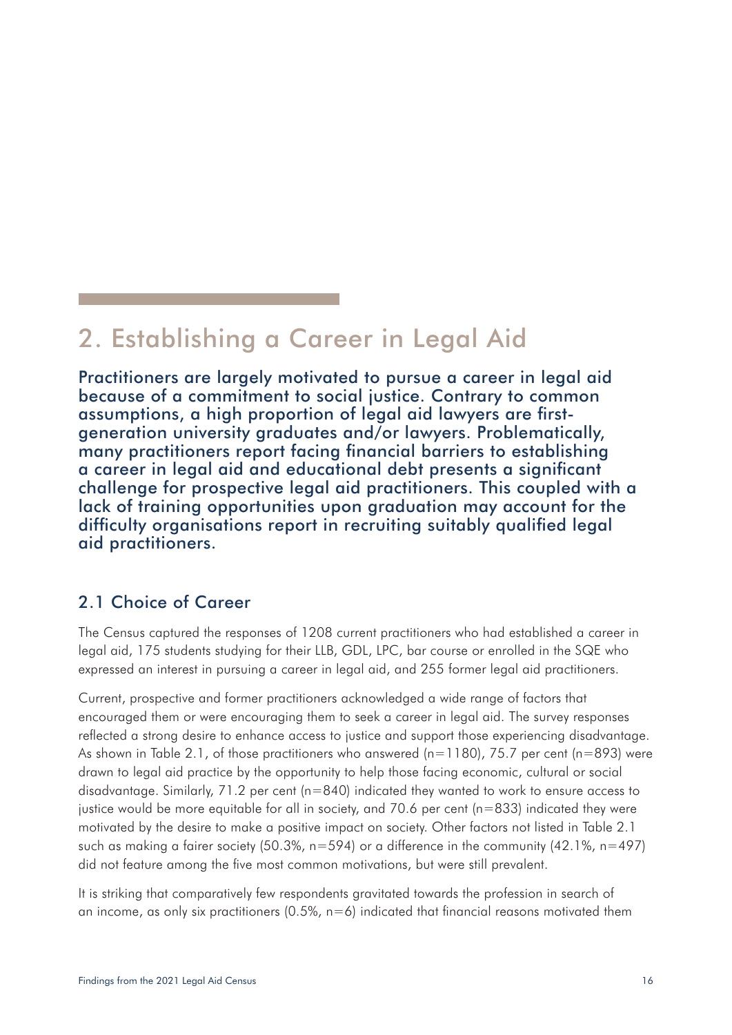# 2. Establishing a Career in Legal Aid

**Practitioners are largely motivated to pursue a career in legal aid because of a commitment to social justice. Contrary to common assumptions, a high proportion of legal aid lawyers are first-generation university graduates and/or lawyers. Problematically, many practitioners report facing financial barriers to establishing a career in legal aid and educational debt presents a significant challenge for prospective legal aid practitioners. This coupled with a lack of training opportunities upon graduation may account for the difficulty organisations report in recruiting suitably qualified legal aid practitioners.**

## 2.1 Choice of Career

The Census captured the responses of 1208 current practitioners who had established a career in legal aid, 175 students studying for their LLB, GDL, LPC, bar course or enrolled in the SQE who expressed an interest in pursuing a career in legal aid, and 255 former legal aid practitioners.

Current, prospective and former practitioners acknowledged a wide range of factors that encouraged them or were encouraging them to seek a career in legal aid. The survey responses reflected a strong desire to enhance access to justice and support those experiencing disadvantage. As shown in Table 2.1, of those practitioners who answered (n=1180), 75.7 per cent (n=893) were drawn to legal aid practice by the opportunity to help those facing economic, cultural or social disadvantage. Similarly, 71.2 per cent (n=840) indicated they wanted to work to ensure access to justice would be more equitable for all in society, and 70.6 per cent (n=833) indicated they were motivated by the desire to make a positive impact on society. Other factors not listed in Table 2.1 such as making a fairer society (50.3%, n=594) or a difference in the community (42.1%, n=497) did not feature among the five most common motivations, but were still prevalent.

It is striking that comparatively few respondents gravitated towards the profession in search of an income, as only six practitioners (0.5%, n=6) indicated that financial reasons motivated them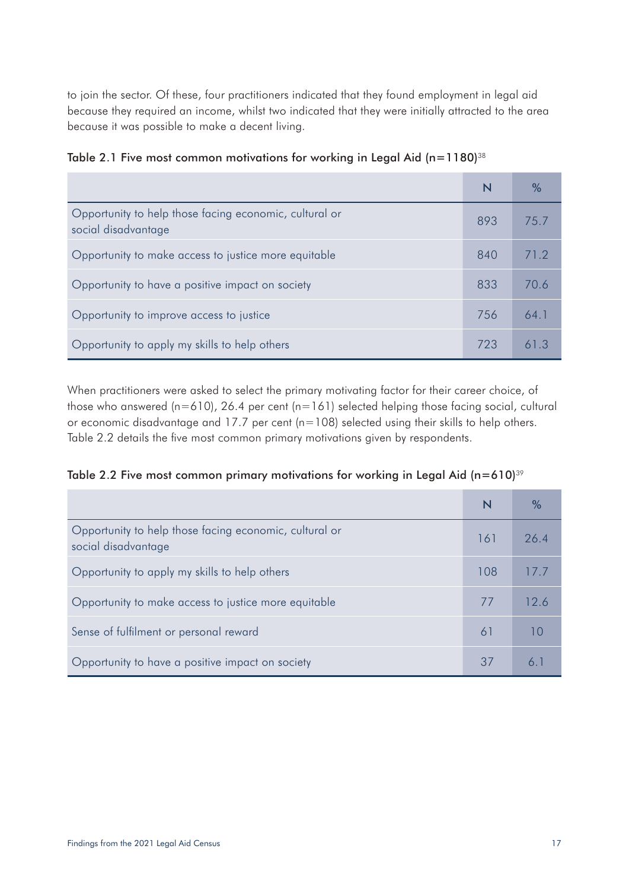to join the sector. Of these, four practitioners indicated that they found employment in legal aid because they required an income, whilst two indicated that they were initially attracted to the area because it was possible to make a decent living.

**Table 2.1 Five most common motivations for working in Legal Aid (n=1180)**[38]

| | N | % |
|---|---|---|
| Opportunity to help those facing economic, cultural or social disadvantage | 893 | 75.7 |
| Opportunity to make access to justice more equitable | 840 | 71.2 |
| Opportunity to have a positive impact on society | 833 | 70.6 |
| Opportunity to improve access to justice | 756 | 64.1 |
| Opportunity to apply my skills to help others | 723 | 61.3 |

When practitioners were asked to select the primary motivating factor for their career choice, of those who answered (n=610), 26.4 per cent (n=161) selected helping those facing social, cultural or economic disadvantage and 17.7 per cent (n=108) selected using their skills to help others. Table 2.2 details the five most common primary motivations given by respondents.

**Table 2.2 Five most common primary motivations for working in Legal Aid (n=610)**[39]

| | N | % |
|---|---|---|
| Opportunity to help those facing economic, cultural or social disadvantage | 161 | 26.4 |
| Opportunity to apply my skills to help others | 108 | 17.7 |
| Opportunity to make access to justice more equitable | 77 | 12.6 |
| Sense of fulfilment or personal reward | 61 | 10 |
| Opportunity to have a positive impact on society | 37 | 6.1 |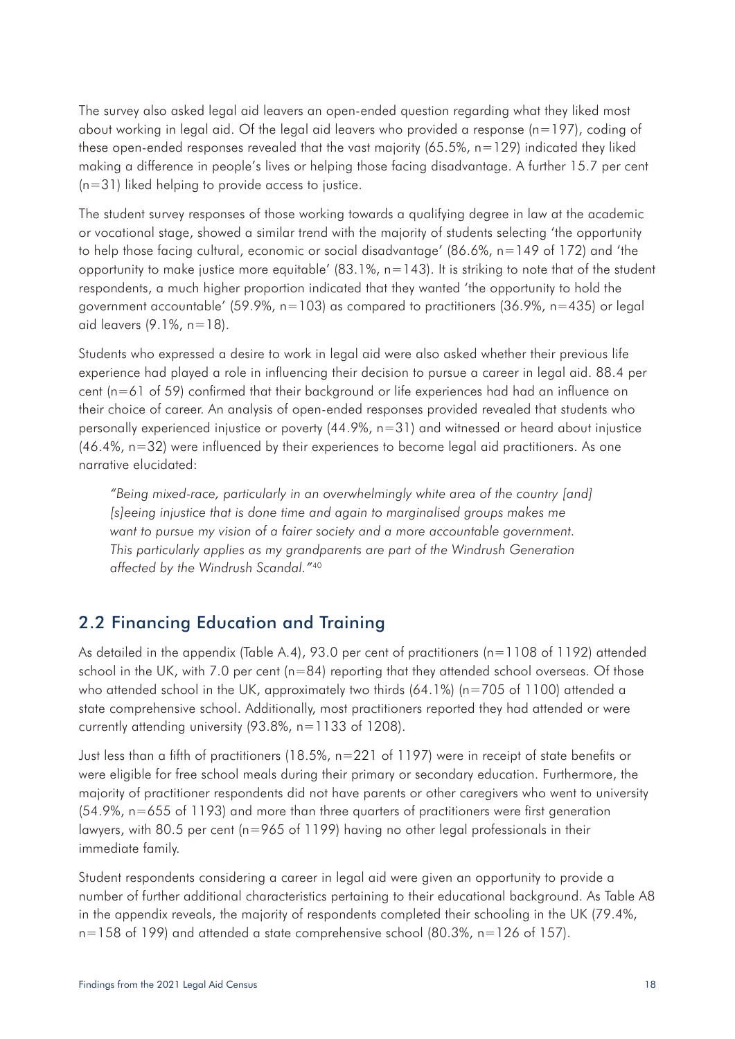The survey also asked legal aid leavers an open-ended question regarding what they liked most about working in legal aid. Of the legal aid leavers who provided a response (n=197), coding of these open-ended responses revealed that the vast majority (65.5%, n=129) indicated they liked making a difference in people's lives or helping those facing disadvantage. A further 15.7 per cent (n=31) liked helping to provide access to justice.

The student survey responses of those working towards a qualifying degree in law at the academic or vocational stage, showed a similar trend with the majority of students selecting 'the opportunity to help those facing cultural, economic or social disadvantage' (86.6%, n=149 of 172) and 'the opportunity to make justice more equitable' (83.1%, n=143). It is striking to note that of the student respondents, a much higher proportion indicated that they wanted 'the opportunity to hold the government accountable' (59.9%, n=103) as compared to practitioners (36.9%, n=435) or legal aid leavers (9.1%, n=18).

Students who expressed a desire to work in legal aid were also asked whether their previous life experience had played a role in influencing their decision to pursue a career in legal aid. 88.4 per cent (n=61 of 59) confirmed that their background or life experiences had had an influence on their choice of career. An analysis of open-ended responses provided revealed that students who personally experienced injustice or poverty (44.9%, n=31) and witnessed or heard about injustice (46.4%, n=32) were influenced by their experiences to become legal aid practitioners. As one narrative elucidated:

> *"Being mixed-race, particularly in an overwhelmingly white area of the country [and] [s]eeing injustice that is done time and again to marginalised groups makes me want to pursue my vision of a fairer society and a more accountable government. This particularly applies as my grandparents are part of the Windrush Generation affected by the Windrush Scandal."*[40]

## 2.2 Financing Education and Training

As detailed in the appendix (Table A.4), 93.0 per cent of practitioners (n=1108 of 1192) attended school in the UK, with 7.0 per cent (n=84) reporting that they attended school overseas. Of those who attended school in the UK, approximately two thirds (64.1%) (n=705 of 1100) attended a state comprehensive school. Additionally, most practitioners reported they had attended or were currently attending university (93.8%, n=1133 of 1208).

Just less than a fifth of practitioners (18.5%, n=221 of 1197) were in receipt of state benefits or were eligible for free school meals during their primary or secondary education. Furthermore, the majority of practitioner respondents did not have parents or other caregivers who went to university (54.9%, n=655 of 1193) and more than three quarters of practitioners were first generation lawyers, with 80.5 per cent (n=965 of 1199) having no other legal professionals in their immediate family.

Student respondents considering a career in legal aid were given an opportunity to provide a number of further additional characteristics pertaining to their educational background. As Table A8 in the appendix reveals, the majority of respondents completed their schooling in the UK (79.4%, n=158 of 199) and attended a state comprehensive school (80.3%, n=126 of 157).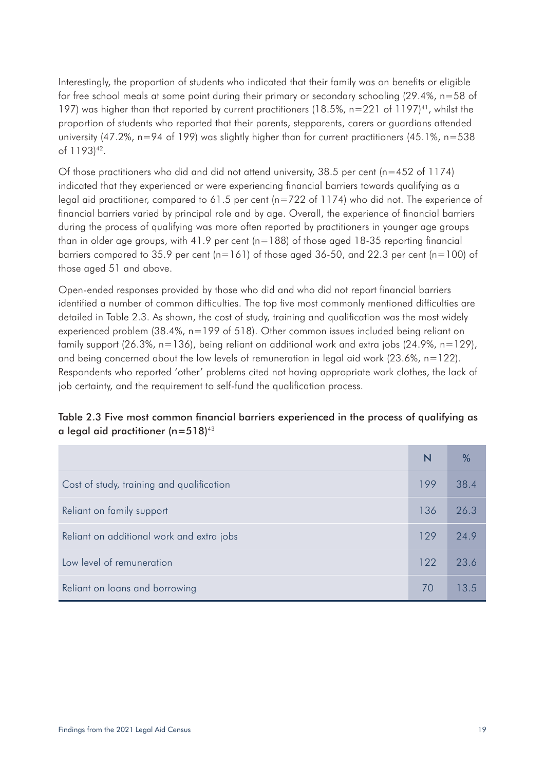Interestingly, the proportion of students who indicated that their family was on benefits or eligible for free school meals at some point during their primary or secondary schooling (29.4%, n=58 of 197) was higher than that reported by current practitioners (18.5%, n=221 of 1197)[41], whilst the proportion of students who reported that their parents, stepparents, carers or guardians attended university (47.2%, n=94 of 199) was slightly higher than for current practitioners (45.1%, n=538 of 1193)[42].

Of those practitioners who did and did not attend university, 38.5 per cent (n=452 of 1174) indicated that they experienced or were experiencing financial barriers towards qualifying as a legal aid practitioner, compared to 61.5 per cent (n=722 of 1174) who did not. The experience of financial barriers varied by principal role and by age. Overall, the experience of financial barriers during the process of qualifying was more often reported by practitioners in younger age groups than in older age groups, with 41.9 per cent (n=188) of those aged 18-35 reporting financial barriers compared to 35.9 per cent (n=161) of those aged 36-50, and 22.3 per cent (n=100) of those aged 51 and above.

Open-ended responses provided by those who did and who did not report financial barriers identified a number of common difficulties. The top five most commonly mentioned difficulties are detailed in Table 2.3. As shown, the cost of study, training and qualification was the most widely experienced problem (38.4%, n=199 of 518). Other common issues included being reliant on family support (26.3%, n=136), being reliant on additional work and extra jobs (24.9%, n=129), and being concerned about the low levels of remuneration in legal aid work (23.6%, n=122). Respondents who reported 'other' problems cited not having appropriate work clothes, the lack of job certainty, and the requirement to self-fund the qualification process.

**Table 2.3 Five most common financial barriers experienced in the process of qualifying as a legal aid practitioner (n=518)[43]**

| | N | % |
|---|---|---|
| Cost of study, training and qualification | 199 | 38.4 |
| Reliant on family support | 136 | 26.3 |
| Reliant on additional work and extra jobs | 129 | 24.9 |
| Low level of remuneration | 122 | 23.6 |
| Reliant on loans and borrowing | 70 | 13.5 |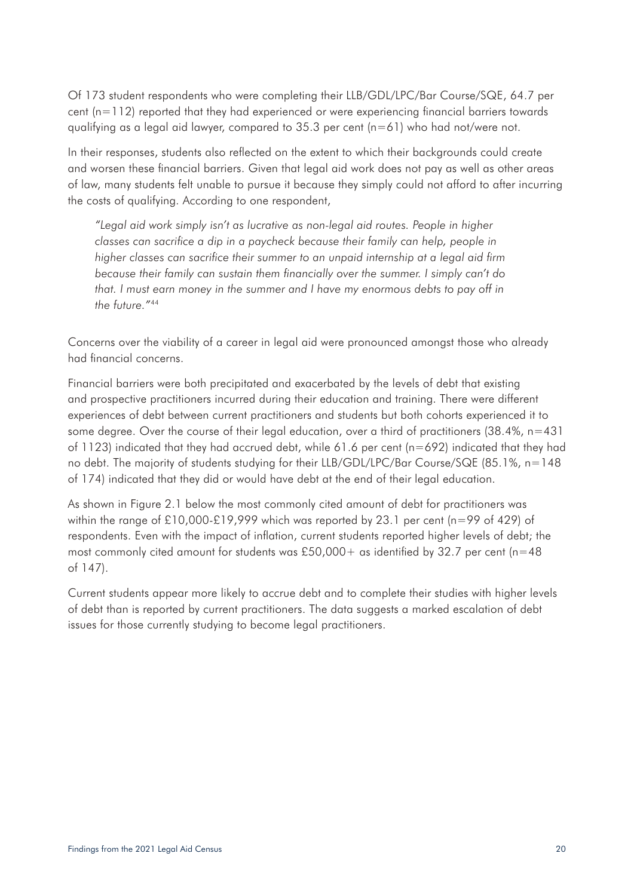Of 173 student respondents who were completing their LLB/GDL/LPC/Bar Course/SQE, 64.7 per cent (n=112) reported that they had experienced or were experiencing financial barriers towards qualifying as a legal aid lawyer, compared to 35.3 per cent (n=61) who had not/were not.

In their responses, students also reflected on the extent to which their backgrounds could create and worsen these financial barriers. Given that legal aid work does not pay as well as other areas of law, many students felt unable to pursue it because they simply could not afford to after incurring the costs of qualifying. According to one respondent,

> *"Legal aid work simply isn't as lucrative as non-legal aid routes. People in higher classes can sacrifice a dip in a paycheck because their family can help, people in higher classes can sacrifice their summer to an unpaid internship at a legal aid firm because their family can sustain them financially over the summer. I simply can't do that. I must earn money in the summer and I have my enormous debts to pay off in the future."*[44]

Concerns over the viability of a career in legal aid were pronounced amongst those who already had financial concerns.

Financial barriers were both precipitated and exacerbated by the levels of debt that existing and prospective practitioners incurred during their education and training. There were different experiences of debt between current practitioners and students but both cohorts experienced it to some degree. Over the course of their legal education, over a third of practitioners (38.4%, n=431 of 1123) indicated that they had accrued debt, while 61.6 per cent (n=692) indicated that they had no debt. The majority of students studying for their LLB/GDL/LPC/Bar Course/SQE (85.1%, n=148 of 174) indicated that they did or would have debt at the end of their legal education.

As shown in Figure 2.1 below the most commonly cited amount of debt for practitioners was within the range of £10,000-£19,999 which was reported by 23.1 per cent (n=99 of 429) of respondents. Even with the impact of inflation, current students reported higher levels of debt; the most commonly cited amount for students was £50,000+ as identified by 32.7 per cent (n=48 of 147).

Current students appear more likely to accrue debt and to complete their studies with higher levels of debt than is reported by current practitioners. The data suggests a marked escalation of debt issues for those currently studying to become legal practitioners.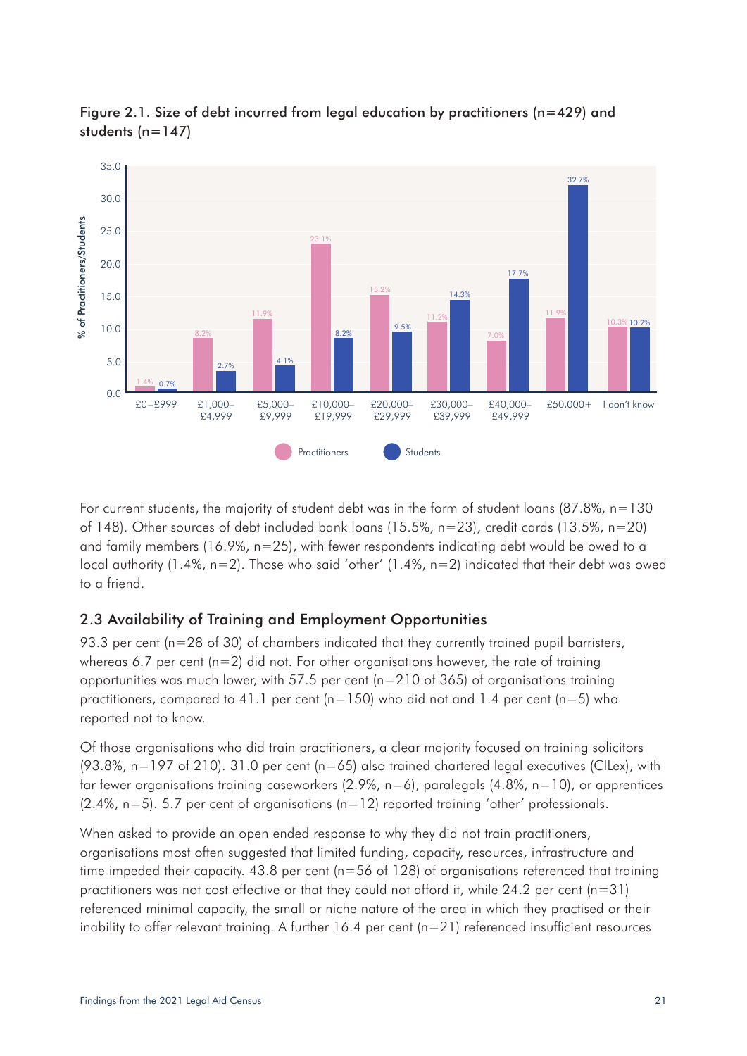Figure 2.1. Size of debt incurred from legal education by practitioners (n=429) and students (n=147)

| Debt | Practitioners | Students |
|---|---|---|
| £0–£999 | 1.4% | 0.7% |
| £1,000–£4,999 | 8.2% | 2.7% |
| £5,000–£9,999 | 11.9% | 4.1% |
| £10,000–£19,999 | 23.1% | 8.2% |
| £20,000–£29,999 | 15.2% | 9.5% |
| £30,000–£39,999 | 11.2% | 14.3% |
| £40,000–£49,999 | 7.0% | 17.7% |
| £50,000+ | 11.9% | 32.7% |
| I don't know | 10.3% | 10.2% |

For current students, the majority of student debt was in the form of student loans (87.8%, n=130 of 148). Other sources of debt included bank loans (15.5%, n=23), credit cards (13.5%, n=20) and family members (16.9%, n=25), with fewer respondents indicating debt would be owed to a local authority (1.4%, n=2). Those who said 'other' (1.4%, n=2) indicated that their debt was owed to a friend.

## 2.3 Availability of Training and Employment Opportunities

93.3 per cent (n=28 of 30) of chambers indicated that they currently trained pupil barristers, whereas 6.7 per cent (n=2) did not. For other organisations however, the rate of training opportunities was much lower, with 57.5 per cent (n=210 of 365) of organisations training practitioners, compared to 41.1 per cent (n=150) who did not and 1.4 per cent (n=5) who reported not to know.

Of those organisations who did train practitioners, a clear majority focused on training solicitors (93.8%, n=197 of 210). 31.0 per cent (n=65) also trained chartered legal executives (CILex), with far fewer organisations training caseworkers (2.9%, n=6), paralegals (4.8%, n=10), or apprentices (2.4%, n=5). 5.7 per cent of organisations (n=12) reported training 'other' professionals.

When asked to provide an open ended response to why they did not train practitioners, organisations most often suggested that limited funding, capacity, resources, infrastructure and time impeded their capacity. 43.8 per cent (n=56 of 128) of organisations referenced that training practitioners was not cost effective or that they could not afford it, while 24.2 per cent (n=31) referenced minimal capacity, the small or niche nature of the area in which they practised or their inability to offer relevant training. A further 16.4 per cent (n=21) referenced insufficient resources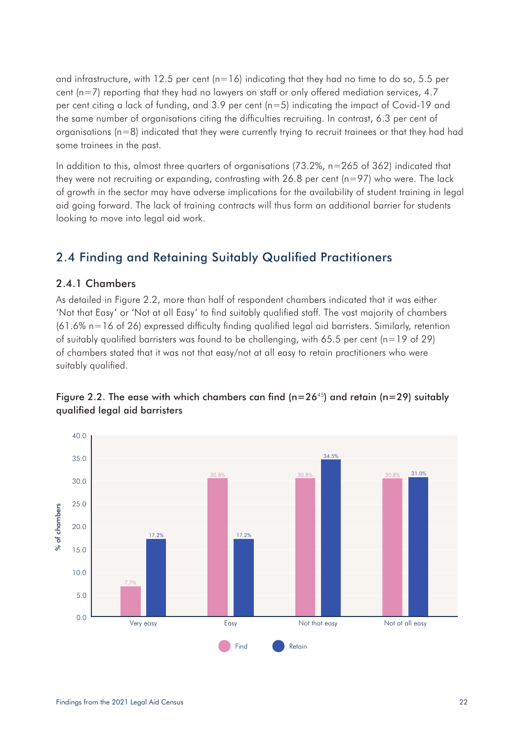and infrastructure, with 12.5 per cent (n=16) indicating that they had no time to do so, 5.5 per cent (n=7) reporting that they had no lawyers on staff or only offered mediation services, 4.7 per cent citing a lack of funding, and 3.9 per cent (n=5) indicating the impact of Covid-19 and the same number of organisations citing the difficulties recruiting. In contrast, 6.3 per cent of organisations (n=8) indicated that they were currently trying to recruit trainees or that they had had some trainees in the past.

In addition to this, almost three quarters of organisations (73.2%, n=265 of 362) indicated that they were not recruiting or expanding, contrasting with 26.8 per cent (n=97) who were. The lack of growth in the sector may have adverse implications for the availability of student training in legal aid going forward. The lack of training contracts will thus form an additional barrier for students looking to move into legal aid work.

## 2.4 Finding and Retaining Suitably Qualified Practitioners

### 2.4.1 Chambers

As detailed in Figure 2.2, more than half of respondent chambers indicated that it was either 'Not that Easy' or 'Not at all Easy' to find suitably qualified staff. The vast majority of chambers (61.6% n=16 of 26) expressed difficulty finding qualified legal aid barristers. Similarly, retention of suitably qualified barristers was found to be challenging, with 65.5 per cent (n=19 of 29) of chambers stated that it was not that easy/not at all easy to retain practitioners who were suitably qualified.

**Figure 2.2. The ease with which chambers can find (n=26[45]) and retain (n=29) suitably qualified legal aid barristers**

| % of chambers | Find | Retain |
|---|---|---|
| Very easy | 7.7% | 17.2% |
| Easy | 30.8% | 17.2% |
| Not that easy | 30.8% | 34.5% |
| Not at all easy | 30.8% | 31.0% |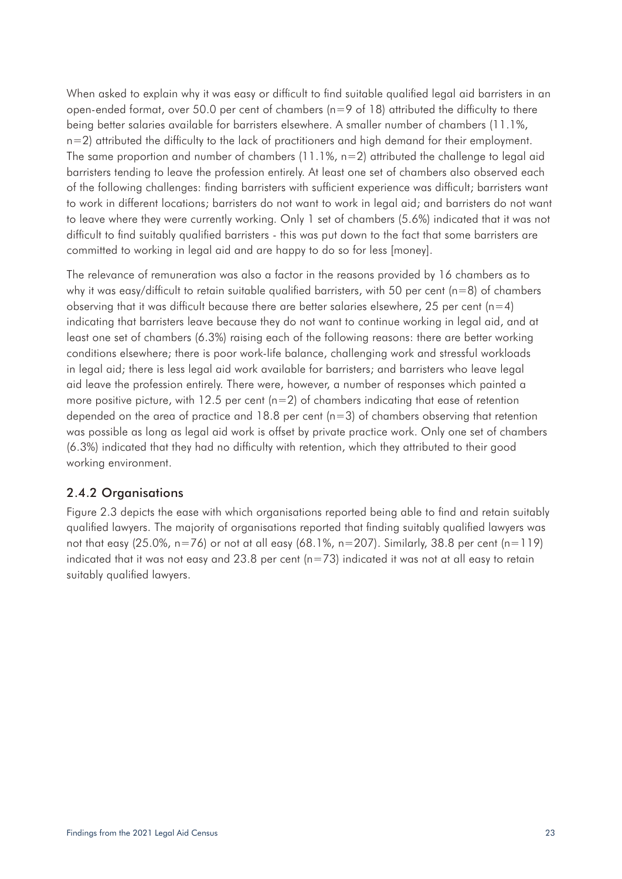When asked to explain why it was easy or difficult to find suitable qualified legal aid barristers in an open-ended format, over 50.0 per cent of chambers (n=9 of 18) attributed the difficulty to there being better salaries available for barristers elsewhere. A smaller number of chambers (11.1%, n=2) attributed the difficulty to the lack of practitioners and high demand for their employment. The same proportion and number of chambers (11.1%, n=2) attributed the challenge to legal aid barristers tending to leave the profession entirely. At least one set of chambers also observed each of the following challenges: finding barristers with sufficient experience was difficult; barristers want to work in different locations; barristers do not want to work in legal aid; and barristers do not want to leave where they were currently working. Only 1 set of chambers (5.6%) indicated that it was not difficult to find suitably qualified barristers - this was put down to the fact that some barristers are committed to working in legal aid and are happy to do so for less [money].

The relevance of remuneration was also a factor in the reasons provided by 16 chambers as to why it was easy/difficult to retain suitable qualified barristers, with 50 per cent (n=8) of chambers observing that it was difficult because there are better salaries elsewhere, 25 per cent (n=4) indicating that barristers leave because they do not want to continue working in legal aid, and at least one set of chambers (6.3%) raising each of the following reasons: there are better working conditions elsewhere; there is poor work-life balance, challenging work and stressful workloads in legal aid; there is less legal aid work available for barristers; and barristers who leave legal aid leave the profession entirely. There were, however, a number of responses which painted a more positive picture, with 12.5 per cent (n=2) of chambers indicating that ease of retention depended on the area of practice and 18.8 per cent (n=3) of chambers observing that retention was possible as long as legal aid work is offset by private practice work. Only one set of chambers (6.3%) indicated that they had no difficulty with retention, which they attributed to their good working environment.

### 2.4.2 Organisations

Figure 2.3 depicts the ease with which organisations reported being able to find and retain suitably qualified lawyers. The majority of organisations reported that finding suitably qualified lawyers was not that easy (25.0%, n=76) or not at all easy (68.1%, n=207). Similarly, 38.8 per cent (n=119) indicated that it was not easy and 23.8 per cent (n=73) indicated it was not at all easy to retain suitably qualified lawyers.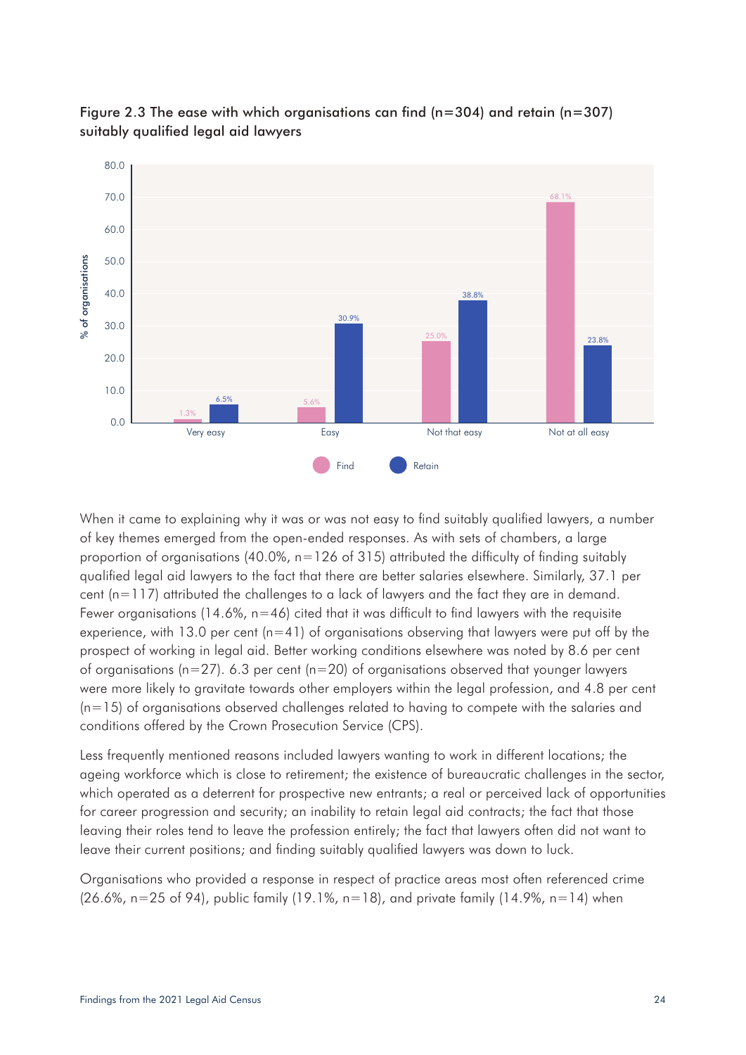Figure 2.3 The ease with which organisations can find (n=304) and retain (n=307) suitably qualified legal aid lawyers

| | Find | Retain |
|---|---|---|
| Very easy | 1.3% | 6.5% |
| Easy | 5.6% | 30.9% |
| Not that easy | 25.0% | 38.8% |
| Not at all easy | 68.1% | 23.8% |

When it came to explaining why it was or was not easy to find suitably qualified lawyers, a number of key themes emerged from the open-ended responses. As with sets of chambers, a large proportion of organisations (40.0%, n=126 of 315) attributed the difficulty of finding suitably qualified legal aid lawyers to the fact that there are better salaries elsewhere. Similarly, 37.1 per cent (n=117) attributed the challenges to a lack of lawyers and the fact they are in demand. Fewer organisations (14.6%, n=46) cited that it was difficult to find lawyers with the requisite experience, with 13.0 per cent (n=41) of organisations observing that lawyers were put off by the prospect of working in legal aid. Better working conditions elsewhere was noted by 8.6 per cent of organisations (n=27). 6.3 per cent (n=20) of organisations observed that younger lawyers were more likely to gravitate towards other employers within the legal profession, and 4.8 per cent (n=15) of organisations observed challenges related to having to compete with the salaries and conditions offered by the Crown Prosecution Service (CPS).

Less frequently mentioned reasons included lawyers wanting to work in different locations; the ageing workforce which is close to retirement; the existence of bureaucratic challenges in the sector, which operated as a deterrent for prospective new entrants; a real or perceived lack of opportunities for career progression and security; an inability to retain legal aid contracts; the fact that those leaving their roles tend to leave the profession entirely; the fact that lawyers often did not want to leave their current positions; and finding suitably qualified lawyers was down to luck.

Organisations who provided a response in respect of practice areas most often referenced crime (26.6%, n=25 of 94), public family (19.1%, n=18), and private family (14.9%, n=14) when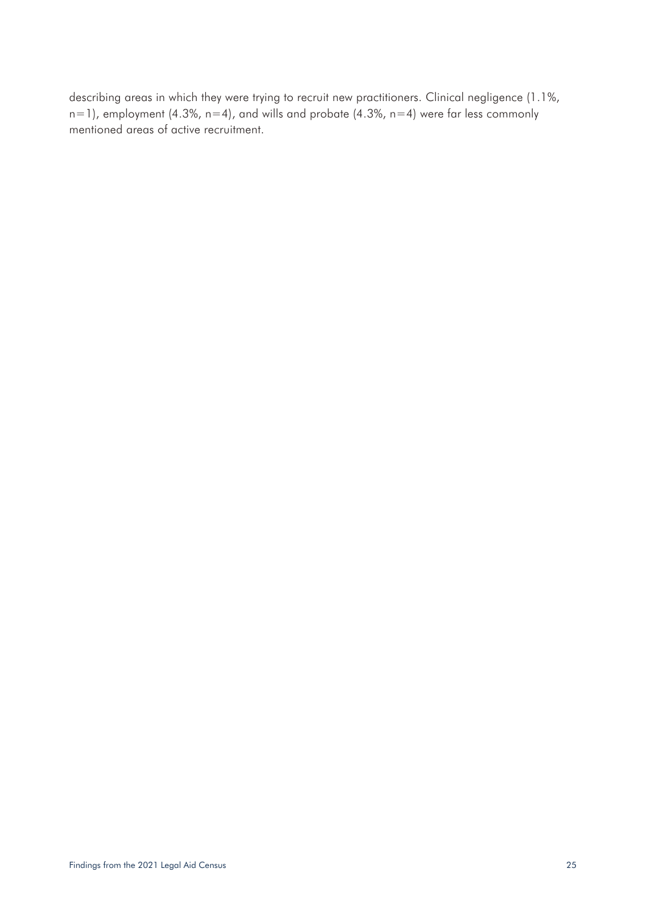describing areas in which they were trying to recruit new practitioners. Clinical negligence (1.1%, n=1), employment (4.3%, n=4), and wills and probate (4.3%, n=4) were far less commonly mentioned areas of active recruitment.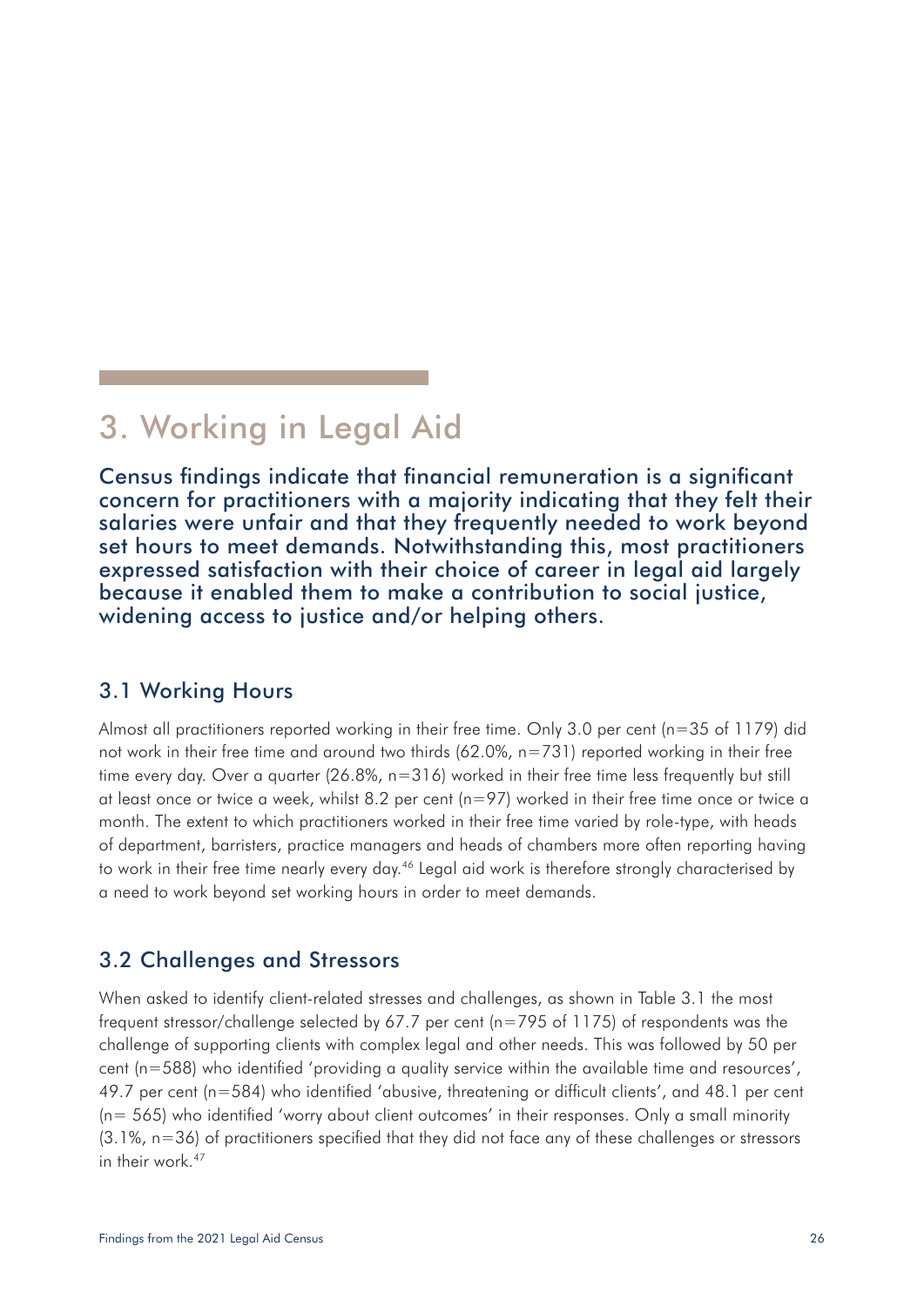# 3. Working in Legal Aid

**Census findings indicate that financial remuneration is a significant concern for practitioners with a majority indicating that they felt their salaries were unfair and that they frequently needed to work beyond set hours to meet demands. Notwithstanding this, most practitioners expressed satisfaction with their choice of career in legal aid largely because it enabled them to make a contribution to social justice, widening access to justice and/or helping others.**

## 3.1 Working Hours

Almost all practitioners reported working in their free time. Only 3.0 per cent (n=35 of 1179) did not work in their free time and around two thirds (62.0%, n=731) reported working in their free time every day. Over a quarter (26.8%, n=316) worked in their free time less frequently but still at least once or twice a week, whilst 8.2 per cent (n=97) worked in their free time once or twice a month. The extent to which practitioners worked in their free time varied by role-type, with heads of department, barristers, practice managers and heads of chambers more often reporting having to work in their free time nearly every day.[46] Legal aid work is therefore strongly characterised by a need to work beyond set working hours in order to meet demands.

## 3.2 Challenges and Stressors

When asked to identify client-related stresses and challenges, as shown in Table 3.1 the most frequent stressor/challenge selected by 67.7 per cent (n=795 of 1175) of respondents was the challenge of supporting clients with complex legal and other needs. This was followed by 50 per cent (n=588) who identified 'providing a quality service within the available time and resources', 49.7 per cent (n=584) who identified 'abusive, threatening or difficult clients', and 48.1 per cent (n= 565) who identified 'worry about client outcomes' in their responses. Only a small minority (3.1%, n=36) of practitioners specified that they did not face any of these challenges or stressors in their work.[47]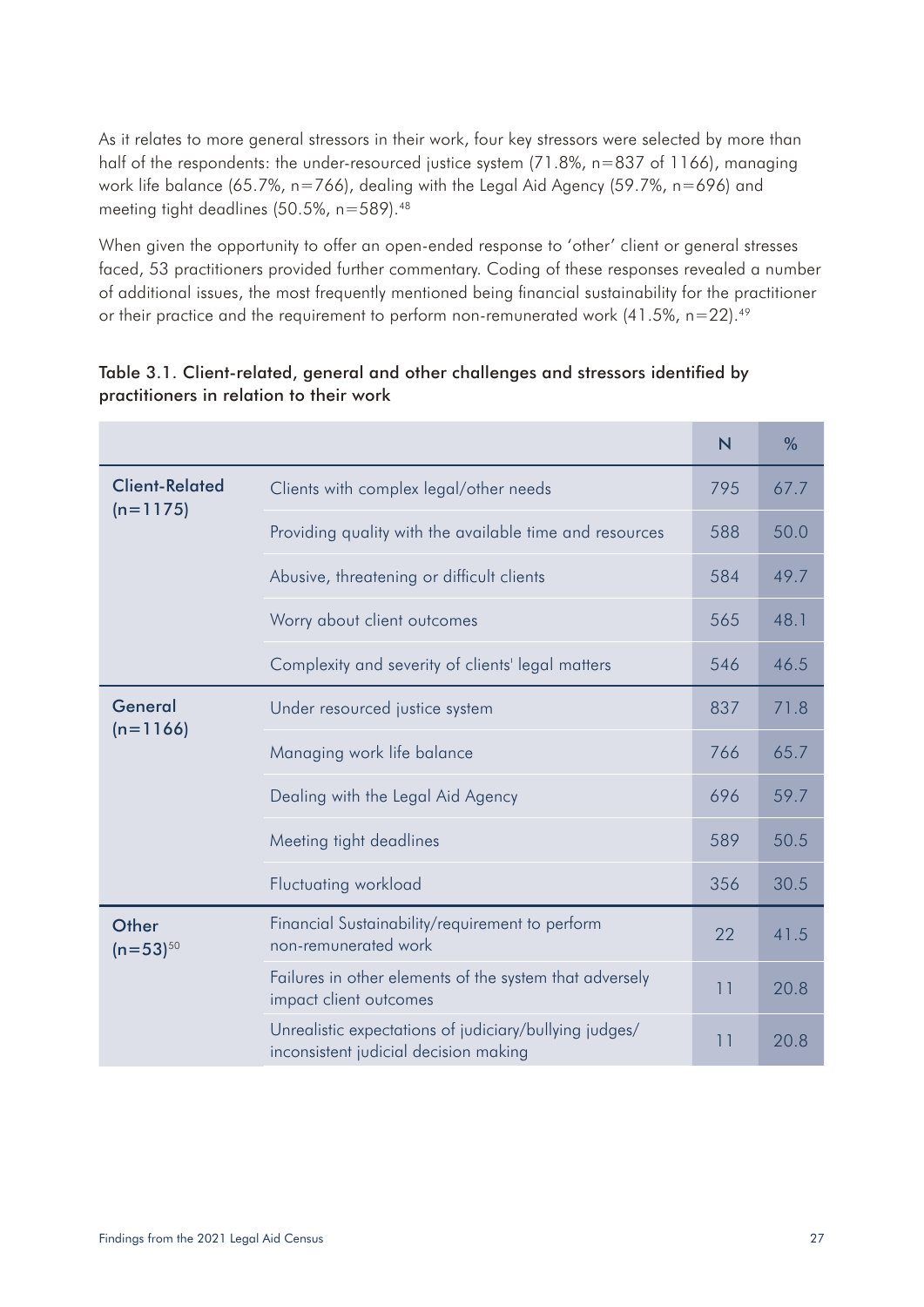As it relates to more general stressors in their work, four key stressors were selected by more than half of the respondents: the under-resourced justice system (71.8%, n=837 of 1166), managing work life balance (65.7%, n=766), dealing with the Legal Aid Agency (59.7%, n=696) and meeting tight deadlines (50.5%, n=589).[48]

When given the opportunity to offer an open-ended response to 'other' client or general stresses faced, 53 practitioners provided further commentary. Coding of these responses revealed a number of additional issues, the most frequently mentioned being financial sustainability for the practitioner or their practice and the requirement to perform non-remunerated work (41.5%, n=22).[49]

Table 3.1. Client-related, general and other challenges and stressors identified by practitioners in relation to their work

| | | N | % |
|---|---|---|---|
| **Client-Related (n=1175)** | Clients with complex legal/other needs | 795 | 67.7 |
| | Providing quality with the available time and resources | 588 | 50.0 |
| | Abusive, threatening or difficult clients | 584 | 49.7 |
| | Worry about client outcomes | 565 | 48.1 |
| | Complexity and severity of clients' legal matters | 546 | 46.5 |
| **General (n=1166)** | Under resourced justice system | 837 | 71.8 |
| | Managing work life balance | 766 | 65.7 |
| | Dealing with the Legal Aid Agency | 696 | 59.7 |
| | Meeting tight deadlines | 589 | 50.5 |
| | Fluctuating workload | 356 | 30.5 |
| **Other (n=53)**[50] | Financial Sustainability/requirement to perform non-remunerated work | 22 | 41.5 |
| | Failures in other elements of the system that adversely impact client outcomes | 11 | 20.8 |
| | Unrealistic expectations of judiciary/bullying judges/ inconsistent judicial decision making | 11 | 20.8 |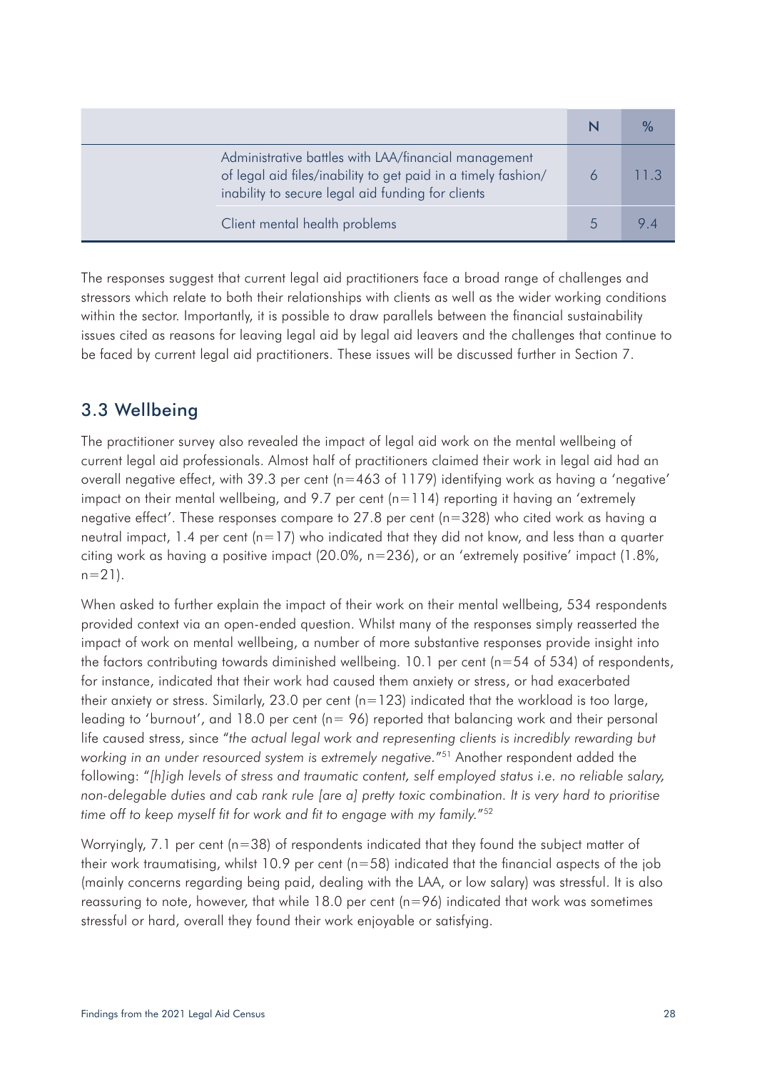| | N | % |
|---|---|---|
| Administrative battles with LAA/financial management of legal aid files/inability to get paid in a timely fashion/ inability to secure legal aid funding for clients | 6 | 11.3 |
| Client mental health problems | 5 | 9.4 |

The responses suggest that current legal aid practitioners face a broad range of challenges and stressors which relate to both their relationships with clients as well as the wider working conditions within the sector. Importantly, it is possible to draw parallels between the financial sustainability issues cited as reasons for leaving legal aid by legal aid leavers and the challenges that continue to be faced by current legal aid practitioners. These issues will be discussed further in Section 7.

## 3.3 Wellbeing

The practitioner survey also revealed the impact of legal aid work on the mental wellbeing of current legal aid professionals. Almost half of practitioners claimed their work in legal aid had an overall negative effect, with 39.3 per cent (n=463 of 1179) identifying work as having a 'negative' impact on their mental wellbeing, and 9.7 per cent (n=114) reporting it having an 'extremely negative effect'. These responses compare to 27.8 per cent (n=328) who cited work as having a neutral impact, 1.4 per cent (n=17) who indicated that they did not know, and less than a quarter citing work as having a positive impact (20.0%, n=236), or an 'extremely positive' impact (1.8%, n=21).

When asked to further explain the impact of their work on their mental wellbeing, 534 respondents provided context via an open-ended question. Whilst many of the responses simply reasserted the impact of work on mental wellbeing, a number of more substantive responses provide insight into the factors contributing towards diminished wellbeing. 10.1 per cent (n=54 of 534) of respondents, for instance, indicated that their work had caused them anxiety or stress, or had exacerbated their anxiety or stress. Similarly, 23.0 per cent (n=123) indicated that the workload is too large, leading to 'burnout', and 18.0 per cent (n= 96) reported that balancing work and their personal life caused stress, since "*the actual legal work and representing clients is incredibly rewarding but working in an under resourced system is extremely negative.*"[51] Another respondent added the following: "*[h]igh levels of stress and traumatic content, self employed status i.e. no reliable salary, non-delegable duties and cab rank rule [are a] pretty toxic combination. It is very hard to prioritise time off to keep myself fit for work and fit to engage with my family.*"[52]

Worryingly, 7.1 per cent (n=38) of respondents indicated that they found the subject matter of their work traumatising, whilst 10.9 per cent (n=58) indicated that the financial aspects of the job (mainly concerns regarding being paid, dealing with the LAA, or low salary) was stressful. It is also reassuring to note, however, that while 18.0 per cent (n=96) indicated that work was sometimes stressful or hard, overall they found their work enjoyable or satisfying.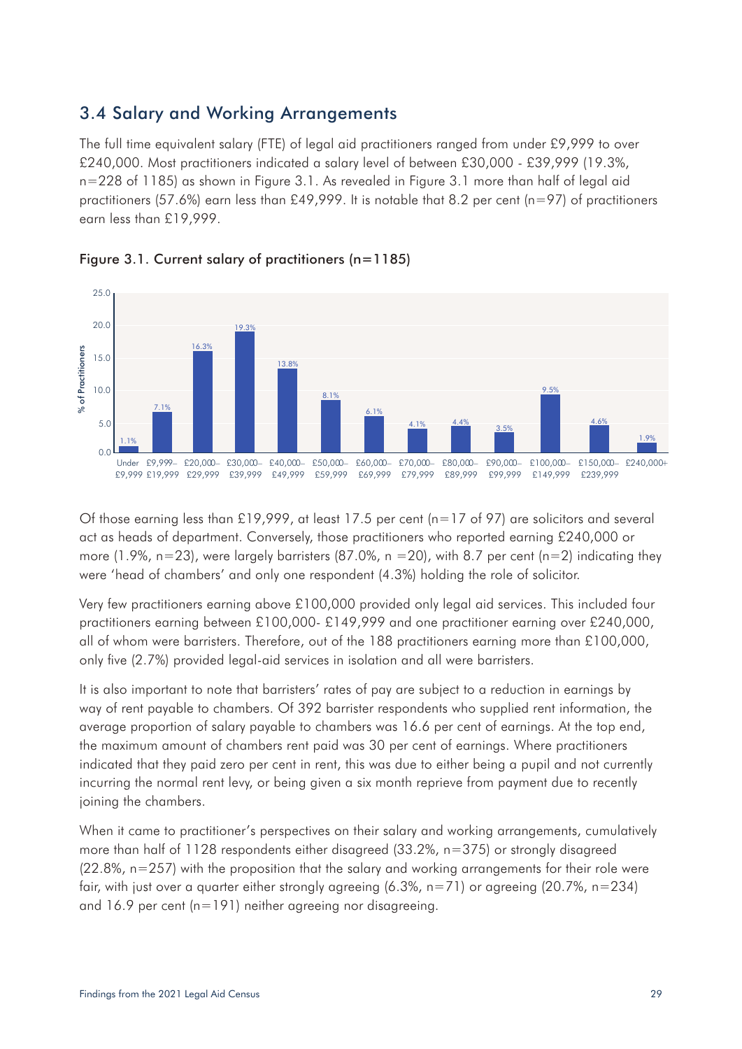## 3.4 Salary and Working Arrangements

The full time equivalent salary (FTE) of legal aid practitioners ranged from under £9,999 to over £240,000. Most practitioners indicated a salary level of between £30,000 - £39,999 (19.3%, n=228 of 1185) as shown in Figure 3.1. As revealed in Figure 3.1 more than half of legal aid practitioners (57.6%) earn less than £49,999. It is notable that 8.2 per cent (n=97) of practitioners earn less than £19,999.

Figure 3.1. Current salary of practitioners (n=1185)

| Salary | % of Practitioners |
|---|---|
| Under £9,999 | 1.1% |
| £9,999–£19,999 | 7.1% |
| £20,000–£29,999 | 16.3% |
| £30,000–£39,999 | 19.3% |
| £40,000–£49,999 | 13.8% |
| £50,000–£59,999 | 8.1% |
| £60,000–£69,999 | 6.1% |
| £70,000–£79,999 | 4.1% |
| £80,000–£89,999 | 4.4% |
| £90,000–£99,999 | 3.5% |
| £100,000–£149,999 | 9.5% |
| £150,000–£239,999 | 4.6% |
| £240,000+ | 1.9% |

Of those earning less than £19,999, at least 17.5 per cent (n=17 of 97) are solicitors and several act as heads of department. Conversely, those practitioners who reported earning £240,000 or more (1.9%, n=23), were largely barristers (87.0%, n =20), with 8.7 per cent (n=2) indicating they were 'head of chambers' and only one respondent (4.3%) holding the role of solicitor.

Very few practitioners earning above £100,000 provided only legal aid services. This included four practitioners earning between £100,000- £149,999 and one practitioner earning over £240,000, all of whom were barristers. Therefore, out of the 188 practitioners earning more than £100,000, only five (2.7%) provided legal-aid services in isolation and all were barristers.

It is also important to note that barristers' rates of pay are subject to a reduction in earnings by way of rent payable to chambers. Of 392 barrister respondents who supplied rent information, the average proportion of salary payable to chambers was 16.6 per cent of earnings. At the top end, the maximum amount of chambers rent paid was 30 per cent of earnings. Where practitioners indicated that they paid zero per cent in rent, this was due to either being a pupil and not currently incurring the normal rent levy, or being given a six month reprieve from payment due to recently joining the chambers.

When it came to practitioner's perspectives on their salary and working arrangements, cumulatively more than half of 1128 respondents either disagreed (33.2%, n=375) or strongly disagreed (22.8%, n=257) with the proposition that the salary and working arrangements for their role were fair, with just over a quarter either strongly agreeing (6.3%, n=71) or agreeing (20.7%, n=234) and 16.9 per cent (n=191) neither agreeing nor disagreeing.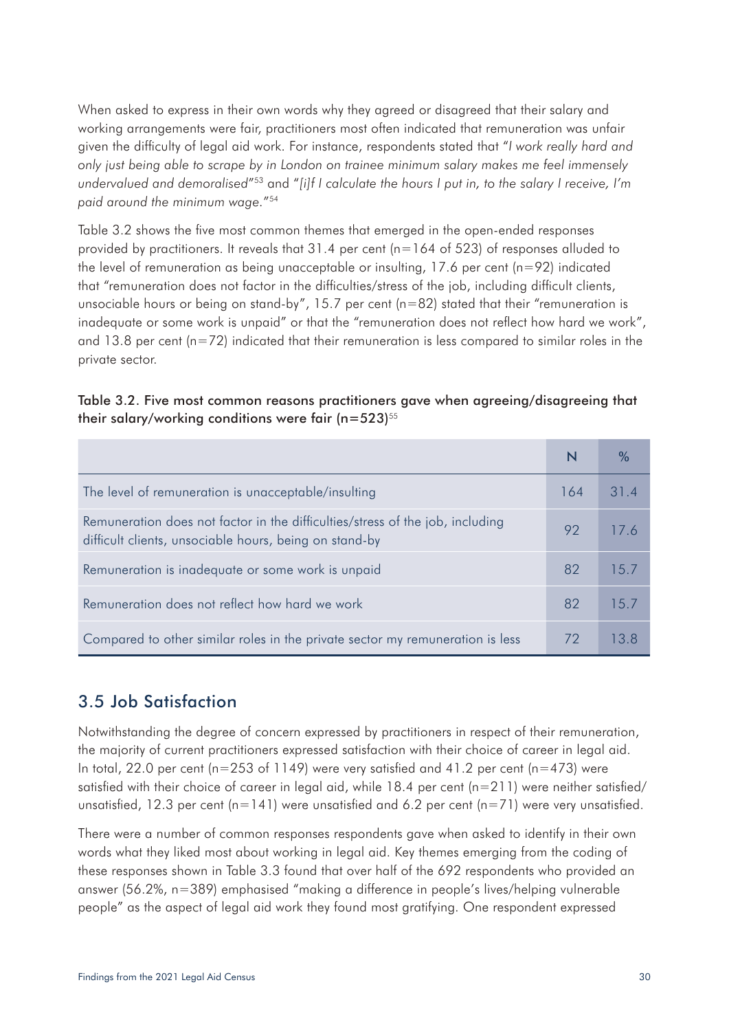When asked to express in their own words why they agreed or disagreed that their salary and working arrangements were fair, practitioners most often indicated that remuneration was unfair given the difficulty of legal aid work. For instance, respondents stated that "*I work really hard and only just being able to scrape by in London on trainee minimum salary makes me feel immensely undervalued and demoralised*"[53] and "*[i]f I calculate the hours I put in, to the salary I receive, I'm paid around the minimum wage.*"[54]

Table 3.2 shows the five most common themes that emerged in the open-ended responses provided by practitioners. It reveals that 31.4 per cent (n=164 of 523) of responses alluded to the level of remuneration as being unacceptable or insulting, 17.6 per cent (n=92) indicated that "remuneration does not factor in the difficulties/stress of the job, including difficult clients, unsociable hours or being on stand-by", 15.7 per cent (n=82) stated that their "remuneration is inadequate or some work is unpaid" or that the "remuneration does not reflect how hard we work", and 13.8 per cent (n=72) indicated that their remuneration is less compared to similar roles in the private sector.

**Table 3.2. Five most common reasons practitioners gave when agreeing/disagreeing that their salary/working conditions were fair (n=523)**[55]

| | N | % |
|---|---|---|
| The level of remuneration is unacceptable/insulting | 164 | 31.4 |
| Remuneration does not factor in the difficulties/stress of the job, including difficult clients, unsociable hours, being on stand-by | 92 | 17.6 |
| Remuneration is inadequate or some work is unpaid | 82 | 15.7 |
| Remuneration does not reflect how hard we work | 82 | 15.7 |
| Compared to other similar roles in the private sector my remuneration is less | 72 | 13.8 |

## 3.5 Job Satisfaction

Notwithstanding the degree of concern expressed by practitioners in respect of their remuneration, the majority of current practitioners expressed satisfaction with their choice of career in legal aid. In total, 22.0 per cent (n=253 of 1149) were very satisfied and 41.2 per cent (n=473) were satisfied with their choice of career in legal aid, while 18.4 per cent (n=211) were neither satisfied/unsatisfied, 12.3 per cent (n=141) were unsatisfied and 6.2 per cent (n=71) were very unsatisfied.

There were a number of common responses respondents gave when asked to identify in their own words what they liked most about working in legal aid. Key themes emerging from the coding of these responses shown in Table 3.3 found that over half of the 692 respondents who provided an answer (56.2%, n=389) emphasised "making a difference in people's lives/helping vulnerable people" as the aspect of legal aid work they found most gratifying. One respondent expressed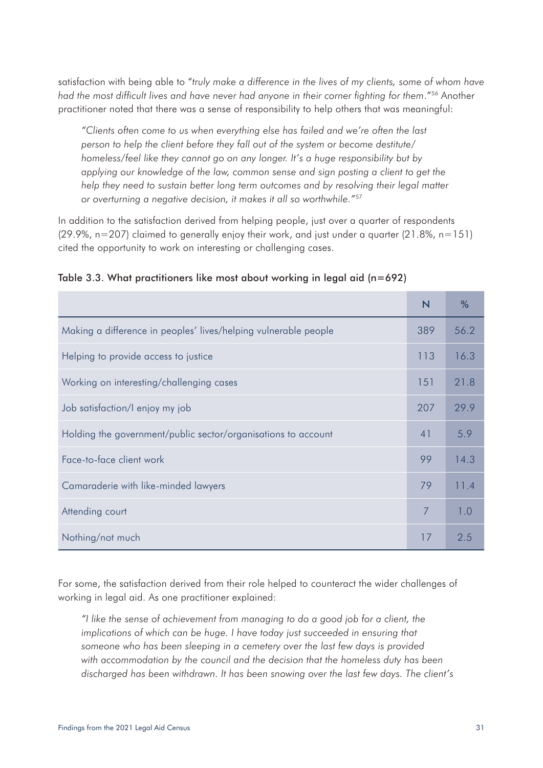satisfaction with being able to "*truly make a difference in the lives of my clients, some of whom have had the most difficult lives and have never had anyone in their corner fighting for them*."[56] Another practitioner noted that there was a sense of responsibility to help others that was meaningful:

> *"Clients often come to us when everything else has failed and we're often the last person to help the client before they fall out of the system or become destitute/homeless/feel like they cannot go on any longer. It's a huge responsibility but by applying our knowledge of the law, common sense and sign posting a client to get the help they need to sustain better long term outcomes and by resolving their legal matter or overturning a negative decision, it makes it all so worthwhile."*[57]

In addition to the satisfaction derived from helping people, just over a quarter of respondents (29.9%, n=207) claimed to generally enjoy their work, and just under a quarter (21.8%, n=151) cited the opportunity to work on interesting or challenging cases.

**Table 3.3. What practitioners like most about working in legal aid (n=692)**

| | N | % |
|---|---|---|
| Making a difference in peoples' lives/helping vulnerable people | 389 | 56.2 |
| Helping to provide access to justice | 113 | 16.3 |
| Working on interesting/challenging cases | 151 | 21.8 |
| Job satisfaction/I enjoy my job | 207 | 29.9 |
| Holding the government/public sector/organisations to account | 41 | 5.9 |
| Face-to-face client work | 99 | 14.3 |
| Camaraderie with like-minded lawyers | 79 | 11.4 |
| Attending court | 7 | 1.0 |
| Nothing/not much | 17 | 2.5 |

For some, the satisfaction derived from their role helped to counteract the wider challenges of working in legal aid. As one practitioner explained:

> *"I like the sense of achievement from managing to do a good job for a client, the implications of which can be huge. I have today just succeeded in ensuring that someone who has been sleeping in a cemetery over the last few days is provided with accommodation by the council and the decision that the homeless duty has been discharged has been withdrawn. It has been snowing over the last few days. The client's*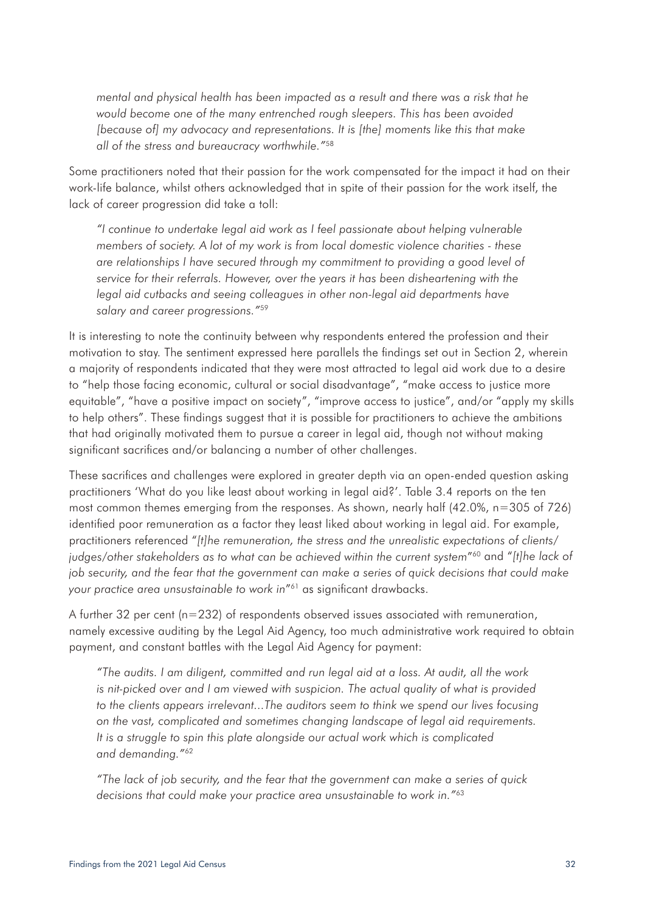*mental and physical health has been impacted as a result and there was a risk that he would become one of the many entrenched rough sleepers. This has been avoided [because of] my advocacy and representations. It is [the] moments like this that make all of the stress and bureaucracy worthwhile."*[58]

Some practitioners noted that their passion for the work compensated for the impact it had on their work-life balance, whilst others acknowledged that in spite of their passion for the work itself, the lack of career progression did take a toll:

*"I continue to undertake legal aid work as I feel passionate about helping vulnerable members of society. A lot of my work is from local domestic violence charities - these are relationships I have secured through my commitment to providing a good level of service for their referrals. However, over the years it has been disheartening with the legal aid cutbacks and seeing colleagues in other non-legal aid departments have salary and career progressions."*[59]

It is interesting to note the continuity between why respondents entered the profession and their motivation to stay. The sentiment expressed here parallels the findings set out in Section 2, wherein a majority of respondents indicated that they were most attracted to legal aid work due to a desire to "help those facing economic, cultural or social disadvantage", "make access to justice more equitable", "have a positive impact on society", "improve access to justice", and/or "apply my skills to help others". These findings suggest that it is possible for practitioners to achieve the ambitions that had originally motivated them to pursue a career in legal aid, though not without making significant sacrifices and/or balancing a number of other challenges.

These sacrifices and challenges were explored in greater depth via an open-ended question asking practitioners 'What do you like least about working in legal aid?'. Table 3.4 reports on the ten most common themes emerging from the responses. As shown, nearly half (42.0%, n=305 of 726) identified poor remuneration as a factor they least liked about working in legal aid. For example, practitioners referenced "*[t]he remuneration, the stress and the unrealistic expectations of clients/judges/other stakeholders as to what can be achieved within the current system*"[60] and "*[t]he lack of job security, and the fear that the government can make a series of quick decisions that could make your practice area unsustainable to work in*"[61] as significant drawbacks.

A further 32 per cent (n=232) of respondents observed issues associated with remuneration, namely excessive auditing by the Legal Aid Agency, too much administrative work required to obtain payment, and constant battles with the Legal Aid Agency for payment:

*"The audits. I am diligent, committed and run legal aid at a loss. At audit, all the work is nit-picked over and I am viewed with suspicion. The actual quality of what is provided to the clients appears irrelevant...The auditors seem to think we spend our lives focusing on the vast, complicated and sometimes changing landscape of legal aid requirements. It is a struggle to spin this plate alongside our actual work which is complicated and demanding."*[62]

*"The lack of job security, and the fear that the government can make a series of quick decisions that could make your practice area unsustainable to work in."*[63]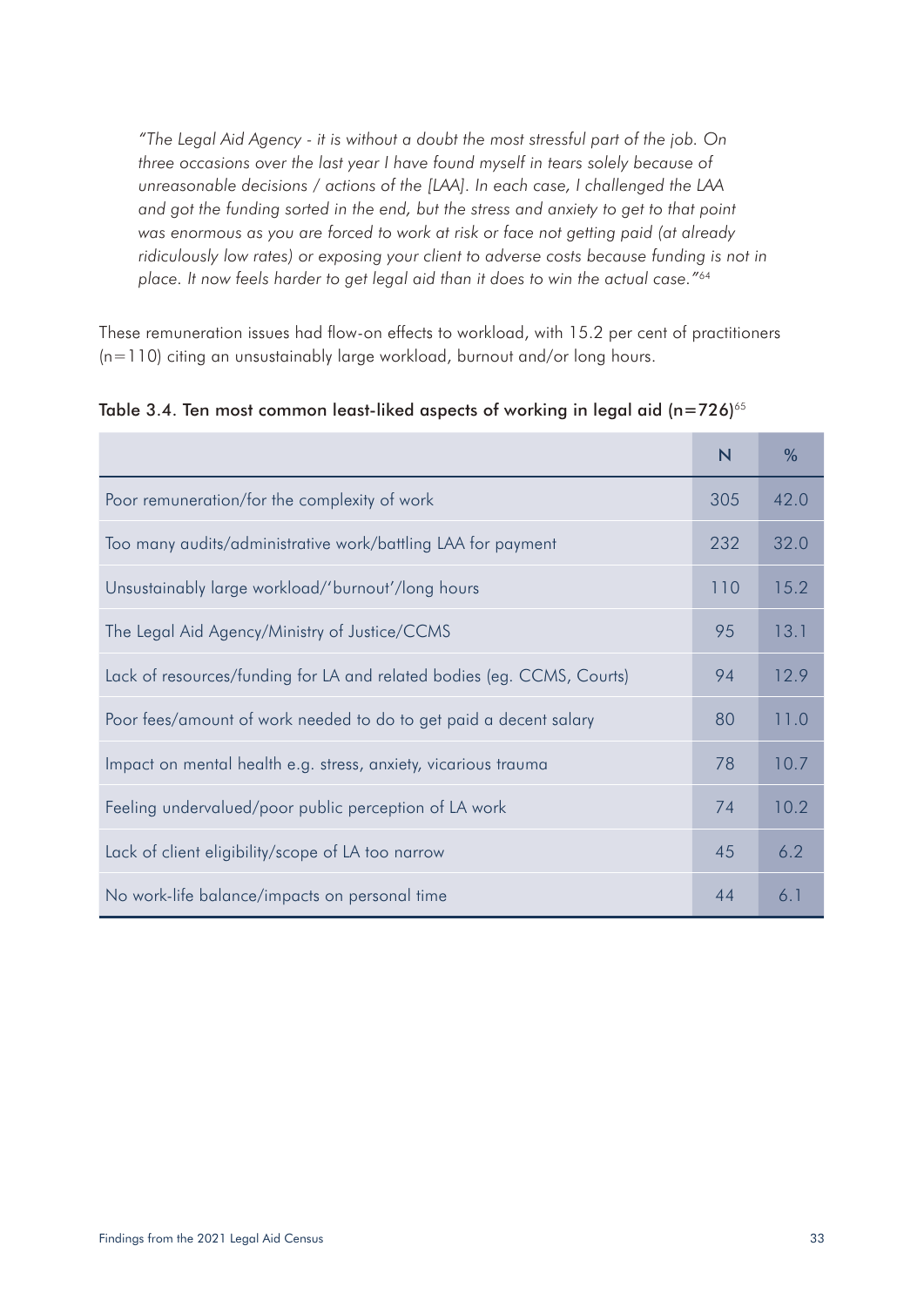*"The Legal Aid Agency - it is without a doubt the most stressful part of the job. On three occasions over the last year I have found myself in tears solely because of unreasonable decisions / actions of the [LAA]. In each case, I challenged the LAA and got the funding sorted in the end, but the stress and anxiety to get to that point was enormous as you are forced to work at risk or face not getting paid (at already ridiculously low rates) or exposing your client to adverse costs because funding is not in place. It now feels harder to get legal aid than it does to win the actual case."*[64]

These remuneration issues had flow-on effects to workload, with 15.2 per cent of practitioners (n=110) citing an unsustainably large workload, burnout and/or long hours.

Table 3.4. Ten most common least-liked aspects of working in legal aid (n=726)[65]

| | N | % |
|---|---|---|
| Poor remuneration/for the complexity of work | 305 | 42.0 |
| Too many audits/administrative work/battling LAA for payment | 232 | 32.0 |
| Unsustainably large workload/'burnout'/long hours | 110 | 15.2 |
| The Legal Aid Agency/Ministry of Justice/CCMS | 95 | 13.1 |
| Lack of resources/funding for LA and related bodies (eg. CCMS, Courts) | 94 | 12.9 |
| Poor fees/amount of work needed to do to get paid a decent salary | 80 | 11.0 |
| Impact on mental health e.g. stress, anxiety, vicarious trauma | 78 | 10.7 |
| Feeling undervalued/poor public perception of LA work | 74 | 10.2 |
| Lack of client eligibility/scope of LA too narrow | 45 | 6.2 |
| No work-life balance/impacts on personal time | 44 | 6.1 |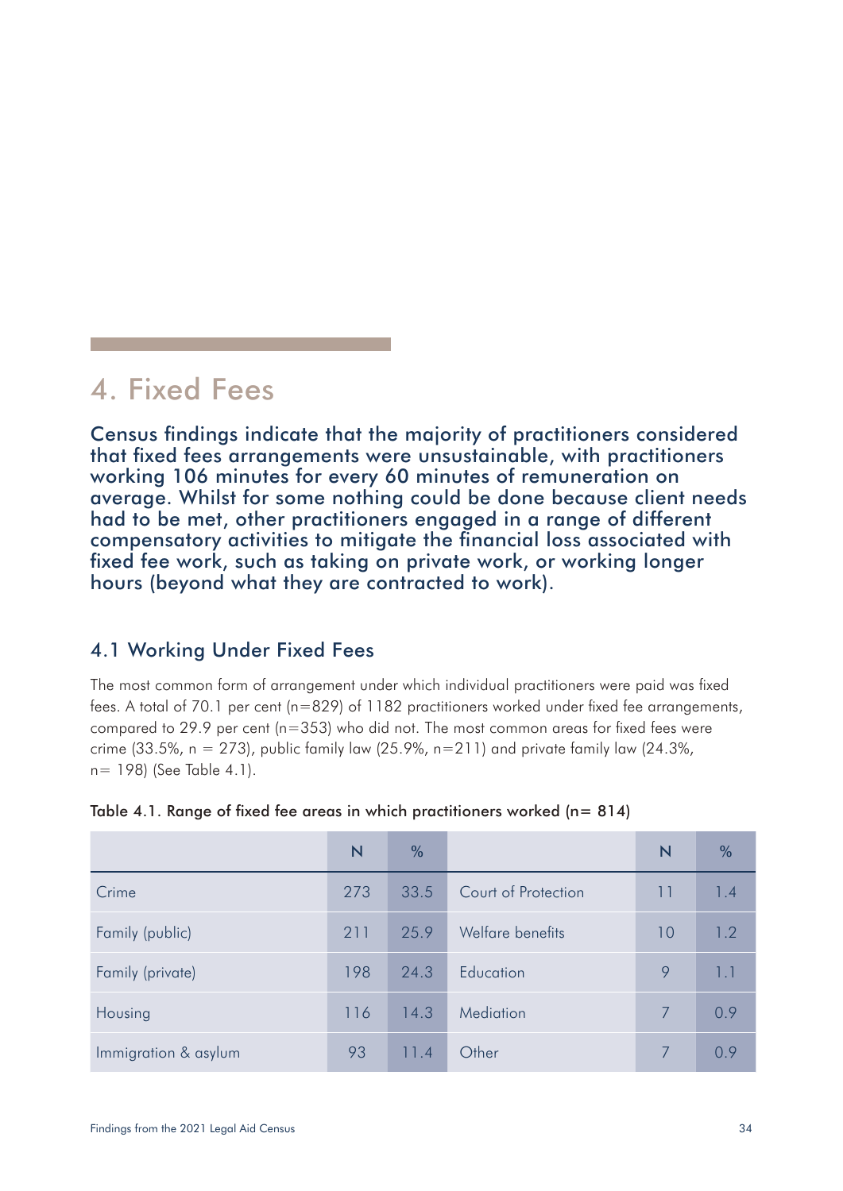# 4. Fixed Fees

**Census findings indicate that the majority of practitioners considered that fixed fees arrangements were unsustainable, with practitioners working 106 minutes for every 60 minutes of remuneration on average. Whilst for some nothing could be done because client needs had to be met, other practitioners engaged in a range of different compensatory activities to mitigate the financial loss associated with fixed fee work, such as taking on private work, or working longer hours (beyond what they are contracted to work).**

## 4.1 Working Under Fixed Fees

The most common form of arrangement under which individual practitioners were paid was fixed fees. A total of 70.1 per cent (n=829) of 1182 practitioners worked under fixed fee arrangements, compared to 29.9 per cent (n=353) who did not. The most common areas for fixed fees were crime (33.5%, n = 273), public family law (25.9%, n=211) and private family law (24.3%, n= 198) (See Table 4.1).

Table 4.1. Range of fixed fee areas in which practitioners worked (n= 814)

| | N | % | | N | % |
|---|---|---|---|---|---|
| Crime | 273 | 33.5 | Court of Protection | 11 | 1.4 |
| Family (public) | 211 | 25.9 | Welfare benefits | 10 | 1.2 |
| Family (private) | 198 | 24.3 | Education | 9 | 1.1 |
| Housing | 116 | 14.3 | Mediation | 7 | 0.9 |
| Immigration & asylum | 93 | 11.4 | Other | 7 | 0.9 |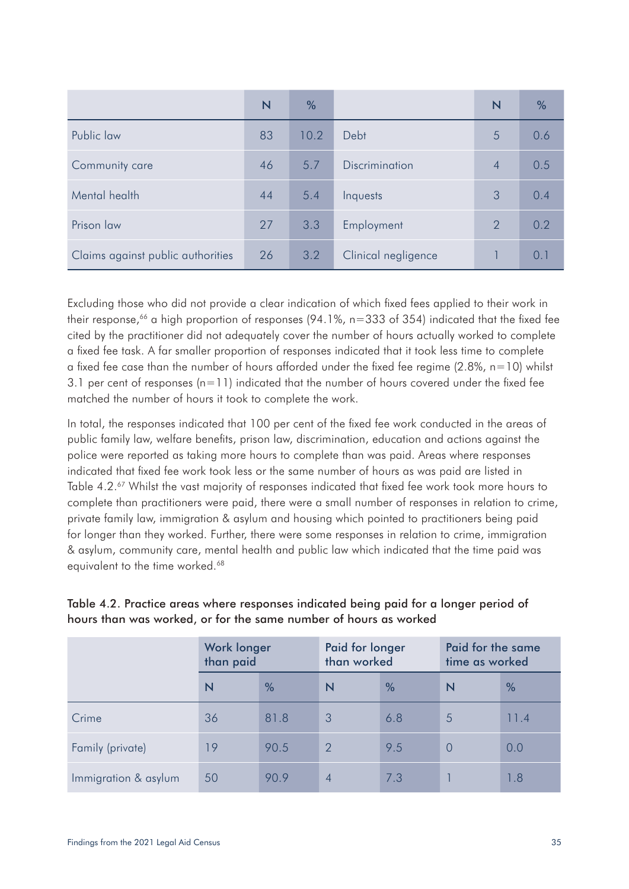| | N | % | | N | % |
|---|---|---|---|---|---|
| Public law | 83 | 10.2 | Debt | 5 | 0.6 |
| Community care | 46 | 5.7 | Discrimination | 4 | 0.5 |
| Mental health | 44 | 5.4 | Inquests | 3 | 0.4 |
| Prison law | 27 | 3.3 | Employment | 2 | 0.2 |
| Claims against public authorities | 26 | 3.2 | Clinical negligence | 1 | 0.1 |

Excluding those who did not provide a clear indication of which fixed fees applied to their work in their response,[66] a high proportion of responses (94.1%, n=333 of 354) indicated that the fixed fee cited by the practitioner did not adequately cover the number of hours actually worked to complete a fixed fee task. A far smaller proportion of responses indicated that it took less time to complete a fixed fee case than the number of hours afforded under the fixed fee regime (2.8%, n=10) whilst 3.1 per cent of responses (n=11) indicated that the number of hours covered under the fixed fee matched the number of hours it took to complete the work.

In total, the responses indicated that 100 per cent of the fixed fee work conducted in the areas of public family law, welfare benefits, prison law, discrimination, education and actions against the police were reported as taking more hours to complete than was paid. Areas where responses indicated that fixed fee work took less or the same number of hours as was paid are listed in Table 4.2.[67] Whilst the vast majority of responses indicated that fixed fee work took more hours to complete than practitioners were paid, there were a small number of responses in relation to crime, private family law, immigration & asylum and housing which pointed to practitioners being paid for longer than they worked. Further, there were some responses in relation to crime, immigration & asylum, community care, mental health and public law which indicated that the time paid was equivalent to the time worked.[68]

Table 4.2. Practice areas where responses indicated being paid for a longer period of hours than was worked, or for the same number of hours as worked

| | Work longer than paid | | Paid for longer than worked | | Paid for the same time as worked | |
|---|---|---|---|---|---|---|
| | N | % | N | % | N | % |
| Crime | 36 | 81.8 | 3 | 6.8 | 5 | 11.4 |
| Family (private) | 19 | 90.5 | 2 | 9.5 | 0 | 0.0 |
| Immigration & asylum | 50 | 90.9 | 4 | 7.3 | 1 | 1.8 |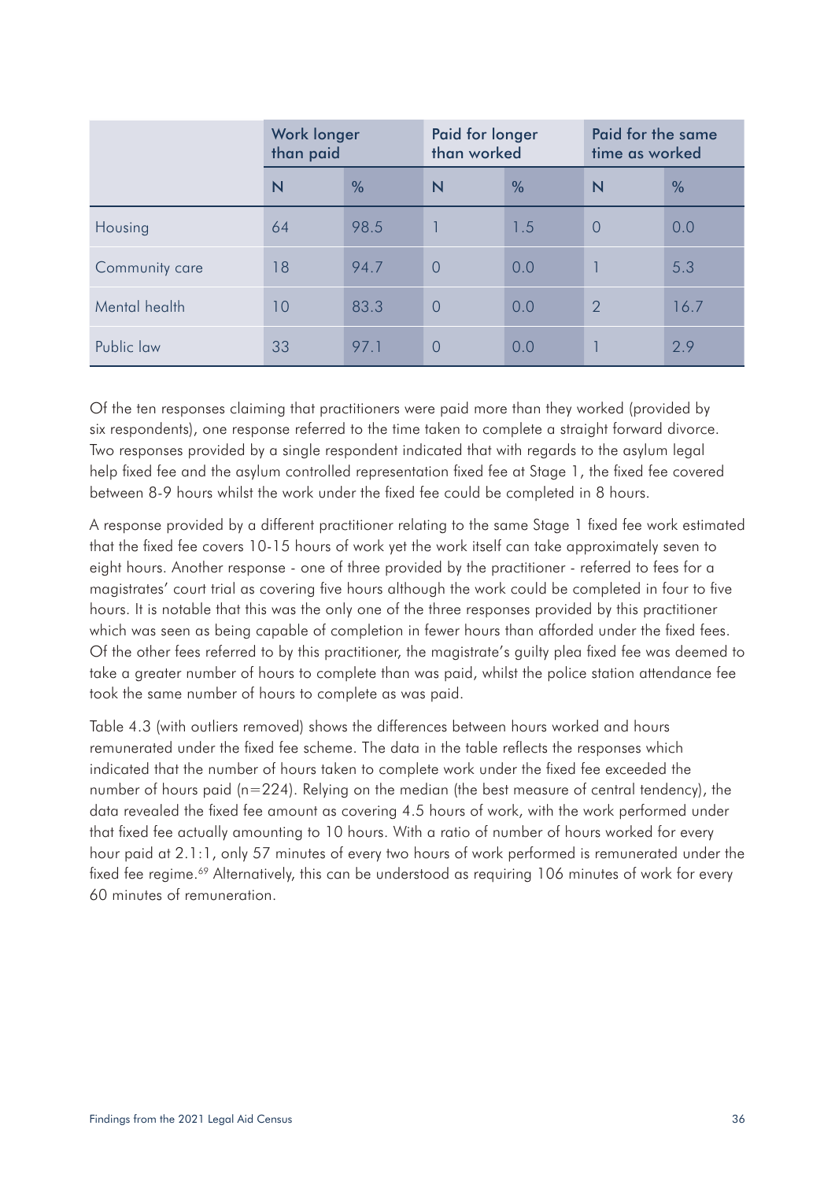| | Work longer than paid | | Paid for longer than worked | | Paid for the same time as worked | |
|---|---|---|---|---|---|---|
| | N | % | N | % | N | % |
| Housing | 64 | 98.5 | 1 | 1.5 | 0 | 0.0 |
| Community care | 18 | 94.7 | 0 | 0.0 | 1 | 5.3 |
| Mental health | 10 | 83.3 | 0 | 0.0 | 2 | 16.7 |
| Public law | 33 | 97.1 | 0 | 0.0 | 1 | 2.9 |

Of the ten responses claiming that practitioners were paid more than they worked (provided by six respondents), one response referred to the time taken to complete a straight forward divorce. Two responses provided by a single respondent indicated that with regards to the asylum legal help fixed fee and the asylum controlled representation fixed fee at Stage 1, the fixed fee covered between 8-9 hours whilst the work under the fixed fee could be completed in 8 hours.

A response provided by a different practitioner relating to the same Stage 1 fixed fee work estimated that the fixed fee covers 10-15 hours of work yet the work itself can take approximately seven to eight hours. Another response - one of three provided by the practitioner - referred to fees for a magistrates' court trial as covering five hours although the work could be completed in four to five hours. It is notable that this was the only one of the three responses provided by this practitioner which was seen as being capable of completion in fewer hours than afforded under the fixed fees. Of the other fees referred to by this practitioner, the magistrate's guilty plea fixed fee was deemed to take a greater number of hours to complete than was paid, whilst the police station attendance fee took the same number of hours to complete as was paid.

Table 4.3 (with outliers removed) shows the differences between hours worked and hours remunerated under the fixed fee scheme. The data in the table reflects the responses which indicated that the number of hours taken to complete work under the fixed fee exceeded the number of hours paid (n=224). Relying on the median (the best measure of central tendency), the data revealed the fixed fee amount as covering 4.5 hours of work, with the work performed under that fixed fee actually amounting to 10 hours. With a ratio of number of hours worked for every hour paid at 2.1:1, only 57 minutes of every two hours of work performed is remunerated under the fixed fee regime.[69] Alternatively, this can be understood as requiring 106 minutes of work for every 60 minutes of remuneration.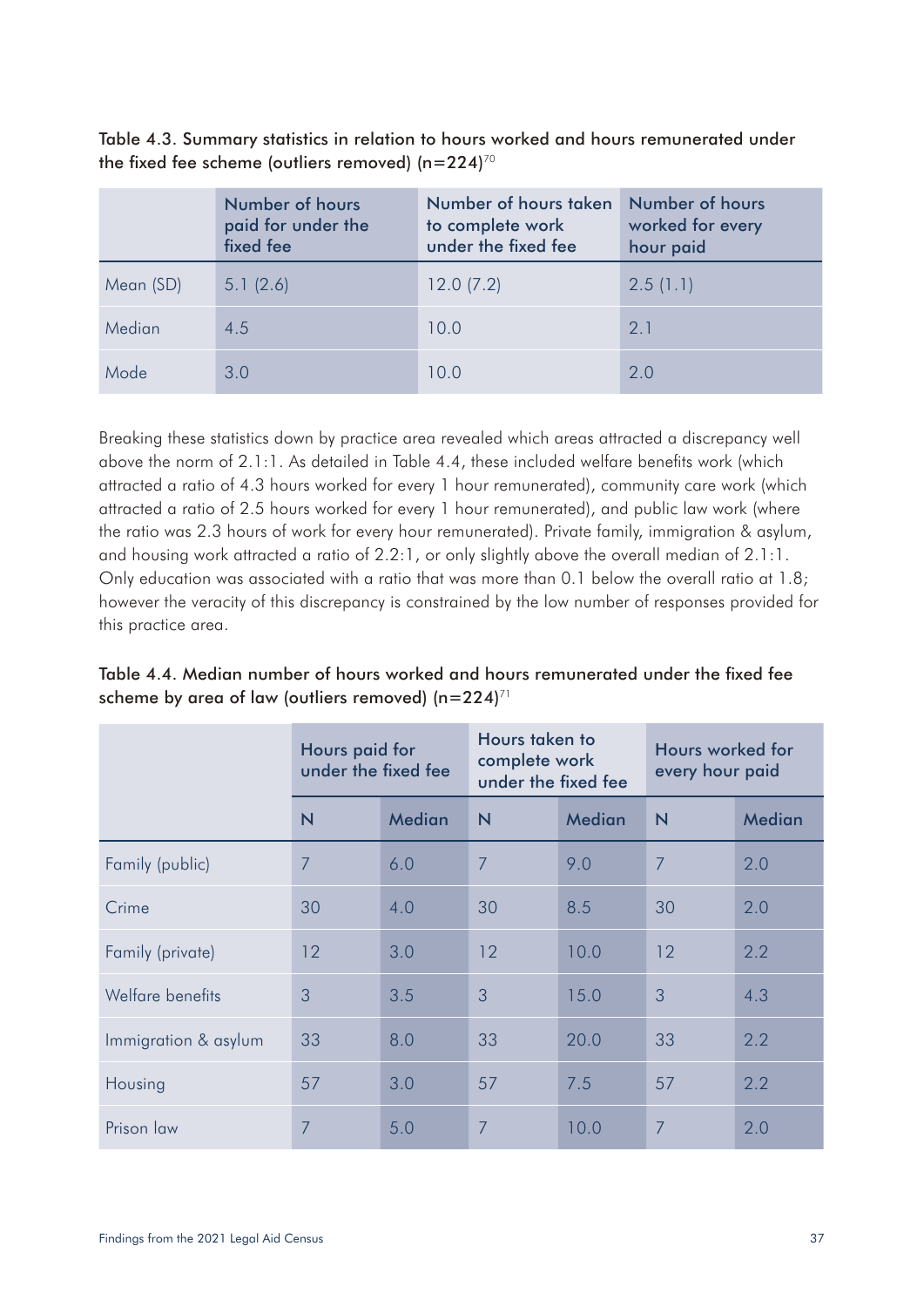Table 4.3. Summary statistics in relation to hours worked and hours remunerated under the fixed fee scheme (outliers removed) (n=224)[70]

| | Number of hours paid for under the fixed fee | Number of hours taken to complete work under the fixed fee | Number of hours worked for every hour paid |
|---|---|---|---|
| Mean (SD) | 5.1 (2.6) | 12.0 (7.2) | 2.5 (1.1) |
| Median | 4.5 | 10.0 | 2.1 |
| Mode | 3.0 | 10.0 | 2.0 |

Breaking these statistics down by practice area revealed which areas attracted a discrepancy well above the norm of 2.1:1. As detailed in Table 4.4, these included welfare benefits work (which attracted a ratio of 4.3 hours worked for every 1 hour remunerated), community care work (which attracted a ratio of 2.5 hours worked for every 1 hour remunerated), and public law work (where the ratio was 2.3 hours of work for every hour remunerated). Private family, immigration & asylum, and housing work attracted a ratio of 2.2:1, or only slightly above the overall median of 2.1:1. Only education was associated with a ratio that was more than 0.1 below the overall ratio at 1.8; however the veracity of this discrepancy is constrained by the low number of responses provided for this practice area.

Table 4.4. Median number of hours worked and hours remunerated under the fixed fee scheme by area of law (outliers removed) (n=224)[71]

| | Hours paid for under the fixed fee | | Hours taken to complete work under the fixed fee | | Hours worked for every hour paid | |
|---|---|---|---|---|---|---|
| | N | Median | N | Median | N | Median |
| Family (public) | 7 | 6.0 | 7 | 9.0 | 7 | 2.0 |
| Crime | 30 | 4.0 | 30 | 8.5 | 30 | 2.0 |
| Family (private) | 12 | 3.0 | 12 | 10.0 | 12 | 2.2 |
| Welfare benefits | 3 | 3.5 | 3 | 15.0 | 3 | 4.3 |
| Immigration & asylum | 33 | 8.0 | 33 | 20.0 | 33 | 2.2 |
| Housing | 57 | 3.0 | 57 | 7.5 | 57 | 2.2 |
| Prison law | 7 | 5.0 | 7 | 10.0 | 7 | 2.0 |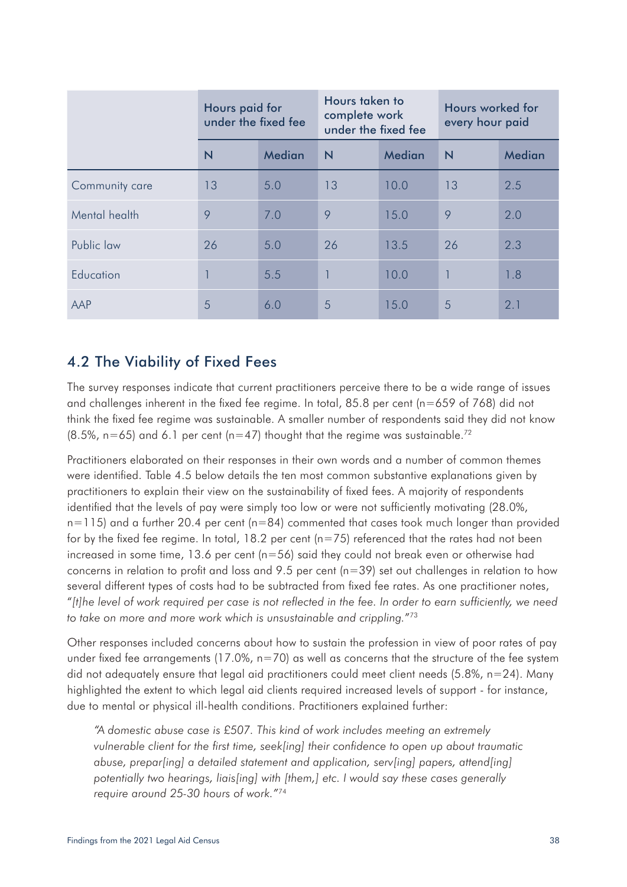| | Hours paid for under the fixed fee | | Hours taken to complete work under the fixed fee | | Hours worked for every hour paid | |
|---|---|---|---|---|---|---|
| | N | Median | N | Median | N | Median |
| Community care | 13 | 5.0 | 13 | 10.0 | 13 | 2.5 |
| Mental health | 9 | 7.0 | 9 | 15.0 | 9 | 2.0 |
| Public law | 26 | 5.0 | 26 | 13.5 | 26 | 2.3 |
| Education | 1 | 5.5 | 1 | 10.0 | 1 | 1.8 |
| AAP | 5 | 6.0 | 5 | 15.0 | 5 | 2.1 |

## 4.2 The Viability of Fixed Fees

The survey responses indicate that current practitioners perceive there to be a wide range of issues and challenges inherent in the fixed fee regime. In total, 85.8 per cent (n=659 of 768) did not think the fixed fee regime was sustainable. A smaller number of respondents said they did not know (8.5%, n=65) and 6.1 per cent (n=47) thought that the regime was sustainable.[72]

Practitioners elaborated on their responses in their own words and a number of common themes were identified. Table 4.5 below details the ten most common substantive explanations given by practitioners to explain their view on the sustainability of fixed fees. A majority of respondents identified that the levels of pay were simply too low or were not sufficiently motivating (28.0%, n=115) and a further 20.4 per cent (n=84) commented that cases took much longer than provided for by the fixed fee regime. In total, 18.2 per cent (n=75) referenced that the rates had not been increased in some time, 13.6 per cent (n=56) said they could not break even or otherwise had concerns in relation to profit and loss and 9.5 per cent (n=39) set out challenges in relation to how several different types of costs had to be subtracted from fixed fee rates. As one practitioner notes, "*[t]he level of work required per case is not reflected in the fee. In order to earn sufficiently, we need to take on more and more work which is unsustainable and crippling.*"[73]

Other responses included concerns about how to sustain the profession in view of poor rates of pay under fixed fee arrangements (17.0%, n=70) as well as concerns that the structure of the fee system did not adequately ensure that legal aid practitioners could meet client needs (5.8%, n=24). Many highlighted the extent to which legal aid clients required increased levels of support - for instance, due to mental or physical ill-health conditions. Practitioners explained further:

> *"A domestic abuse case is £507. This kind of work includes meeting an extremely vulnerable client for the first time, seek[ing] their confidence to open up about traumatic abuse, prepar[ing] a detailed statement and application, serv[ing] papers, attend[ing] potentially two hearings, liais[ing] with [them,] etc. I would say these cases generally require around 25-30 hours of work."*[74]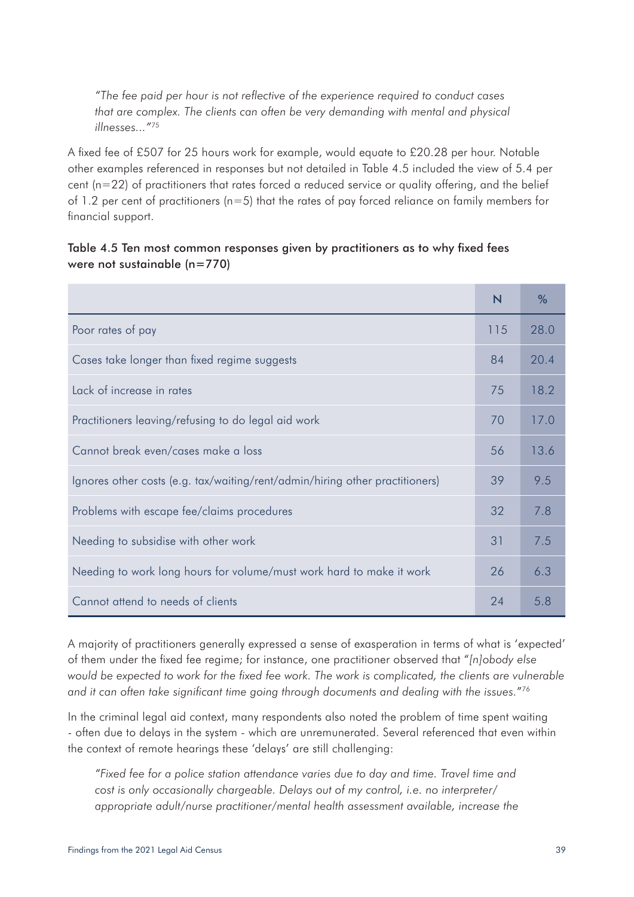> *"The fee paid per hour is not reflective of the experience required to conduct cases that are complex. The clients can often be very demanding with mental and physical illnesses..."*[75]

A fixed fee of £507 for 25 hours work for example, would equate to £20.28 per hour. Notable other examples referenced in responses but not detailed in Table 4.5 included the view of 5.4 per cent (n=22) of practitioners that rates forced a reduced service or quality offering, and the belief of 1.2 per cent of practitioners (n=5) that the rates of pay forced reliance on family members for financial support.

**Table 4.5 Ten most common responses given by practitioners as to why fixed fees were not sustainable (n=770)**

| | N | % |
|---|---|---|
| Poor rates of pay | 115 | 28.0 |
| Cases take longer than fixed regime suggests | 84 | 20.4 |
| Lack of increase in rates | 75 | 18.2 |
| Practitioners leaving/refusing to do legal aid work | 70 | 17.0 |
| Cannot break even/cases make a loss | 56 | 13.6 |
| Ignores other costs (e.g. tax/waiting/rent/admin/hiring other practitioners) | 39 | 9.5 |
| Problems with escape fee/claims procedures | 32 | 7.8 |
| Needing to subsidise with other work | 31 | 7.5 |
| Needing to work long hours for volume/must work hard to make it work | 26 | 6.3 |
| Cannot attend to needs of clients | 24 | 5.8 |

A majority of practitioners generally expressed a sense of exasperation in terms of what is 'expected' of them under the fixed fee regime; for instance, one practitioner observed that "*[n]obody else would be expected to work for the fixed fee work. The work is complicated, the clients are vulnerable and it can often take significant time going through documents and dealing with the issues.*"[76]

In the criminal legal aid context, many respondents also noted the problem of time spent waiting - often due to delays in the system - which are unremunerated. Several referenced that even within the context of remote hearings these 'delays' are still challenging:

> *"Fixed fee for a police station attendance varies due to day and time. Travel time and cost is only occasionally chargeable. Delays out of my control, i.e. no interpreter/ appropriate adult/nurse practitioner/mental health assessment available, increase the*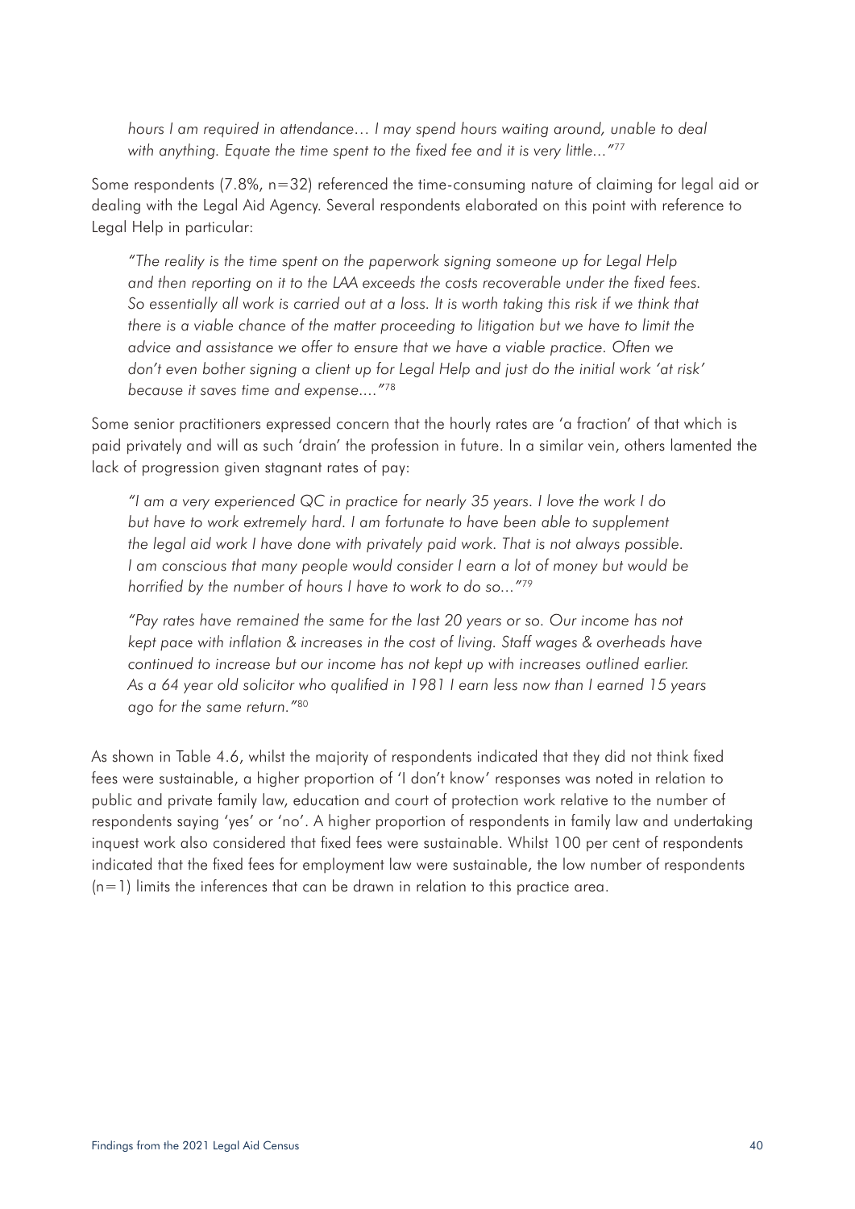*hours I am required in attendance… I may spend hours waiting around, unable to deal with anything. Equate the time spent to the fixed fee and it is very little..."*[77]

Some respondents (7.8%, n=32) referenced the time-consuming nature of claiming for legal aid or dealing with the Legal Aid Agency. Several respondents elaborated on this point with reference to Legal Help in particular:

*"The reality is the time spent on the paperwork signing someone up for Legal Help and then reporting on it to the LAA exceeds the costs recoverable under the fixed fees. So essentially all work is carried out at a loss. It is worth taking this risk if we think that there is a viable chance of the matter proceeding to litigation but we have to limit the advice and assistance we offer to ensure that we have a viable practice. Often we don't even bother signing a client up for Legal Help and just do the initial work 'at risk' because it saves time and expense...."*[78]

Some senior practitioners expressed concern that the hourly rates are 'a fraction' of that which is paid privately and will as such 'drain' the profession in future. In a similar vein, others lamented the lack of progression given stagnant rates of pay:

*"I am a very experienced QC in practice for nearly 35 years. I love the work I do but have to work extremely hard. I am fortunate to have been able to supplement the legal aid work I have done with privately paid work. That is not always possible. I am conscious that many people would consider I earn a lot of money but would be horrified by the number of hours I have to work to do so..."*[79]

*"Pay rates have remained the same for the last 20 years or so. Our income has not kept pace with inflation & increases in the cost of living. Staff wages & overheads have continued to increase but our income has not kept up with increases outlined earlier. As a 64 year old solicitor who qualified in 1981 I earn less now than I earned 15 years ago for the same return."*[80]

As shown in Table 4.6, whilst the majority of respondents indicated that they did not think fixed fees were sustainable, a higher proportion of 'I don't know' responses was noted in relation to public and private family law, education and court of protection work relative to the number of respondents saying 'yes' or 'no'. A higher proportion of respondents in family law and undertaking inquest work also considered that fixed fees were sustainable. Whilst 100 per cent of respondents indicated that the fixed fees for employment law were sustainable, the low number of respondents (n=1) limits the inferences that can be drawn in relation to this practice area.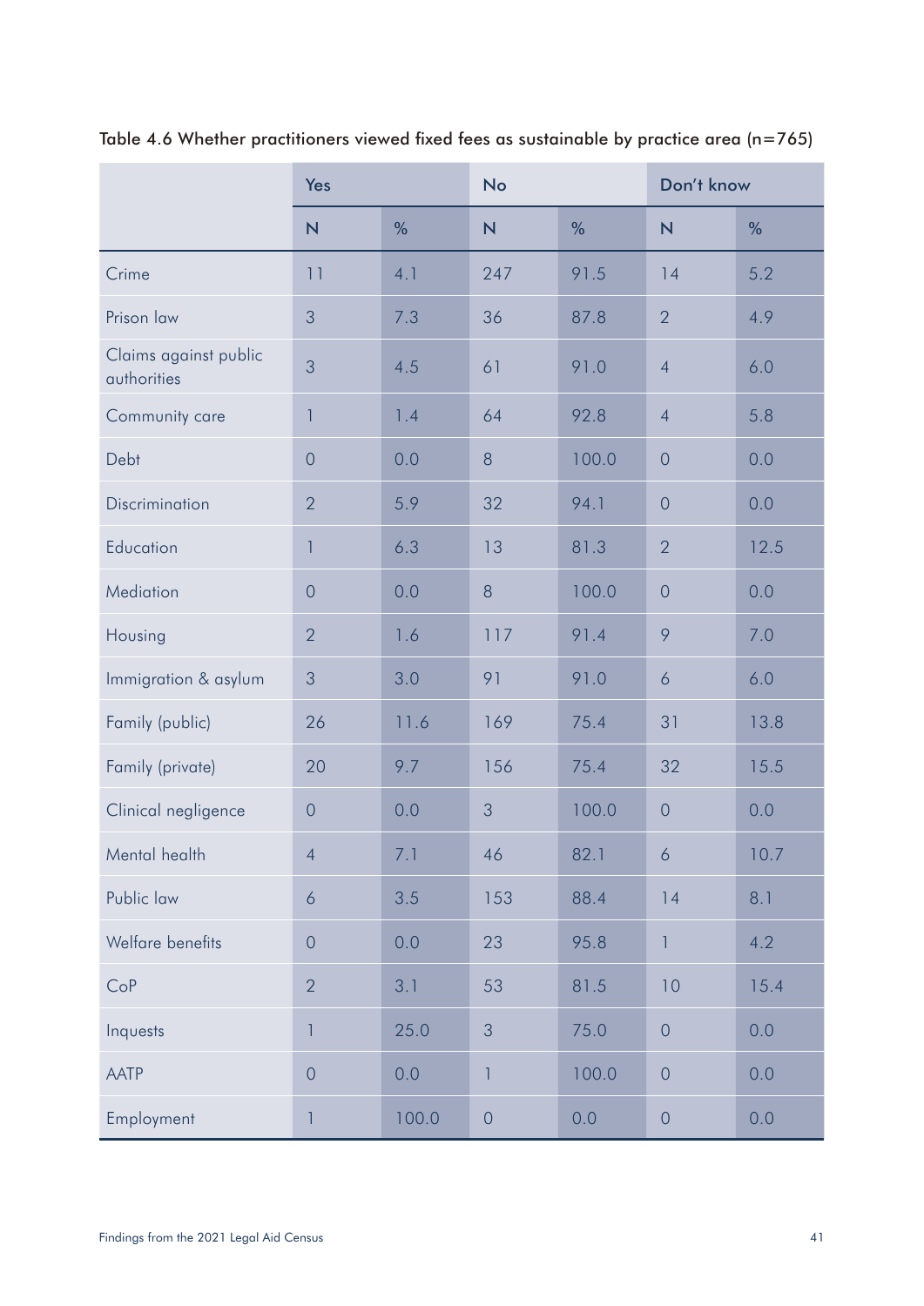Table 4.6 Whether practitioners viewed fixed fees as sustainable by practice area (n=765)

| | Yes | | No | | Don't know | |
|---|---|---|---|---|---|---|
| | N | % | N | % | N | % |
| Crime | 11 | 4.1 | 247 | 91.5 | 14 | 5.2 |
| Prison law | 3 | 7.3 | 36 | 87.8 | 2 | 4.9 |
| Claims against public authorities | 3 | 4.5 | 61 | 91.0 | 4 | 6.0 |
| Community care | 1 | 1.4 | 64 | 92.8 | 4 | 5.8 |
| Debt | 0 | 0.0 | 8 | 100.0 | 0 | 0.0 |
| Discrimination | 2 | 5.9 | 32 | 94.1 | 0 | 0.0 |
| Education | 1 | 6.3 | 13 | 81.3 | 2 | 12.5 |
| Mediation | 0 | 0.0 | 8 | 100.0 | 0 | 0.0 |
| Housing | 2 | 1.6 | 117 | 91.4 | 9 | 7.0 |
| Immigration & asylum | 3 | 3.0 | 91 | 91.0 | 6 | 6.0 |
| Family (public) | 26 | 11.6 | 169 | 75.4 | 31 | 13.8 |
| Family (private) | 20 | 9.7 | 156 | 75.4 | 32 | 15.5 |
| Clinical negligence | 0 | 0.0 | 3 | 100.0 | 0 | 0.0 |
| Mental health | 4 | 7.1 | 46 | 82.1 | 6 | 10.7 |
| Public law | 6 | 3.5 | 153 | 88.4 | 14 | 8.1 |
| Welfare benefits | 0 | 0.0 | 23 | 95.8 | 1 | 4.2 |
| CoP | 2 | 3.1 | 53 | 81.5 | 10 | 15.4 |
| Inquests | 1 | 25.0 | 3 | 75.0 | 0 | 0.0 |
| AATP | 0 | 0.0 | 1 | 100.0 | 0 | 0.0 |
| Employment | 1 | 100.0 | 0 | 0.0 | 0 | 0.0 |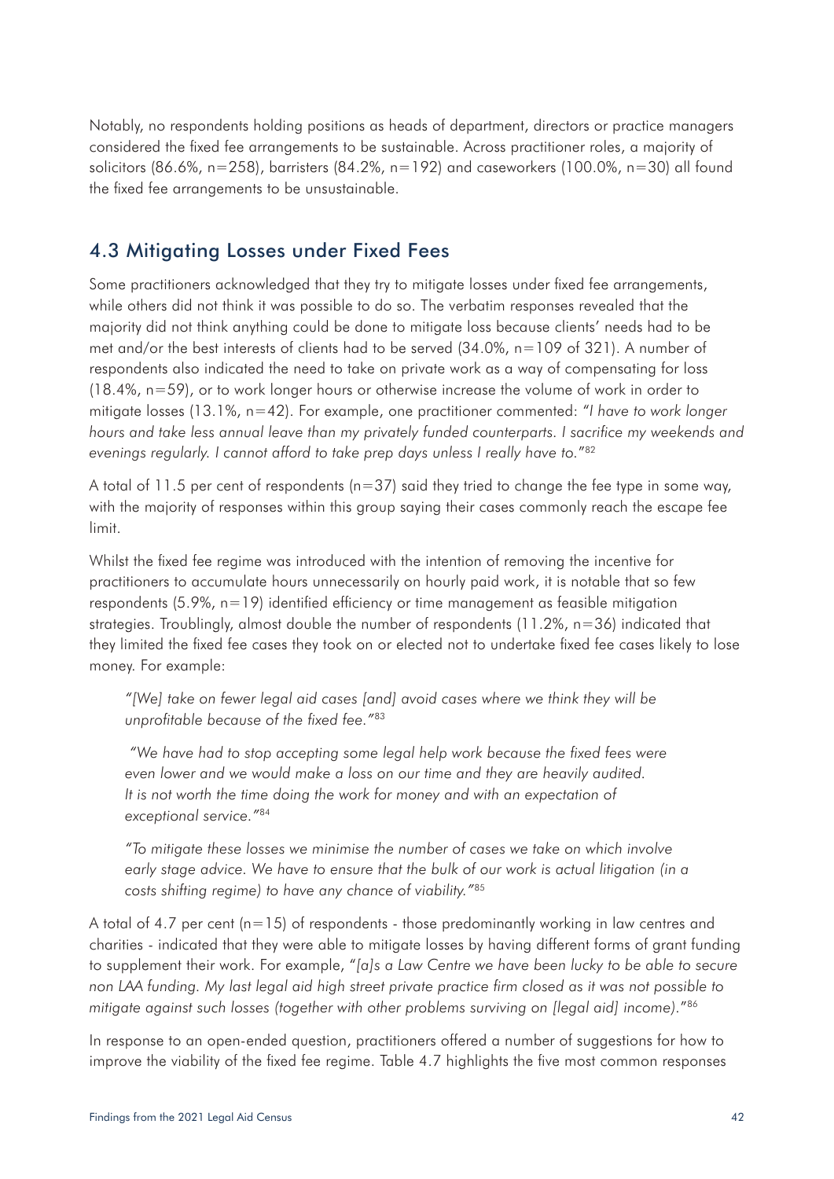Notably, no respondents holding positions as heads of department, directors or practice managers considered the fixed fee arrangements to be sustainable. Across practitioner roles, a majority of solicitors (86.6%, n=258), barristers (84.2%, n=192) and caseworkers (100.0%, n=30) all found the fixed fee arrangements to be unsustainable.

## 4.3 Mitigating Losses under Fixed Fees

Some practitioners acknowledged that they try to mitigate losses under fixed fee arrangements, while others did not think it was possible to do so. The verbatim responses revealed that the majority did not think anything could be done to mitigate loss because clients' needs had to be met and/or the best interests of clients had to be served (34.0%, n=109 of 321). A number of respondents also indicated the need to take on private work as a way of compensating for loss (18.4%, n=59), or to work longer hours or otherwise increase the volume of work in order to mitigate losses (13.1%, n=42). For example, one practitioner commented: "*I have to work longer hours and take less annual leave than my privately funded counterparts. I sacrifice my weekends and evenings regularly. I cannot afford to take prep days unless I really have to.*"[82]

A total of 11.5 per cent of respondents (n=37) said they tried to change the fee type in some way, with the majority of responses within this group saying their cases commonly reach the escape fee limit.

Whilst the fixed fee regime was introduced with the intention of removing the incentive for practitioners to accumulate hours unnecessarily on hourly paid work, it is notable that so few respondents (5.9%, n=19) identified efficiency or time management as feasible mitigation strategies. Troublingly, almost double the number of respondents (11.2%, n=36) indicated that they limited the fixed fee cases they took on or elected not to undertake fixed fee cases likely to lose money. For example:

> *"[We] take on fewer legal aid cases [and] avoid cases where we think they will be unprofitable because of the fixed fee."*[83]
>
> *"We have had to stop accepting some legal help work because the fixed fees were even lower and we would make a loss on our time and they are heavily audited. It is not worth the time doing the work for money and with an expectation of exceptional service."*[84]
>
> *"To mitigate these losses we minimise the number of cases we take on which involve early stage advice. We have to ensure that the bulk of our work is actual litigation (in a costs shifting regime) to have any chance of viability."*[85]

A total of 4.7 per cent (n=15) of respondents - those predominantly working in law centres and charities - indicated that they were able to mitigate losses by having different forms of grant funding to supplement their work. For example, "*[a]s a Law Centre we have been lucky to be able to secure non LAA funding. My last legal aid high street private practice firm closed as it was not possible to mitigate against such losses (together with other problems surviving on [legal aid] income).*"[86]

In response to an open-ended question, practitioners offered a number of suggestions for how to improve the viability of the fixed fee regime. Table 4.7 highlights the five most common responses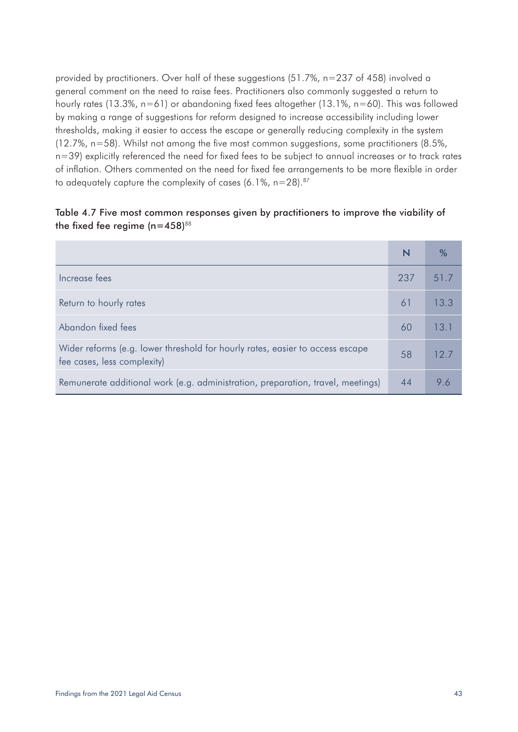provided by practitioners. Over half of these suggestions (51.7%, n=237 of 458) involved a general comment on the need to raise fees. Practitioners also commonly suggested a return to hourly rates (13.3%, n=61) or abandoning fixed fees altogether (13.1%, n=60). This was followed by making a range of suggestions for reform designed to increase accessibility including lower thresholds, making it easier to access the escape or generally reducing complexity in the system (12.7%, n=58). Whilst not among the five most common suggestions, some practitioners (8.5%, n=39) explicitly referenced the need for fixed fees to be subject to annual increases or to track rates of inflation. Others commented on the need for fixed fee arrangements to be more flexible in order to adequately capture the complexity of cases (6.1%, n=28).[87]

Table 4.7 Five most common responses given by practitioners to improve the viability of the fixed fee regime (n=458)[88]

| | N | % |
|---|---|---|
| Increase fees | 237 | 51.7 |
| Return to hourly rates | 61 | 13.3 |
| Abandon fixed fees | 60 | 13.1 |
| Wider reforms (e.g. lower threshold for hourly rates, easier to access escape fee cases, less complexity) | 58 | 12.7 |
| Remunerate additional work (e.g. administration, preparation, travel, meetings) | 44 | 9.6 |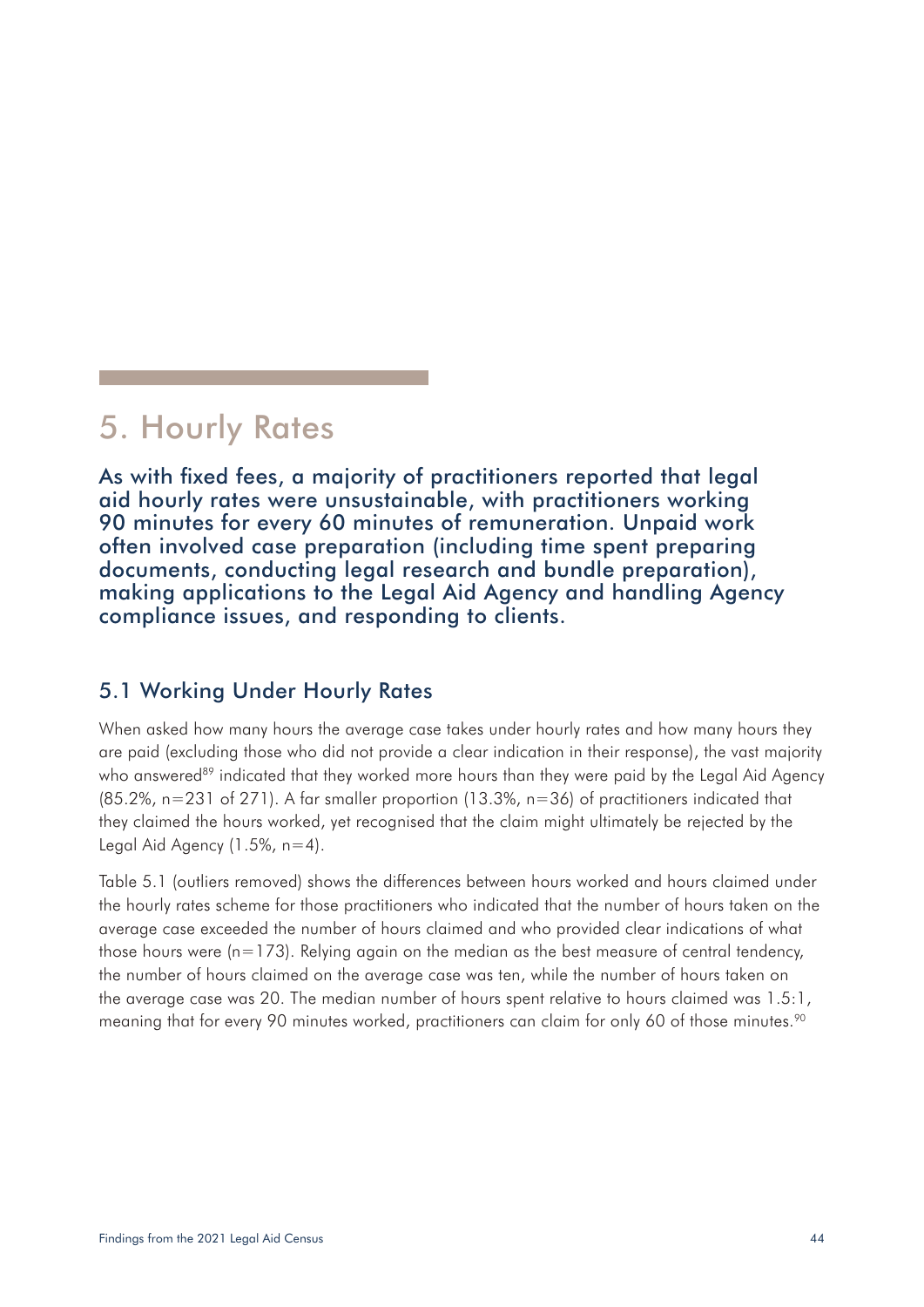# 5. Hourly Rates

**As with fixed fees, a majority of practitioners reported that legal aid hourly rates were unsustainable, with practitioners working 90 minutes for every 60 minutes of remuneration. Unpaid work often involved case preparation (including time spent preparing documents, conducting legal research and bundle preparation), making applications to the Legal Aid Agency and handling Agency compliance issues, and responding to clients.**

## 5.1 Working Under Hourly Rates

When asked how many hours the average case takes under hourly rates and how many hours they are paid (excluding those who did not provide a clear indication in their response), the vast majority who answered[89] indicated that they worked more hours than they were paid by the Legal Aid Agency (85.2%, n=231 of 271). A far smaller proportion (13.3%, n=36) of practitioners indicated that they claimed the hours worked, yet recognised that the claim might ultimately be rejected by the Legal Aid Agency (1.5%, n=4).

Table 5.1 (outliers removed) shows the differences between hours worked and hours claimed under the hourly rates scheme for those practitioners who indicated that the number of hours taken on the average case exceeded the number of hours claimed and who provided clear indications of what those hours were (n=173). Relying again on the median as the best measure of central tendency, the number of hours claimed on the average case was ten, while the number of hours taken on the average case was 20. The median number of hours spent relative to hours claimed was 1.5:1, meaning that for every 90 minutes worked, practitioners can claim for only 60 of those minutes.[90]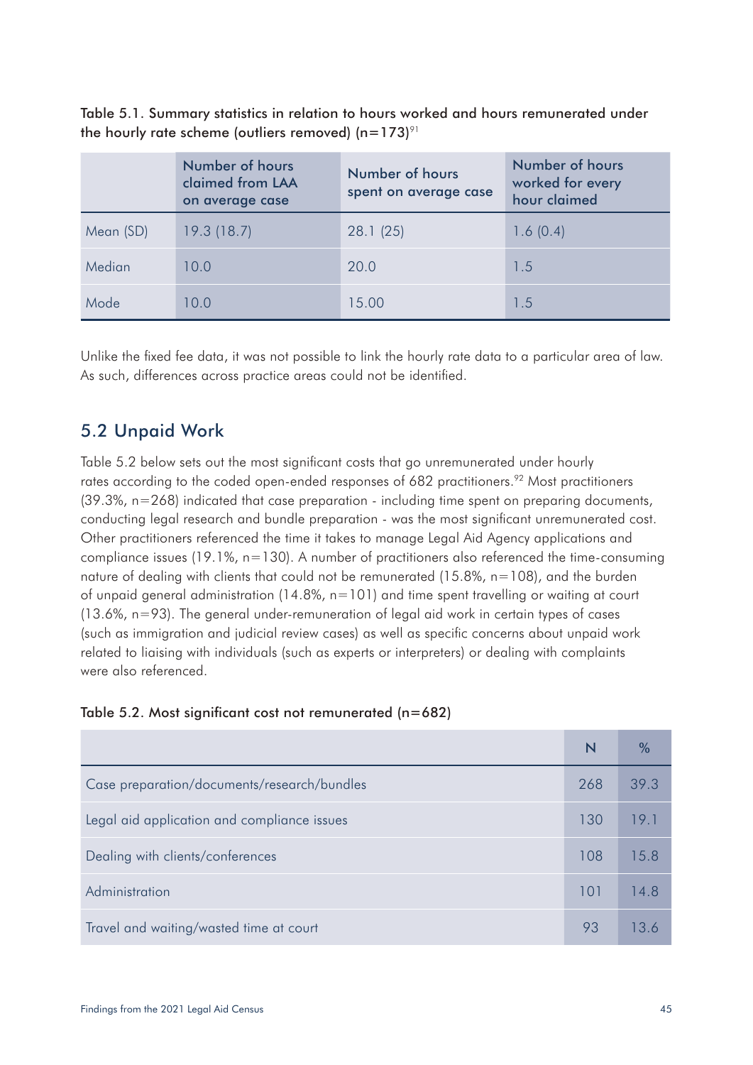Table 5.1. Summary statistics in relation to hours worked and hours remunerated under the hourly rate scheme (outliers removed) (n=173)[91]

| | Number of hours claimed from LAA on average case | Number of hours spent on average case | Number of hours worked for every hour claimed |
|---|---|---|---|
| Mean (SD) | 19.3 (18.7) | 28.1 (25) | 1.6 (0.4) |
| Median | 10.0 | 20.0 | 1.5 |
| Mode | 10.0 | 15.00 | 1.5 |

Unlike the fixed fee data, it was not possible to link the hourly rate data to a particular area of law. As such, differences across practice areas could not be identified.

## 5.2 Unpaid Work

Table 5.2 below sets out the most significant costs that go unremunerated under hourly rates according to the coded open-ended responses of 682 practitioners.[92] Most practitioners (39.3%, n=268) indicated that case preparation - including time spent on preparing documents, conducting legal research and bundle preparation - was the most significant unremunerated cost. Other practitioners referenced the time it takes to manage Legal Aid Agency applications and compliance issues (19.1%, n=130). A number of practitioners also referenced the time-consuming nature of dealing with clients that could not be remunerated (15.8%, n=108), and the burden of unpaid general administration (14.8%, n=101) and time spent travelling or waiting at court (13.6%, n=93). The general under-remuneration of legal aid work in certain types of cases (such as immigration and judicial review cases) as well as specific concerns about unpaid work related to liaising with individuals (such as experts or interpreters) or dealing with complaints were also referenced.

Table 5.2. Most significant cost not remunerated (n=682)

| | N | % |
|---|---|---|
| Case preparation/documents/research/bundles | 268 | 39.3 |
| Legal aid application and compliance issues | 130 | 19.1 |
| Dealing with clients/conferences | 108 | 15.8 |
| Administration | 101 | 14.8 |
| Travel and waiting/wasted time at court | 93 | 13.6 |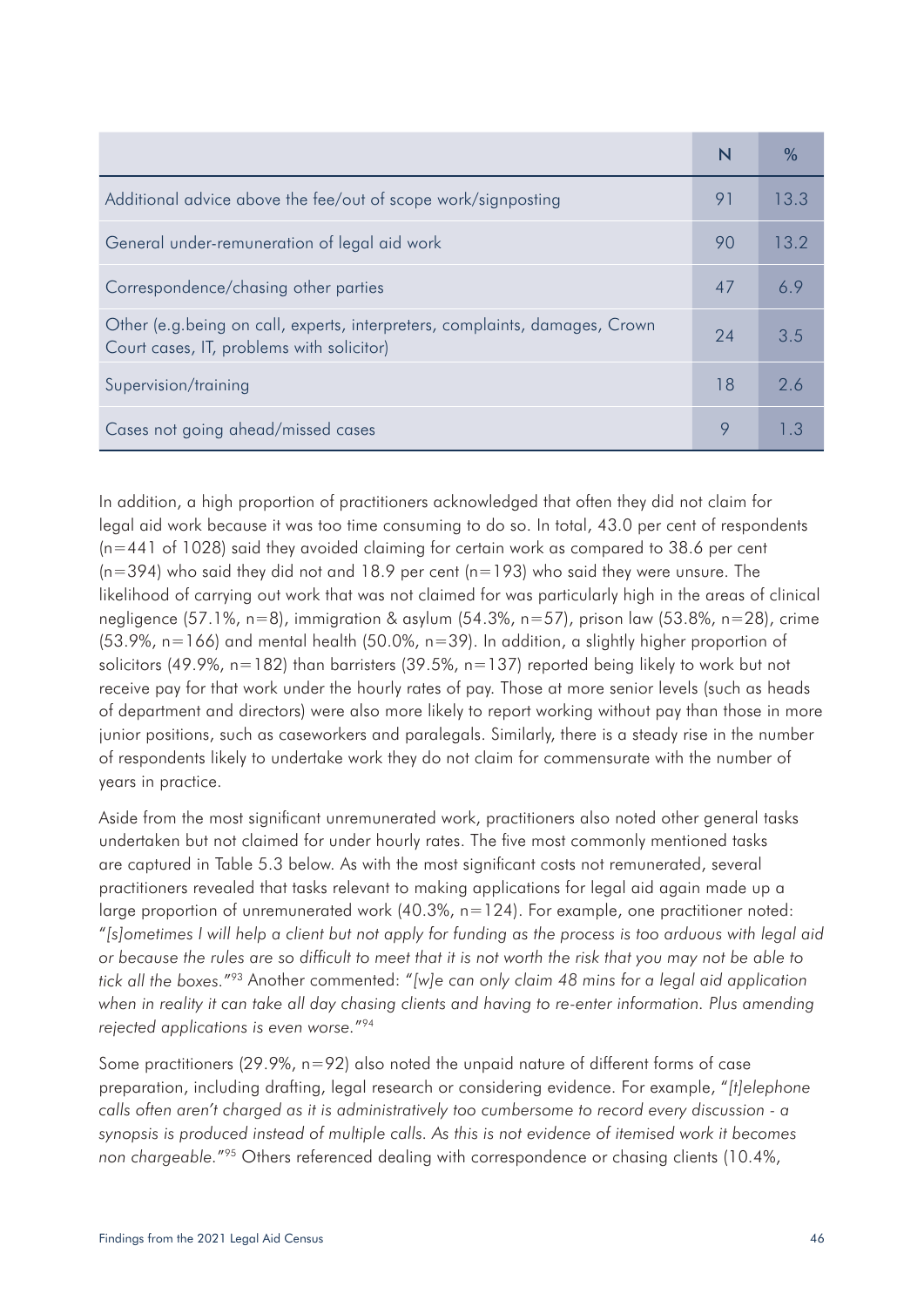| | N | % |
|---|---|---|
| Additional advice above the fee/out of scope work/signposting | 91 | 13.3 |
| General under-remuneration of legal aid work | 90 | 13.2 |
| Correspondence/chasing other parties | 47 | 6.9 |
| Other (e.g.being on call, experts, interpreters, complaints, damages, Crown Court cases, IT, problems with solicitor) | 24 | 3.5 |
| Supervision/training | 18 | 2.6 |
| Cases not going ahead/missed cases | 9 | 1.3 |

In addition, a high proportion of practitioners acknowledged that often they did not claim for legal aid work because it was too time consuming to do so. In total, 43.0 per cent of respondents (n=441 of 1028) said they avoided claiming for certain work as compared to 38.6 per cent (n=394) who said they did not and 18.9 per cent (n=193) who said they were unsure. The likelihood of carrying out work that was not claimed for was particularly high in the areas of clinical negligence (57.1%, n=8), immigration & asylum (54.3%, n=57), prison law (53.8%, n=28), crime (53.9%, n=166) and mental health (50.0%, n=39). In addition, a slightly higher proportion of solicitors (49.9%, n=182) than barristers (39.5%, n=137) reported being likely to work but not receive pay for that work under the hourly rates of pay. Those at more senior levels (such as heads of department and directors) were also more likely to report working without pay than those in more junior positions, such as caseworkers and paralegals. Similarly, there is a steady rise in the number of respondents likely to undertake work they do not claim for commensurate with the number of years in practice.

Aside from the most significant unremunerated work, practitioners also noted other general tasks undertaken but not claimed for under hourly rates. The five most commonly mentioned tasks are captured in Table 5.3 below. As with the most significant costs not remunerated, several practitioners revealed that tasks relevant to making applications for legal aid again made up a large proportion of unremunerated work (40.3%, n=124). For example, one practitioner noted: "*[s]ometimes I will help a client but not apply for funding as the process is too arduous with legal aid or because the rules are so difficult to meet that it is not worth the risk that you may not be able to tick all the boxes.*"[93] Another commented: "*[w]e can only claim 48 mins for a legal aid application when in reality it can take all day chasing clients and having to re-enter information. Plus amending rejected applications is even worse.*"[94]

Some practitioners (29.9%, n=92) also noted the unpaid nature of different forms of case preparation, including drafting, legal research or considering evidence. For example, "*[t]elephone calls often aren't charged as it is administratively too cumbersome to record every discussion - a synopsis is produced instead of multiple calls. As this is not evidence of itemised work it becomes non chargeable.*"[95] Others referenced dealing with correspondence or chasing clients (10.4%,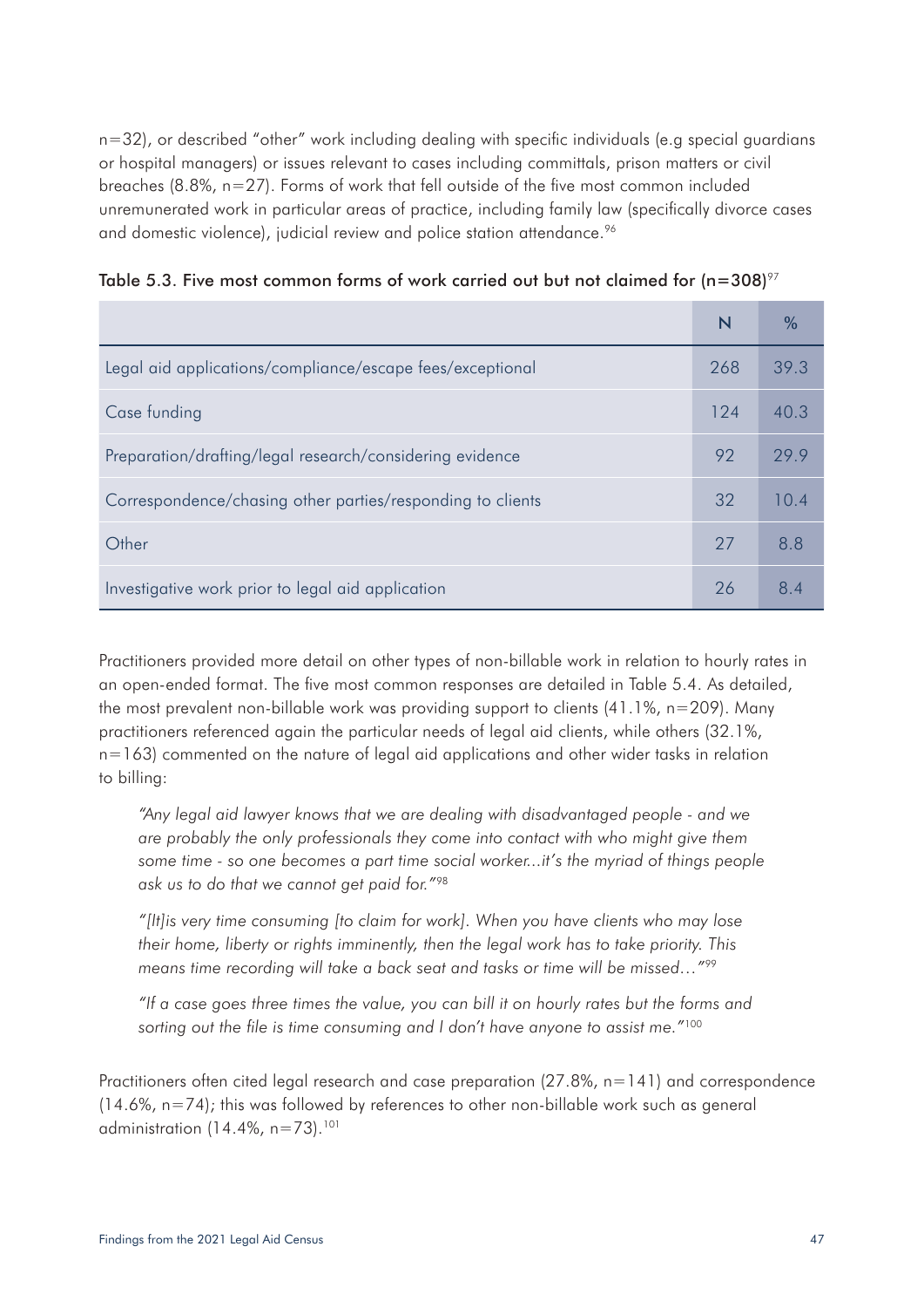n=32), or described "other" work including dealing with specific individuals (e.g special guardians or hospital managers) or issues relevant to cases including committals, prison matters or civil breaches (8.8%, n=27). Forms of work that fell outside of the five most common included unremunerated work in particular areas of practice, including family law (specifically divorce cases and domestic violence), judicial review and police station attendance.[96]

Table 5.3. Five most common forms of work carried out but not claimed for (n=308)[97]

| | N | % |
|---|---|---|
| Legal aid applications/compliance/escape fees/exceptional | 268 | 39.3 |
| Case funding | 124 | 40.3 |
| Preparation/drafting/legal research/considering evidence | 92 | 29.9 |
| Correspondence/chasing other parties/responding to clients | 32 | 10.4 |
| Other | 27 | 8.8 |
| Investigative work prior to legal aid application | 26 | 8.4 |

Practitioners provided more detail on other types of non-billable work in relation to hourly rates in an open-ended format. The five most common responses are detailed in Table 5.4. As detailed, the most prevalent non-billable work was providing support to clients (41.1%, n=209). Many practitioners referenced again the particular needs of legal aid clients, while others (32.1%, n=163) commented on the nature of legal aid applications and other wider tasks in relation to billing:

> *"Any legal aid lawyer knows that we are dealing with disadvantaged people - and we are probably the only professionals they come into contact with who might give them some time - so one becomes a part time social worker...it's the myriad of things people ask us to do that we cannot get paid for."*[98]

> *"[It]is very time consuming [to claim for work]. When you have clients who may lose their home, liberty or rights imminently, then the legal work has to take priority. This means time recording will take a back seat and tasks or time will be missed…"*[99]

> *"If a case goes three times the value, you can bill it on hourly rates but the forms and sorting out the file is time consuming and I don't have anyone to assist me."*[100]

Practitioners often cited legal research and case preparation (27.8%, n=141) and correspondence (14.6%, n=74); this was followed by references to other non-billable work such as general administration (14.4%, n=73).[101]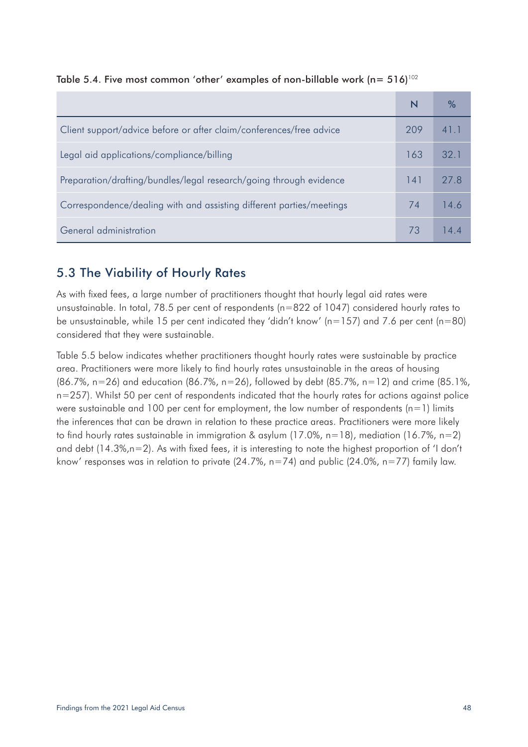Table 5.4. Five most common 'other' examples of non-billable work (n= 516)[102]

| | N | % |
|---|---|---|
| Client support/advice before or after claim/conferences/free advice | 209 | 41.1 |
| Legal aid applications/compliance/billing | 163 | 32.1 |
| Preparation/drafting/bundles/legal research/going through evidence | 141 | 27.8 |
| Correspondence/dealing with and assisting different parties/meetings | 74 | 14.6 |
| General administration | 73 | 14.4 |

## 5.3 The Viability of Hourly Rates

As with fixed fees, a large number of practitioners thought that hourly legal aid rates were unsustainable. In total, 78.5 per cent of respondents (n=822 of 1047) considered hourly rates to be unsustainable, while 15 per cent indicated they 'didn't know' (n=157) and 7.6 per cent (n=80) considered that they were sustainable.

Table 5.5 below indicates whether practitioners thought hourly rates were sustainable by practice area. Practitioners were more likely to find hourly rates unsustainable in the areas of housing (86.7%, n=26) and education (86.7%, n=26), followed by debt (85.7%, n=12) and crime (85.1%, n=257). Whilst 50 per cent of respondents indicated that the hourly rates for actions against police were sustainable and 100 per cent for employment, the low number of respondents (n=1) limits the inferences that can be drawn in relation to these practice areas. Practitioners were more likely to find hourly rates sustainable in immigration & asylum (17.0%, n=18), mediation (16.7%, n=2) and debt (14.3%,n=2). As with fixed fees, it is interesting to note the highest proportion of 'I don't know' responses was in relation to private (24.7%, n=74) and public (24.0%, n=77) family law.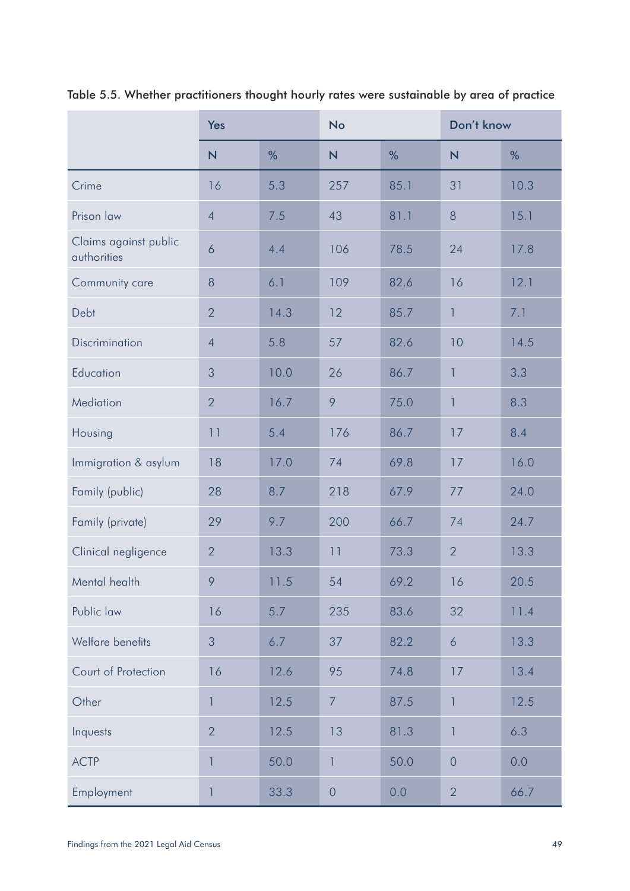Table 5.5. Whether practitioners thought hourly rates were sustainable by area of practice

| | Yes | | No | | Don't know | |
|---|---|---|---|---|---|---|
| | N | % | N | % | N | % |
| Crime | 16 | 5.3 | 257 | 85.1 | 31 | 10.3 |
| Prison law | 4 | 7.5 | 43 | 81.1 | 8 | 15.1 |
| Claims against public authorities | 6 | 4.4 | 106 | 78.5 | 24 | 17.8 |
| Community care | 8 | 6.1 | 109 | 82.6 | 16 | 12.1 |
| Debt | 2 | 14.3 | 12 | 85.7 | 1 | 7.1 |
| Discrimination | 4 | 5.8 | 57 | 82.6 | 10 | 14.5 |
| Education | 3 | 10.0 | 26 | 86.7 | 1 | 3.3 |
| Mediation | 2 | 16.7 | 9 | 75.0 | 1 | 8.3 |
| Housing | 11 | 5.4 | 176 | 86.7 | 17 | 8.4 |
| Immigration & asylum | 18 | 17.0 | 74 | 69.8 | 17 | 16.0 |
| Family (public) | 28 | 8.7 | 218 | 67.9 | 77 | 24.0 |
| Family (private) | 29 | 9.7 | 200 | 66.7 | 74 | 24.7 |
| Clinical negligence | 2 | 13.3 | 11 | 73.3 | 2 | 13.3 |
| Mental health | 9 | 11.5 | 54 | 69.2 | 16 | 20.5 |
| Public law | 16 | 5.7 | 235 | 83.6 | 32 | 11.4 |
| Welfare benefits | 3 | 6.7 | 37 | 82.2 | 6 | 13.3 |
| Court of Protection | 16 | 12.6 | 95 | 74.8 | 17 | 13.4 |
| Other | 1 | 12.5 | 7 | 87.5 | 1 | 12.5 |
| Inquests | 2 | 12.5 | 13 | 81.3 | 1 | 6.3 |
| ACTP | 1 | 50.0 | 1 | 50.0 | 0 | 0.0 |
| Employment | 1 | 33.3 | 0 | 0.0 | 2 | 66.7 |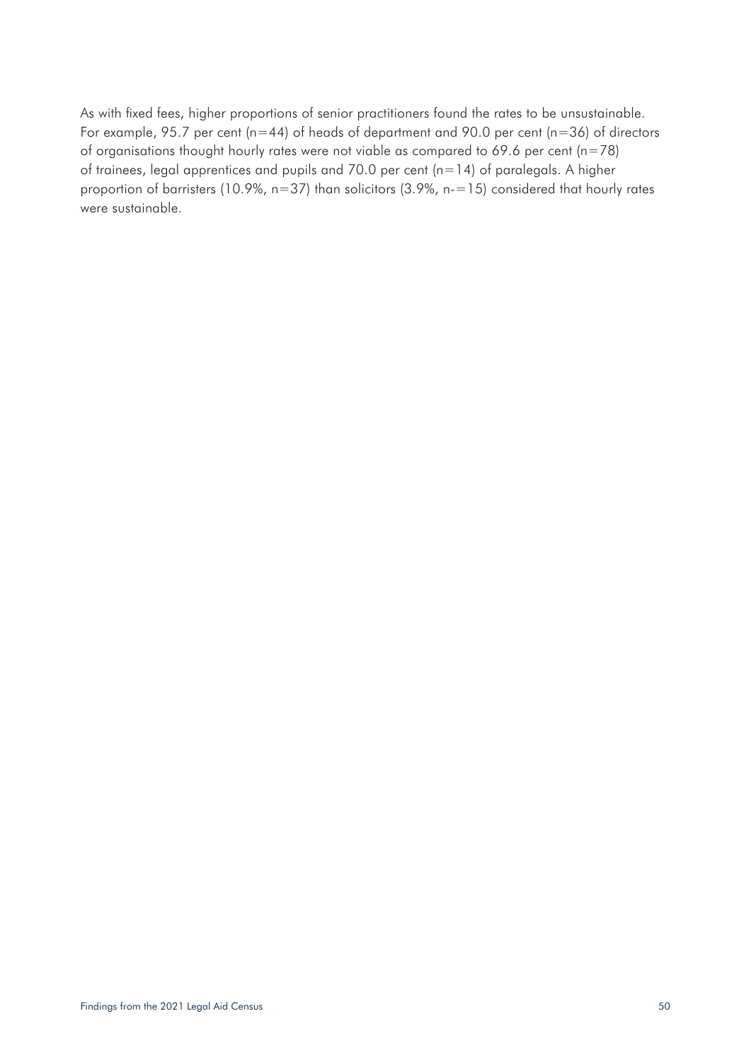As with fixed fees, higher proportions of senior practitioners found the rates to be unsustainable. For example, 95.7 per cent (n=44) of heads of department and 90.0 per cent (n=36) of directors of organisations thought hourly rates were not viable as compared to 69.6 per cent (n=78) of trainees, legal apprentices and pupils and 70.0 per cent (n=14) of paralegals. A higher proportion of barristers (10.9%, n=37) than solicitors (3.9%, n-=15) considered that hourly rates were sustainable.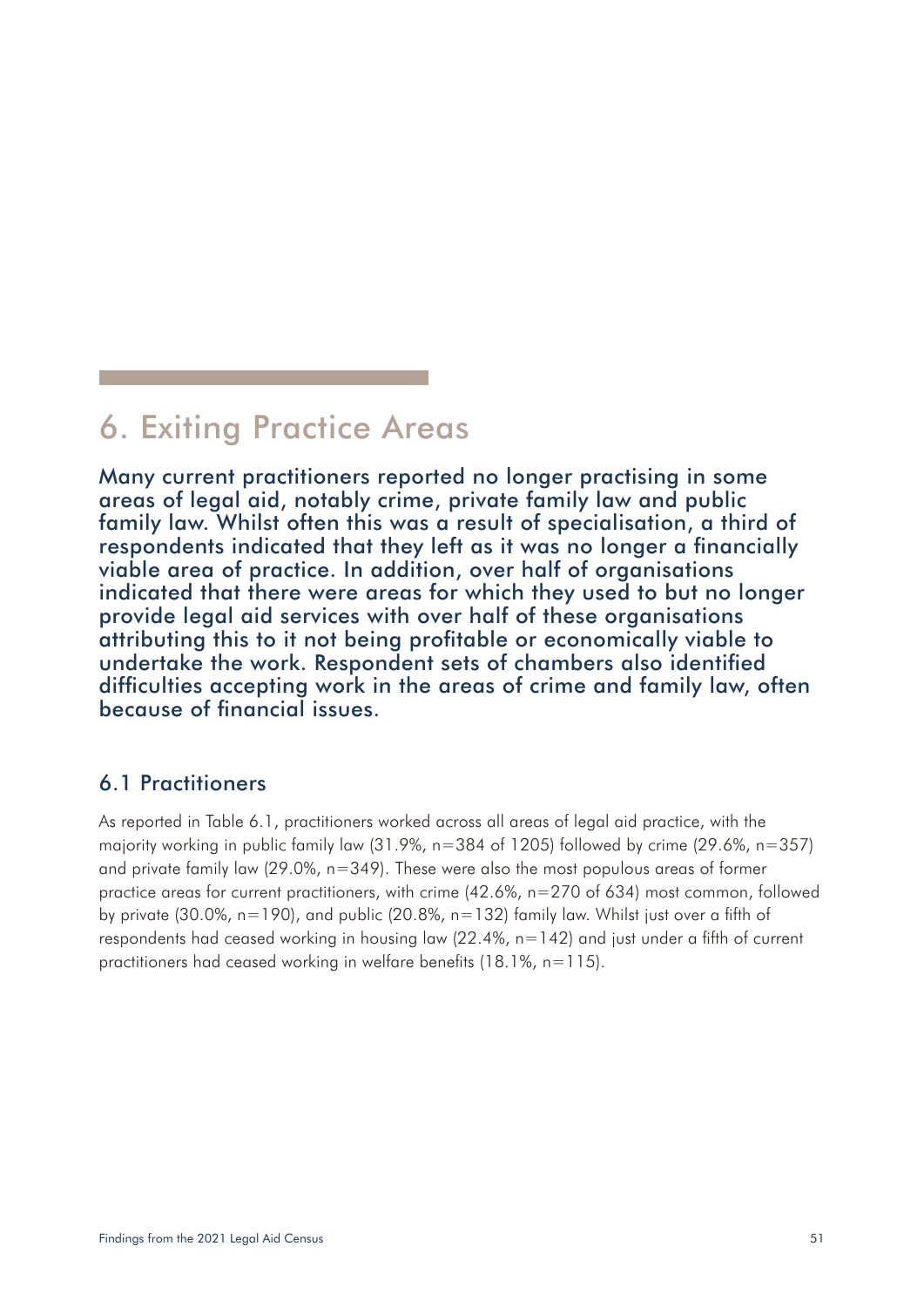# 6. Exiting Practice Areas

**Many current practitioners reported no longer practising in some areas of legal aid, notably crime, private family law and public family law. Whilst often this was a result of specialisation, a third of respondents indicated that they left as it was no longer a financially viable area of practice. In addition, over half of organisations indicated that there were areas for which they used to but no longer provide legal aid services with over half of these organisations attributing this to it not being profitable or economically viable to undertake the work. Respondent sets of chambers also identified difficulties accepting work in the areas of crime and family law, often because of financial issues.**

## 6.1 Practitioners

As reported in Table 6.1, practitioners worked across all areas of legal aid practice, with the majority working in public family law (31.9%, n=384 of 1205) followed by crime (29.6%, n=357) and private family law (29.0%, n=349). These were also the most populous areas of former practice areas for current practitioners, with crime (42.6%, n=270 of 634) most common, followed by private (30.0%, n=190), and public (20.8%, n=132) family law. Whilst just over a fifth of respondents had ceased working in housing law (22.4%, n=142) and just under a fifth of current practitioners had ceased working in welfare benefits (18.1%, n=115).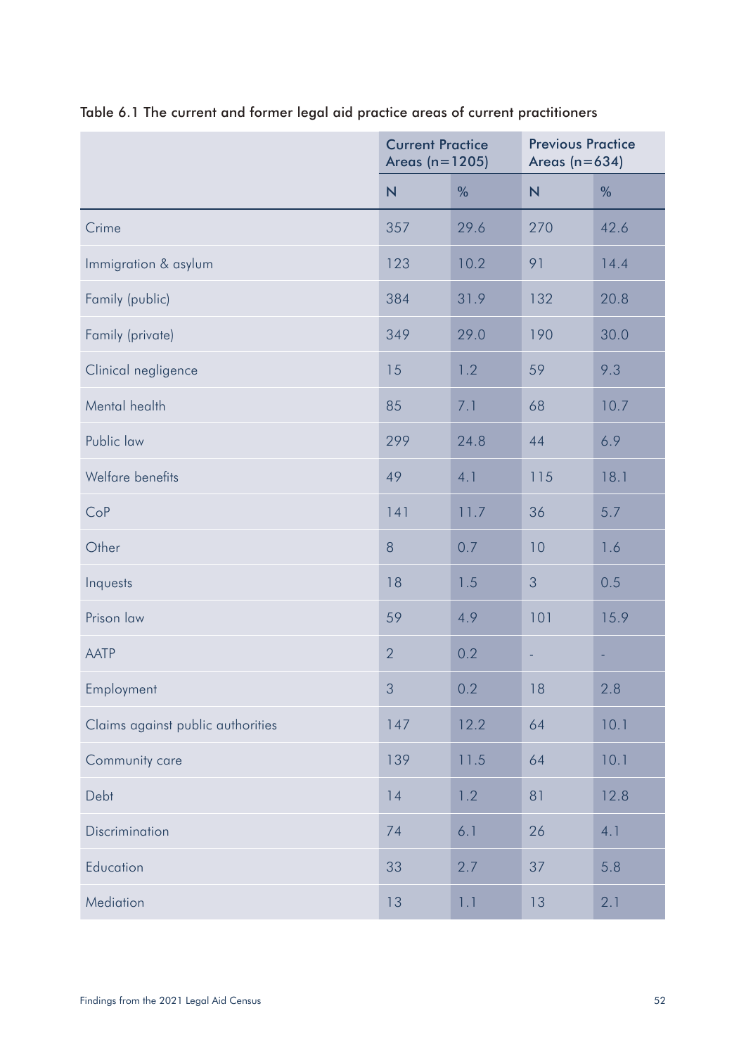Table 6.1 The current and former legal aid practice areas of current practitioners

| | Current Practice Areas (n=1205) | | Previous Practice Areas (n=634) | |
|---|---|---|---|---|
| | N | % | N | % |
| Crime | 357 | 29.6 | 270 | 42.6 |
| Immigration & asylum | 123 | 10.2 | 91 | 14.4 |
| Family (public) | 384 | 31.9 | 132 | 20.8 |
| Family (private) | 349 | 29.0 | 190 | 30.0 |
| Clinical negligence | 15 | 1.2 | 59 | 9.3 |
| Mental health | 85 | 7.1 | 68 | 10.7 |
| Public law | 299 | 24.8 | 44 | 6.9 |
| Welfare benefits | 49 | 4.1 | 115 | 18.1 |
| CoP | 141 | 11.7 | 36 | 5.7 |
| Other | 8 | 0.7 | 10 | 1.6 |
| Inquests | 18 | 1.5 | 3 | 0.5 |
| Prison law | 59 | 4.9 | 101 | 15.9 |
| AATP | 2 | 0.2 | - | - |
| Employment | 3 | 0.2 | 18 | 2.8 |
| Claims against public authorities | 147 | 12.2 | 64 | 10.1 |
| Community care | 139 | 11.5 | 64 | 10.1 |
| Debt | 14 | 1.2 | 81 | 12.8 |
| Discrimination | 74 | 6.1 | 26 | 4.1 |
| Education | 33 | 2.7 | 37 | 5.8 |
| Mediation | 13 | 1.1 | 13 | 2.1 |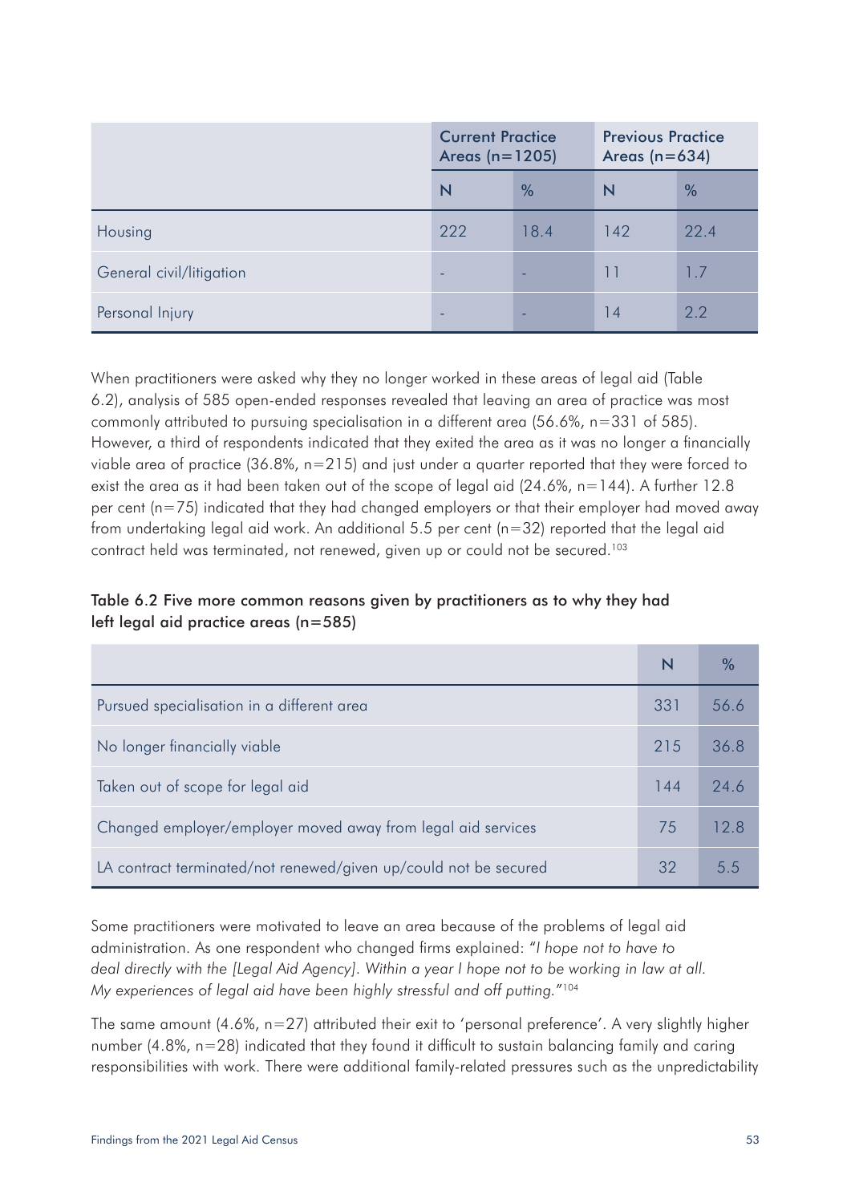| | Current Practice Areas (n=1205) | | Previous Practice Areas (n=634) | |
|---|---|---|---|---|
| | N | % | N | % |
| Housing | 222 | 18.4 | 142 | 22.4 |
| General civil/litigation | - | - | 11 | 1.7 |
| Personal Injury | - | - | 14 | 2.2 |

When practitioners were asked why they no longer worked in these areas of legal aid (Table 6.2), analysis of 585 open-ended responses revealed that leaving an area of practice was most commonly attributed to pursuing specialisation in a different area (56.6%, n=331 of 585). However, a third of respondents indicated that they exited the area as it was no longer a financially viable area of practice (36.8%, n=215) and just under a quarter reported that they were forced to exist the area as it had been taken out of the scope of legal aid (24.6%, n=144). A further 12.8 per cent (n=75) indicated that they had changed employers or that their employer had moved away from undertaking legal aid work. An additional 5.5 per cent (n=32) reported that the legal aid contract held was terminated, not renewed, given up or could not be secured.[103]

**Table 6.2 Five more common reasons given by practitioners as to why they had left legal aid practice areas (n=585)**

| | N | % |
|---|---|---|
| Pursued specialisation in a different area | 331 | 56.6 |
| No longer financially viable | 215 | 36.8 |
| Taken out of scope for legal aid | 144 | 24.6 |
| Changed employer/employer moved away from legal aid services | 75 | 12.8 |
| LA contract terminated/not renewed/given up/could not be secured | 32 | 5.5 |

Some practitioners were motivated to leave an area because of the problems of legal aid administration. As one respondent who changed firms explained: "*I hope not to have to deal directly with the [Legal Aid Agency]. Within a year I hope not to be working in law at all. My experiences of legal aid have been highly stressful and off putting.*"[104]

The same amount (4.6%, n=27) attributed their exit to 'personal preference'. A very slightly higher number (4.8%, n=28) indicated that they found it difficult to sustain balancing family and caring responsibilities with work. There were additional family-related pressures such as the unpredictability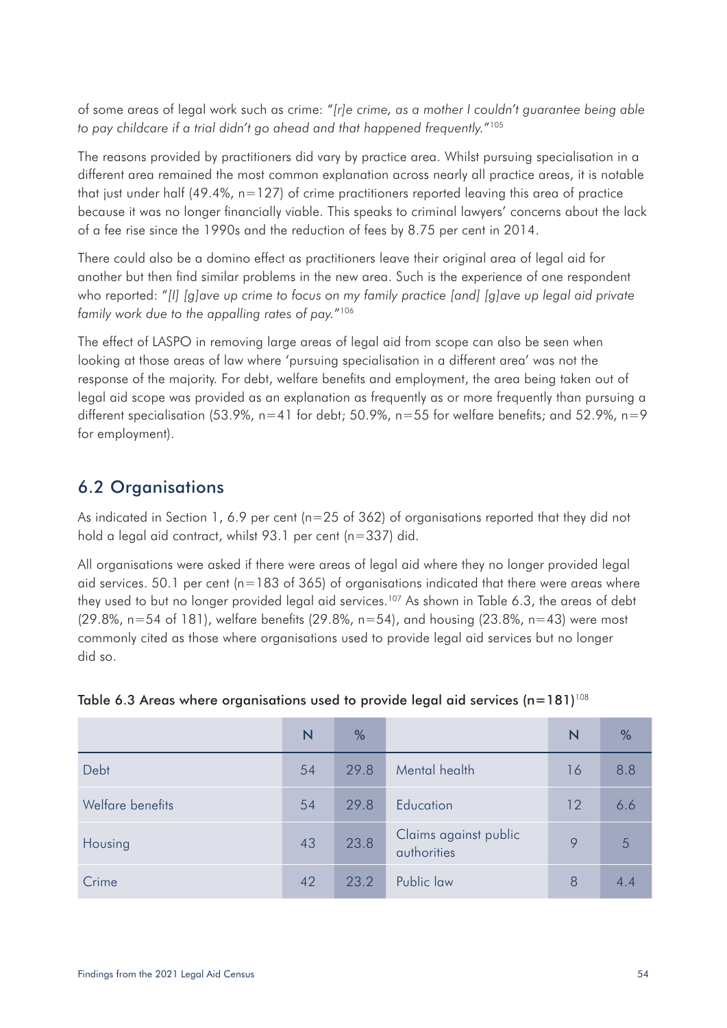of some areas of legal work such as crime: "*[r]e crime, as a mother I couldn't guarantee being able to pay childcare if a trial didn't go ahead and that happened frequently.*"[105]

The reasons provided by practitioners did vary by practice area. Whilst pursuing specialisation in a different area remained the most common explanation across nearly all practice areas, it is notable that just under half (49.4%, n=127) of crime practitioners reported leaving this area of practice because it was no longer financially viable. This speaks to criminal lawyers' concerns about the lack of a fee rise since the 1990s and the reduction of fees by 8.75 per cent in 2014.

There could also be a domino effect as practitioners leave their original area of legal aid for another but then find similar problems in the new area. Such is the experience of one respondent who reported: "*[I] [g]ave up crime to focus on my family practice [and] [g]ave up legal aid private family work due to the appalling rates of pay.*"[106]

The effect of LASPO in removing large areas of legal aid from scope can also be seen when looking at those areas of law where 'pursuing specialisation in a different area' was not the response of the majority. For debt, welfare benefits and employment, the area being taken out of legal aid scope was provided as an explanation as frequently as or more frequently than pursuing a different specialisation (53.9%, n=41 for debt; 50.9%, n=55 for welfare benefits; and 52.9%, n=9 for employment).

## 6.2 Organisations

As indicated in Section 1, 6.9 per cent (n=25 of 362) of organisations reported that they did not hold a legal aid contract, whilst 93.1 per cent (n=337) did.

All organisations were asked if there were areas of legal aid where they no longer provided legal aid services. 50.1 per cent (n=183 of 365) of organisations indicated that there were areas where they used to but no longer provided legal aid services.[107] As shown in Table 6.3, the areas of debt (29.8%, n=54 of 181), welfare benefits (29.8%, n=54), and housing (23.8%, n=43) were most commonly cited as those where organisations used to provide legal aid services but no longer did so.

**Table 6.3 Areas where organisations used to provide legal aid services (n=181)**[108]

| | N | % | | N | % |
|---|---|---|---|---|---|
| Debt | 54 | 29.8 | Mental health | 16 | 8.8 |
| Welfare benefits | 54 | 29.8 | Education | 12 | 6.6 |
| Housing | 43 | 23.8 | Claims against public authorities | 9 | 5 |
| Crime | 42 | 23.2 | Public law | 8 | 4.4 |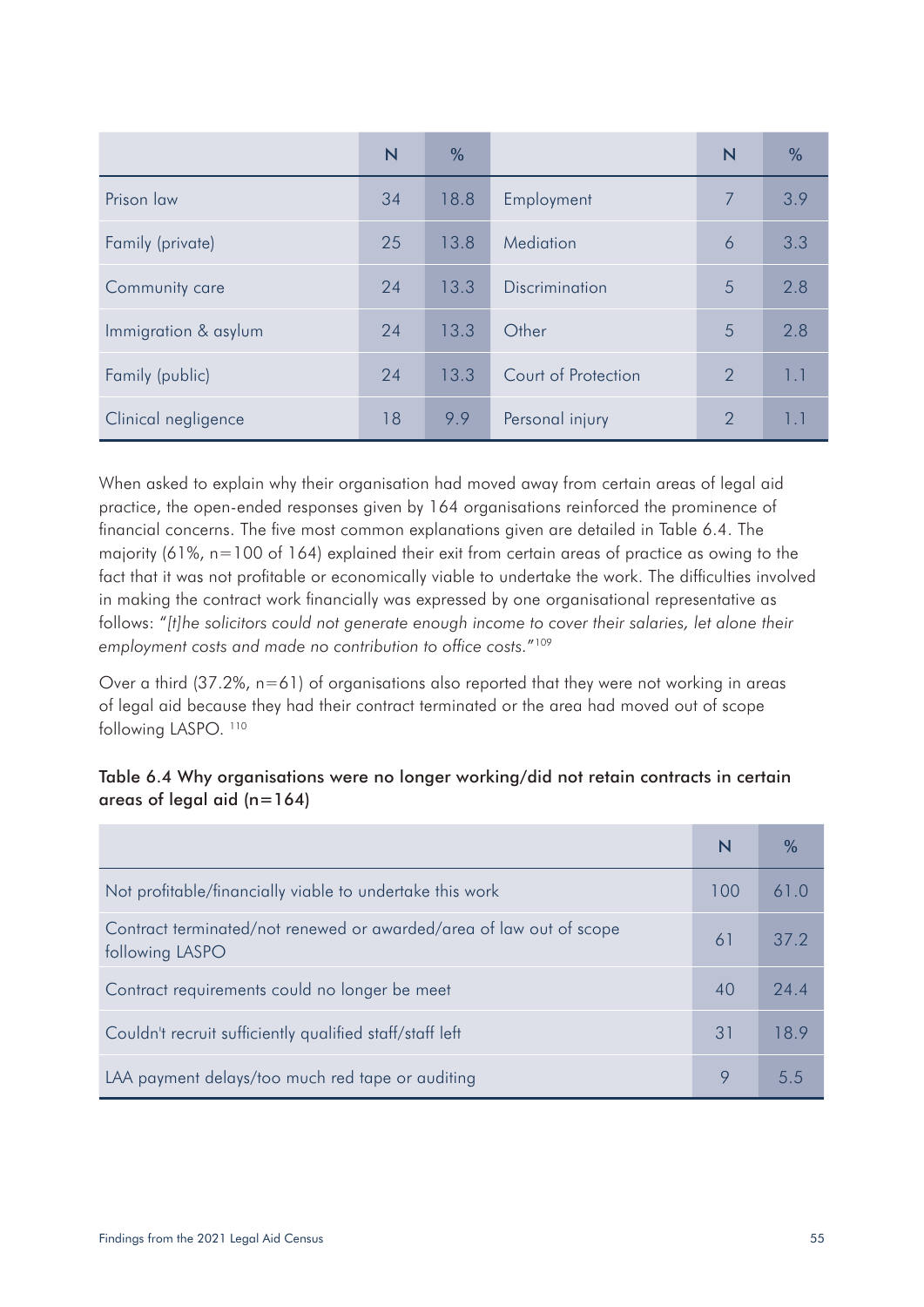| | N | % | | N | % |
|---|---|---|---|---|---|
| Prison law | 34 | 18.8 | Employment | 7 | 3.9 |
| Family (private) | 25 | 13.8 | Mediation | 6 | 3.3 |
| Community care | 24 | 13.3 | Discrimination | 5 | 2.8 |
| Immigration & asylum | 24 | 13.3 | Other | 5 | 2.8 |
| Family (public) | 24 | 13.3 | Court of Protection | 2 | 1.1 |
| Clinical negligence | 18 | 9.9 | Personal injury | 2 | 1.1 |

When asked to explain why their organisation had moved away from certain areas of legal aid practice, the open-ended responses given by 164 organisations reinforced the prominence of financial concerns. The five most common explanations given are detailed in Table 6.4. The majority (61%, n=100 of 164) explained their exit from certain areas of practice as owing to the fact that it was not profitable or economically viable to undertake the work. The difficulties involved in making the contract work financially was expressed by one organisational representative as follows: *"[t]he solicitors could not generate enough income to cover their salaries, let alone their employment costs and made no contribution to office costs."*[109]

Over a third (37.2%, n=61) of organisations also reported that they were not working in areas of legal aid because they had their contract terminated or the area had moved out of scope following LASPO. [110]

**Table 6.4 Why organisations were no longer working/did not retain contracts in certain areas of legal aid (n=164)**

| | N | % |
|---|---|---|
| Not profitable/financially viable to undertake this work | 100 | 61.0 |
| Contract terminated/not renewed or awarded/area of law out of scope following LASPO | 61 | 37.2 |
| Contract requirements could no longer be meet | 40 | 24.4 |
| Couldn't recruit sufficiently qualified staff/staff left | 31 | 18.9 |
| LAA payment delays/too much red tape or auditing | 9 | 5.5 |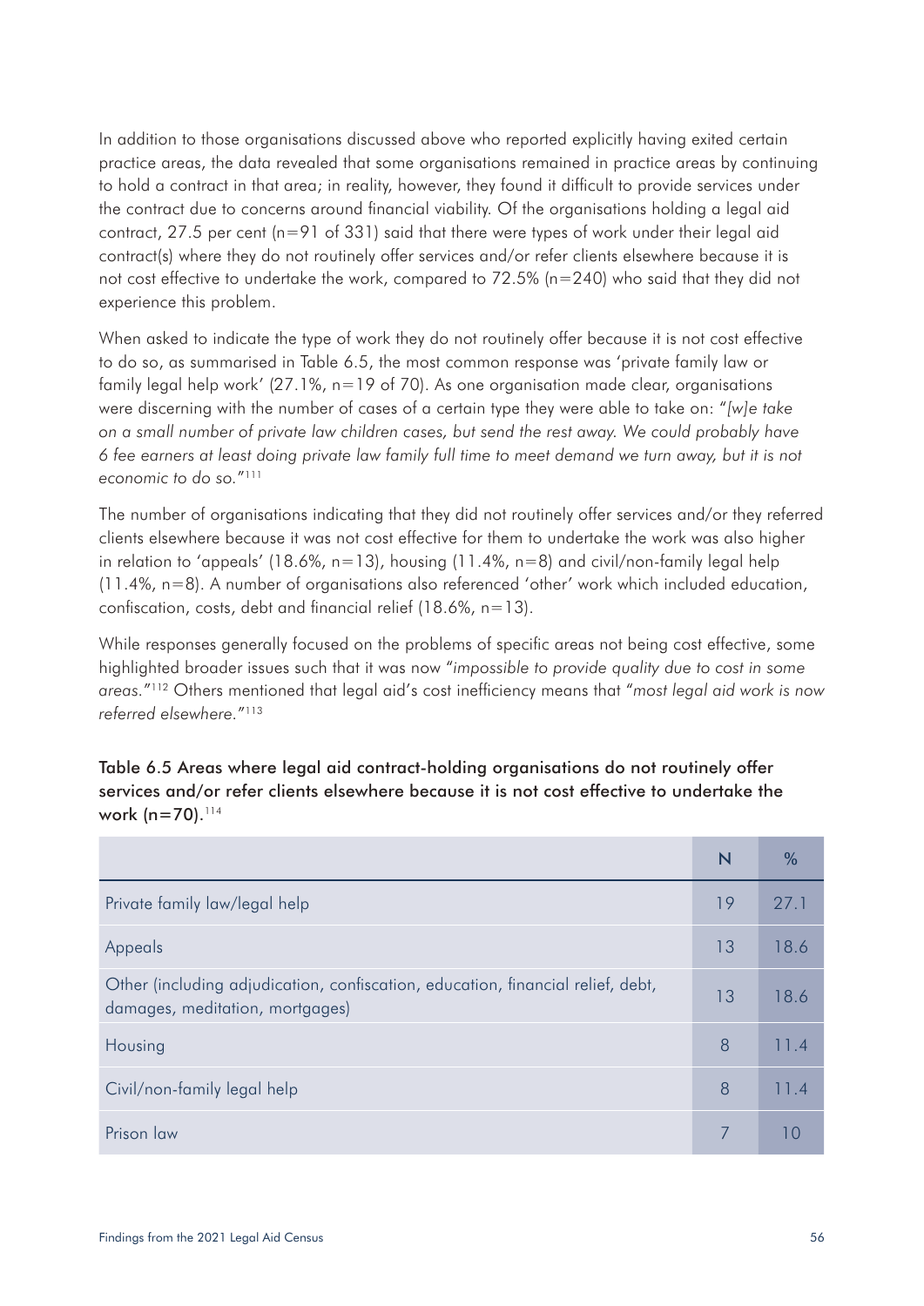In addition to those organisations discussed above who reported explicitly having exited certain practice areas, the data revealed that some organisations remained in practice areas by continuing to hold a contract in that area; in reality, however, they found it difficult to provide services under the contract due to concerns around financial viability. Of the organisations holding a legal aid contract, 27.5 per cent (n=91 of 331) said that there were types of work under their legal aid contract(s) where they do not routinely offer services and/or refer clients elsewhere because it is not cost effective to undertake the work, compared to 72.5% (n=240) who said that they did not experience this problem.

When asked to indicate the type of work they do not routinely offer because it is not cost effective to do so, as summarised in Table 6.5, the most common response was 'private family law or family legal help work' (27.1%, n=19 of 70). As one organisation made clear, organisations were discerning with the number of cases of a certain type they were able to take on: "*[w]e take on a small number of private law children cases, but send the rest away. We could probably have 6 fee earners at least doing private law family full time to meet demand we turn away, but it is not economic to do so.*"[111]

The number of organisations indicating that they did not routinely offer services and/or they referred clients elsewhere because it was not cost effective for them to undertake the work was also higher in relation to 'appeals' (18.6%, n=13), housing (11.4%, n=8) and civil/non-family legal help (11.4%, n=8). A number of organisations also referenced 'other' work which included education, confiscation, costs, debt and financial relief (18.6%, n=13).

While responses generally focused on the problems of specific areas not being cost effective, some highlighted broader issues such that it was now "*impossible to provide quality due to cost in some areas.*"[112] Others mentioned that legal aid's cost inefficiency means that "*most legal aid work is now referred elsewhere.*"[113]

**Table 6.5 Areas where legal aid contract-holding organisations do not routinely offer services and/or refer clients elsewhere because it is not cost effective to undertake the work (n=70).**[114]

| | N | % |
|---|---|---|
| Private family law/legal help | 19 | 27.1 |
| Appeals | 13 | 18.6 |
| Other (including adjudication, confiscation, education, financial relief, debt, damages, meditation, mortgages) | 13 | 18.6 |
| Housing | 8 | 11.4 |
| Civil/non-family legal help | 8 | 11.4 |
| Prison law | 7 | 10 |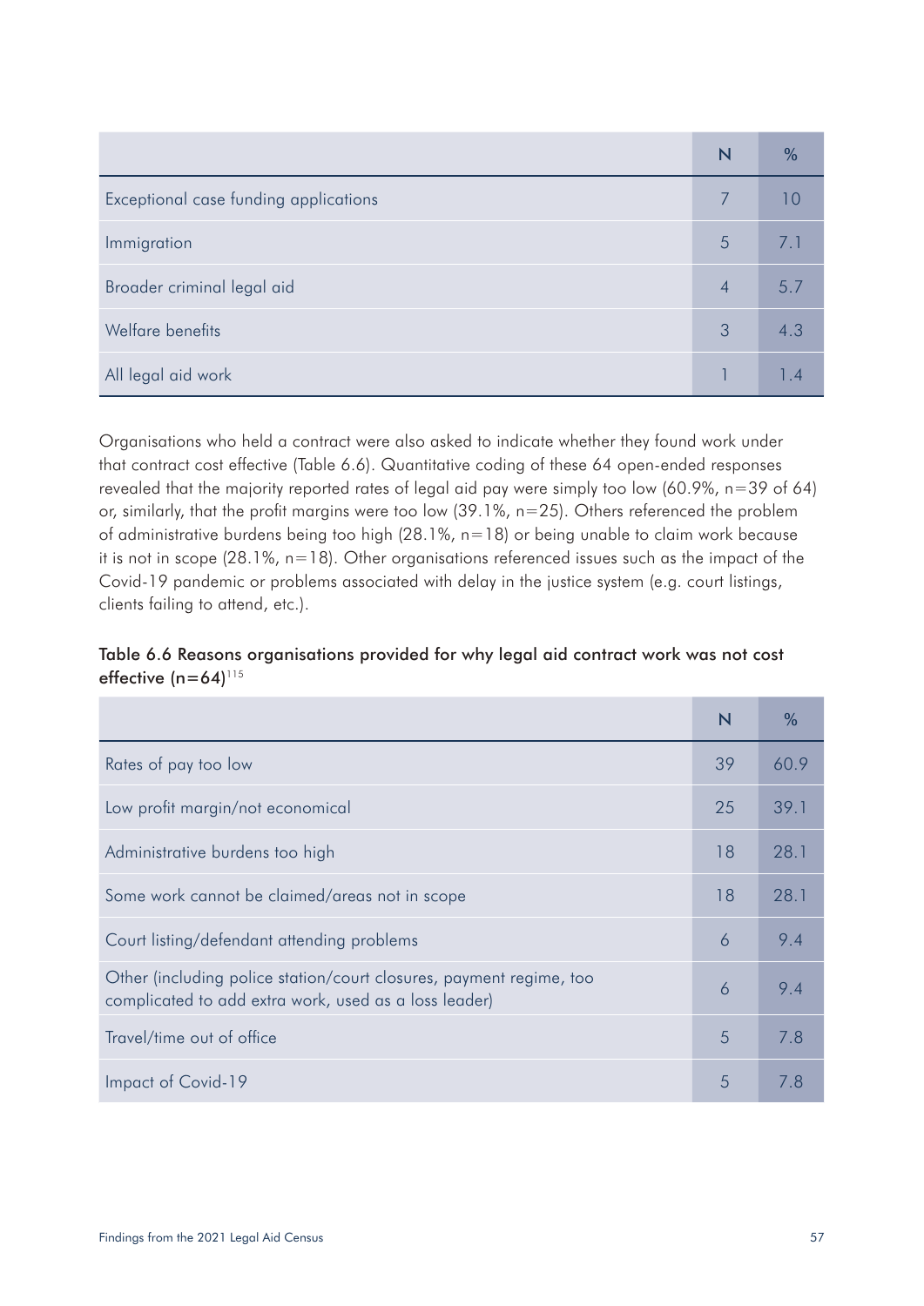| | N | % |
|---|---|---|
| Exceptional case funding applications | 7 | 10 |
| Immigration | 5 | 7.1 |
| Broader criminal legal aid | 4 | 5.7 |
| Welfare benefits | 3 | 4.3 |
| All legal aid work | 1 | 1.4 |

Organisations who held a contract were also asked to indicate whether they found work under that contract cost effective (Table 6.6). Quantitative coding of these 64 open-ended responses revealed that the majority reported rates of legal aid pay were simply too low (60.9%, n=39 of 64) or, similarly, that the profit margins were too low (39.1%, n=25). Others referenced the problem of administrative burdens being too high (28.1%, n=18) or being unable to claim work because it is not in scope (28.1%, n=18). Other organisations referenced issues such as the impact of the Covid-19 pandemic or problems associated with delay in the justice system (e.g. court listings, clients failing to attend, etc.).

**Table 6.6 Reasons organisations provided for why legal aid contract work was not cost effective (n=64)**[115]

| | N | % |
|---|---|---|
| Rates of pay too low | 39 | 60.9 |
| Low profit margin/not economical | 25 | 39.1 |
| Administrative burdens too high | 18 | 28.1 |
| Some work cannot be claimed/areas not in scope | 18 | 28.1 |
| Court listing/defendant attending problems | 6 | 9.4 |
| Other (including police station/court closures, payment regime, too complicated to add extra work, used as a loss leader) | 6 | 9.4 |
| Travel/time out of office | 5 | 7.8 |
| Impact of Covid-19 | 5 | 7.8 |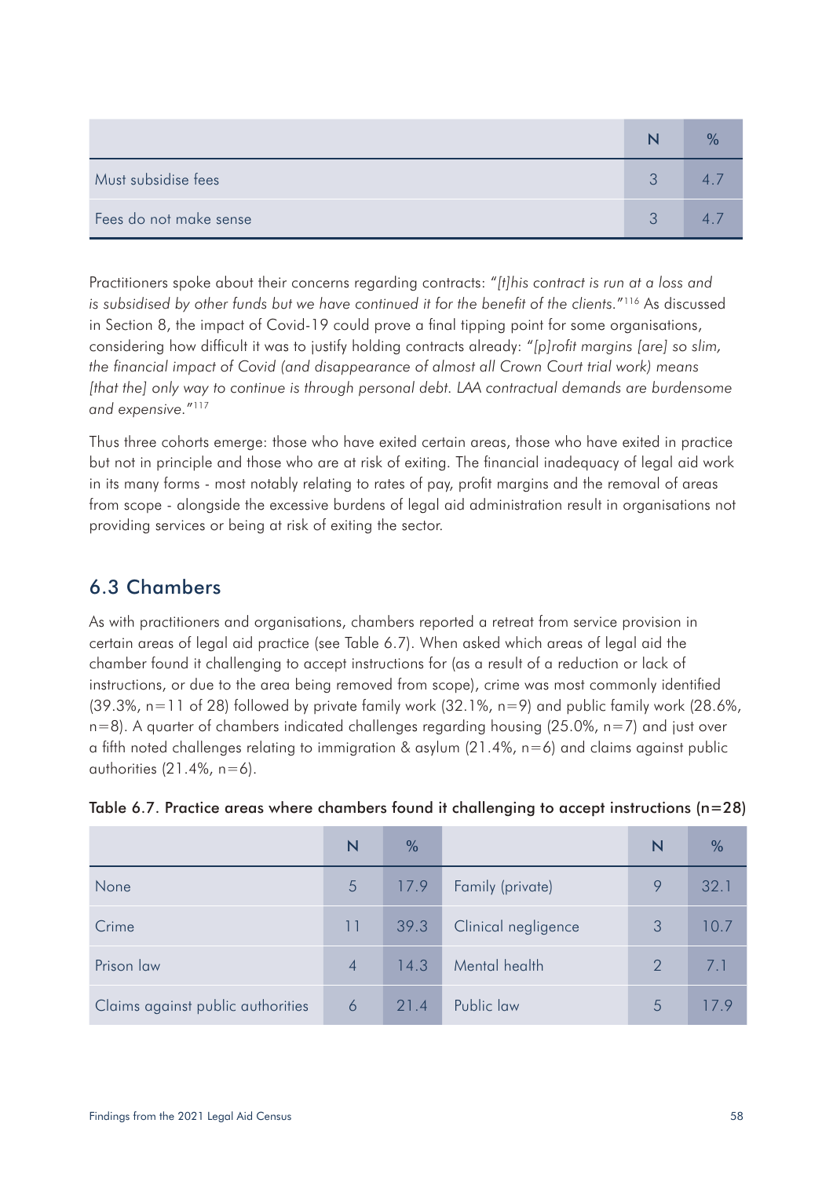| | N | % |
|---|---|---|
| Must subsidise fees | 3 | 4.7 |
| Fees do not make sense | 3 | 4.7 |

Practitioners spoke about their concerns regarding contracts: "*[t]his contract is run at a loss and is subsidised by other funds but we have continued it for the benefit of the clients.*"[116] As discussed in Section 8, the impact of Covid-19 could prove a final tipping point for some organisations, considering how difficult it was to justify holding contracts already: "*[p]rofit margins [are] so slim, the financial impact of Covid (and disappearance of almost all Crown Court trial work) means [that the] only way to continue is through personal debt. LAA contractual demands are burdensome and expensive.*"[117]

Thus three cohorts emerge: those who have exited certain areas, those who have exited in practice but not in principle and those who are at risk of exiting. The financial inadequacy of legal aid work in its many forms - most notably relating to rates of pay, profit margins and the removal of areas from scope - alongside the excessive burdens of legal aid administration result in organisations not providing services or being at risk of exiting the sector.

## 6.3 Chambers

As with practitioners and organisations, chambers reported a retreat from service provision in certain areas of legal aid practice (see Table 6.7). When asked which areas of legal aid the chamber found it challenging to accept instructions for (as a result of a reduction or lack of instructions, or due to the area being removed from scope), crime was most commonly identified (39.3%, n=11 of 28) followed by private family work (32.1%, n=9) and public family work (28.6%, n=8). A quarter of chambers indicated challenges regarding housing (25.0%, n=7) and just over a fifth noted challenges relating to immigration & asylum (21.4%, n=6) and claims against public authorities (21.4%, n=6).

Table 6.7. Practice areas where chambers found it challenging to accept instructions (n=28)

| | N | % | | N | % |
|---|---|---|---|---|---|
| None | 5 | 17.9 | Family (private) | 9 | 32.1 |
| Crime | 11 | 39.3 | Clinical negligence | 3 | 10.7 |
| Prison law | 4 | 14.3 | Mental health | 2 | 7.1 |
| Claims against public authorities | 6 | 21.4 | Public law | 5 | 17.9 |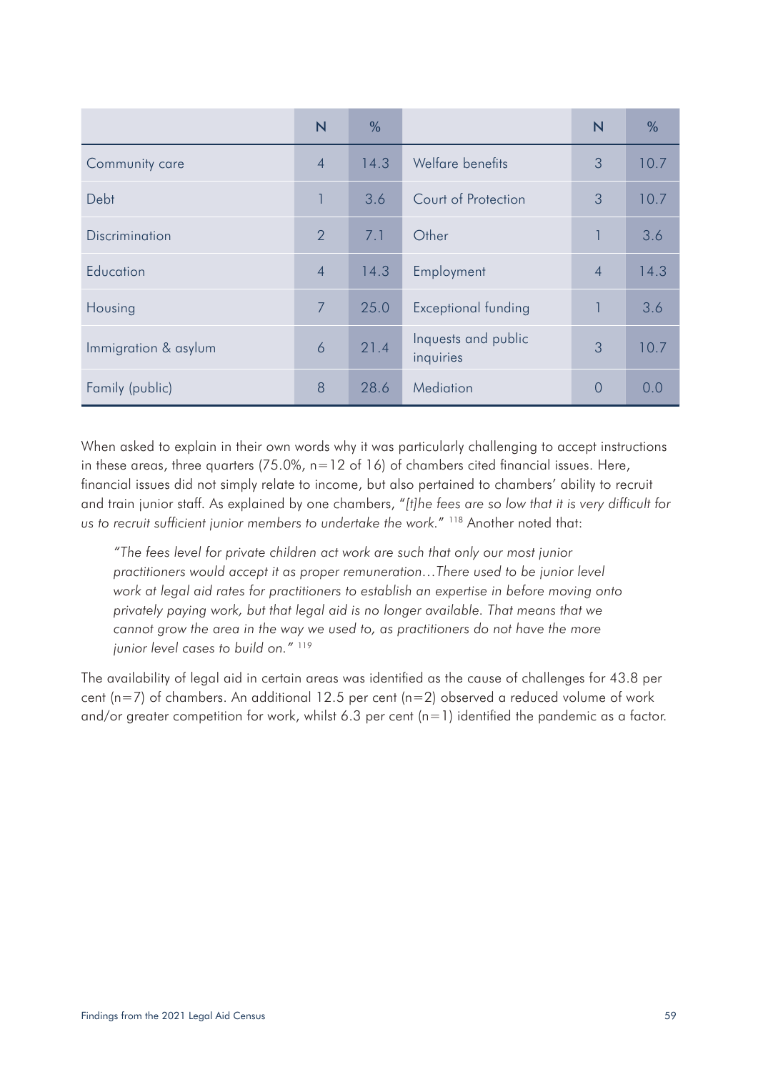| | N | % | | N | % |
|---|---|---|---|---|---|
| Community care | 4 | 14.3 | Welfare benefits | 3 | 10.7 |
| Debt | 1 | 3.6 | Court of Protection | 3 | 10.7 |
| Discrimination | 2 | 7.1 | Other | 1 | 3.6 |
| Education | 4 | 14.3 | Employment | 4 | 14.3 |
| Housing | 7 | 25.0 | Exceptional funding | 1 | 3.6 |
| Immigration & asylum | 6 | 21.4 | Inquests and public inquiries | 3 | 10.7 |
| Family (public) | 8 | 28.6 | Mediation | 0 | 0.0 |

When asked to explain in their own words why it was particularly challenging to accept instructions in these areas, three quarters (75.0%, n=12 of 16) of chambers cited financial issues. Here, financial issues did not simply relate to income, but also pertained to chambers' ability to recruit and train junior staff. As explained by one chambers, "*[t]he fees are so low that it is very difficult for us to recruit sufficient junior members to undertake the work.*" [118] Another noted that:

> *"The fees level for private children act work are such that only our most junior practitioners would accept it as proper remuneration…There used to be junior level work at legal aid rates for practitioners to establish an expertise in before moving onto privately paying work, but that legal aid is no longer available. That means that we cannot grow the area in the way we used to, as practitioners do not have the more junior level cases to build on."* [119]

The availability of legal aid in certain areas was identified as the cause of challenges for 43.8 per cent (n=7) of chambers. An additional 12.5 per cent (n=2) observed a reduced volume of work and/or greater competition for work, whilst 6.3 per cent (n=1) identified the pandemic as a factor.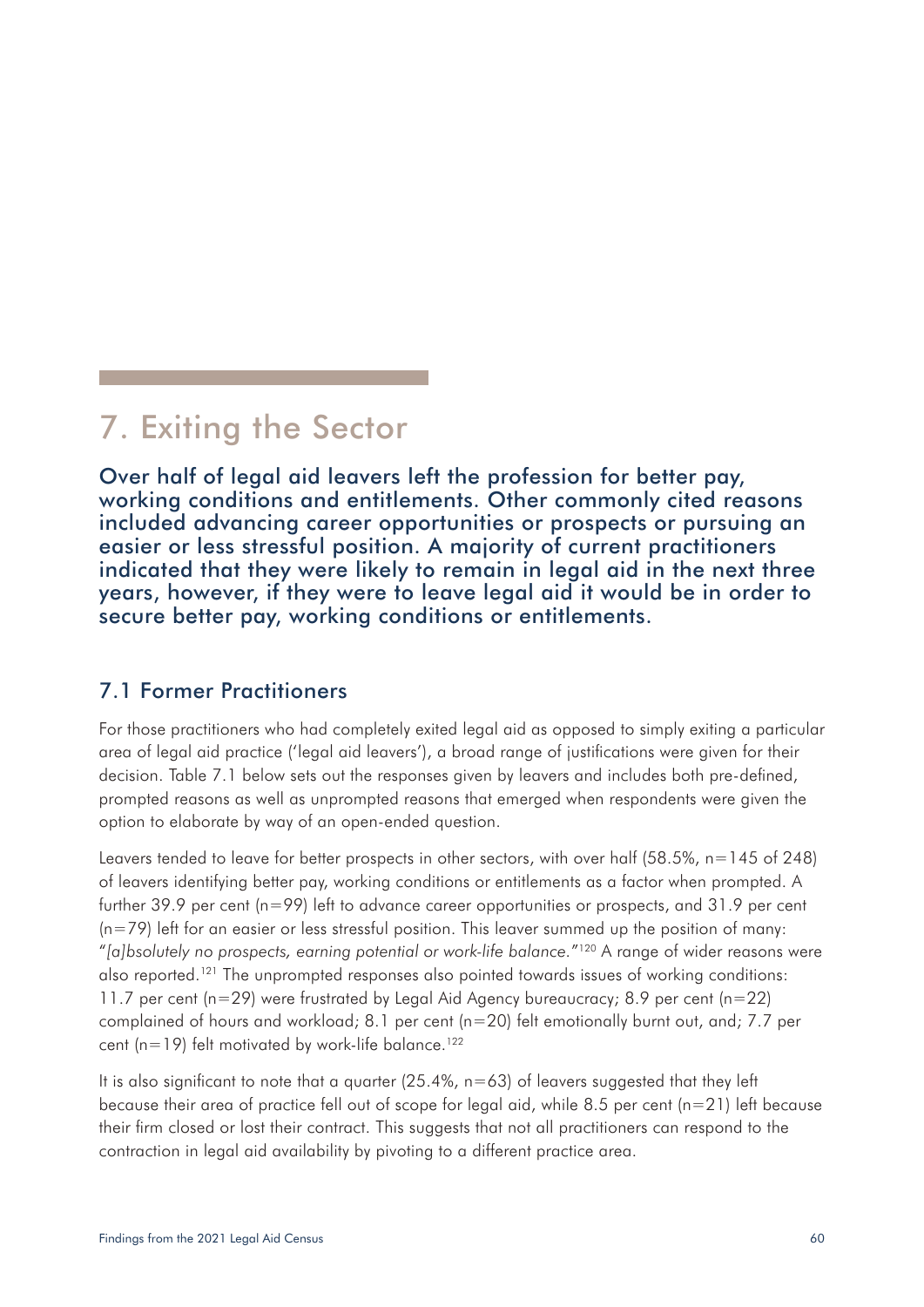# 7. Exiting the Sector

**Over half of legal aid leavers left the profession for better pay, working conditions and entitlements. Other commonly cited reasons included advancing career opportunities or prospects or pursuing an easier or less stressful position. A majority of current practitioners indicated that they were likely to remain in legal aid in the next three years, however, if they were to leave legal aid it would be in order to secure better pay, working conditions or entitlements.**

## 7.1 Former Practitioners

For those practitioners who had completely exited legal aid as opposed to simply exiting a particular area of legal aid practice ('legal aid leavers'), a broad range of justifications were given for their decision. Table 7.1 below sets out the responses given by leavers and includes both pre-defined, prompted reasons as well as unprompted reasons that emerged when respondents were given the option to elaborate by way of an open-ended question.

Leavers tended to leave for better prospects in other sectors, with over half (58.5%, n=145 of 248) of leavers identifying better pay, working conditions or entitlements as a factor when prompted. A further 39.9 per cent (n=99) left to advance career opportunities or prospects, and 31.9 per cent (n=79) left for an easier or less stressful position. This leaver summed up the position of many: "*[a]bsolutely no prospects, earning potential or work-life balance.*"[120] A range of wider reasons were also reported.[121] The unprompted responses also pointed towards issues of working conditions: 11.7 per cent (n=29) were frustrated by Legal Aid Agency bureaucracy; 8.9 per cent (n=22) complained of hours and workload; 8.1 per cent (n=20) felt emotionally burnt out, and; 7.7 per cent (n=19) felt motivated by work-life balance.[122]

It is also significant to note that a quarter (25.4%, n=63) of leavers suggested that they left because their area of practice fell out of scope for legal aid, while 8.5 per cent (n=21) left because their firm closed or lost their contract. This suggests that not all practitioners can respond to the contraction in legal aid availability by pivoting to a different practice area.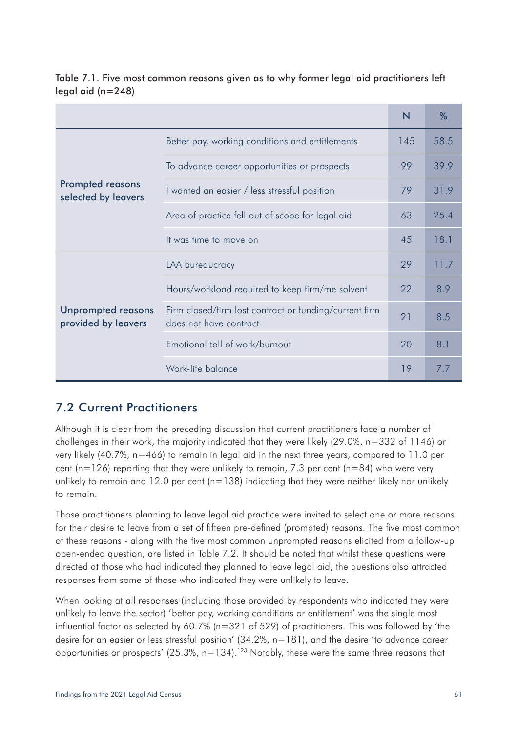Table 7.1. Five most common reasons given as to why former legal aid practitioners left legal aid (n=248)

| | | N | % |
|---|---|---|---|
| Prompted reasons selected by leavers | Better pay, working conditions and entitlements | 145 | 58.5 |
| | To advance career opportunities or prospects | 99 | 39.9 |
| | I wanted an easier / less stressful position | 79 | 31.9 |
| | Area of practice fell out of scope for legal aid | 63 | 25.4 |
| | It was time to move on | 45 | 18.1 |
| Unprompted reasons provided by leavers | LAA bureaucracy | 29 | 11.7 |
| | Hours/workload required to keep firm/me solvent | 22 | 8.9 |
| | Firm closed/firm lost contract or funding/current firm does not have contract | 21 | 8.5 |
| | Emotional toll of work/burnout | 20 | 8.1 |
| | Work-life balance | 19 | 7.7 |

## 7.2 Current Practitioners

Although it is clear from the preceding discussion that current practitioners face a number of challenges in their work, the majority indicated that they were likely (29.0%, n=332 of 1146) or very likely (40.7%, n=466) to remain in legal aid in the next three years, compared to 11.0 per cent (n=126) reporting that they were unlikely to remain, 7.3 per cent (n=84) who were very unlikely to remain and 12.0 per cent (n=138) indicating that they were neither likely nor unlikely to remain.

Those practitioners planning to leave legal aid practice were invited to select one or more reasons for their desire to leave from a set of fifteen pre-defined (prompted) reasons. The five most common of these reasons - along with the five most common unprompted reasons elicited from a follow-up open-ended question, are listed in Table 7.2. It should be noted that whilst these questions were directed at those who had indicated they planned to leave legal aid, the questions also attracted responses from some of those who indicated they were unlikely to leave.

When looking at all responses (including those provided by respondents who indicated they were unlikely to leave the sector) 'better pay, working conditions or entitlement' was the single most influential factor as selected by 60.7% (n=321 of 529) of practitioners. This was followed by 'the desire for an easier or less stressful position' (34.2%, n=181), and the desire 'to advance career opportunities or prospects' (25.3%, n=134).[123] Notably, these were the same three reasons that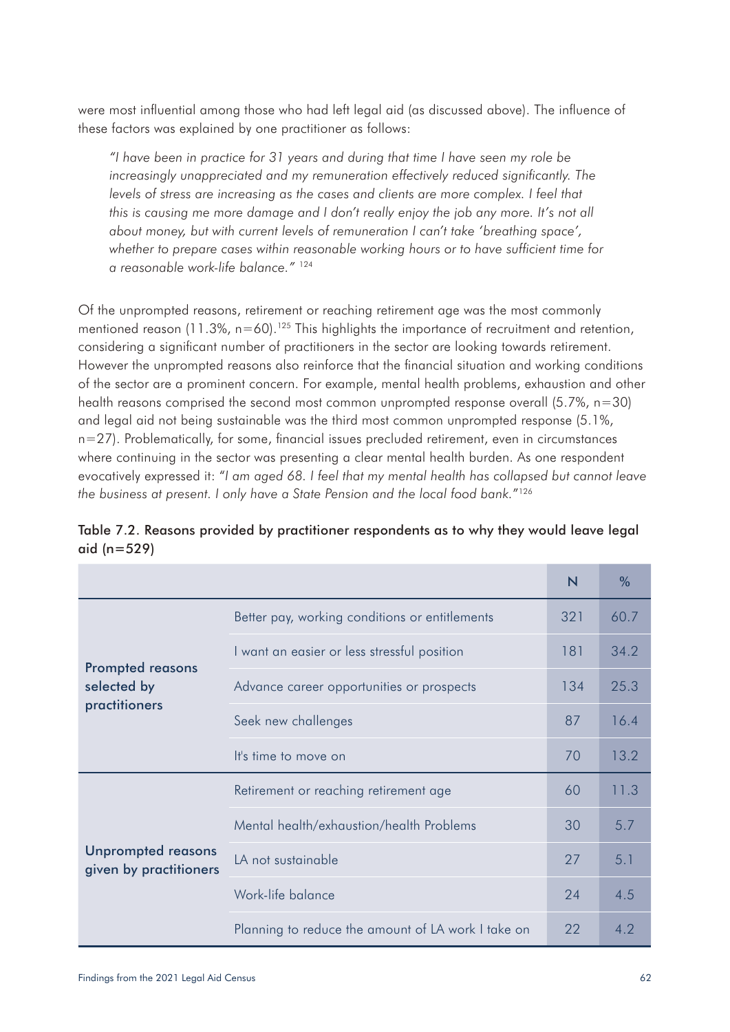were most influential among those who had left legal aid (as discussed above). The influence of these factors was explained by one practitioner as follows:

> *"I have been in practice for 31 years and during that time I have seen my role be increasingly unappreciated and my remuneration effectively reduced significantly. The levels of stress are increasing as the cases and clients are more complex. I feel that this is causing me more damage and I don't really enjoy the job any more. It's not all about money, but with current levels of remuneration I can't take 'breathing space', whether to prepare cases within reasonable working hours or to have sufficient time for a reasonable work-life balance."* [124]

Of the unprompted reasons, retirement or reaching retirement age was the most commonly mentioned reason (11.3%, n=60).[125] This highlights the importance of recruitment and retention, considering a significant number of practitioners in the sector are looking towards retirement. However the unprompted reasons also reinforce that the financial situation and working conditions of the sector are a prominent concern. For example, mental health problems, exhaustion and other health reasons comprised the second most common unprompted response overall (5.7%, n=30) and legal aid not being sustainable was the third most common unprompted response (5.1%, n=27). Problematically, for some, financial issues precluded retirement, even in circumstances where continuing in the sector was presenting a clear mental health burden. As one respondent evocatively expressed it: "*I am aged 68. I feel that my mental health has collapsed but cannot leave the business at present. I only have a State Pension and the local food bank.*"[126]

**Table 7.2. Reasons provided by practitioner respondents as to why they would leave legal aid (n=529)**

| | | N | % |
|---|---|---|---|
| Prompted reasons selected by practitioners | Better pay, working conditions or entitlements | 321 | 60.7 |
| | I want an easier or less stressful position | 181 | 34.2 |
| | Advance career opportunities or prospects | 134 | 25.3 |
| | Seek new challenges | 87 | 16.4 |
| | It's time to move on | 70 | 13.2 |
| Unprompted reasons given by practitioners | Retirement or reaching retirement age | 60 | 11.3 |
| | Mental health/exhaustion/health Problems | 30 | 5.7 |
| | LA not sustainable | 27 | 5.1 |
| | Work-life balance | 24 | 4.5 |
| | Planning to reduce the amount of LA work I take on | 22 | 4.2 |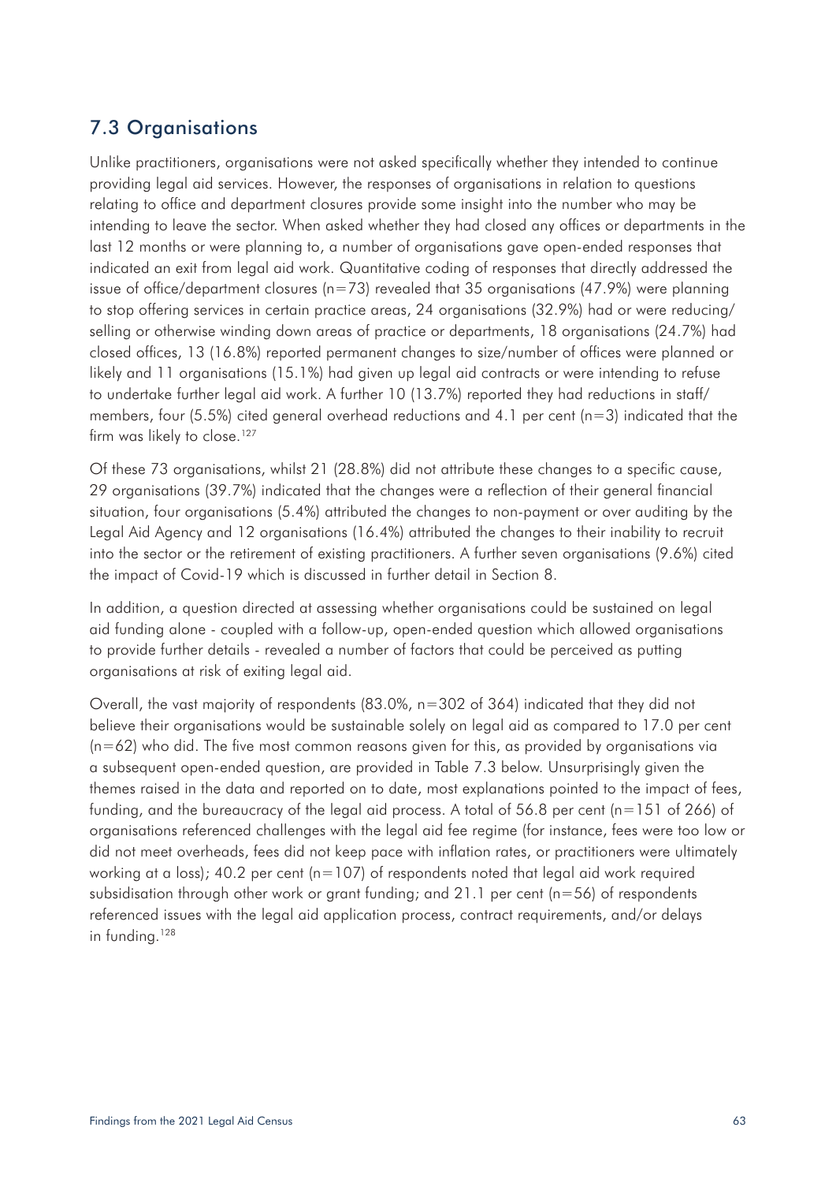## 7.3 Organisations

Unlike practitioners, organisations were not asked specifically whether they intended to continue providing legal aid services. However, the responses of organisations in relation to questions relating to office and department closures provide some insight into the number who may be intending to leave the sector. When asked whether they had closed any offices or departments in the last 12 months or were planning to, a number of organisations gave open-ended responses that indicated an exit from legal aid work. Quantitative coding of responses that directly addressed the issue of office/department closures (n=73) revealed that 35 organisations (47.9%) were planning to stop offering services in certain practice areas, 24 organisations (32.9%) had or were reducing/selling or otherwise winding down areas of practice or departments, 18 organisations (24.7%) had closed offices, 13 (16.8%) reported permanent changes to size/number of offices were planned or likely and 11 organisations (15.1%) had given up legal aid contracts or were intending to refuse to undertake further legal aid work. A further 10 (13.7%) reported they had reductions in staff/members, four (5.5%) cited general overhead reductions and 4.1 per cent (n=3) indicated that the firm was likely to close.[127]

Of these 73 organisations, whilst 21 (28.8%) did not attribute these changes to a specific cause, 29 organisations (39.7%) indicated that the changes were a reflection of their general financial situation, four organisations (5.4%) attributed the changes to non-payment or over auditing by the Legal Aid Agency and 12 organisations (16.4%) attributed the changes to their inability to recruit into the sector or the retirement of existing practitioners. A further seven organisations (9.6%) cited the impact of Covid-19 which is discussed in further detail in Section 8.

In addition, a question directed at assessing whether organisations could be sustained on legal aid funding alone - coupled with a follow-up, open-ended question which allowed organisations to provide further details - revealed a number of factors that could be perceived as putting organisations at risk of exiting legal aid.

Overall, the vast majority of respondents (83.0%, n=302 of 364) indicated that they did not believe their organisations would be sustainable solely on legal aid as compared to 17.0 per cent (n=62) who did. The five most common reasons given for this, as provided by organisations via a subsequent open-ended question, are provided in Table 7.3 below. Unsurprisingly given the themes raised in the data and reported on to date, most explanations pointed to the impact of fees, funding, and the bureaucracy of the legal aid process. A total of 56.8 per cent (n=151 of 266) of organisations referenced challenges with the legal aid fee regime (for instance, fees were too low or did not meet overheads, fees did not keep pace with inflation rates, or practitioners were ultimately working at a loss); 40.2 per cent (n=107) of respondents noted that legal aid work required subsidisation through other work or grant funding; and 21.1 per cent (n=56) of respondents referenced issues with the legal aid application process, contract requirements, and/or delays in funding.[128]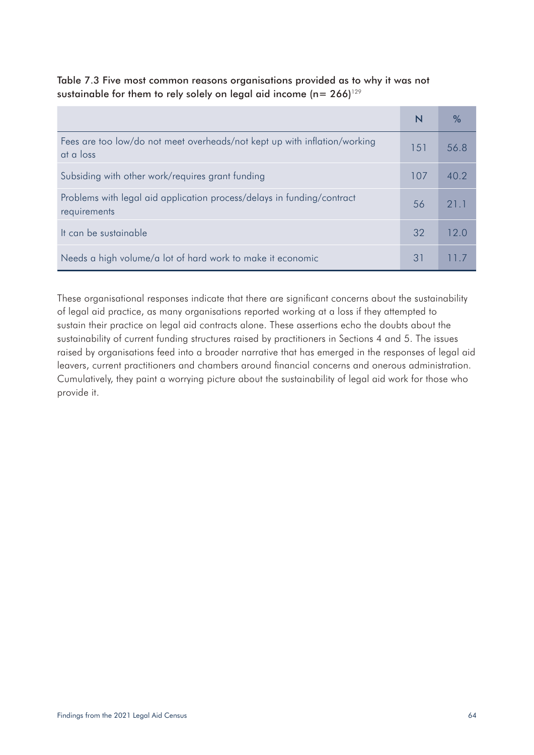Table 7.3 Five most common reasons organisations provided as to why it was not sustainable for them to rely solely on legal aid income (n= 266)[129]

| | N | % |
|---|---|---|
| Fees are too low/do not meet overheads/not kept up with inflation/working at a loss | 151 | 56.8 |
| Subsiding with other work/requires grant funding | 107 | 40.2 |
| Problems with legal aid application process/delays in funding/contract requirements | 56 | 21.1 |
| It can be sustainable | 32 | 12.0 |
| Needs a high volume/a lot of hard work to make it economic | 31 | 11.7 |

These organisational responses indicate that there are significant concerns about the sustainability of legal aid practice, as many organisations reported working at a loss if they attempted to sustain their practice on legal aid contracts alone. These assertions echo the doubts about the sustainability of current funding structures raised by practitioners in Sections 4 and 5. The issues raised by organisations feed into a broader narrative that has emerged in the responses of legal aid leavers, current practitioners and chambers around financial concerns and onerous administration. Cumulatively, they paint a worrying picture about the sustainability of legal aid work for those who provide it.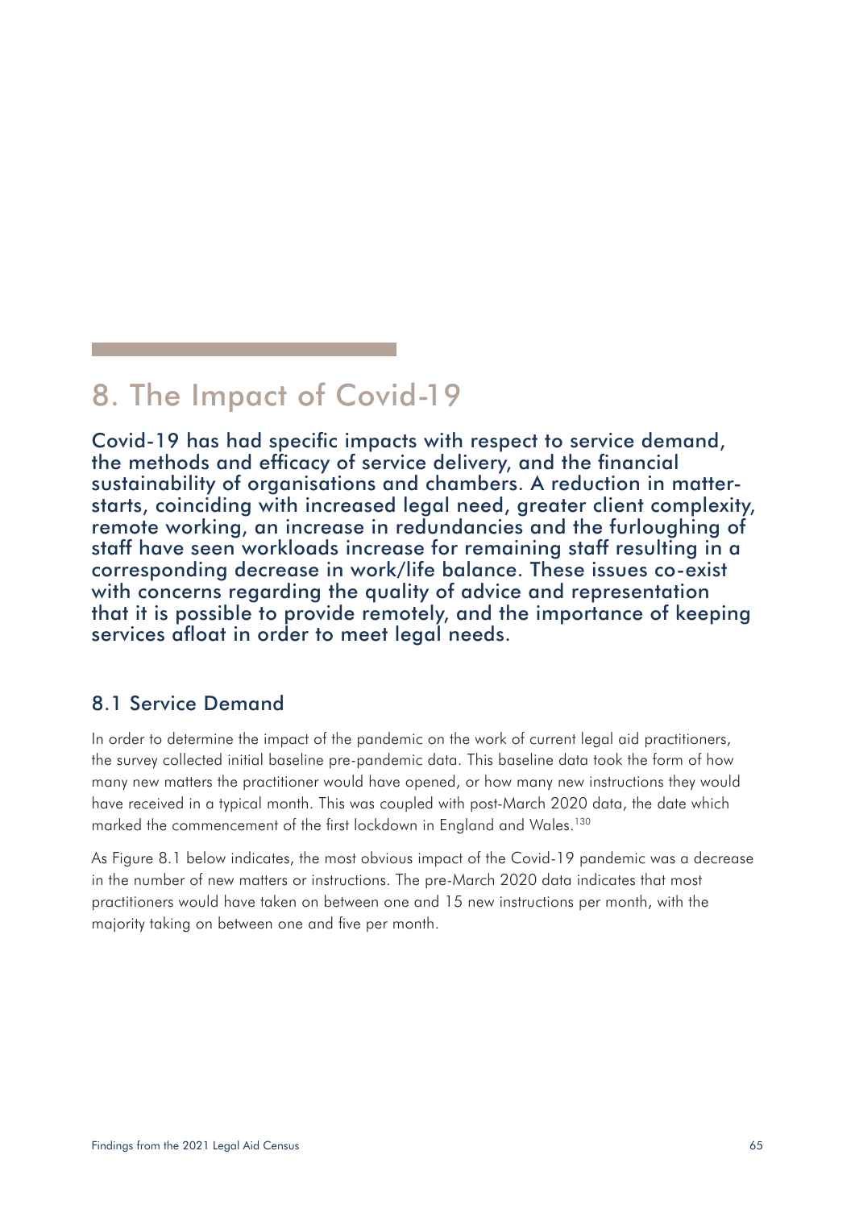# 8. The Impact of Covid-19

**Covid-19 has had specific impacts with respect to service demand, the methods and efficacy of service delivery, and the financial sustainability of organisations and chambers. A reduction in matter-starts, coinciding with increased legal need, greater client complexity, remote working, an increase in redundancies and the furloughing of staff have seen workloads increase for remaining staff resulting in a corresponding decrease in work/life balance. These issues co-exist with concerns regarding the quality of advice and representation that it is possible to provide remotely, and the importance of keeping services afloat in order to meet legal needs.**

## 8.1 Service Demand

In order to determine the impact of the pandemic on the work of current legal aid practitioners, the survey collected initial baseline pre-pandemic data. This baseline data took the form of how many new matters the practitioner would have opened, or how many new instructions they would have received in a typical month. This was coupled with post-March 2020 data, the date which marked the commencement of the first lockdown in England and Wales.[130]

As Figure 8.1 below indicates, the most obvious impact of the Covid-19 pandemic was a decrease in the number of new matters or instructions. The pre-March 2020 data indicates that most practitioners would have taken on between one and 15 new instructions per month, with the majority taking on between one and five per month.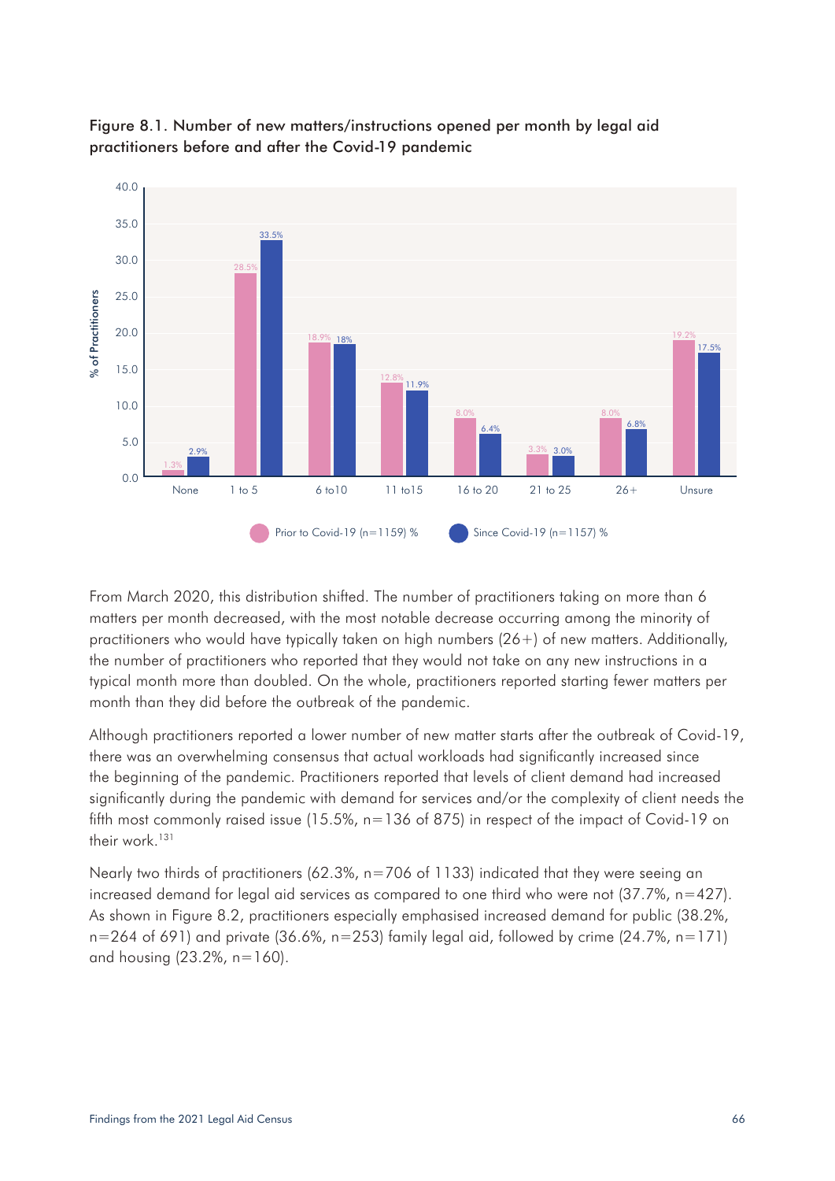Figure 8.1. Number of new matters/instructions opened per month by legal aid practitioners before and after the Covid-19 pandemic

| % of Practitioners | None | 1 to 5 | 6 to10 | 11 to15 | 16 to 20 | 21 to 25 | 26+ | Unsure |
|---|---|---|---|---|---|---|---|---|
| Prior to Covid-19 (n=1159) % | 1.3% | 28.5% | 18.9% | 12.8% | 8.0% | 3.3% | 8.0% | 19.2% |
| Since Covid-19 (n=1157) % | 2.9% | 33.5% | 18% | 11.9% | 6.4% | 3.0% | 6.8% | 17.5% |

From March 2020, this distribution shifted. The number of practitioners taking on more than 6 matters per month decreased, with the most notable decrease occurring among the minority of practitioners who would have typically taken on high numbers (26+) of new matters. Additionally, the number of practitioners who reported that they would not take on any new instructions in a typical month more than doubled. On the whole, practitioners reported starting fewer matters per month than they did before the outbreak of the pandemic.

Although practitioners reported a lower number of new matter starts after the outbreak of Covid-19, there was an overwhelming consensus that actual workloads had significantly increased since the beginning of the pandemic. Practitioners reported that levels of client demand had increased significantly during the pandemic with demand for services and/or the complexity of client needs the fifth most commonly raised issue (15.5%, n=136 of 875) in respect of the impact of Covid-19 on their work.[131]

Nearly two thirds of practitioners (62.3%, n=706 of 1133) indicated that they were seeing an increased demand for legal aid services as compared to one third who were not (37.7%, n=427). As shown in Figure 8.2, practitioners especially emphasised increased demand for public (38.2%, n=264 of 691) and private (36.6%, n=253) family legal aid, followed by crime (24.7%, n=171) and housing (23.2%, n=160).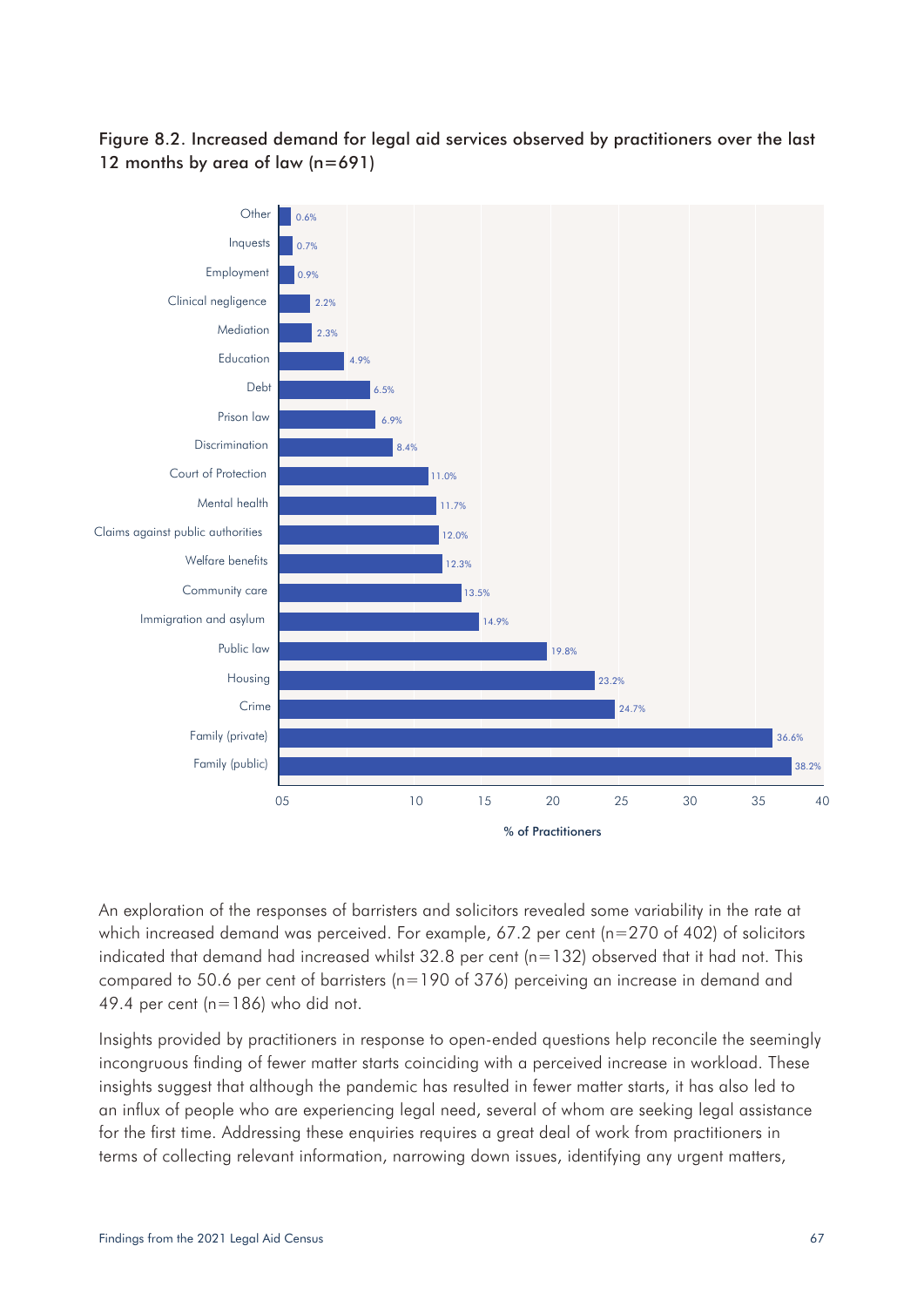Figure 8.2. Increased demand for legal aid services observed by practitioners over the last 12 months by area of law (n=691)

| Area of law | % of Practitioners |
|---|---|
| Other | 0.6% |
| Inquests | 0.7% |
| Employment | 0.9% |
| Clinical negligence | 2.2% |
| Mediation | 2.3% |
| Education | 4.9% |
| Debt | 6.5% |
| Prison law | 6.9% |
| Discrimination | 8.4% |
| Court of Protection | 11.0% |
| Mental health | 11.7% |
| Claims against public authorities | 12.0% |
| Welfare benefits | 12.3% |
| Community care | 13.5% |
| Immigration and asylum | 14.9% |
| Public law | 19.8% |
| Housing | 23.2% |
| Crime | 24.7% |
| Family (private) | 36.6% |
| Family (public) | 38.2% |

An exploration of the responses of barristers and solicitors revealed some variability in the rate at which increased demand was perceived. For example, 67.2 per cent (n=270 of 402) of solicitors indicated that demand had increased whilst 32.8 per cent (n=132) observed that it had not. This compared to 50.6 per cent of barristers (n=190 of 376) perceiving an increase in demand and 49.4 per cent (n=186) who did not.

Insights provided by practitioners in response to open-ended questions help reconcile the seemingly incongruous finding of fewer matter starts coinciding with a perceived increase in workload. These insights suggest that although the pandemic has resulted in fewer matter starts, it has also led to an influx of people who are experiencing legal need, several of whom are seeking legal assistance for the first time. Addressing these enquiries requires a great deal of work from practitioners in terms of collecting relevant information, narrowing down issues, identifying any urgent matters,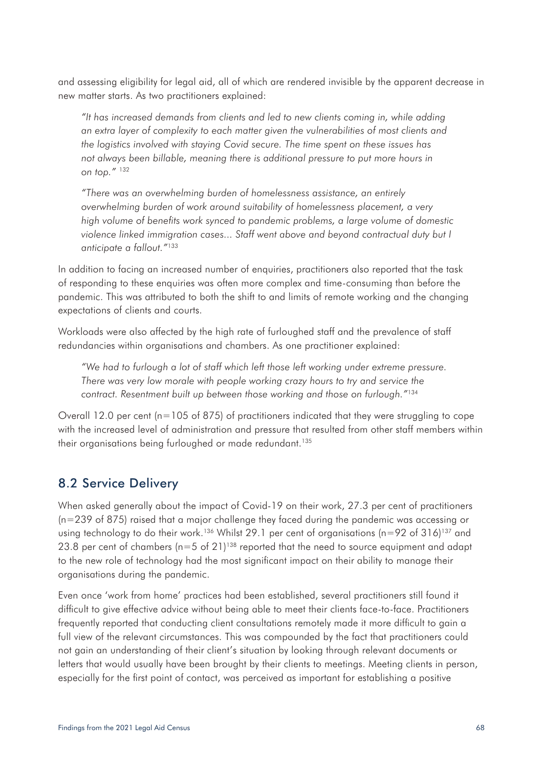and assessing eligibility for legal aid, all of which are rendered invisible by the apparent decrease in new matter starts. As two practitioners explained:

> *"It has increased demands from clients and led to new clients coming in, while adding an extra layer of complexity to each matter given the vulnerabilities of most clients and the logistics involved with staying Covid secure. The time spent on these issues has not always been billable, meaning there is additional pressure to put more hours in on top."* [132]

> *"There was an overwhelming burden of homelessness assistance, an entirely overwhelming burden of work around suitability of homelessness placement, a very high volume of benefits work synced to pandemic problems, a large volume of domestic violence linked immigration cases... Staff went above and beyond contractual duty but I anticipate a fallout."*[133]

In addition to facing an increased number of enquiries, practitioners also reported that the task of responding to these enquiries was often more complex and time-consuming than before the pandemic. This was attributed to both the shift to and limits of remote working and the changing expectations of clients and courts.

Workloads were also affected by the high rate of furloughed staff and the prevalence of staff redundancies within organisations and chambers. As one practitioner explained:

> *"We had to furlough a lot of staff which left those left working under extreme pressure. There was very low morale with people working crazy hours to try and service the contract. Resentment built up between those working and those on furlough."*[134]

Overall 12.0 per cent (n=105 of 875) of practitioners indicated that they were struggling to cope with the increased level of administration and pressure that resulted from other staff members within their organisations being furloughed or made redundant.[135]

## 8.2 Service Delivery

When asked generally about the impact of Covid-19 on their work, 27.3 per cent of practitioners (n=239 of 875) raised that a major challenge they faced during the pandemic was accessing or using technology to do their work.[136] Whilst 29.1 per cent of organisations (n=92 of 316)[137] and 23.8 per cent of chambers (n=5 of 21)[138] reported that the need to source equipment and adapt to the new role of technology had the most significant impact on their ability to manage their organisations during the pandemic.

Even once 'work from home' practices had been established, several practitioners still found it difficult to give effective advice without being able to meet their clients face-to-face. Practitioners frequently reported that conducting client consultations remotely made it more difficult to gain a full view of the relevant circumstances. This was compounded by the fact that practitioners could not gain an understanding of their client's situation by looking through relevant documents or letters that would usually have been brought by their clients to meetings. Meeting clients in person, especially for the first point of contact, was perceived as important for establishing a positive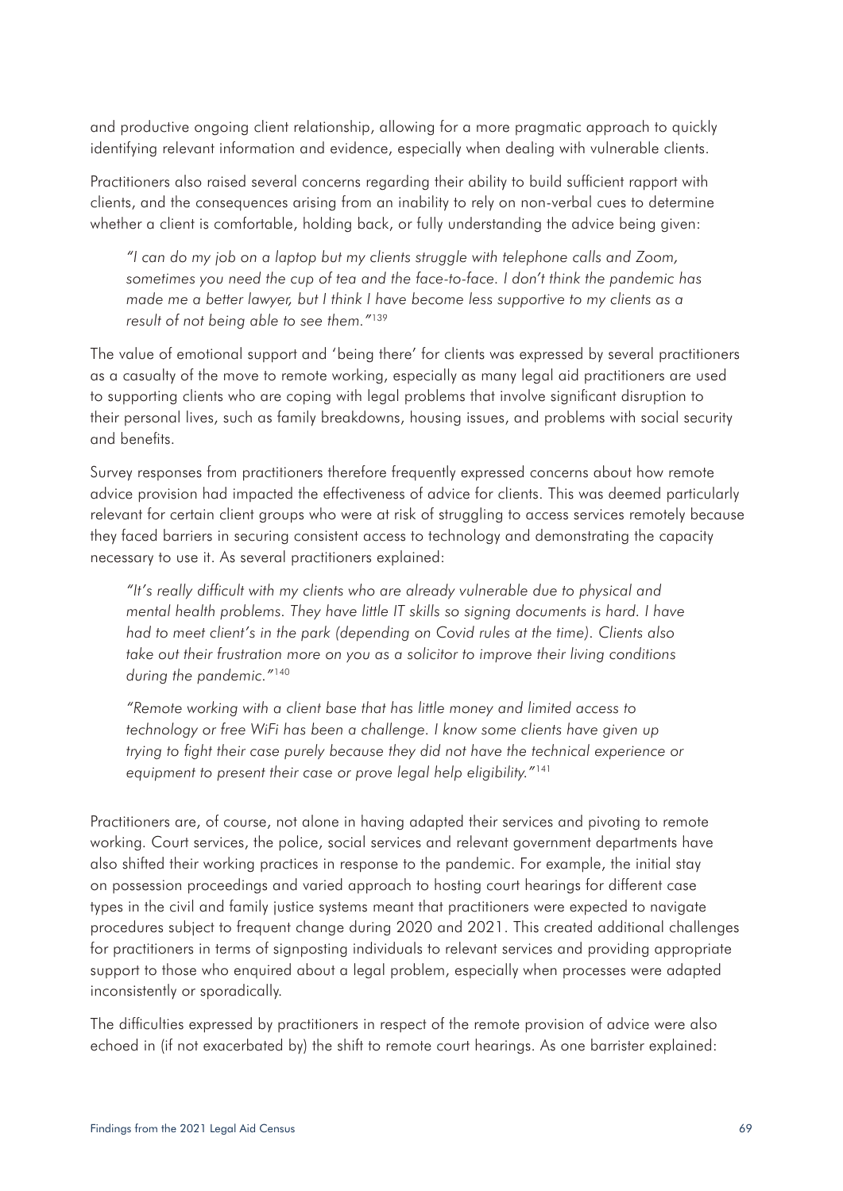and productive ongoing client relationship, allowing for a more pragmatic approach to quickly identifying relevant information and evidence, especially when dealing with vulnerable clients.

Practitioners also raised several concerns regarding their ability to build sufficient rapport with clients, and the consequences arising from an inability to rely on non-verbal cues to determine whether a client is comfortable, holding back, or fully understanding the advice being given:

> *"I can do my job on a laptop but my clients struggle with telephone calls and Zoom, sometimes you need the cup of tea and the face-to-face. I don't think the pandemic has made me a better lawyer, but I think I have become less supportive to my clients as a result of not being able to see them."*[139]

The value of emotional support and 'being there' for clients was expressed by several practitioners as a casualty of the move to remote working, especially as many legal aid practitioners are used to supporting clients who are coping with legal problems that involve significant disruption to their personal lives, such as family breakdowns, housing issues, and problems with social security and benefits.

Survey responses from practitioners therefore frequently expressed concerns about how remote advice provision had impacted the effectiveness of advice for clients. This was deemed particularly relevant for certain client groups who were at risk of struggling to access services remotely because they faced barriers in securing consistent access to technology and demonstrating the capacity necessary to use it. As several practitioners explained:

> *"It's really difficult with my clients who are already vulnerable due to physical and mental health problems. They have little IT skills so signing documents is hard. I have had to meet client's in the park (depending on Covid rules at the time). Clients also take out their frustration more on you as a solicitor to improve their living conditions during the pandemic."*[140]

> *"Remote working with a client base that has little money and limited access to technology or free WiFi has been a challenge. I know some clients have given up trying to fight their case purely because they did not have the technical experience or equipment to present their case or prove legal help eligibility."*[141]

Practitioners are, of course, not alone in having adapted their services and pivoting to remote working. Court services, the police, social services and relevant government departments have also shifted their working practices in response to the pandemic. For example, the initial stay on possession proceedings and varied approach to hosting court hearings for different case types in the civil and family justice systems meant that practitioners were expected to navigate procedures subject to frequent change during 2020 and 2021. This created additional challenges for practitioners in terms of signposting individuals to relevant services and providing appropriate support to those who enquired about a legal problem, especially when processes were adapted inconsistently or sporadically.

The difficulties expressed by practitioners in respect of the remote provision of advice were also echoed in (if not exacerbated by) the shift to remote court hearings. As one barrister explained: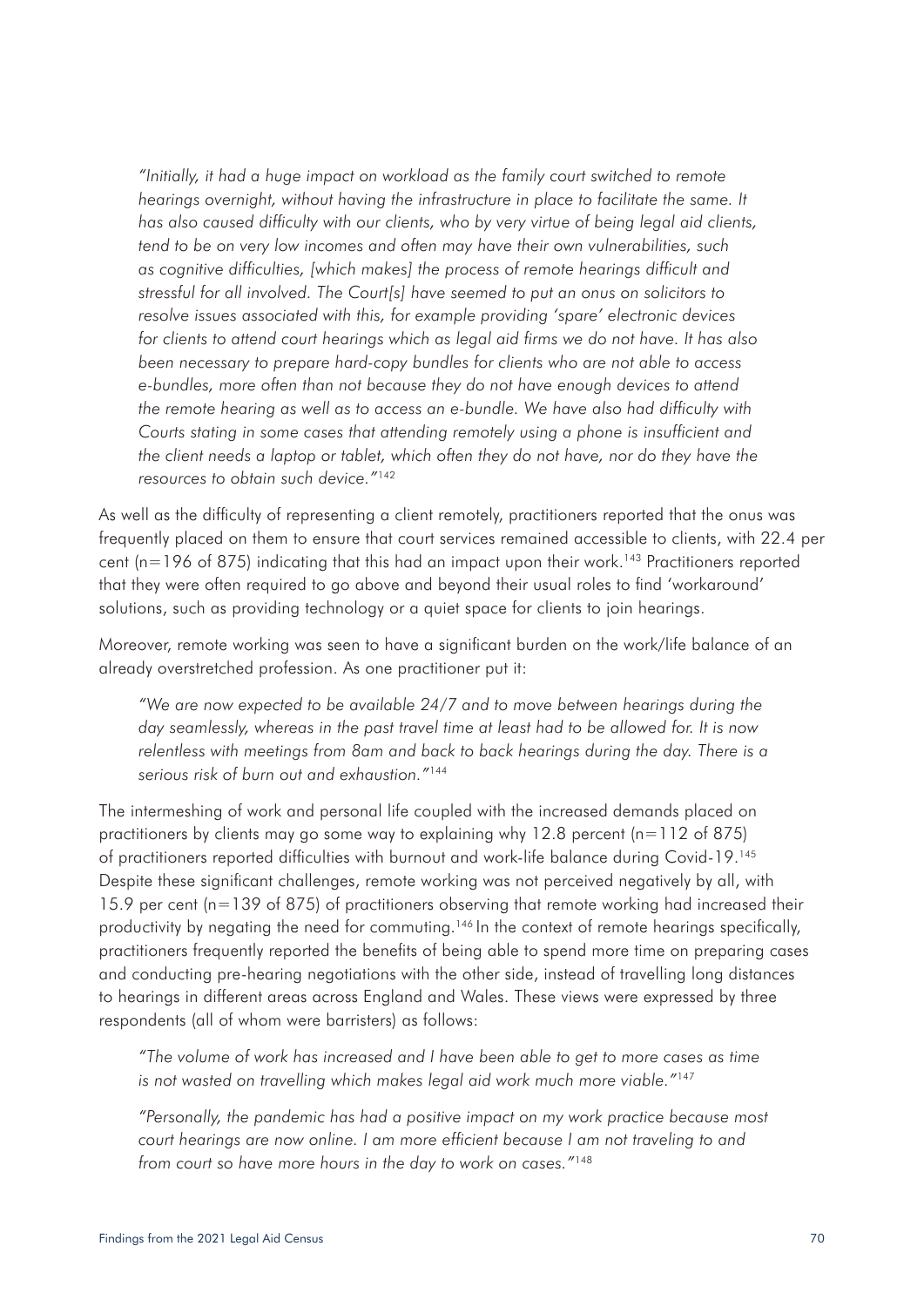> *"Initially, it had a huge impact on workload as the family court switched to remote hearings overnight, without having the infrastructure in place to facilitate the same. It has also caused difficulty with our clients, who by very virtue of being legal aid clients, tend to be on very low incomes and often may have their own vulnerabilities, such as cognitive difficulties, [which makes] the process of remote hearings difficult and stressful for all involved. The Court[s] have seemed to put an onus on solicitors to resolve issues associated with this, for example providing 'spare' electronic devices for clients to attend court hearings which as legal aid firms we do not have. It has also been necessary to prepare hard-copy bundles for clients who are not able to access e-bundles, more often than not because they do not have enough devices to attend the remote hearing as well as to access an e-bundle. We have also had difficulty with Courts stating in some cases that attending remotely using a phone is insufficient and the client needs a laptop or tablet, which often they do not have, nor do they have the resources to obtain such device."*[142]

As well as the difficulty of representing a client remotely, practitioners reported that the onus was frequently placed on them to ensure that court services remained accessible to clients, with 22.4 per cent (n=196 of 875) indicating that this had an impact upon their work.[143] Practitioners reported that they were often required to go above and beyond their usual roles to find 'workaround' solutions, such as providing technology or a quiet space for clients to join hearings.

Moreover, remote working was seen to have a significant burden on the work/life balance of an already overstretched profession. As one practitioner put it:

> *"We are now expected to be available 24/7 and to move between hearings during the day seamlessly, whereas in the past travel time at least had to be allowed for. It is now relentless with meetings from 8am and back to back hearings during the day. There is a serious risk of burn out and exhaustion."*[144]

The intermeshing of work and personal life coupled with the increased demands placed on practitioners by clients may go some way to explaining why 12.8 percent (n=112 of 875) of practitioners reported difficulties with burnout and work-life balance during Covid-19.[145] Despite these significant challenges, remote working was not perceived negatively by all, with 15.9 per cent (n=139 of 875) of practitioners observing that remote working had increased their productivity by negating the need for commuting.[146] In the context of remote hearings specifically, practitioners frequently reported the benefits of being able to spend more time on preparing cases and conducting pre-hearing negotiations with the other side, instead of travelling long distances to hearings in different areas across England and Wales. These views were expressed by three respondents (all of whom were barristers) as follows:

> *"The volume of work has increased and I have been able to get to more cases as time is not wasted on travelling which makes legal aid work much more viable."*[147]

> *"Personally, the pandemic has had a positive impact on my work practice because most court hearings are now online. I am more efficient because I am not traveling to and from court so have more hours in the day to work on cases."*[148]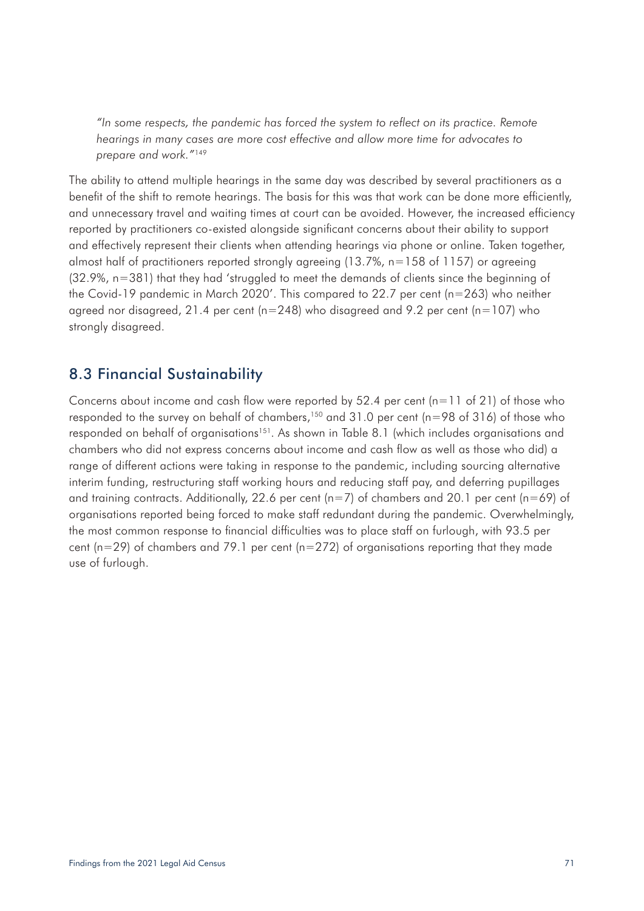*"In some respects, the pandemic has forced the system to reflect on its practice. Remote hearings in many cases are more cost effective and allow more time for advocates to prepare and work."*[149]

The ability to attend multiple hearings in the same day was described by several practitioners as a benefit of the shift to remote hearings. The basis for this was that work can be done more efficiently, and unnecessary travel and waiting times at court can be avoided. However, the increased efficiency reported by practitioners co-existed alongside significant concerns about their ability to support and effectively represent their clients when attending hearings via phone or online. Taken together, almost half of practitioners reported strongly agreeing (13.7%, n=158 of 1157) or agreeing (32.9%, n=381) that they had 'struggled to meet the demands of clients since the beginning of the Covid-19 pandemic in March 2020'. This compared to 22.7 per cent (n=263) who neither agreed nor disagreed, 21.4 per cent (n=248) who disagreed and 9.2 per cent (n=107) who strongly disagreed.

## 8.3 Financial Sustainability

Concerns about income and cash flow were reported by 52.4 per cent (n=11 of 21) of those who responded to the survey on behalf of chambers,[150] and 31.0 per cent (n=98 of 316) of those who responded on behalf of organisations[151]. As shown in Table 8.1 (which includes organisations and chambers who did not express concerns about income and cash flow as well as those who did) a range of different actions were taking in response to the pandemic, including sourcing alternative interim funding, restructuring staff working hours and reducing staff pay, and deferring pupillages and training contracts. Additionally, 22.6 per cent (n=7) of chambers and 20.1 per cent (n=69) of organisations reported being forced to make staff redundant during the pandemic. Overwhelmingly, the most common response to financial difficulties was to place staff on furlough, with 93.5 per cent (n=29) of chambers and 79.1 per cent (n=272) of organisations reporting that they made use of furlough.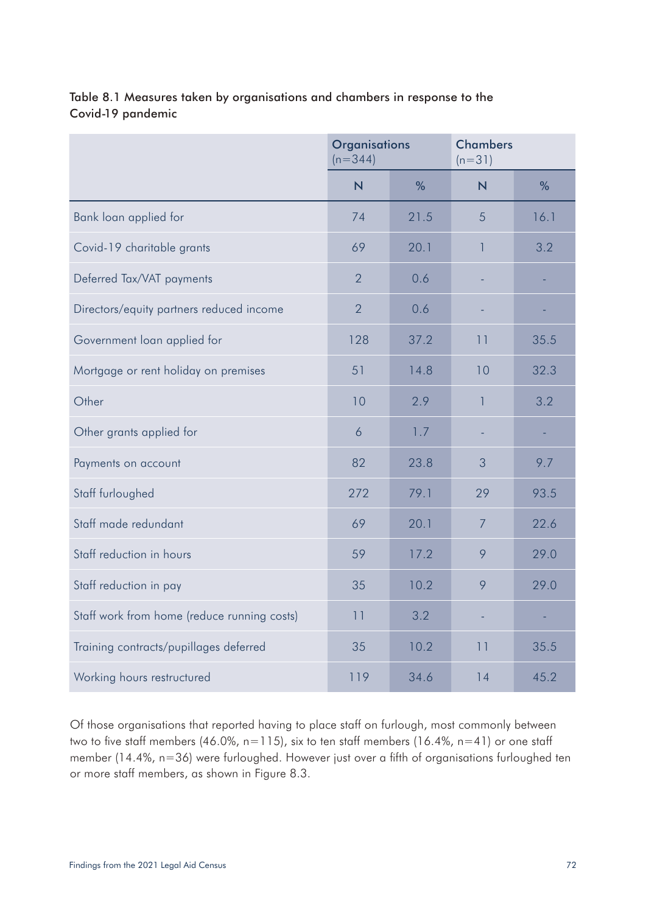Table 8.1 Measures taken by organisations and chambers in response to the Covid-19 pandemic

| | Organisations (n=344) | | Chambers (n=31) | |
|---|---|---|---|---|
| | N | % | N | % |
| Bank loan applied for | 74 | 21.5 | 5 | 16.1 |
| Covid-19 charitable grants | 69 | 20.1 | 1 | 3.2 |
| Deferred Tax/VAT payments | 2 | 0.6 | - | - |
| Directors/equity partners reduced income | 2 | 0.6 | - | - |
| Government loan applied for | 128 | 37.2 | 11 | 35.5 |
| Mortgage or rent holiday on premises | 51 | 14.8 | 10 | 32.3 |
| Other | 10 | 2.9 | 1 | 3.2 |
| Other grants applied for | 6 | 1.7 | - | - |
| Payments on account | 82 | 23.8 | 3 | 9.7 |
| Staff furloughed | 272 | 79.1 | 29 | 93.5 |
| Staff made redundant | 69 | 20.1 | 7 | 22.6 |
| Staff reduction in hours | 59 | 17.2 | 9 | 29.0 |
| Staff reduction in pay | 35 | 10.2 | 9 | 29.0 |
| Staff work from home (reduce running costs) | 11 | 3.2 | - | - |
| Training contracts/pupillages deferred | 35 | 10.2 | 11 | 35.5 |
| Working hours restructured | 119 | 34.6 | 14 | 45.2 |

Of those organisations that reported having to place staff on furlough, most commonly between two to five staff members (46.0%, n=115), six to ten staff members (16.4%, n=41) or one staff member (14.4%, n=36) were furloughed. However just over a fifth of organisations furloughed ten or more staff members, as shown in Figure 8.3.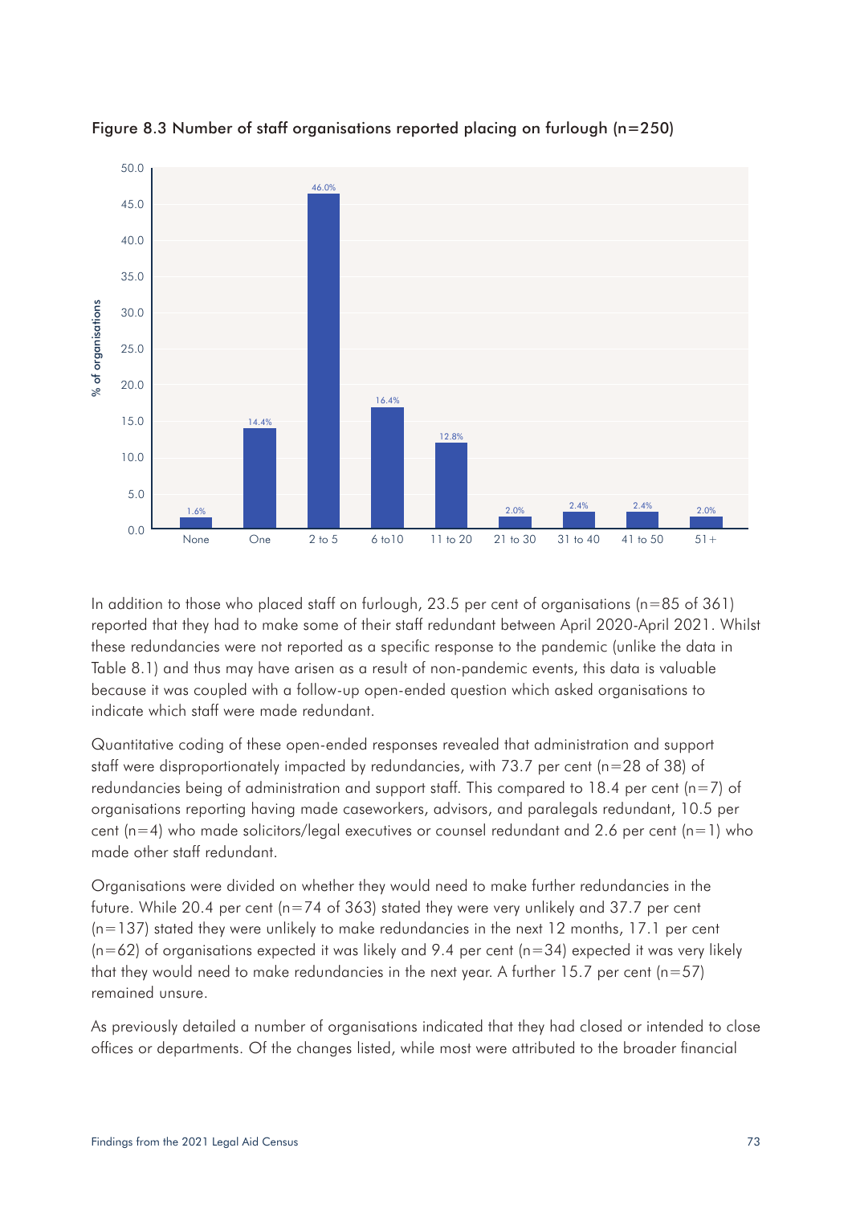Figure 8.3 Number of staff organisations reported placing on furlough (n=250)

| Number of staff | % of organisations |
|---|---|
| None | 1.6% |
| One | 14.4% |
| 2 to 5 | 46.0% |
| 6 to10 | 16.4% |
| 11 to 20 | 12.8% |
| 21 to 30 | 2.0% |
| 31 to 40 | 2.4% |
| 41 to 50 | 2.4% |
| 51+ | 2.0% |

In addition to those who placed staff on furlough, 23.5 per cent of organisations (n=85 of 361) reported that they had to make some of their staff redundant between April 2020-April 2021. Whilst these redundancies were not reported as a specific response to the pandemic (unlike the data in Table 8.1) and thus may have arisen as a result of non-pandemic events, this data is valuable because it was coupled with a follow-up open-ended question which asked organisations to indicate which staff were made redundant.

Quantitative coding of these open-ended responses revealed that administration and support staff were disproportionately impacted by redundancies, with 73.7 per cent (n=28 of 38) of redundancies being of administration and support staff. This compared to 18.4 per cent (n=7) of organisations reporting having made caseworkers, advisors, and paralegals redundant, 10.5 per cent (n=4) who made solicitors/legal executives or counsel redundant and 2.6 per cent (n=1) who made other staff redundant.

Organisations were divided on whether they would need to make further redundancies in the future. While 20.4 per cent (n=74 of 363) stated they were very unlikely and 37.7 per cent (n=137) stated they were unlikely to make redundancies in the next 12 months, 17.1 per cent (n=62) of organisations expected it was likely and 9.4 per cent (n=34) expected it was very likely that they would need to make redundancies in the next year. A further 15.7 per cent (n=57) remained unsure.

As previously detailed a number of organisations indicated that they had closed or intended to close offices or departments. Of the changes listed, while most were attributed to the broader financial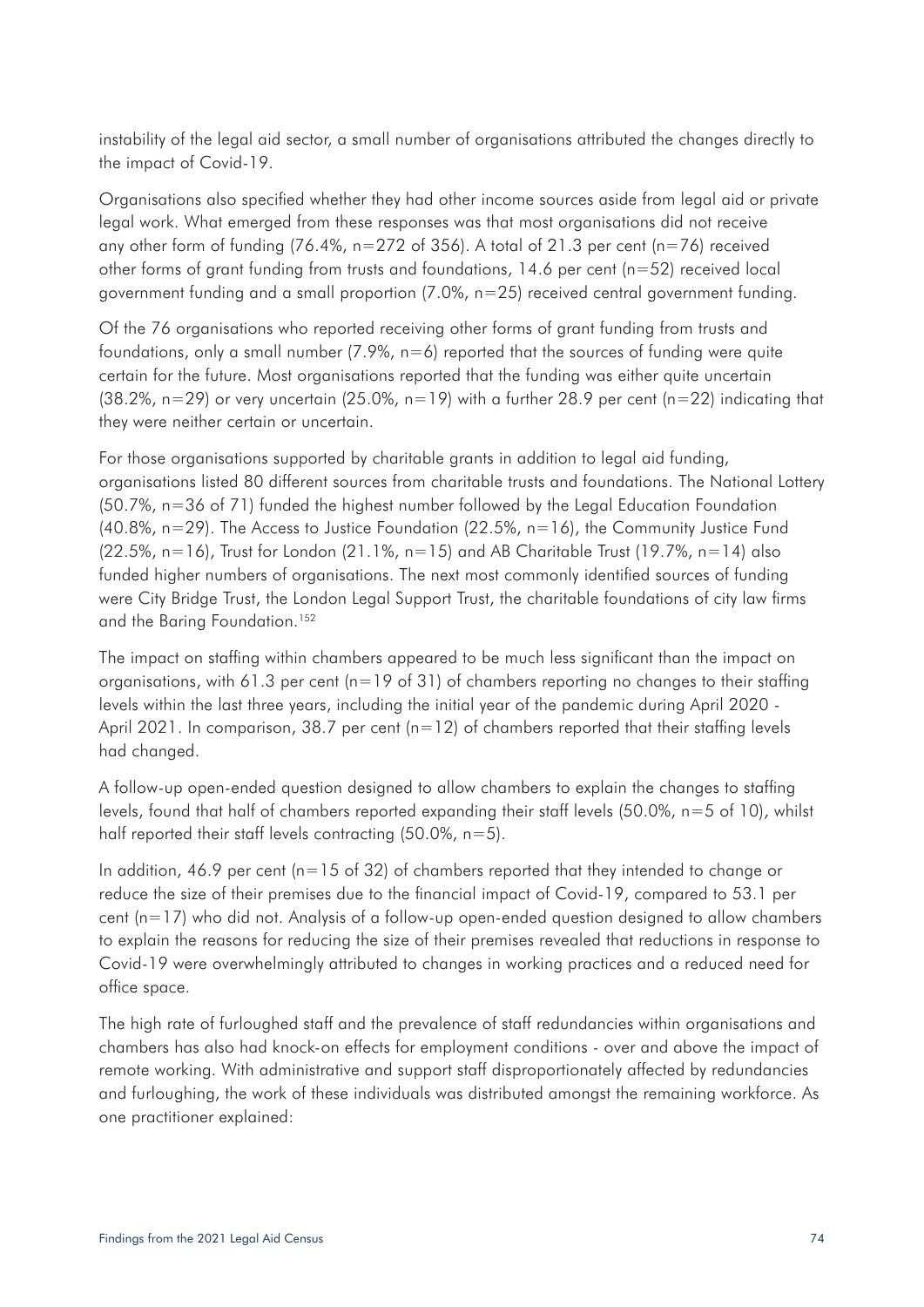instability of the legal aid sector, a small number of organisations attributed the changes directly to the impact of Covid-19.

Organisations also specified whether they had other income sources aside from legal aid or private legal work. What emerged from these responses was that most organisations did not receive any other form of funding (76.4%, n=272 of 356). A total of 21.3 per cent (n=76) received other forms of grant funding from trusts and foundations, 14.6 per cent (n=52) received local government funding and a small proportion (7.0%, n=25) received central government funding.

Of the 76 organisations who reported receiving other forms of grant funding from trusts and foundations, only a small number (7.9%, n=6) reported that the sources of funding were quite certain for the future. Most organisations reported that the funding was either quite uncertain (38.2%, n=29) or very uncertain (25.0%, n=19) with a further 28.9 per cent (n=22) indicating that they were neither certain or uncertain.

For those organisations supported by charitable grants in addition to legal aid funding, organisations listed 80 different sources from charitable trusts and foundations. The National Lottery (50.7%, n=36 of 71) funded the highest number followed by the Legal Education Foundation (40.8%, n=29). The Access to Justice Foundation (22.5%, n=16), the Community Justice Fund (22.5%, n=16), Trust for London (21.1%, n=15) and AB Charitable Trust (19.7%, n=14) also funded higher numbers of organisations. The next most commonly identified sources of funding were City Bridge Trust, the London Legal Support Trust, the charitable foundations of city law firms and the Baring Foundation.[152]

The impact on staffing within chambers appeared to be much less significant than the impact on organisations, with 61.3 per cent (n=19 of 31) of chambers reporting no changes to their staffing levels within the last three years, including the initial year of the pandemic during April 2020 - April 2021. In comparison, 38.7 per cent (n=12) of chambers reported that their staffing levels had changed.

A follow-up open-ended question designed to allow chambers to explain the changes to staffing levels, found that half of chambers reported expanding their staff levels (50.0%, n=5 of 10), whilst half reported their staff levels contracting (50.0%, n=5).

In addition, 46.9 per cent (n=15 of 32) of chambers reported that they intended to change or reduce the size of their premises due to the financial impact of Covid-19, compared to 53.1 per cent (n=17) who did not. Analysis of a follow-up open-ended question designed to allow chambers to explain the reasons for reducing the size of their premises revealed that reductions in response to Covid-19 were overwhelmingly attributed to changes in working practices and a reduced need for office space.

The high rate of furloughed staff and the prevalence of staff redundancies within organisations and chambers has also had knock-on effects for employment conditions - over and above the impact of remote working. With administrative and support staff disproportionately affected by redundancies and furloughing, the work of these individuals was distributed amongst the remaining workforce. As one practitioner explained: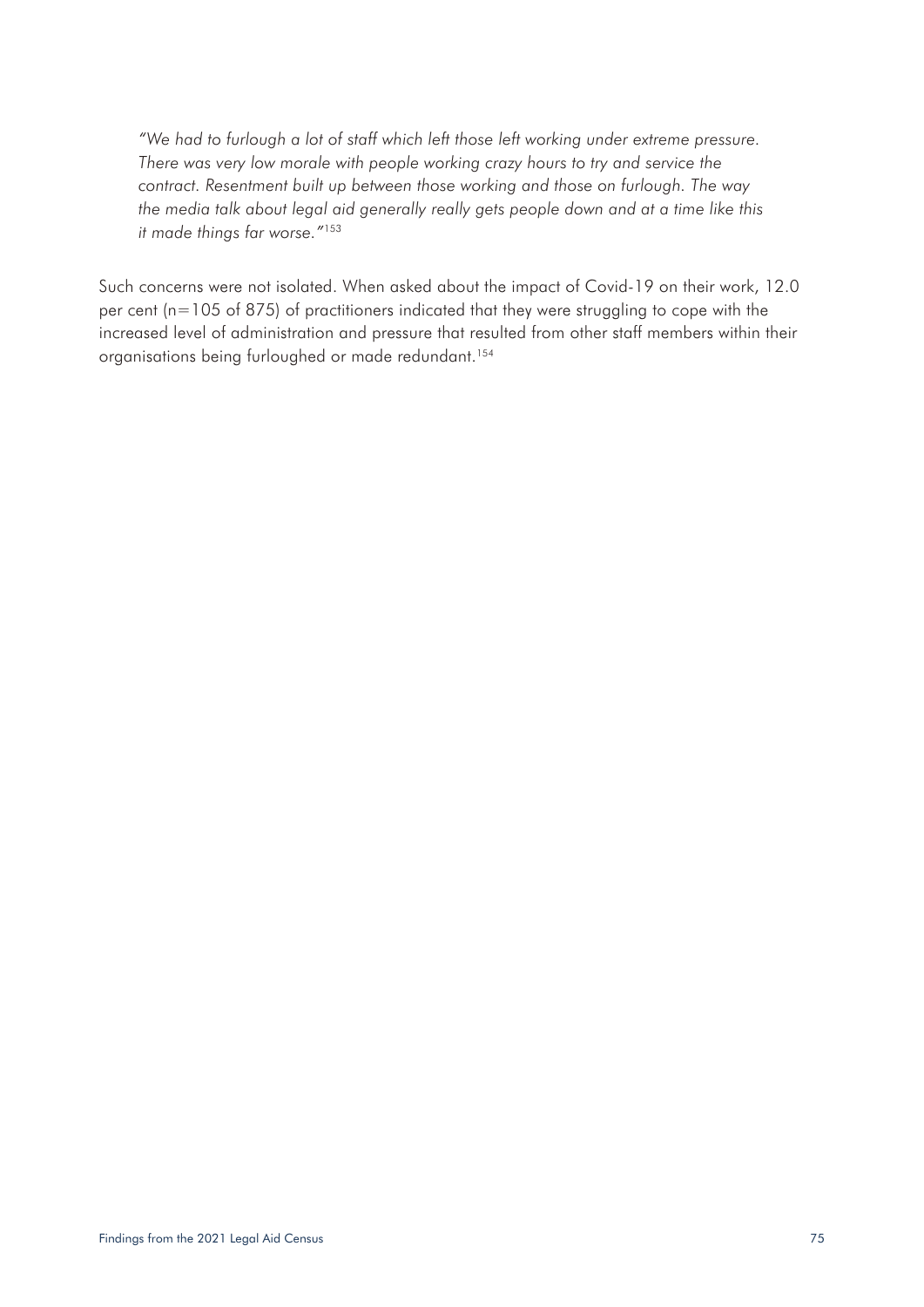*"We had to furlough a lot of staff which left those left working under extreme pressure. There was very low morale with people working crazy hours to try and service the contract. Resentment built up between those working and those on furlough. The way the media talk about legal aid generally really gets people down and at a time like this it made things far worse."*[153]

Such concerns were not isolated. When asked about the impact of Covid-19 on their work, 12.0 per cent (n=105 of 875) of practitioners indicated that they were struggling to cope with the increased level of administration and pressure that resulted from other staff members within their organisations being furloughed or made redundant.[154]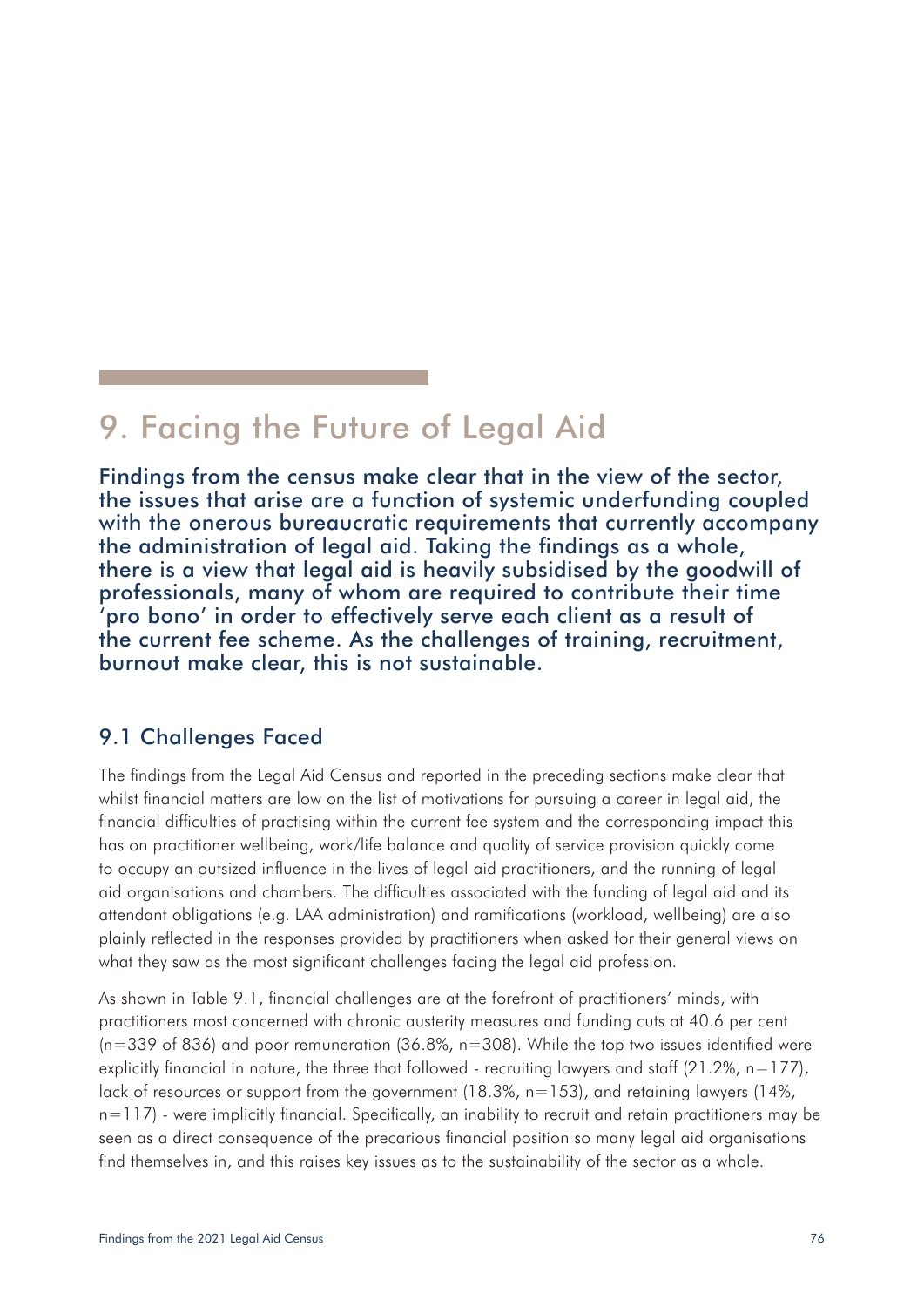# 9. Facing the Future of Legal Aid

**Findings from the census make clear that in the view of the sector, the issues that arise are a function of systemic underfunding coupled with the onerous bureaucratic requirements that currently accompany the administration of legal aid. Taking the findings as a whole, there is a view that legal aid is heavily subsidised by the goodwill of professionals, many of whom are required to contribute their time 'pro bono' in order to effectively serve each client as a result of the current fee scheme. As the challenges of training, recruitment, burnout make clear, this is not sustainable.**

## 9.1 Challenges Faced

The findings from the Legal Aid Census and reported in the preceding sections make clear that whilst financial matters are low on the list of motivations for pursuing a career in legal aid, the financial difficulties of practising within the current fee system and the corresponding impact this has on practitioner wellbeing, work/life balance and quality of service provision quickly come to occupy an outsized influence in the lives of legal aid practitioners, and the running of legal aid organisations and chambers. The difficulties associated with the funding of legal aid and its attendant obligations (e.g. LAA administration) and ramifications (workload, wellbeing) are also plainly reflected in the responses provided by practitioners when asked for their general views on what they saw as the most significant challenges facing the legal aid profession.

As shown in Table 9.1, financial challenges are at the forefront of practitioners' minds, with practitioners most concerned with chronic austerity measures and funding cuts at 40.6 per cent (n=339 of 836) and poor remuneration (36.8%, n=308). While the top two issues identified were explicitly financial in nature, the three that followed - recruiting lawyers and staff (21.2%, n=177), lack of resources or support from the government (18.3%, n=153), and retaining lawyers (14%, n=117) - were implicitly financial. Specifically, an inability to recruit and retain practitioners may be seen as a direct consequence of the precarious financial position so many legal aid organisations find themselves in, and this raises key issues as to the sustainability of the sector as a whole.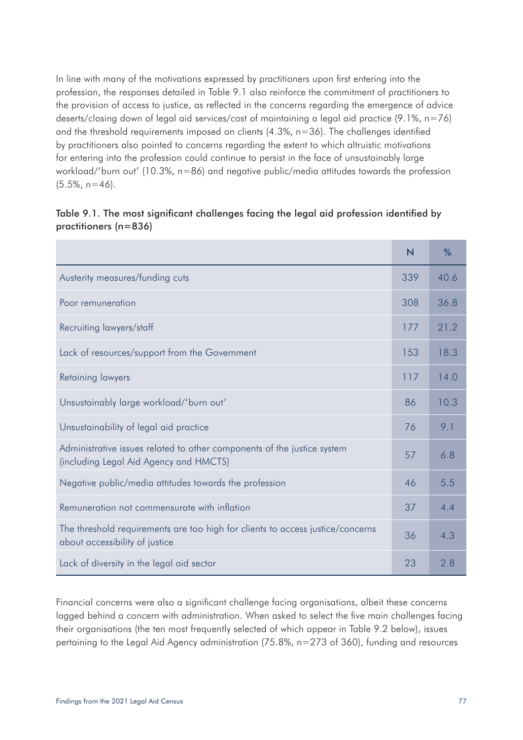In line with many of the motivations expressed by practitioners upon first entering into the profession, the responses detailed in Table 9.1 also reinforce the commitment of practitioners to the provision of access to justice, as reflected in the concerns regarding the emergence of advice deserts/closing down of legal aid services/cost of maintaining a legal aid practice (9.1%, n=76) and the threshold requirements imposed on clients (4.3%, n=36). The challenges identified by practitioners also pointed to concerns regarding the extent to which altruistic motivations for entering into the profession could continue to persist in the face of unsustainably large workload/'burn out' (10.3%, n=86) and negative public/media attitudes towards the profession (5.5%, n=46).

Table 9.1. The most significant challenges facing the legal aid profession identified by practitioners (n=836)

| | N | % |
|---|---|---|
| Austerity measures/funding cuts | 339 | 40.6 |
| Poor remuneration | 308 | 36.8 |
| Recruiting lawyers/staff | 177 | 21.2 |
| Lack of resources/support from the Government | 153 | 18.3 |
| Retaining lawyers | 117 | 14.0 |
| Unsustainably large workload/'burn out' | 86 | 10.3 |
| Unsustainability of legal aid practice | 76 | 9.1 |
| Administrative issues related to other components of the justice system (including Legal Aid Agency and HMCTS) | 57 | 6.8 |
| Negative public/media attitudes towards the profession | 46 | 5.5 |
| Remuneration not commensurate with inflation | 37 | 4.4 |
| The threshold requirements are too high for clients to access justice/concerns about accessibility of justice | 36 | 4.3 |
| Lack of diversity in the legal aid sector | 23 | 2.8 |

Financial concerns were also a significant challenge facing organisations, albeit these concerns lagged behind a concern with administration. When asked to select the five main challenges facing their organisations (the ten most frequently selected of which appear in Table 9.2 below), issues pertaining to the Legal Aid Agency administration (75.8%, n=273 of 360), funding and resources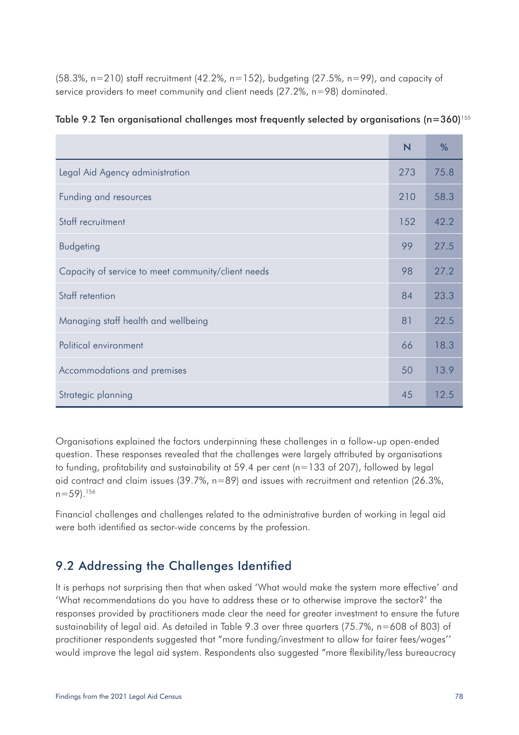(58.3%, n=210) staff recruitment (42.2%, n=152), budgeting (27.5%, n=99), and capacity of service providers to meet community and client needs (27.2%, n=98) dominated.

**Table 9.2 Ten organisational challenges most frequently selected by organisations (n=360)**[155]

| | N | % |
|---|---|---|
| Legal Aid Agency administration | 273 | 75.8 |
| Funding and resources | 210 | 58.3 |
| Staff recruitment | 152 | 42.2 |
| Budgeting | 99 | 27.5 |
| Capacity of service to meet community/client needs | 98 | 27.2 |
| Staff retention | 84 | 23.3 |
| Managing staff health and wellbeing | 81 | 22.5 |
| Political environment | 66 | 18.3 |
| Accommodations and premises | 50 | 13.9 |
| Strategic planning | 45 | 12.5 |

Organisations explained the factors underpinning these challenges in a follow-up open-ended question. These responses revealed that the challenges were largely attributed by organisations to funding, profitability and sustainability at 59.4 per cent (n=133 of 207), followed by legal aid contract and claim issues (39.7%, n=89) and issues with recruitment and retention (26.3%, n=59).[156]

Financial challenges and challenges related to the administrative burden of working in legal aid were both identified as sector-wide concerns by the profession.

## 9.2 Addressing the Challenges Identified

It is perhaps not surprising then that when asked 'What would make the system more effective' and 'What recommendations do you have to address these or to otherwise improve the sector?' the responses provided by practitioners made clear the need for greater investment to ensure the future sustainability of legal aid. As detailed in Table 9.3 over three quarters (75.7%, n=608 of 803) of practitioner respondents suggested that "more funding/investment to allow for fairer fees/wages'' would improve the legal aid system. Respondents also suggested "more flexibility/less bureaucracy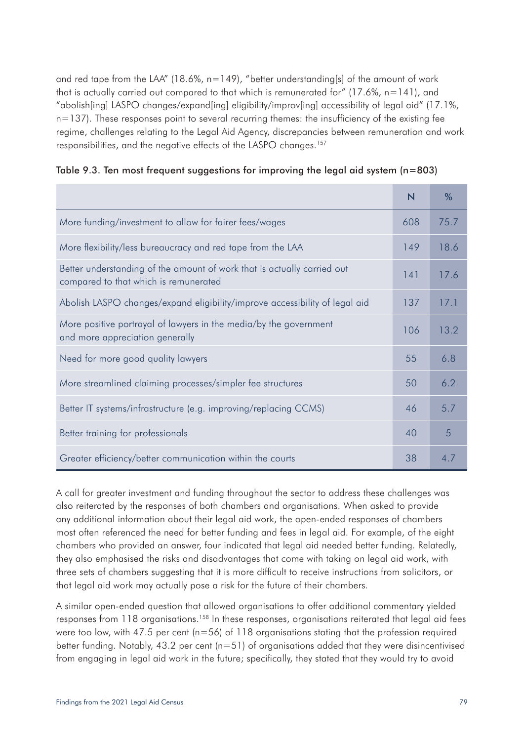and red tape from the LAA" (18.6%, n=149), "better understanding[s] of the amount of work that is actually carried out compared to that which is remunerated for" (17.6%, n=141), and "abolish[ing] LASPO changes/expand[ing] eligibility/improv[ing] accessibility of legal aid" (17.1%, n=137). These responses point to several recurring themes: the insufficiency of the existing fee regime, challenges relating to the Legal Aid Agency, discrepancies between remuneration and work responsibilities, and the negative effects of the LASPO changes.[157]

Table 9.3. Ten most frequent suggestions for improving the legal aid system (n=803)

| | N | % |
|---|---|---|
| More funding/investment to allow for fairer fees/wages | 608 | 75.7 |
| More flexibility/less bureaucracy and red tape from the LAA | 149 | 18.6 |
| Better understanding of the amount of work that is actually carried out compared to that which is remunerated | 141 | 17.6 |
| Abolish LASPO changes/expand eligibility/improve accessibility of legal aid | 137 | 17.1 |
| More positive portrayal of lawyers in the media/by the government and more appreciation generally | 106 | 13.2 |
| Need for more good quality lawyers | 55 | 6.8 |
| More streamlined claiming processes/simpler fee structures | 50 | 6.2 |
| Better IT systems/infrastructure (e.g. improving/replacing CCMS) | 46 | 5.7 |
| Better training for professionals | 40 | 5 |
| Greater efficiency/better communication within the courts | 38 | 4.7 |

A call for greater investment and funding throughout the sector to address these challenges was also reiterated by the responses of both chambers and organisations. When asked to provide any additional information about their legal aid work, the open-ended responses of chambers most often referenced the need for better funding and fees in legal aid. For example, of the eight chambers who provided an answer, four indicated that legal aid needed better funding. Relatedly, they also emphasised the risks and disadvantages that come with taking on legal aid work, with three sets of chambers suggesting that it is more difficult to receive instructions from solicitors, or that legal aid work may actually pose a risk for the future of their chambers.

A similar open-ended question that allowed organisations to offer additional commentary yielded responses from 118 organisations.[158] In these responses, organisations reiterated that legal aid fees were too low, with 47.5 per cent (n=56) of 118 organisations stating that the profession required better funding. Notably, 43.2 per cent (n=51) of organisations added that they were disincentivised from engaging in legal aid work in the future; specifically, they stated that they would try to avoid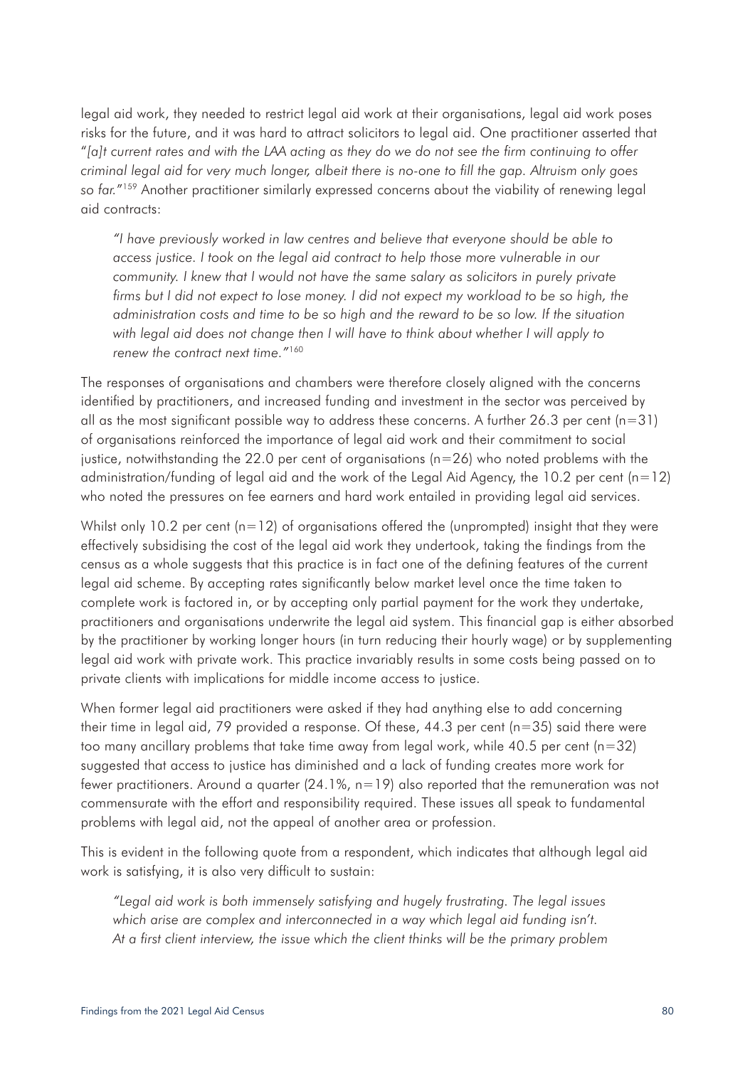legal aid work, they needed to restrict legal aid work at their organisations, legal aid work poses risks for the future, and it was hard to attract solicitors to legal aid. One practitioner asserted that "*[a]t current rates and with the LAA acting as they do we do not see the firm continuing to offer criminal legal aid for very much longer, albeit there is no-one to fill the gap. Altruism only goes so far.*"[159] Another practitioner similarly expressed concerns about the viability of renewing legal aid contracts:

> *"I have previously worked in law centres and believe that everyone should be able to access justice. I took on the legal aid contract to help those more vulnerable in our community. I knew that I would not have the same salary as solicitors in purely private firms but I did not expect to lose money. I did not expect my workload to be so high, the administration costs and time to be so high and the reward to be so low. If the situation with legal aid does not change then I will have to think about whether I will apply to renew the contract next time."*[160]

The responses of organisations and chambers were therefore closely aligned with the concerns identified by practitioners, and increased funding and investment in the sector was perceived by all as the most significant possible way to address these concerns. A further 26.3 per cent (n=31) of organisations reinforced the importance of legal aid work and their commitment to social justice, notwithstanding the 22.0 per cent of organisations (n=26) who noted problems with the administration/funding of legal aid and the work of the Legal Aid Agency, the 10.2 per cent (n=12) who noted the pressures on fee earners and hard work entailed in providing legal aid services.

Whilst only 10.2 per cent (n=12) of organisations offered the (unprompted) insight that they were effectively subsidising the cost of the legal aid work they undertook, taking the findings from the census as a whole suggests that this practice is in fact one of the defining features of the current legal aid scheme. By accepting rates significantly below market level once the time taken to complete work is factored in, or by accepting only partial payment for the work they undertake, practitioners and organisations underwrite the legal aid system. This financial gap is either absorbed by the practitioner by working longer hours (in turn reducing their hourly wage) or by supplementing legal aid work with private work. This practice invariably results in some costs being passed on to private clients with implications for middle income access to justice.

When former legal aid practitioners were asked if they had anything else to add concerning their time in legal aid, 79 provided a response. Of these, 44.3 per cent (n=35) said there were too many ancillary problems that take time away from legal work, while 40.5 per cent (n=32) suggested that access to justice has diminished and a lack of funding creates more work for fewer practitioners. Around a quarter (24.1%, n=19) also reported that the remuneration was not commensurate with the effort and responsibility required. These issues all speak to fundamental problems with legal aid, not the appeal of another area or profession.

This is evident in the following quote from a respondent, which indicates that although legal aid work is satisfying, it is also very difficult to sustain:

> *"Legal aid work is both immensely satisfying and hugely frustrating. The legal issues which arise are complex and interconnected in a way which legal aid funding isn't. At a first client interview, the issue which the client thinks will be the primary problem*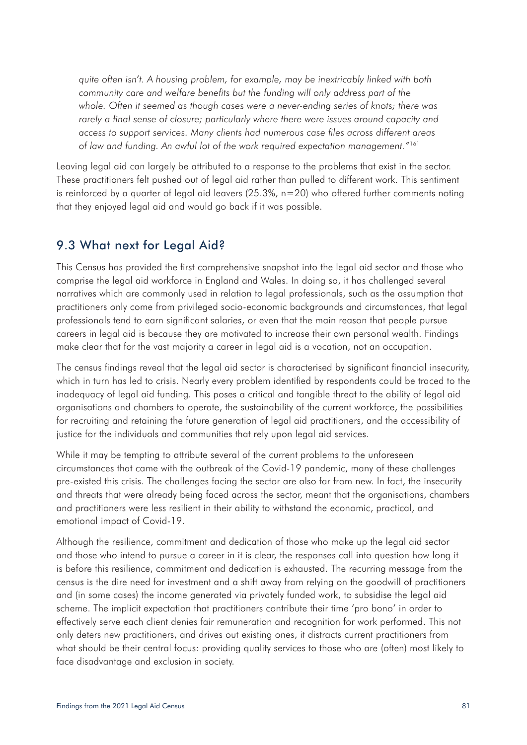*quite often isn't. A housing problem, for example, may be inextricably linked with both community care and welfare benefits but the funding will only address part of the whole. Often it seemed as though cases were a never-ending series of knots; there was rarely a final sense of closure; particularly where there were issues around capacity and access to support services. Many clients had numerous case files across different areas of law and funding. An awful lot of the work required expectation management."*[161]

Leaving legal aid can largely be attributed to a response to the problems that exist in the sector. These practitioners felt pushed out of legal aid rather than pulled to different work. This sentiment is reinforced by a quarter of legal aid leavers (25.3%, n=20) who offered further comments noting that they enjoyed legal aid and would go back if it was possible.

## 9.3 What next for Legal Aid?

This Census has provided the first comprehensive snapshot into the legal aid sector and those who comprise the legal aid workforce in England and Wales. In doing so, it has challenged several narratives which are commonly used in relation to legal professionals, such as the assumption that practitioners only come from privileged socio-economic backgrounds and circumstances, that legal professionals tend to earn significant salaries, or even that the main reason that people pursue careers in legal aid is because they are motivated to increase their own personal wealth. Findings make clear that for the vast majority a career in legal aid is a vocation, not an occupation.

The census findings reveal that the legal aid sector is characterised by significant financial insecurity, which in turn has led to crisis. Nearly every problem identified by respondents could be traced to the inadequacy of legal aid funding. This poses a critical and tangible threat to the ability of legal aid organisations and chambers to operate, the sustainability of the current workforce, the possibilities for recruiting and retaining the future generation of legal aid practitioners, and the accessibility of justice for the individuals and communities that rely upon legal aid services.

While it may be tempting to attribute several of the current problems to the unforeseen circumstances that came with the outbreak of the Covid-19 pandemic, many of these challenges pre-existed this crisis. The challenges facing the sector are also far from new. In fact, the insecurity and threats that were already being faced across the sector, meant that the organisations, chambers and practitioners were less resilient in their ability to withstand the economic, practical, and emotional impact of Covid-19.

Although the resilience, commitment and dedication of those who make up the legal aid sector and those who intend to pursue a career in it is clear, the responses call into question how long it is before this resilience, commitment and dedication is exhausted. The recurring message from the census is the dire need for investment and a shift away from relying on the goodwill of practitioners and (in some cases) the income generated via privately funded work, to subsidise the legal aid scheme. The implicit expectation that practitioners contribute their time 'pro bono' in order to effectively serve each client denies fair remuneration and recognition for work performed. This not only deters new practitioners, and drives out existing ones, it distracts current practitioners from what should be their central focus: providing quality services to those who are (often) most likely to face disadvantage and exclusion in society.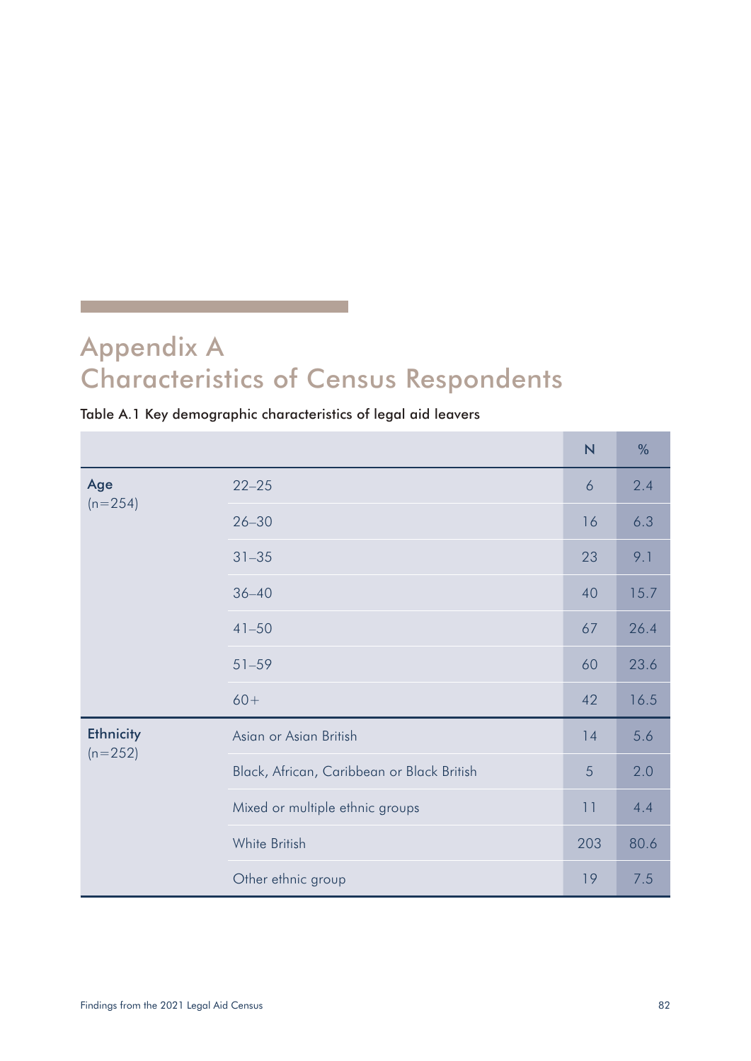# Appendix A
# Characteristics of Census Respondents

Table A.1 Key demographic characteristics of legal aid leavers

| | | N | % |
|---|---|---|---|
| **Age** (n=254) | 22–25 | 6 | 2.4 |
| | 26–30 | 16 | 6.3 |
| | 31–35 | 23 | 9.1 |
| | 36–40 | 40 | 15.7 |
| | 41–50 | 67 | 26.4 |
| | 51–59 | 60 | 23.6 |
| | 60+ | 42 | 16.5 |
| **Ethnicity** (n=252) | Asian or Asian British | 14 | 5.6 |
| | Black, African, Caribbean or Black British | 5 | 2.0 |
| | Mixed or multiple ethnic groups | 11 | 4.4 |
| | White British | 203 | 80.6 |
| | Other ethnic group | 19 | 7.5 |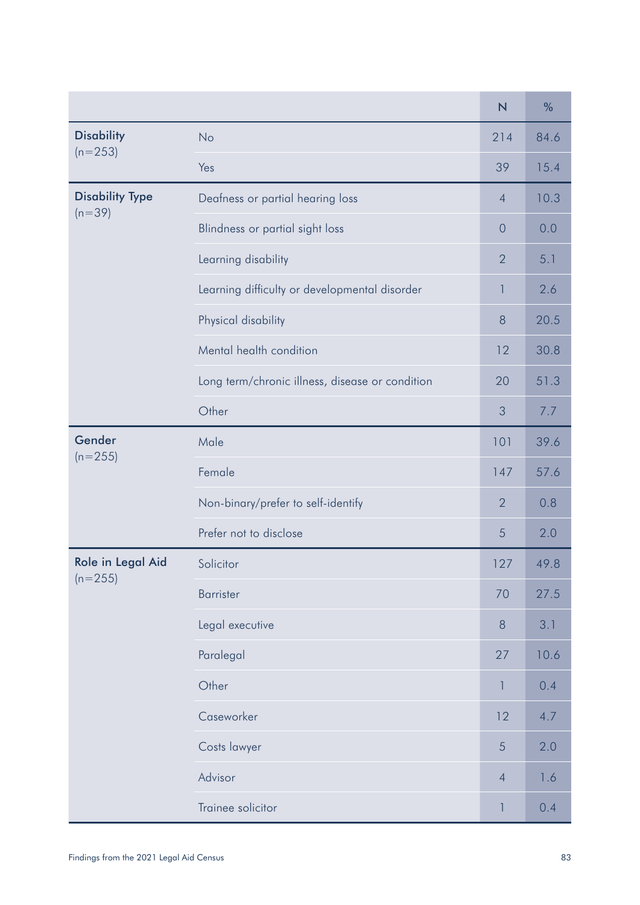| | | N | % |
|---|---|---|---|
| **Disability** (n=253) | No | 214 | 84.6 |
| | Yes | 39 | 15.4 |
| **Disability Type** (n=39) | Deafness or partial hearing loss | 4 | 10.3 |
| | Blindness or partial sight loss | 0 | 0.0 |
| | Learning disability | 2 | 5.1 |
| | Learning difficulty or developmental disorder | 1 | 2.6 |
| | Physical disability | 8 | 20.5 |
| | Mental health condition | 12 | 30.8 |
| | Long term/chronic illness, disease or condition | 20 | 51.3 |
| | Other | 3 | 7.7 |
| **Gender** (n=255) | Male | 101 | 39.6 |
| | Female | 147 | 57.6 |
| | Non-binary/prefer to self-identify | 2 | 0.8 |
| | Prefer not to disclose | 5 | 2.0 |
| **Role in Legal Aid** (n=255) | Solicitor | 127 | 49.8 |
| | Barrister | 70 | 27.5 |
| | Legal executive | 8 | 3.1 |
| | Paralegal | 27 | 10.6 |
| | Other | 1 | 0.4 |
| | Caseworker | 12 | 4.7 |
| | Costs lawyer | 5 | 2.0 |
| | Advisor | 4 | 1.6 |
| | Trainee solicitor | 1 | 0.4 |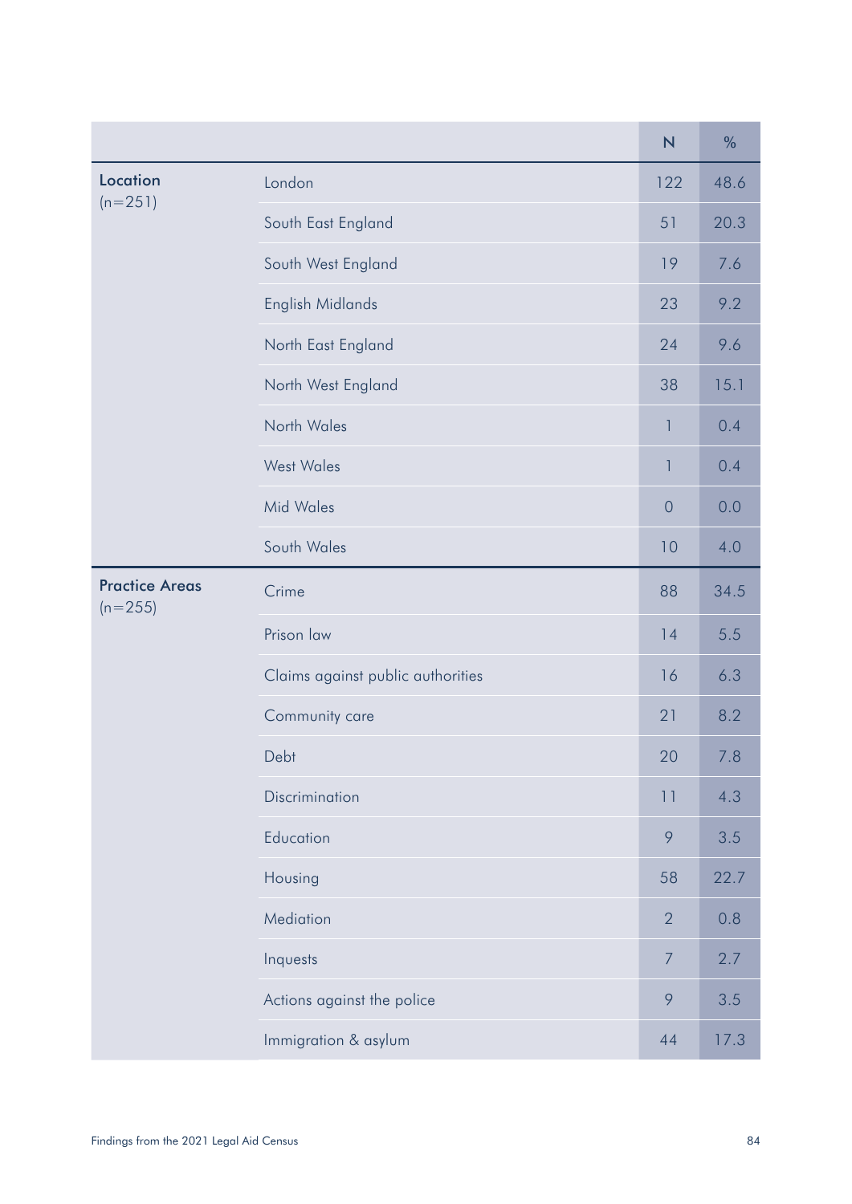| | | N | % |
|---|---|---|---|
| **Location** (n=251) | London | 122 | 48.6 |
| | South East England | 51 | 20.3 |
| | South West England | 19 | 7.6 |
| | English Midlands | 23 | 9.2 |
| | North East England | 24 | 9.6 |
| | North West England | 38 | 15.1 |
| | North Wales | 1 | 0.4 |
| | West Wales | 1 | 0.4 |
| | Mid Wales | 0 | 0.0 |
| | South Wales | 10 | 4.0 |
| **Practice Areas** (n=255) | Crime | 88 | 34.5 |
| | Prison law | 14 | 5.5 |
| | Claims against public authorities | 16 | 6.3 |
| | Community care | 21 | 8.2 |
| | Debt | 20 | 7.8 |
| | Discrimination | 11 | 4.3 |
| | Education | 9 | 3.5 |
| | Housing | 58 | 22.7 |
| | Mediation | 2 | 0.8 |
| | Inquests | 7 | 2.7 |
| | Actions against the police | 9 | 3.5 |
| | Immigration & asylum | 44 | 17.3 |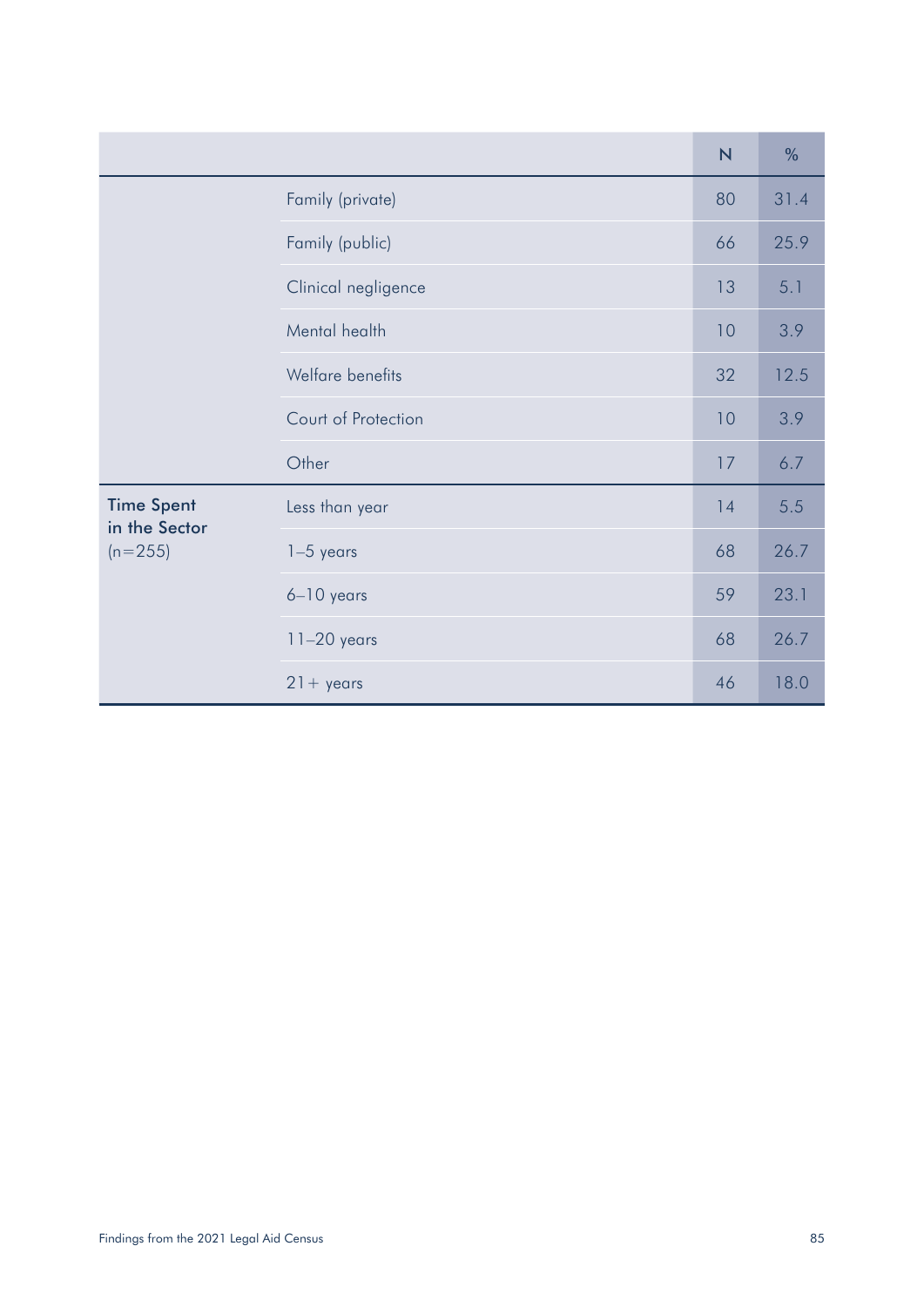| | | N | % |
|---|---|---|---|
| | Family (private) | 80 | 31.4 |
| | Family (public) | 66 | 25.9 |
| | Clinical negligence | 13 | 5.1 |
| | Mental health | 10 | 3.9 |
| | Welfare benefits | 32 | 12.5 |
| | Court of Protection | 10 | 3.9 |
| | Other | 17 | 6.7 |
| **Time Spent in the Sector** (n=255) | Less than year | 14 | 5.5 |
| | 1–5 years | 68 | 26.7 |
| | 6–10 years | 59 | 23.1 |
| | 11–20 years | 68 | 26.7 |
| | 21+ years | 46 | 18.0 |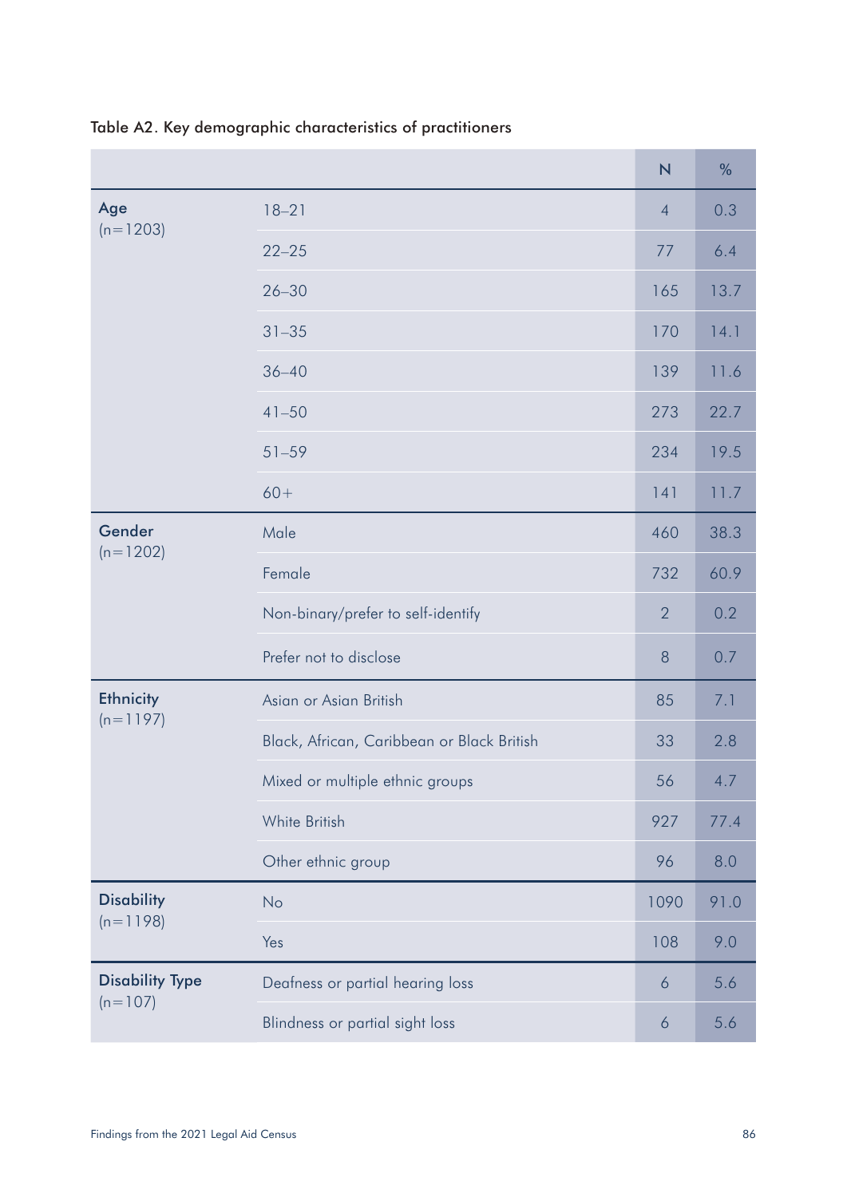Table A2. Key demographic characteristics of practitioners

| | | N | % |
|---|---|---|---|
| **Age** (n=1203) | 18–21 | 4 | 0.3 |
| | 22–25 | 77 | 6.4 |
| | 26–30 | 165 | 13.7 |
| | 31–35 | 170 | 14.1 |
| | 36–40 | 139 | 11.6 |
| | 41–50 | 273 | 22.7 |
| | 51–59 | 234 | 19.5 |
| | 60+ | 141 | 11.7 |
| **Gender** (n=1202) | Male | 460 | 38.3 |
| | Female | 732 | 60.9 |
| | Non-binary/prefer to self-identify | 2 | 0.2 |
| | Prefer not to disclose | 8 | 0.7 |
| **Ethnicity** (n=1197) | Asian or Asian British | 85 | 7.1 |
| | Black, African, Caribbean or Black British | 33 | 2.8 |
| | Mixed or multiple ethnic groups | 56 | 4.7 |
| | White British | 927 | 77.4 |
| | Other ethnic group | 96 | 8.0 |
| **Disability** (n=1198) | No | 1090 | 91.0 |
| | Yes | 108 | 9.0 |
| **Disability Type** (n=107) | Deafness or partial hearing loss | 6 | 5.6 |
| | Blindness or partial sight loss | 6 | 5.6 |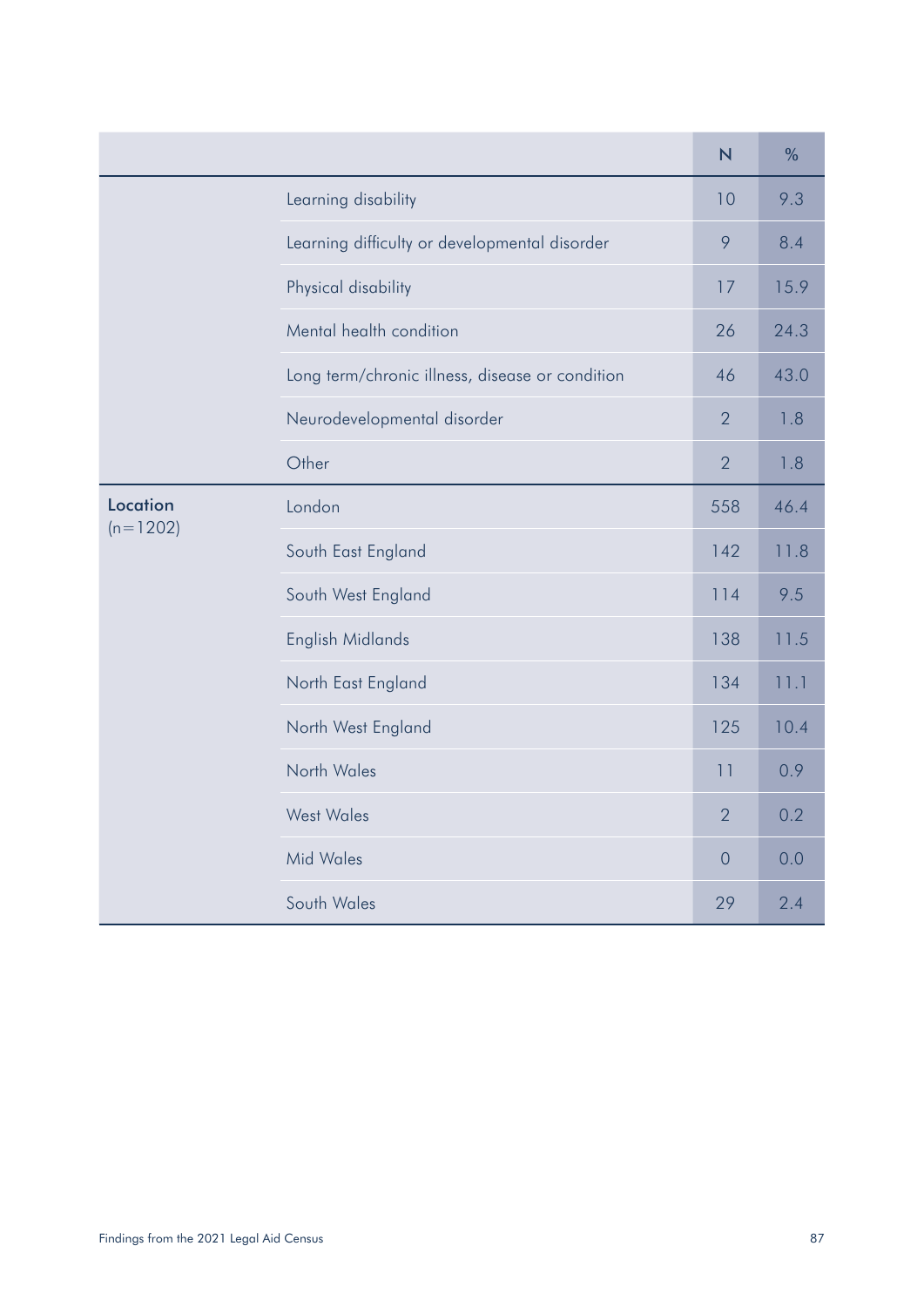| | | N | % |
|---|---|---|---|
| | Learning disability | 10 | 9.3 |
| | Learning difficulty or developmental disorder | 9 | 8.4 |
| | Physical disability | 17 | 15.9 |
| | Mental health condition | 26 | 24.3 |
| | Long term/chronic illness, disease or condition | 46 | 43.0 |
| | Neurodevelopmental disorder | 2 | 1.8 |
| | Other | 2 | 1.8 |
| **Location** (n=1202) | London | 558 | 46.4 |
| | South East England | 142 | 11.8 |
| | South West England | 114 | 9.5 |
| | English Midlands | 138 | 11.5 |
| | North East England | 134 | 11.1 |
| | North West England | 125 | 10.4 |
| | North Wales | 11 | 0.9 |
| | West Wales | 2 | 0.2 |
| | Mid Wales | 0 | 0.0 |
| | South Wales | 29 | 2.4 |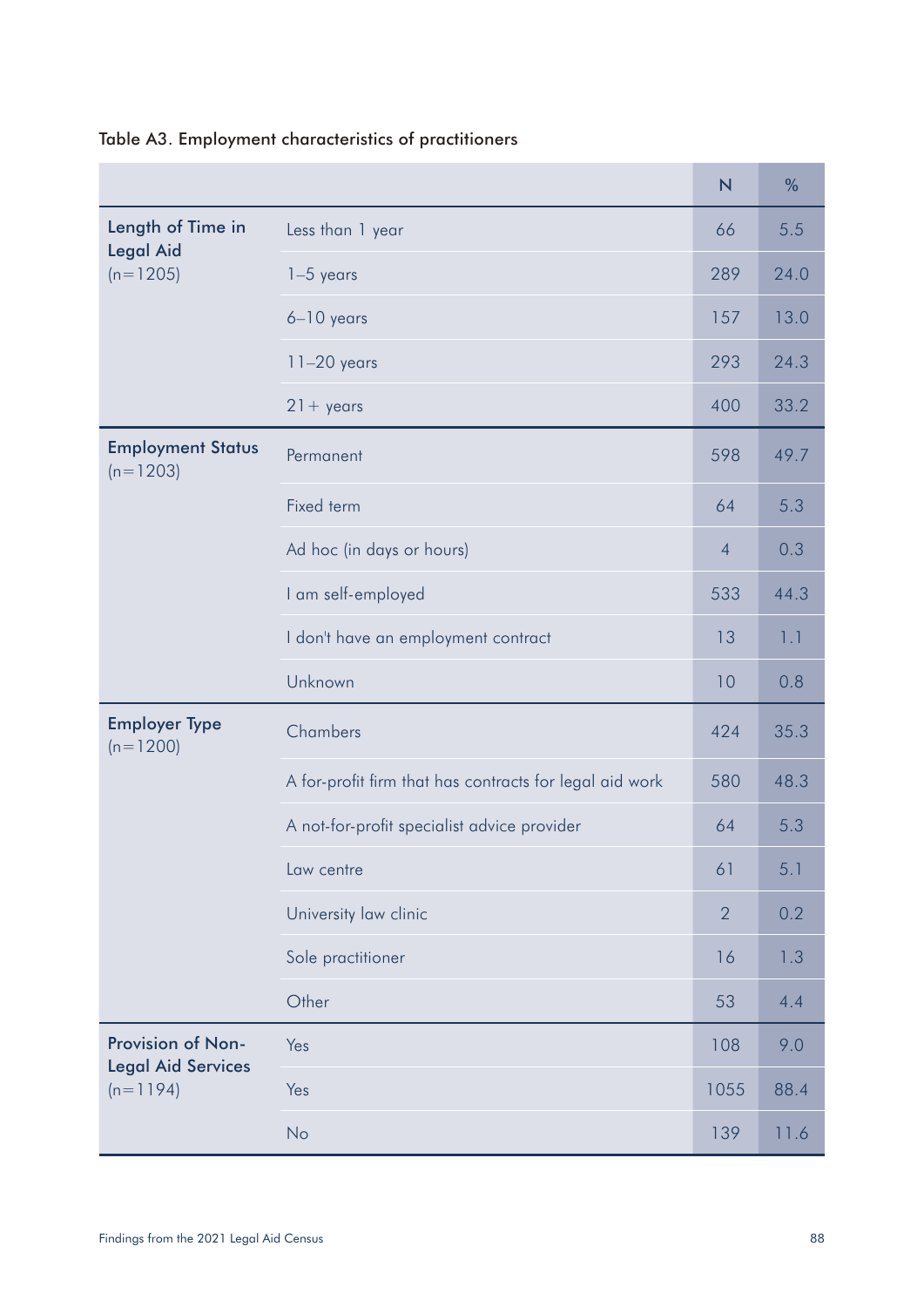Table A3. Employment characteristics of practitioners

| | | N | % |
|---|---|---|---|
| **Length of Time in Legal Aid** (n=1205) | Less than 1 year | 66 | 5.5 |
| | 1–5 years | 289 | 24.0 |
| | 6–10 years | 157 | 13.0 |
| | 11–20 years | 293 | 24.3 |
| | 21+ years | 400 | 33.2 |
| **Employment Status** (n=1203) | Permanent | 598 | 49.7 |
| | Fixed term | 64 | 5.3 |
| | Ad hoc (in days or hours) | 4 | 0.3 |
| | I am self-employed | 533 | 44.3 |
| | I don't have an employment contract | 13 | 1.1 |
| | Unknown | 10 | 0.8 |
| **Employer Type** (n=1200) | Chambers | 424 | 35.3 |
| | A for-profit firm that has contracts for legal aid work | 580 | 48.3 |
| | A not-for-profit specialist advice provider | 64 | 5.3 |
| | Law centre | 61 | 5.1 |
| | University law clinic | 2 | 0.2 |
| | Sole practitioner | 16 | 1.3 |
| | Other | 53 | 4.4 |
| **Provision of Non-Legal Aid Services** (n=1194) | Yes | 108 | 9.0 |
| | Yes | 1055 | 88.4 |
| | No | 139 | 11.6 |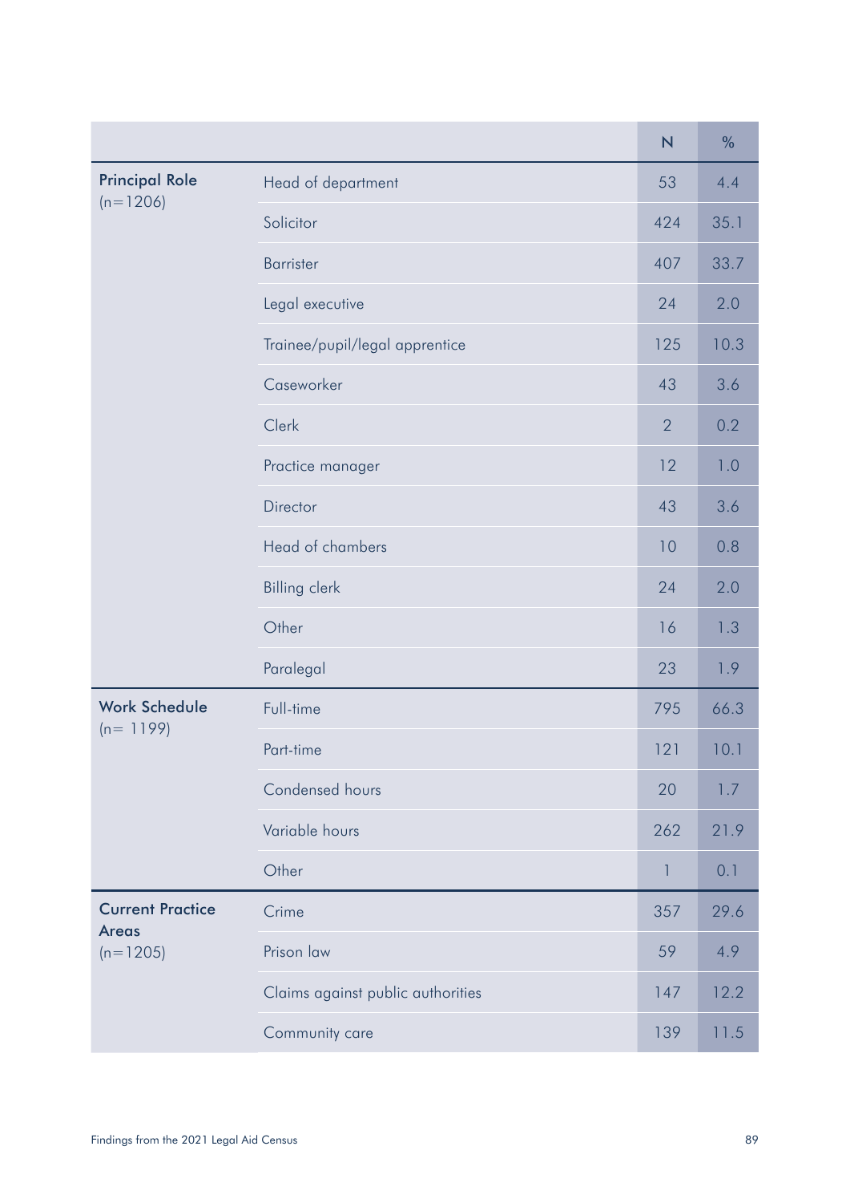| | | N | % |
|---|---|---|---|
| **Principal Role** (n=1206) | Head of department | 53 | 4.4 |
| | Solicitor | 424 | 35.1 |
| | Barrister | 407 | 33.7 |
| | Legal executive | 24 | 2.0 |
| | Trainee/pupil/legal apprentice | 125 | 10.3 |
| | Caseworker | 43 | 3.6 |
| | Clerk | 2 | 0.2 |
| | Practice manager | 12 | 1.0 |
| | Director | 43 | 3.6 |
| | Head of chambers | 10 | 0.8 |
| | Billing clerk | 24 | 2.0 |
| | Other | 16 | 1.3 |
| | Paralegal | 23 | 1.9 |
| **Work Schedule** (n= 1199) | Full-time | 795 | 66.3 |
| | Part-time | 121 | 10.1 |
| | Condensed hours | 20 | 1.7 |
| | Variable hours | 262 | 21.9 |
| | Other | 1 | 0.1 |
| **Current Practice Areas** (n=1205) | Crime | 357 | 29.6 |
| | Prison law | 59 | 4.9 |
| | Claims against public authorities | 147 | 12.2 |
| | Community care | 139 | 11.5 |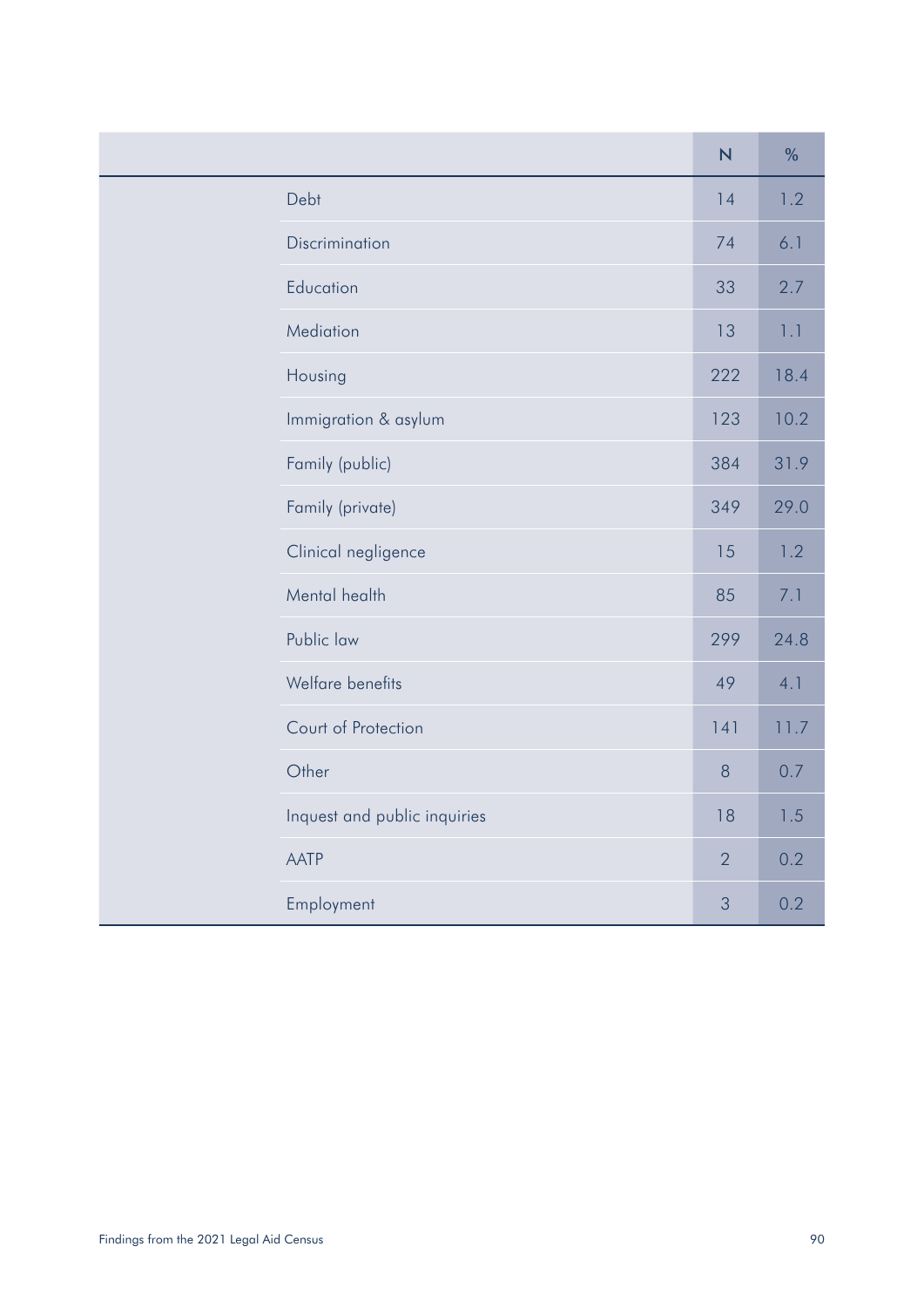| | N | % |
|---|---|---|
| Debt | 14 | 1.2 |
| Discrimination | 74 | 6.1 |
| Education | 33 | 2.7 |
| Mediation | 13 | 1.1 |
| Housing | 222 | 18.4 |
| Immigration & asylum | 123 | 10.2 |
| Family (public) | 384 | 31.9 |
| Family (private) | 349 | 29.0 |
| Clinical negligence | 15 | 1.2 |
| Mental health | 85 | 7.1 |
| Public law | 299 | 24.8 |
| Welfare benefits | 49 | 4.1 |
| Court of Protection | 141 | 11.7 |
| Other | 8 | 0.7 |
| Inquest and public inquiries | 18 | 1.5 |
| AATP | 2 | 0.2 |
| Employment | 3 | 0.2 |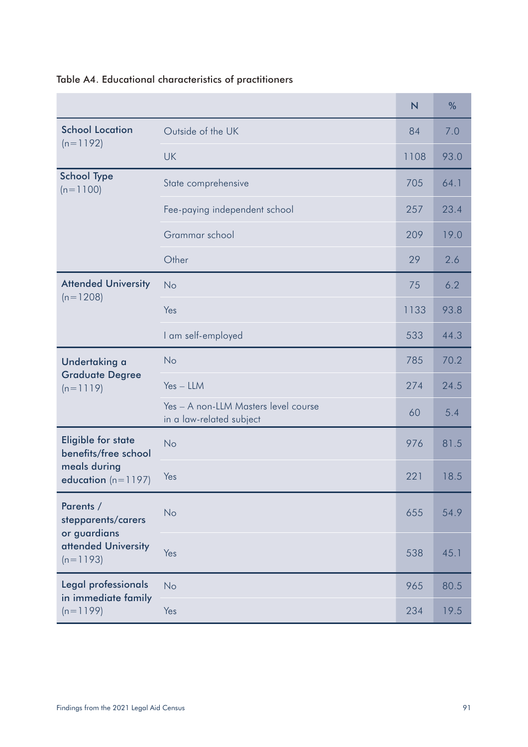Table A4. Educational characteristics of practitioners

| | | N | % |
|---|---|---|---|
| **School Location** (n=1192) | Outside of the UK | 84 | 7.0 |
| | UK | 1108 | 93.0 |
| **School Type** (n=1100) | State comprehensive | 705 | 64.1 |
| | Fee-paying independent school | 257 | 23.4 |
| | Grammar school | 209 | 19.0 |
| | Other | 29 | 2.6 |
| **Attended University** (n=1208) | No | 75 | 6.2 |
| | Yes | 1133 | 93.8 |
| | I am self-employed | 533 | 44.3 |
| **Undertaking a Graduate Degree** (n=1119) | No | 785 | 70.2 |
| | Yes – LLM | 274 | 24.5 |
| | Yes – A non-LLM Masters level course in a law-related subject | 60 | 5.4 |
| **Eligible for state benefits/free school meals during education** (n=1197) | No | 976 | 81.5 |
| | Yes | 221 | 18.5 |
| **Parents / stepparents/carers or guardians attended University** (n=1193) | No | 655 | 54.9 |
| | Yes | 538 | 45.1 |
| **Legal professionals in immediate family** (n=1199) | No | 965 | 80.5 |
| | Yes | 234 | 19.5 |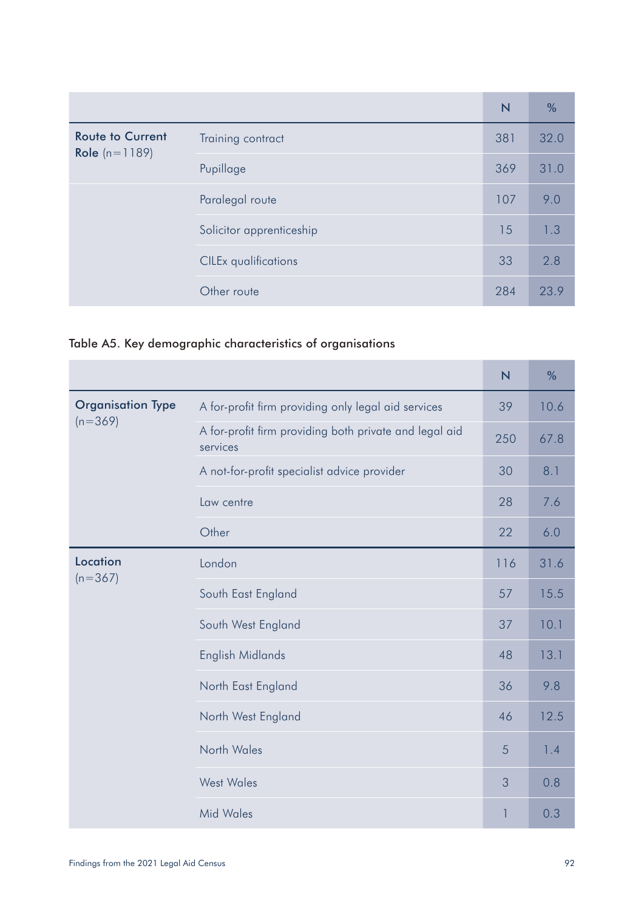| | | N | % |
|---|---|---|---|
| **Route to Current Role** (n=1189) | Training contract | 381 | 32.0 |
| | Pupillage | 369 | 31.0 |
| | Paralegal route | 107 | 9.0 |
| | Solicitor apprenticeship | 15 | 1.3 |
| | CILEx qualifications | 33 | 2.8 |
| | Other route | 284 | 23.9 |

Table A5. Key demographic characteristics of organisations

| | | N | % |
|---|---|---|---|
| **Organisation Type** (n=369) | A for-profit firm providing only legal aid services | 39 | 10.6 |
| | A for-profit firm providing both private and legal aid services | 250 | 67.8 |
| | A not-for-profit specialist advice provider | 30 | 8.1 |
| | Law centre | 28 | 7.6 |
| | Other | 22 | 6.0 |
| **Location** (n=367) | London | 116 | 31.6 |
| | South East England | 57 | 15.5 |
| | South West England | 37 | 10.1 |
| | English Midlands | 48 | 13.1 |
| | North East England | 36 | 9.8 |
| | North West England | 46 | 12.5 |
| | North Wales | 5 | 1.4 |
| | West Wales | 3 | 0.8 |
| | Mid Wales | 1 | 0.3 |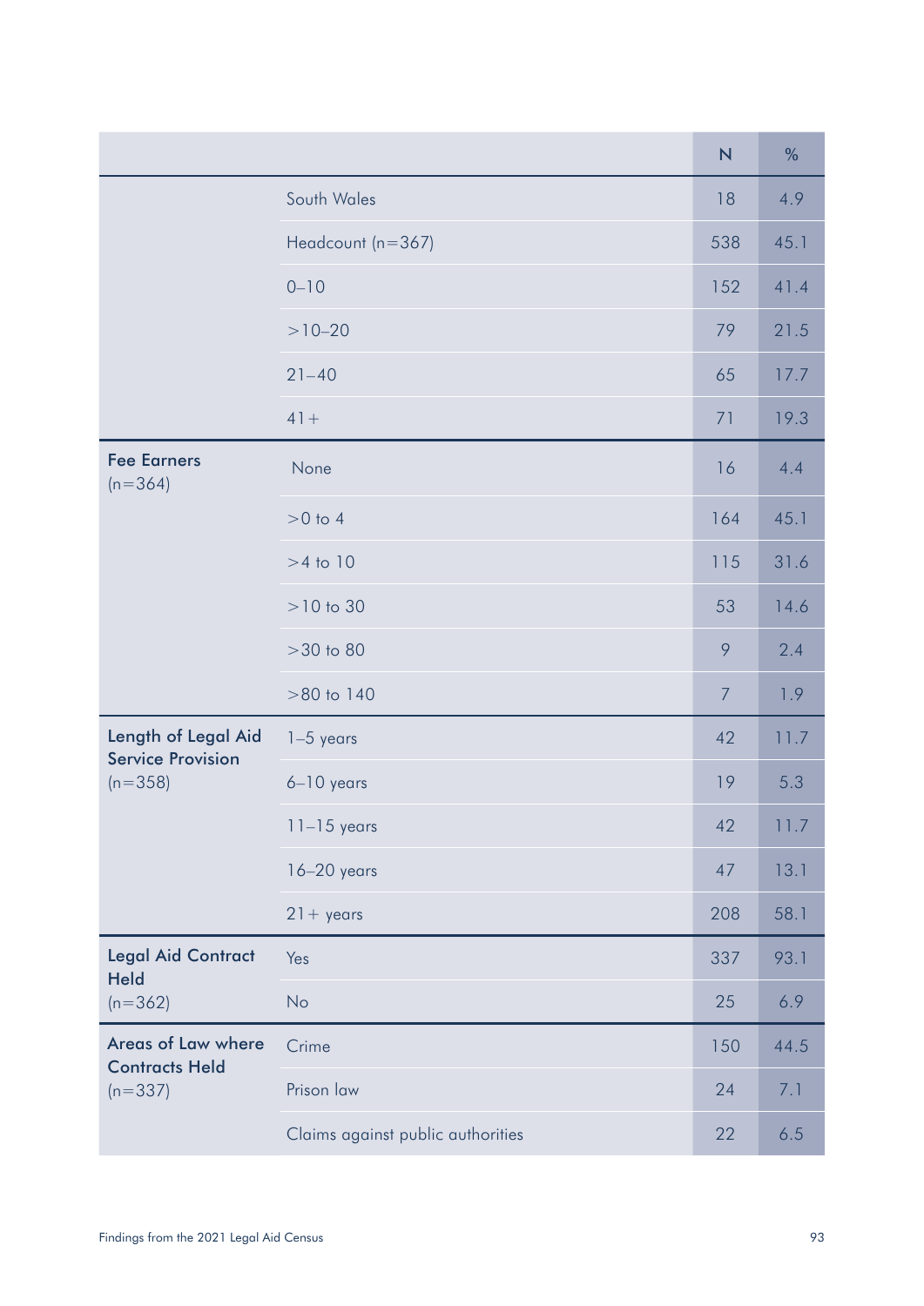| | | N | % |
|---|---|---|---|
| | South Wales | 18 | 4.9 |
| | Headcount (n=367) | 538 | 45.1 |
| | 0–10 | 152 | 41.4 |
| | >10–20 | 79 | 21.5 |
| | 21–40 | 65 | 17.7 |
| | 41+ | 71 | 19.3 |
| **Fee Earners** (n=364) | None | 16 | 4.4 |
| | >0 to 4 | 164 | 45.1 |
| | >4 to 10 | 115 | 31.6 |
| | >10 to 30 | 53 | 14.6 |
| | >30 to 80 | 9 | 2.4 |
| | >80 to 140 | 7 | 1.9 |
| **Length of Legal Aid Service Provision** (n=358) | 1–5 years | 42 | 11.7 |
| | 6–10 years | 19 | 5.3 |
| | 11–15 years | 42 | 11.7 |
| | 16–20 years | 47 | 13.1 |
| | 21+ years | 208 | 58.1 |
| **Legal Aid Contract Held** (n=362) | Yes | 337 | 93.1 |
| | No | 25 | 6.9 |
| **Areas of Law where Contracts Held** (n=337) | Crime | 150 | 44.5 |
| | Prison law | 24 | 7.1 |
| | Claims against public authorities | 22 | 6.5 |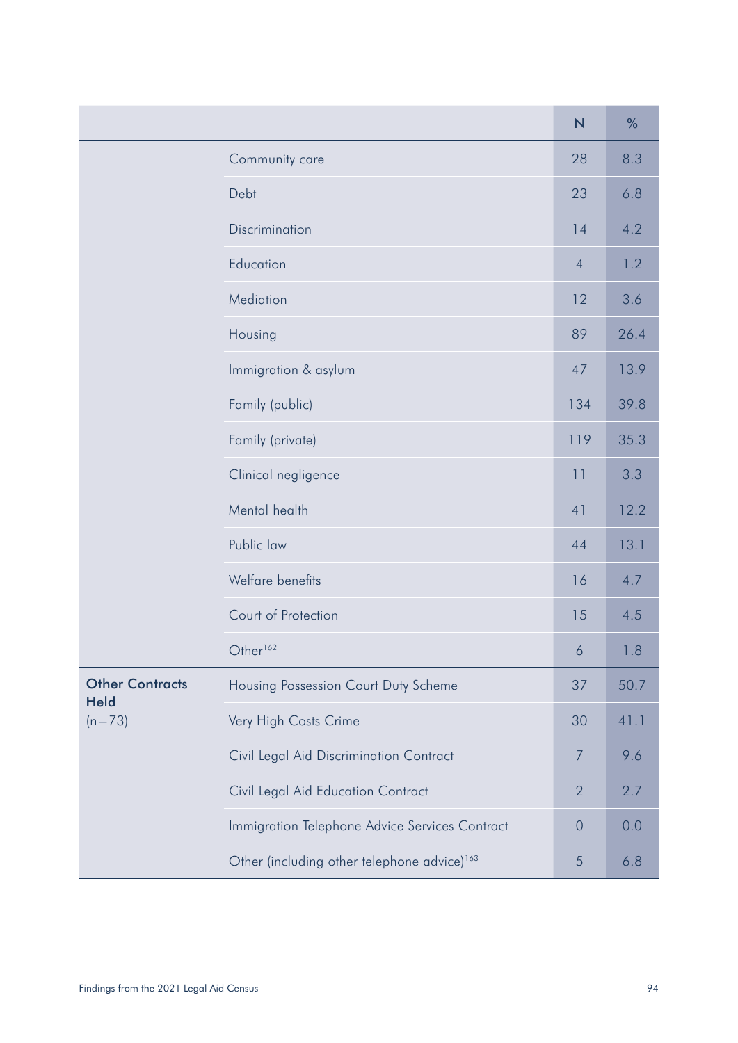| | | N | % |
|---|---|---|---|
| | Community care | 28 | 8.3 |
| | Debt | 23 | 6.8 |
| | Discrimination | 14 | 4.2 |
| | Education | 4 | 1.2 |
| | Mediation | 12 | 3.6 |
| | Housing | 89 | 26.4 |
| | Immigration & asylum | 47 | 13.9 |
| | Family (public) | 134 | 39.8 |
| | Family (private) | 119 | 35.3 |
| | Clinical negligence | 11 | 3.3 |
| | Mental health | 41 | 12.2 |
| | Public law | 44 | 13.1 |
| | Welfare benefits | 16 | 4.7 |
| | Court of Protection | 15 | 4.5 |
| | Other[162] | 6 | 1.8 |
| **Other Contracts Held** (n=73) | Housing Possession Court Duty Scheme | 37 | 50.7 |
| | Very High Costs Crime | 30 | 41.1 |
| | Civil Legal Aid Discrimination Contract | 7 | 9.6 |
| | Civil Legal Aid Education Contract | 2 | 2.7 |
| | Immigration Telephone Advice Services Contract | 0 | 0.0 |
| | Other (including other telephone advice)[163] | 5 | 6.8 |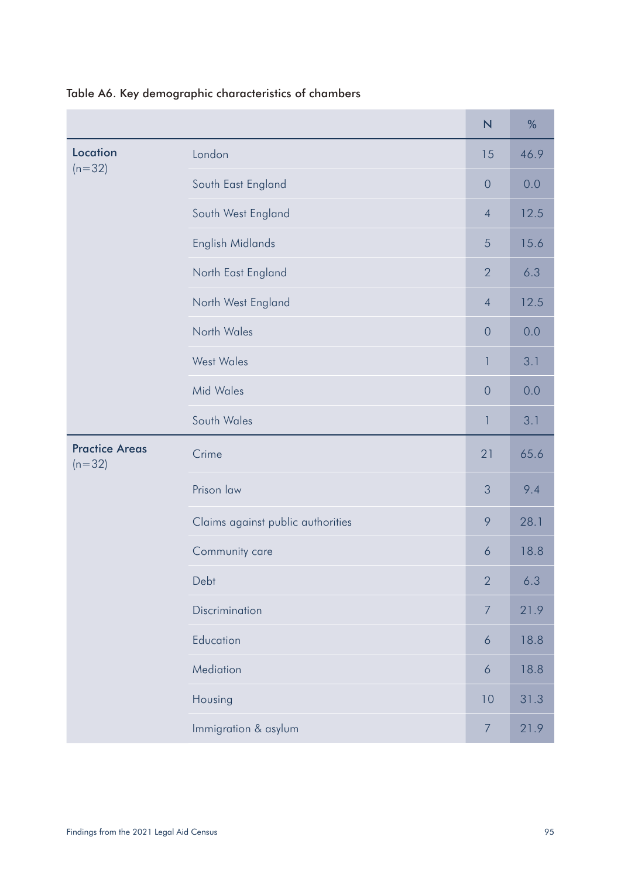Table A6. Key demographic characteristics of chambers

| | | N | % |
|---|---|---|---|
| **Location** (n=32) | London | 15 | 46.9 |
| | South East England | 0 | 0.0 |
| | South West England | 4 | 12.5 |
| | English Midlands | 5 | 15.6 |
| | North East England | 2 | 6.3 |
| | North West England | 4 | 12.5 |
| | North Wales | 0 | 0.0 |
| | West Wales | 1 | 3.1 |
| | Mid Wales | 0 | 0.0 |
| | South Wales | 1 | 3.1 |
| **Practice Areas** (n=32) | Crime | 21 | 65.6 |
| | Prison law | 3 | 9.4 |
| | Claims against public authorities | 9 | 28.1 |
| | Community care | 6 | 18.8 |
| | Debt | 2 | 6.3 |
| | Discrimination | 7 | 21.9 |
| | Education | 6 | 18.8 |
| | Mediation | 6 | 18.8 |
| | Housing | 10 | 31.3 |
| | Immigration & asylum | 7 | 21.9 |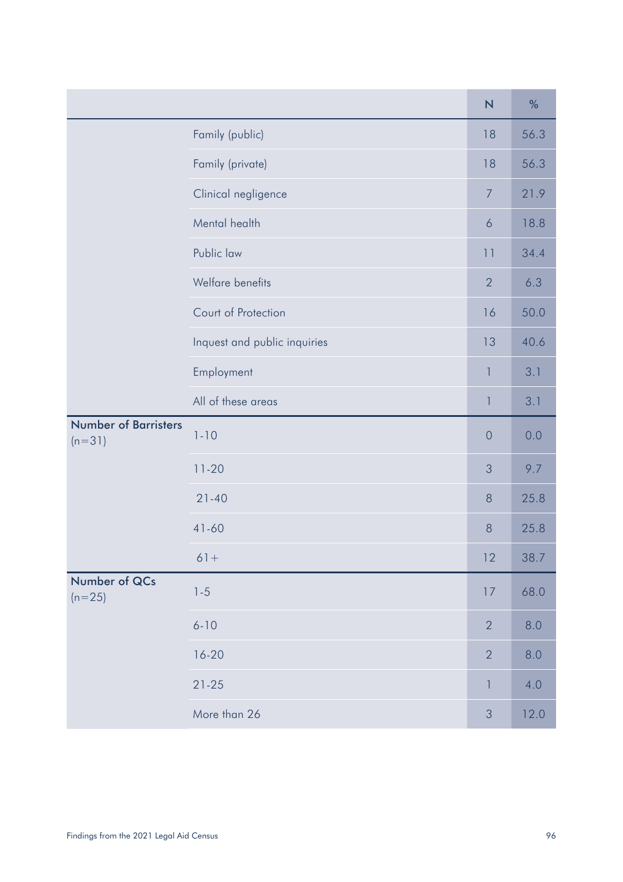| | | N | % |
|---|---|---|---|
| | Family (public) | 18 | 56.3 |
| | Family (private) | 18 | 56.3 |
| | Clinical negligence | 7 | 21.9 |
| | Mental health | 6 | 18.8 |
| | Public law | 11 | 34.4 |
| | Welfare benefits | 2 | 6.3 |
| | Court of Protection | 16 | 50.0 |
| | Inquest and public inquiries | 13 | 40.6 |
| | Employment | 1 | 3.1 |
| | All of these areas | 1 | 3.1 |
| **Number of Barristers** (n=31) | 1-10 | 0 | 0.0 |
| | 11-20 | 3 | 9.7 |
| | 21-40 | 8 | 25.8 |
| | 41-60 | 8 | 25.8 |
| | 61+ | 12 | 38.7 |
| **Number of QCs** (n=25) | 1-5 | 17 | 68.0 |
| | 6-10 | 2 | 8.0 |
| | 16-20 | 2 | 8.0 |
| | 21-25 | 1 | 4.0 |
| | More than 26 | 3 | 12.0 |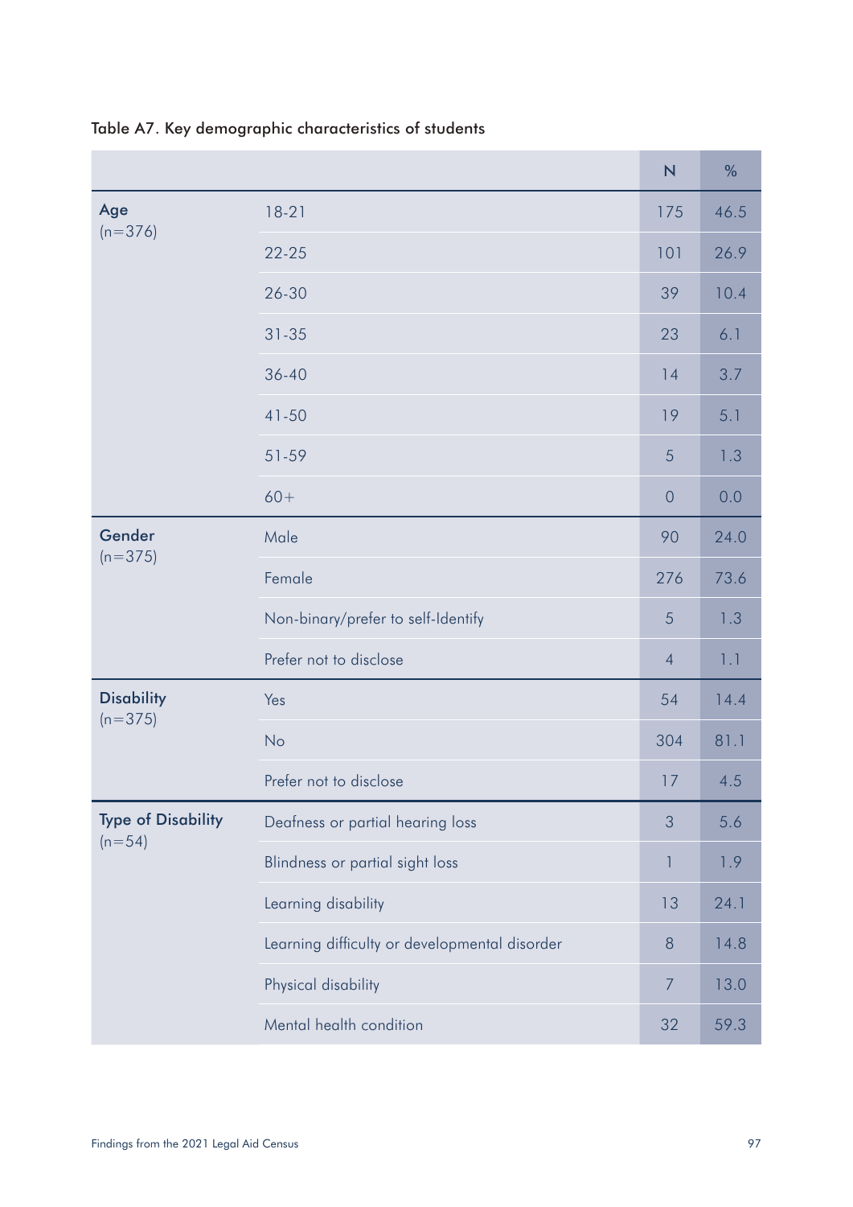Table A7. Key demographic characteristics of students

| | | N | % |
|---|---|---|---|
| **Age** (n=376) | 18-21 | 175 | 46.5 |
| | 22-25 | 101 | 26.9 |
| | 26-30 | 39 | 10.4 |
| | 31-35 | 23 | 6.1 |
| | 36-40 | 14 | 3.7 |
| | 41-50 | 19 | 5.1 |
| | 51-59 | 5 | 1.3 |
| | 60+ | 0 | 0.0 |
| **Gender** (n=375) | Male | 90 | 24.0 |
| | Female | 276 | 73.6 |
| | Non-binary/prefer to self-Identify | 5 | 1.3 |
| | Prefer not to disclose | 4 | 1.1 |
| **Disability** (n=375) | Yes | 54 | 14.4 |
| | No | 304 | 81.1 |
| | Prefer not to disclose | 17 | 4.5 |
| **Type of Disability** (n=54) | Deafness or partial hearing loss | 3 | 5.6 |
| | Blindness or partial sight loss | 1 | 1.9 |
| | Learning disability | 13 | 24.1 |
| | Learning difficulty or developmental disorder | 8 | 14.8 |
| | Physical disability | 7 | 13.0 |
| | Mental health condition | 32 | 59.3 |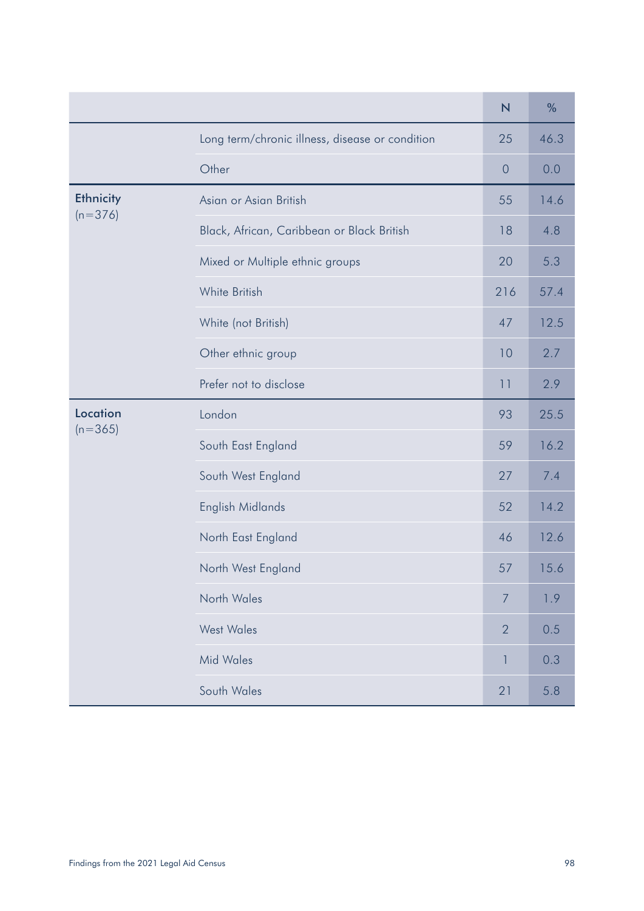| | | N | % |
|---|---|---|---|
| | Long term/chronic illness, disease or condition | 25 | 46.3 |
| | Other | 0 | 0.0 |
| **Ethnicity** (n=376) | Asian or Asian British | 55 | 14.6 |
| | Black, African, Caribbean or Black British | 18 | 4.8 |
| | Mixed or Multiple ethnic groups | 20 | 5.3 |
| | White British | 216 | 57.4 |
| | White (not British) | 47 | 12.5 |
| | Other ethnic group | 10 | 2.7 |
| | Prefer not to disclose | 11 | 2.9 |
| **Location** (n=365) | London | 93 | 25.5 |
| | South East England | 59 | 16.2 |
| | South West England | 27 | 7.4 |
| | English Midlands | 52 | 14.2 |
| | North East England | 46 | 12.6 |
| | North West England | 57 | 15.6 |
| | North Wales | 7 | 1.9 |
| | West Wales | 2 | 0.5 |
| | Mid Wales | 1 | 0.3 |
| | South Wales | 21 | 5.8 |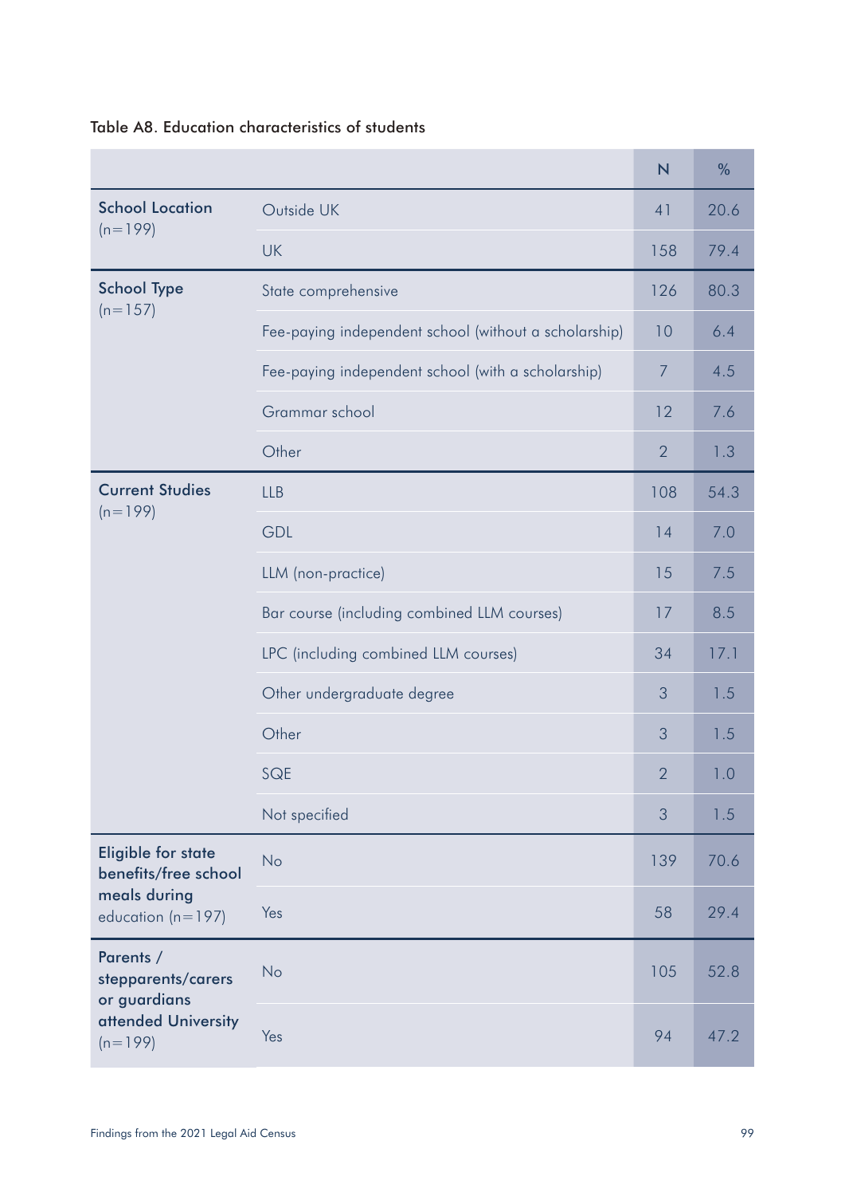Table A8. Education characteristics of students

| | | N | % |
|---|---|---|---|
| **School Location** (n=199) | Outside UK | 41 | 20.6 |
| | UK | 158 | 79.4 |
| **School Type** (n=157) | State comprehensive | 126 | 80.3 |
| | Fee-paying independent school (without a scholarship) | 10 | 6.4 |
| | Fee-paying independent school (with a scholarship) | 7 | 4.5 |
| | Grammar school | 12 | 7.6 |
| | Other | 2 | 1.3 |
| **Current Studies** (n=199) | LLB | 108 | 54.3 |
| | GDL | 14 | 7.0 |
| | LLM (non-practice) | 15 | 7.5 |
| | Bar course (including combined LLM courses) | 17 | 8.5 |
| | LPC (including combined LLM courses) | 34 | 17.1 |
| | Other undergraduate degree | 3 | 1.5 |
| | Other | 3 | 1.5 |
| | SQE | 2 | 1.0 |
| | Not specified | 3 | 1.5 |
| **Eligible for state benefits/free school meals during** education (n=197) | No | 139 | 70.6 |
| | Yes | 58 | 29.4 |
| **Parents / stepparents/carers or guardians attended University** (n=199) | No | 105 | 52.8 |
| | Yes | 94 | 47.2 |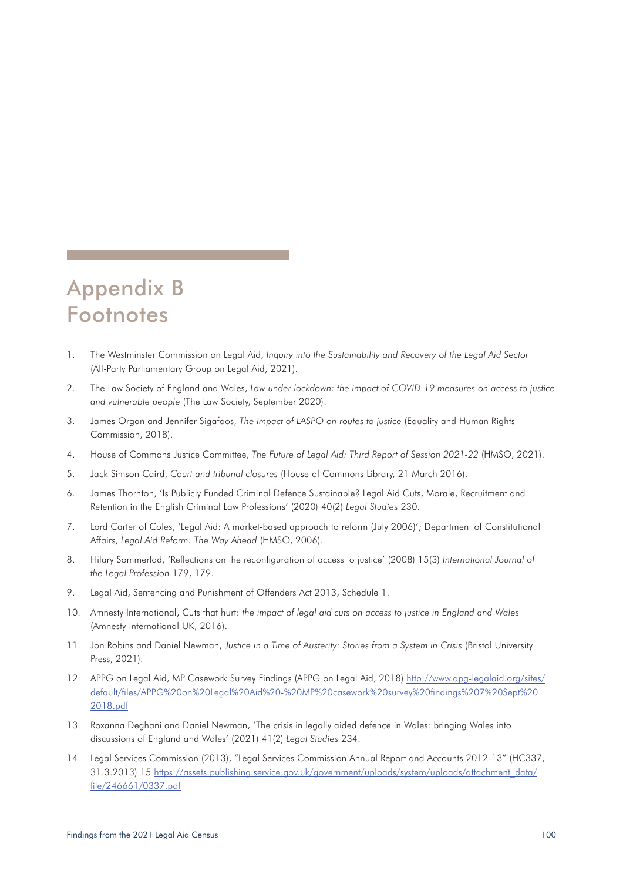# Appendix B Footnotes

1. The Westminster Commission on Legal Aid, *Inquiry into the Sustainability and Recovery of the Legal Aid Sector* (All-Party Parliamentary Group on Legal Aid, 2021).
2. The Law Society of England and Wales, *Law under lockdown: the impact of COVID-19 measures on access to justice and vulnerable people* (The Law Society, September 2020).
3. James Organ and Jennifer Sigafoos, *The impact of LASPO on routes to justice* (Equality and Human Rights Commission, 2018).
4. House of Commons Justice Committee, *The Future of Legal Aid: Third Report of Session 2021-22* (HMSO, 2021).
5. Jack Simson Caird, *Court and tribunal closures* (House of Commons Library, 21 March 2016).
6. James Thornton, 'Is Publicly Funded Criminal Defence Sustainable? Legal Aid Cuts, Morale, Recruitment and Retention in the English Criminal Law Professions' (2020) 40(2) *Legal Studies* 230.
7. Lord Carter of Coles, 'Legal Aid: A market-based approach to reform (July 2006)'; Department of Constitutional Affairs, *Legal Aid Reform: The Way Ahead* (HMSO, 2006).
8. Hilary Sommerlad, 'Reflections on the reconfiguration of access to justice' (2008) 15(3) *International Journal of the Legal Profession* 179, 179.
9. Legal Aid, Sentencing and Punishment of Offenders Act 2013, Schedule 1.
10. Amnesty International, Cuts that hurt: *the impact of legal aid cuts on access to justice in England and Wales* (Amnesty International UK, 2016).
11. Jon Robins and Daniel Newman, *Justice in a Time of Austerity: Stories from a System in Crisis* (Bristol University Press, 2021).
12. APPG on Legal Aid, MP Casework Survey Findings (APPG on Legal Aid, 2018) http://www.apg-legalaid.org/sites/default/files/APPG%20on%20Legal%20Aid%20-%20MP%20casework%20survey%20findings%207%20Sept%202018.pdf
13. Roxanna Deghani and Daniel Newman, 'The crisis in legally aided defence in Wales: bringing Wales into discussions of England and Wales' (2021) 41(2) *Legal Studies* 234.
14. Legal Services Commission (2013), "Legal Services Commission Annual Report and Accounts 2012-13" (HC337, 31.3.2013) 15 https://assets.publishing.service.gov.uk/government/uploads/system/uploads/attachment_data/file/246661/0337.pdf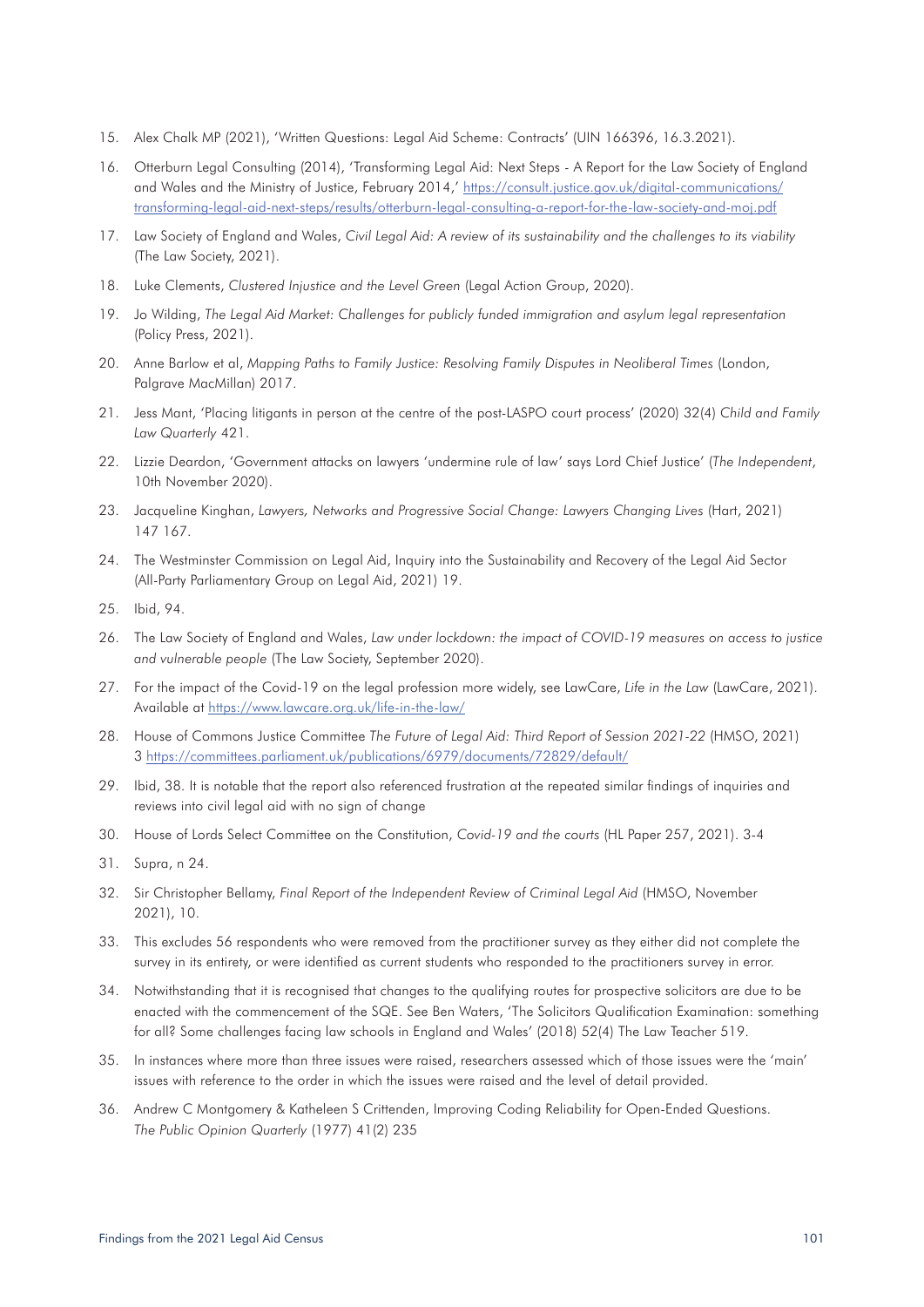15. Alex Chalk MP (2021), 'Written Questions: Legal Aid Scheme: Contracts' (UIN 166396, 16.3.2021).
16. Otterburn Legal Consulting (2014), 'Transforming Legal Aid: Next Steps - A Report for the Law Society of England and Wales and the Ministry of Justice, February 2014,' [https://consult.justice.gov.uk/digital-communications/transforming-legal-aid-next-steps/results/otterburn-legal-consulting-a-report-for-the-law-society-and-moj.pdf](https://consult.justice.gov.uk/digital-communications/transforming-legal-aid-next-steps/results/otterburn-legal-consulting-a-report-for-the-law-society-and-moj.pdf)
17. Law Society of England and Wales, *Civil Legal Aid: A review of its sustainability and the challenges to its viability* (The Law Society, 2021).
18. Luke Clements, *Clustered Injustice and the Level Green* (Legal Action Group, 2020).
19. Jo Wilding, *The Legal Aid Market: Challenges for publicly funded immigration and asylum legal representation* (Policy Press, 2021).
20. Anne Barlow et al, *Mapping Paths to Family Justice: Resolving Family Disputes in Neoliberal Times* (London, Palgrave MacMillan) 2017.
21. Jess Mant, 'Placing litigants in person at the centre of the post-LASPO court process' (2020) 32(4) *Child and Family Law Quarterly* 421.
22. Lizzie Deardon, 'Government attacks on lawyers 'undermine rule of law' says Lord Chief Justice' (*The Independent*, 10th November 2020).
23. Jacqueline Kinghan, *Lawyers, Networks and Progressive Social Change: Lawyers Changing Lives* (Hart, 2021) 147 167.
24. The Westminster Commission on Legal Aid, Inquiry into the Sustainability and Recovery of the Legal Aid Sector (All-Party Parliamentary Group on Legal Aid, 2021) 19.
25. Ibid, 94.
26. The Law Society of England and Wales, *Law under lockdown: the impact of COVID-19 measures on access to justice and vulnerable people* (The Law Society, September 2020).
27. For the impact of the Covid-19 on the legal profession more widely, see LawCare, *Life in the Law* (LawCare, 2021). Available at [https://www.lawcare.org.uk/life-in-the-law/](https://www.lawcare.org.uk/life-in-the-law/)
28. House of Commons Justice Committee *The Future of Legal Aid: Third Report of Session 2021-22* (HMSO, 2021) 3 [https://committees.parliament.uk/publications/6979/documents/72829/default/](https://committees.parliament.uk/publications/6979/documents/72829/default/)
29. Ibid, 38. It is notable that the report also referenced frustration at the repeated similar findings of inquiries and reviews into civil legal aid with no sign of change
30. House of Lords Select Committee on the Constitution, *Covid-19 and the courts* (HL Paper 257, 2021). 3-4
31. Supra, n 24.
32. Sir Christopher Bellamy, *Final Report of the Independent Review of Criminal Legal Aid* (HMSO, November 2021), 10.
33. This excludes 56 respondents who were removed from the practitioner survey as they either did not complete the survey in its entirety, or were identified as current students who responded to the practitioners survey in error.
34. Notwithstanding that it is recognised that changes to the qualifying routes for prospective solicitors are due to be enacted with the commencement of the SQE. See Ben Waters, 'The Solicitors Qualification Examination: something for all? Some challenges facing law schools in England and Wales' (2018) 52(4) The Law Teacher 519.
35. In instances where more than three issues were raised, researchers assessed which of those issues were the 'main' issues with reference to the order in which the issues were raised and the level of detail provided.
36. Andrew C Montgomery & Katheleen S Crittenden, Improving Coding Reliability for Open-Ended Questions. *The Public Opinion Quarterly* (1977) 41(2) 235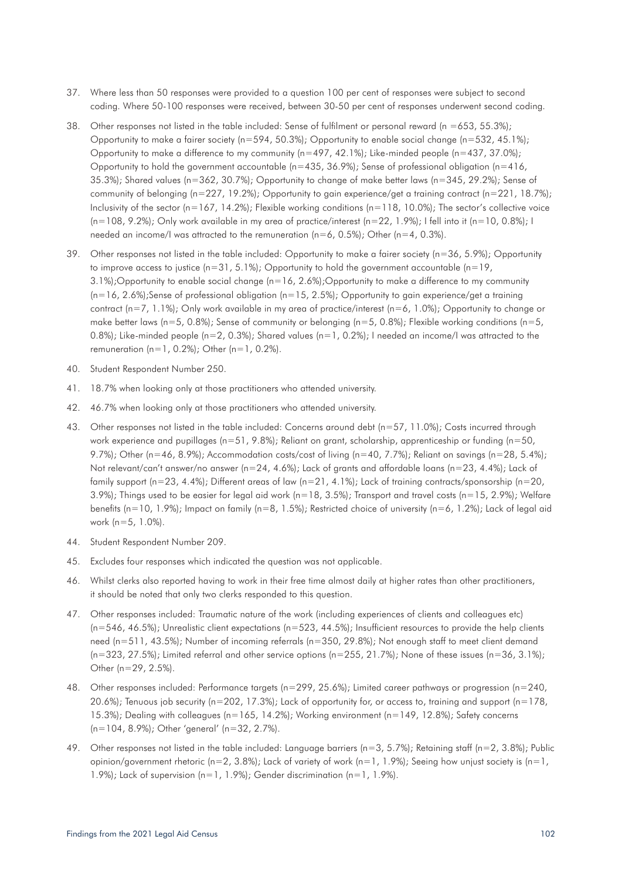37. Where less than 50 responses were provided to a question 100 per cent of responses were subject to second coding. Where 50-100 responses were received, between 30-50 per cent of responses underwent second coding.

38. Other responses not listed in the table included: Sense of fulfilment or personal reward (n =653, 55.3%); Opportunity to make a fairer society (n=594, 50.3%); Opportunity to enable social change (n=532, 45.1%); Opportunity to make a difference to my community (n=497, 42.1%); Like-minded people (n=437, 37.0%); Opportunity to hold the government accountable (n=435, 36.9%); Sense of professional obligation (n=416, 35.3%); Shared values (n=362, 30.7%); Opportunity to change of make better laws (n=345, 29.2%); Sense of community of belonging (n=227, 19.2%); Opportunity to gain experience/get a training contract (n=221, 18.7%); Inclusivity of the sector (n=167, 14.2%); Flexible working conditions (n=118, 10.0%); The sector's collective voice (n=108, 9.2%); Only work available in my area of practice/interest (n=22, 1.9%); I fell into it (n=10, 0.8%); I needed an income/I was attracted to the remuneration (n=6, 0.5%); Other (n=4, 0.3%).

39. Other responses not listed in the table included: Opportunity to make a fairer society (n=36, 5.9%); Opportunity to improve access to justice (n=31, 5.1%); Opportunity to hold the government accountable (n=19, 3.1%);Opportunity to enable social change (n=16, 2.6%);Opportunity to make a difference to my community (n=16, 2.6%);Sense of professional obligation (n=15, 2.5%); Opportunity to gain experience/get a training contract (n=7, 1.1%); Only work available in my area of practice/interest (n=6, 1.0%); Opportunity to change or make better laws (n=5, 0.8%); Sense of community or belonging (n=5, 0.8%); Flexible working conditions (n=5, 0.8%); Like-minded people (n=2, 0.3%); Shared values (n=1, 0.2%); I needed an income/I was attracted to the remuneration (n=1, 0.2%); Other (n=1, 0.2%).

40. Student Respondent Number 250.

41. 18.7% when looking only at those practitioners who attended university.

42. 46.7% when looking only at those practitioners who attended university.

43. Other responses not listed in the table included: Concerns around debt (n=57, 11.0%); Costs incurred through work experience and pupillages (n=51, 9.8%); Reliant on grant, scholarship, apprenticeship or funding (n=50, 9.7%); Other (n=46, 8.9%); Accommodation costs/cost of living (n=40, 7.7%); Reliant on savings (n=28, 5.4%); Not relevant/can't answer/no answer (n=24, 4.6%); Lack of grants and affordable loans (n=23, 4.4%); Lack of family support (n=23, 4.4%); Different areas of law (n=21, 4.1%); Lack of training contracts/sponsorship (n=20, 3.9%); Things used to be easier for legal aid work (n=18, 3.5%); Transport and travel costs (n=15, 2.9%); Welfare benefits (n=10, 1.9%); Impact on family (n=8, 1.5%); Restricted choice of university (n=6, 1.2%); Lack of legal aid work (n=5, 1.0%).

44. Student Respondent Number 209.

45. Excludes four responses which indicated the question was not applicable.

46. Whilst clerks also reported having to work in their free time almost daily at higher rates than other practitioners, it should be noted that only two clerks responded to this question.

47. Other responses included: Traumatic nature of the work (including experiences of clients and colleagues etc) (n=546, 46.5%); Unrealistic client expectations (n=523, 44.5%); Insufficient resources to provide the help clients need (n=511, 43.5%); Number of incoming referrals (n=350, 29.8%); Not enough staff to meet client demand (n=323, 27.5%); Limited referral and other service options (n=255, 21.7%); None of these issues (n=36, 3.1%); Other (n=29, 2.5%).

48. Other responses included: Performance targets (n=299, 25.6%); Limited career pathways or progression (n=240, 20.6%); Tenuous job security (n=202, 17.3%); Lack of opportunity for, or access to, training and support (n=178, 15.3%); Dealing with colleagues (n=165, 14.2%); Working environment (n=149, 12.8%); Safety concerns (n=104, 8.9%); Other 'general' (n=32, 2.7%).

49. Other responses not listed in the table included: Language barriers (n=3, 5.7%); Retaining staff (n=2, 3.8%); Public opinion/government rhetoric (n=2, 3.8%); Lack of variety of work (n=1, 1.9%); Seeing how unjust society is (n=1, 1.9%); Lack of supervision (n=1, 1.9%); Gender discrimination (n=1, 1.9%).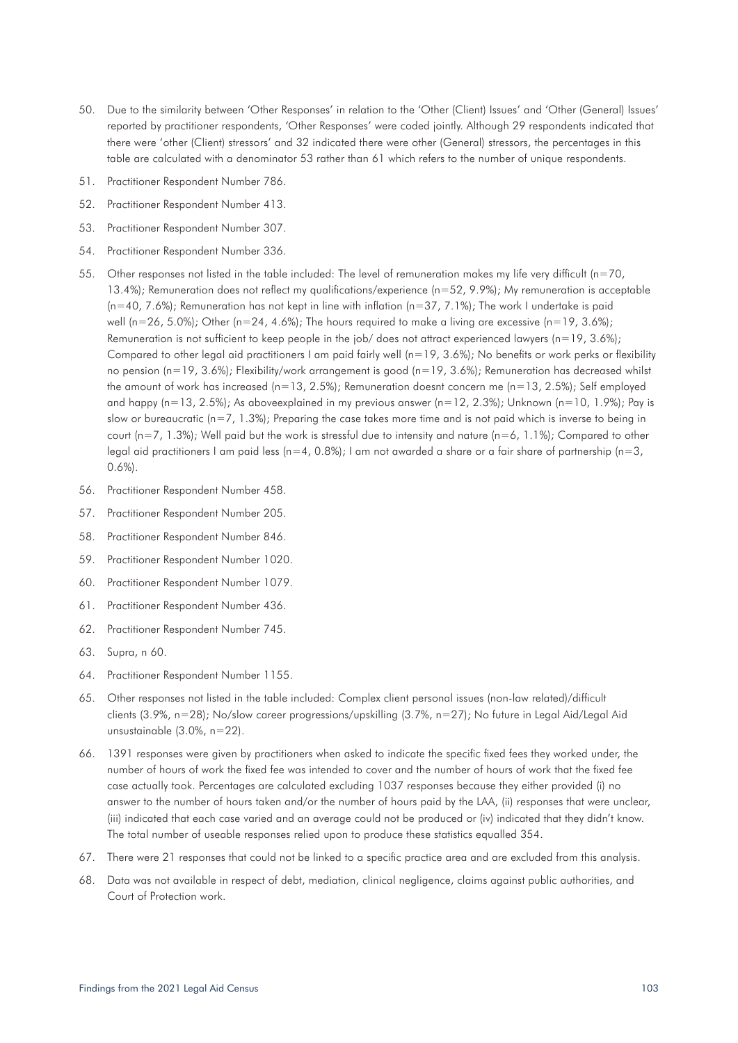50. Due to the similarity between 'Other Responses' in relation to the 'Other (Client) Issues' and 'Other (General) Issues' reported by practitioner respondents, 'Other Responses' were coded jointly. Although 29 respondents indicated that there were 'other (Client) stressors' and 32 indicated there were other (General) stressors, the percentages in this table are calculated with a denominator 53 rather than 61 which refers to the number of unique respondents.
51. Practitioner Respondent Number 786.
52. Practitioner Respondent Number 413.
53. Practitioner Respondent Number 307.
54. Practitioner Respondent Number 336.
55. Other responses not listed in the table included: The level of remuneration makes my life very difficult (n=70, 13.4%); Remuneration does not reflect my qualifications/experience (n=52, 9.9%); My remuneration is acceptable (n=40, 7.6%); Remuneration has not kept in line with inflation (n=37, 7.1%); The work I undertake is paid well (n=26, 5.0%); Other (n=24, 4.6%); The hours required to make a living are excessive (n=19, 3.6%); Remuneration is not sufficient to keep people in the job/ does not attract experienced lawyers (n=19, 3.6%); Compared to other legal aid practitioners I am paid fairly well (n=19, 3.6%); No benefits or work perks or flexibility no pension (n=19, 3.6%); Flexibility/work arrangement is good (n=19, 3.6%); Remuneration has decreased whilst the amount of work has increased (n=13, 2.5%); Remuneration doesnt concern me (n=13, 2.5%); Self employed and happy (n=13, 2.5%); As aboveexplained in my previous answer (n=12, 2.3%); Unknown (n=10, 1.9%); Pay is slow or bureaucratic (n=7, 1.3%); Preparing the case takes more time and is not paid which is inverse to being in court (n=7, 1.3%); Well paid but the work is stressful due to intensity and nature (n=6, 1.1%); Compared to other legal aid practitioners I am paid less (n=4, 0.8%); I am not awarded a share or a fair share of partnership (n=3, 0.6%).
56. Practitioner Respondent Number 458.
57. Practitioner Respondent Number 205.
58. Practitioner Respondent Number 846.
59. Practitioner Respondent Number 1020.
60. Practitioner Respondent Number 1079.
61. Practitioner Respondent Number 436.
62. Practitioner Respondent Number 745.
63. Supra, n 60.
64. Practitioner Respondent Number 1155.
65. Other responses not listed in the table included: Complex client personal issues (non-law related)/difficult clients (3.9%, n=28); No/slow career progressions/upskilling (3.7%, n=27); No future in Legal Aid/Legal Aid unsustainable (3.0%, n=22).
66. 1391 responses were given by practitioners when asked to indicate the specific fixed fees they worked under, the number of hours of work the fixed fee was intended to cover and the number of hours of work that the fixed fee case actually took. Percentages are calculated excluding 1037 responses because they either provided (i) no answer to the number of hours taken and/or the number of hours paid by the LAA, (ii) responses that were unclear, (iii) indicated that each case varied and an average could not be produced or (iv) indicated that they didn't know. The total number of useable responses relied upon to produce these statistics equalled 354.
67. There were 21 responses that could not be linked to a specific practice area and are excluded from this analysis.
68. Data was not available in respect of debt, mediation, clinical negligence, claims against public authorities, and Court of Protection work.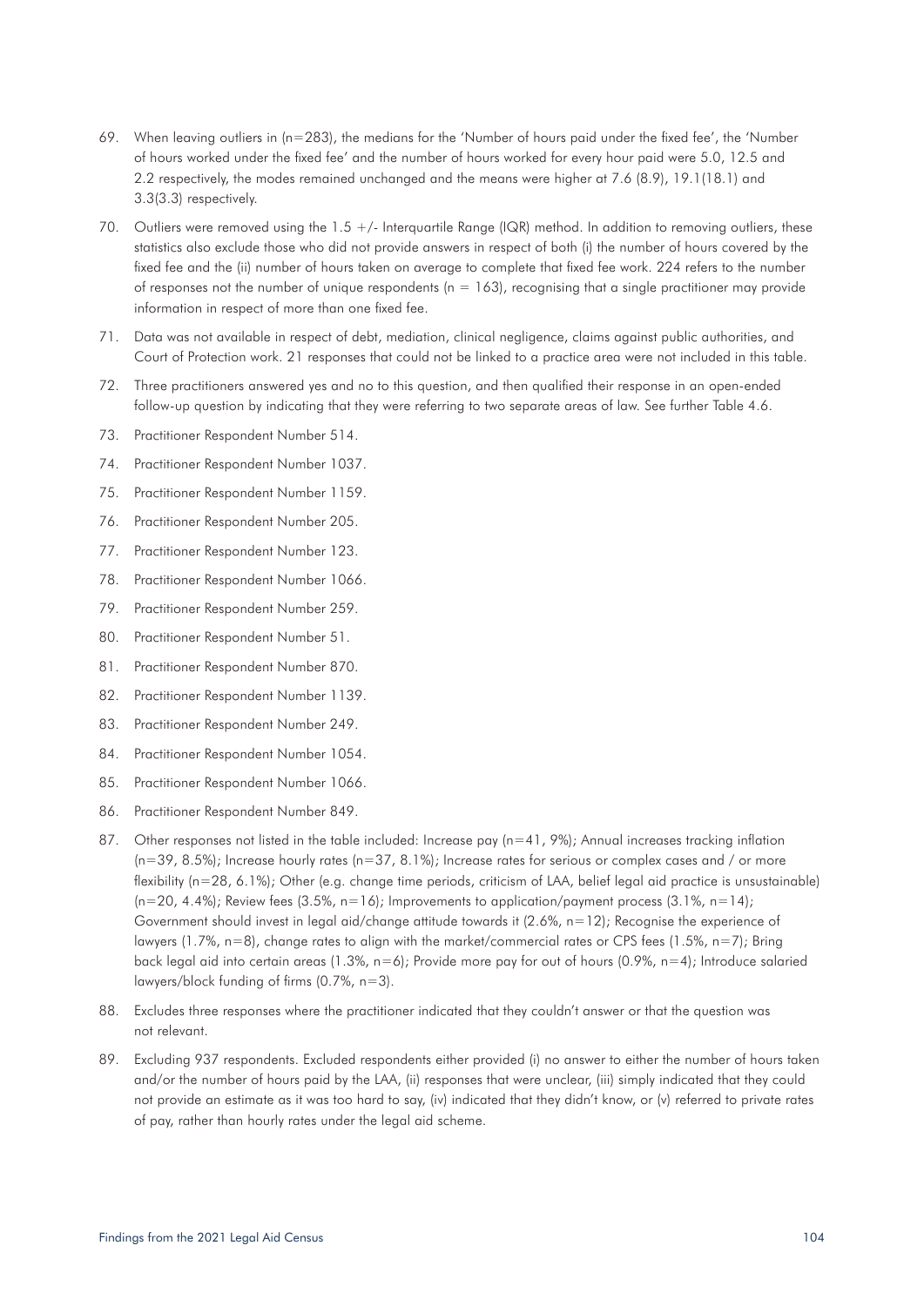69. When leaving outliers in (n=283), the medians for the 'Number of hours paid under the fixed fee', the 'Number of hours worked under the fixed fee' and the number of hours worked for every hour paid were 5.0, 12.5 and 2.2 respectively, the modes remained unchanged and the means were higher at 7.6 (8.9), 19.1(18.1) and 3.3(3.3) respectively.

70. Outliers were removed using the 1.5 +/- Interquartile Range (IQR) method. In addition to removing outliers, these statistics also exclude those who did not provide answers in respect of both (i) the number of hours covered by the fixed fee and the (ii) number of hours taken on average to complete that fixed fee work. 224 refers to the number of responses not the number of unique respondents (n = 163), recognising that a single practitioner may provide information in respect of more than one fixed fee.

71. Data was not available in respect of debt, mediation, clinical negligence, claims against public authorities, and Court of Protection work. 21 responses that could not be linked to a practice area were not included in this table.

72. Three practitioners answered yes and no to this question, and then qualified their response in an open-ended follow-up question by indicating that they were referring to two separate areas of law. See further Table 4.6.

73. Practitioner Respondent Number 514.

74. Practitioner Respondent Number 1037.

75. Practitioner Respondent Number 1159.

76. Practitioner Respondent Number 205.

77. Practitioner Respondent Number 123.

78. Practitioner Respondent Number 1066.

79. Practitioner Respondent Number 259.

80. Practitioner Respondent Number 51.

81. Practitioner Respondent Number 870.

82. Practitioner Respondent Number 1139.

83. Practitioner Respondent Number 249.

84. Practitioner Respondent Number 1054.

85. Practitioner Respondent Number 1066.

86. Practitioner Respondent Number 849.

87. Other responses not listed in the table included: Increase pay (n=41, 9%); Annual increases tracking inflation (n=39, 8.5%); Increase hourly rates (n=37, 8.1%); Increase rates for serious or complex cases and / or more flexibility (n=28, 6.1%); Other (e.g. change time periods, criticism of LAA, belief legal aid practice is unsustainable) (n=20, 4.4%); Review fees (3.5%, n=16); Improvements to application/payment process (3.1%, n=14); Government should invest in legal aid/change attitude towards it (2.6%, n=12); Recognise the experience of lawyers (1.7%, n=8), change rates to align with the market/commercial rates or CPS fees (1.5%, n=7); Bring back legal aid into certain areas (1.3%, n=6); Provide more pay for out of hours (0.9%, n=4); Introduce salaried lawyers/block funding of firms (0.7%, n=3).

88. Excludes three responses where the practitioner indicated that they couldn't answer or that the question was not relevant.

89. Excluding 937 respondents. Excluded respondents either provided (i) no answer to either the number of hours taken and/or the number of hours paid by the LAA, (ii) responses that were unclear, (iii) simply indicated that they could not provide an estimate as it was too hard to say, (iv) indicated that they didn't know, or (v) referred to private rates of pay, rather than hourly rates under the legal aid scheme.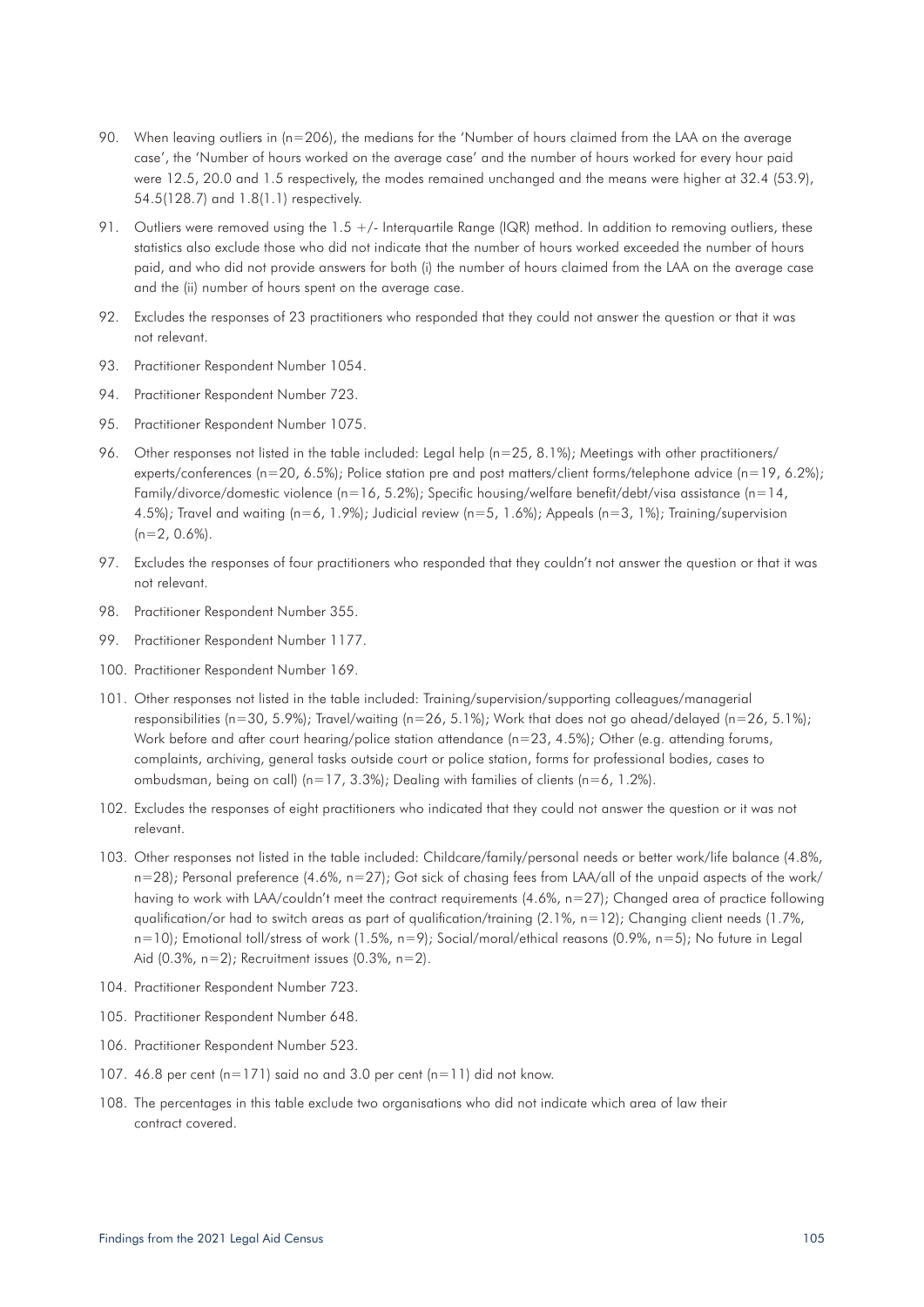90. When leaving outliers in (n=206), the medians for the 'Number of hours claimed from the LAA on the average case', the 'Number of hours worked on the average case' and the number of hours worked for every hour paid were 12.5, 20.0 and 1.5 respectively, the modes remained unchanged and the means were higher at 32.4 (53.9), 54.5(128.7) and 1.8(1.1) respectively.

91. Outliers were removed using the 1.5 +/- Interquartile Range (IQR) method. In addition to removing outliers, these statistics also exclude those who did not indicate that the number of hours worked exceeded the number of hours paid, and who did not provide answers for both (i) the number of hours claimed from the LAA on the average case and the (ii) number of hours spent on the average case.

92. Excludes the responses of 23 practitioners who responded that they could not answer the question or that it was not relevant.

93. Practitioner Respondent Number 1054.

94. Practitioner Respondent Number 723.

95. Practitioner Respondent Number 1075.

96. Other responses not listed in the table included: Legal help (n=25, 8.1%); Meetings with other practitioners/experts/conferences (n=20, 6.5%); Police station pre and post matters/client forms/telephone advice (n=19, 6.2%); Family/divorce/domestic violence (n=16, 5.2%); Specific housing/welfare benefit/debt/visa assistance (n=14, 4.5%); Travel and waiting (n=6, 1.9%); Judicial review (n=5, 1.6%); Appeals (n=3, 1%); Training/supervision (n=2, 0.6%).

97. Excludes the responses of four practitioners who responded that they couldn't not answer the question or that it was not relevant.

98. Practitioner Respondent Number 355.

99. Practitioner Respondent Number 1177.

100. Practitioner Respondent Number 169.

101. Other responses not listed in the table included: Training/supervision/supporting colleagues/managerial responsibilities (n=30, 5.9%); Travel/waiting (n=26, 5.1%); Work that does not go ahead/delayed (n=26, 5.1%); Work before and after court hearing/police station attendance (n=23, 4.5%); Other (e.g. attending forums, complaints, archiving, general tasks outside court or police station, forms for professional bodies, cases to ombudsman, being on call) (n=17, 3.3%); Dealing with families of clients (n=6, 1.2%).

102. Excludes the responses of eight practitioners who indicated that they could not answer the question or it was not relevant.

103. Other responses not listed in the table included: Childcare/family/personal needs or better work/life balance (4.8%, n=28); Personal preference (4.6%, n=27); Got sick of chasing fees from LAA/all of the unpaid aspects of the work/having to work with LAA/couldn't meet the contract requirements (4.6%, n=27); Changed area of practice following qualification/or had to switch areas as part of qualification/training (2.1%, n=12); Changing client needs (1.7%, n=10); Emotional toll/stress of work (1.5%, n=9); Social/moral/ethical reasons (0.9%, n=5); No future in Legal Aid (0.3%, n=2); Recruitment issues (0.3%, n=2).

104. Practitioner Respondent Number 723.

105. Practitioner Respondent Number 648.

106. Practitioner Respondent Number 523.

107. 46.8 per cent (n=171) said no and 3.0 per cent (n=11) did not know.

108. The percentages in this table exclude two organisations who did not indicate which area of law their contract covered.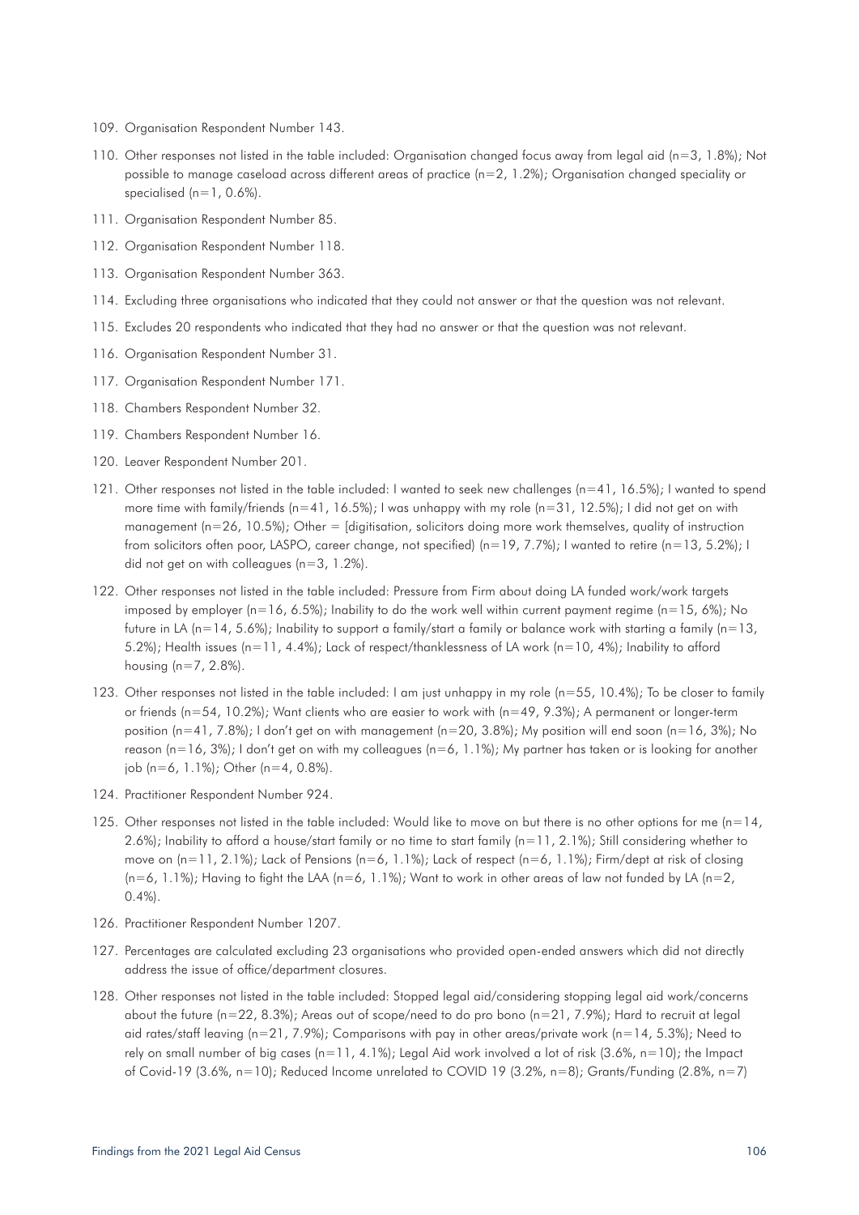109. Organisation Respondent Number 143.

110. Other responses not listed in the table included: Organisation changed focus away from legal aid (n=3, 1.8%); Not possible to manage caseload across different areas of practice (n=2, 1.2%); Organisation changed speciality or specialised (n=1, 0.6%).

111. Organisation Respondent Number 85.

112. Organisation Respondent Number 118.

113. Organisation Respondent Number 363.

114. Excluding three organisations who indicated that they could not answer or that the question was not relevant.

115. Excludes 20 respondents who indicated that they had no answer or that the question was not relevant.

116. Organisation Respondent Number 31.

117. Organisation Respondent Number 171.

118. Chambers Respondent Number 32.

119. Chambers Respondent Number 16.

120. Leaver Respondent Number 201.

121. Other responses not listed in the table included: I wanted to seek new challenges (n=41, 16.5%); I wanted to spend more time with family/friends (n=41, 16.5%); I was unhappy with my role (n=31, 12.5%); I did not get on with management (n=26, 10.5%); Other = [digitisation, solicitors doing more work themselves, quality of instruction from solicitors often poor, LASPO, career change, not specified) (n=19, 7.7%); I wanted to retire (n=13, 5.2%); I did not get on with colleagues (n=3, 1.2%).

122. Other responses not listed in the table included: Pressure from Firm about doing LA funded work/work targets imposed by employer (n=16, 6.5%); Inability to do the work well within current payment regime (n=15, 6%); No future in LA (n=14, 5.6%); Inability to support a family/start a family or balance work with starting a family (n=13, 5.2%); Health issues (n=11, 4.4%); Lack of respect/thanklessness of LA work (n=10, 4%); Inability to afford housing (n=7, 2.8%).

123. Other responses not listed in the table included: I am just unhappy in my role (n=55, 10.4%); To be closer to family or friends (n=54, 10.2%); Want clients who are easier to work with (n=49, 9.3%); A permanent or longer-term position (n=41, 7.8%); I don't get on with management (n=20, 3.8%); My position will end soon (n=16, 3%); No reason (n=16, 3%); I don't get on with my colleagues (n=6, 1.1%); My partner has taken or is looking for another job (n=6, 1.1%); Other (n=4, 0.8%).

124. Practitioner Respondent Number 924.

125. Other responses not listed in the table included: Would like to move on but there is no other options for me (n=14, 2.6%); Inability to afford a house/start family or no time to start family (n=11, 2.1%); Still considering whether to move on (n=11, 2.1%); Lack of Pensions (n=6, 1.1%); Lack of respect (n=6, 1.1%); Firm/dept at risk of closing (n=6, 1.1%); Having to fight the LAA (n=6, 1.1%); Want to work in other areas of law not funded by LA (n=2, 0.4%).

126. Practitioner Respondent Number 1207.

127. Percentages are calculated excluding 23 organisations who provided open-ended answers which did not directly address the issue of office/department closures.

128. Other responses not listed in the table included: Stopped legal aid/considering stopping legal aid work/concerns about the future (n=22, 8.3%); Areas out of scope/need to do pro bono (n=21, 7.9%); Hard to recruit at legal aid rates/staff leaving (n=21, 7.9%); Comparisons with pay in other areas/private work (n=14, 5.3%); Need to rely on small number of big cases (n=11, 4.1%); Legal Aid work involved a lot of risk (3.6%, n=10); the Impact of Covid-19 (3.6%, n=10); Reduced Income unrelated to COVID 19 (3.2%, n=8); Grants/Funding (2.8%, n=7)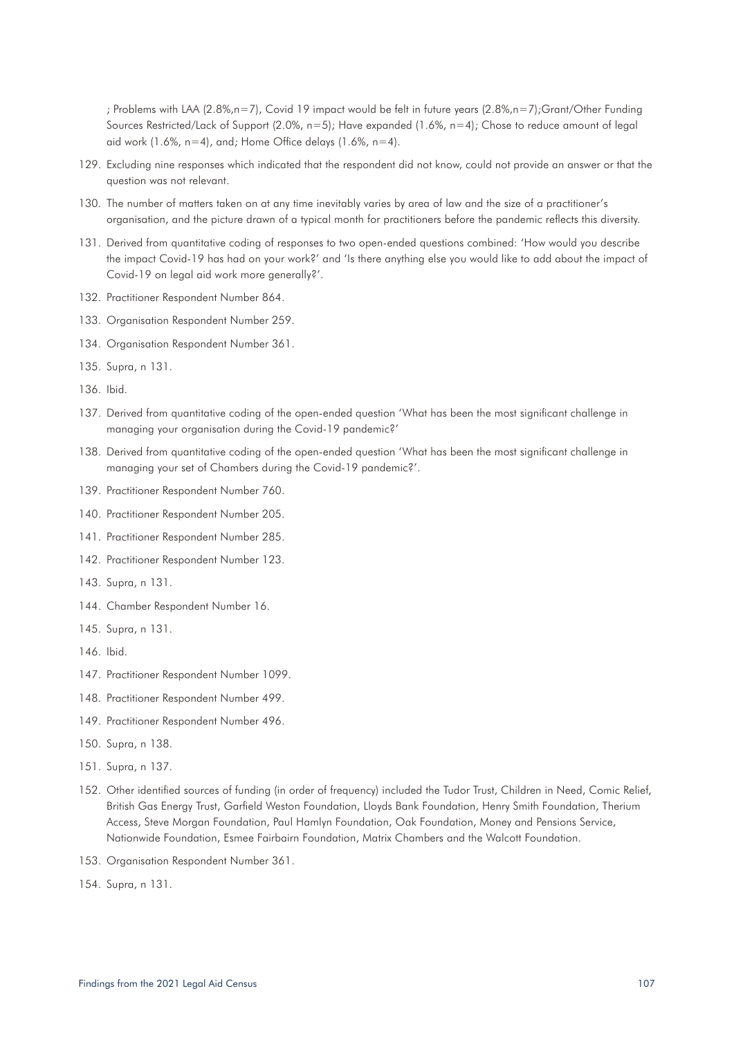; Problems with LAA (2.8%,n=7), Covid 19 impact would be felt in future years (2.8%,n=7);Grant/Other Funding Sources Restricted/Lack of Support (2.0%, n=5); Have expanded (1.6%, n=4); Chose to reduce amount of legal aid work (1.6%, n=4), and; Home Office delays (1.6%, n=4).

129. Excluding nine responses which indicated that the respondent did not know, could not provide an answer or that the question was not relevant.

130. The number of matters taken on at any time inevitably varies by area of law and the size of a practitioner's organisation, and the picture drawn of a typical month for practitioners before the pandemic reflects this diversity.

131. Derived from quantitative coding of responses to two open-ended questions combined: 'How would you describe the impact Covid-19 has had on your work?' and 'Is there anything else you would like to add about the impact of Covid-19 on legal aid work more generally?'.

132. Practitioner Respondent Number 864.

133. Organisation Respondent Number 259.

134. Organisation Respondent Number 361.

135. Supra, n 131.

136. Ibid.

137. Derived from quantitative coding of the open-ended question 'What has been the most significant challenge in managing your organisation during the Covid-19 pandemic?'

138. Derived from quantitative coding of the open-ended question 'What has been the most significant challenge in managing your set of Chambers during the Covid-19 pandemic?'.

139. Practitioner Respondent Number 760.

140. Practitioner Respondent Number 205.

141. Practitioner Respondent Number 285.

142. Practitioner Respondent Number 123.

143. Supra, n 131.

144. Chamber Respondent Number 16.

145. Supra, n 131.

146. Ibid.

147. Practitioner Respondent Number 1099.

148. Practitioner Respondent Number 499.

149. Practitioner Respondent Number 496.

150. Supra, n 138.

151. Supra, n 137.

152. Other identified sources of funding (in order of frequency) included the Tudor Trust, Children in Need, Comic Relief, British Gas Energy Trust, Garfield Weston Foundation, Lloyds Bank Foundation, Henry Smith Foundation, Therium Access, Steve Morgan Foundation, Paul Hamlyn Foundation, Oak Foundation, Money and Pensions Service, Nationwide Foundation, Esmee Fairbairn Foundation, Matrix Chambers and the Walcott Foundation.

153. Organisation Respondent Number 361.

154. Supra, n 131.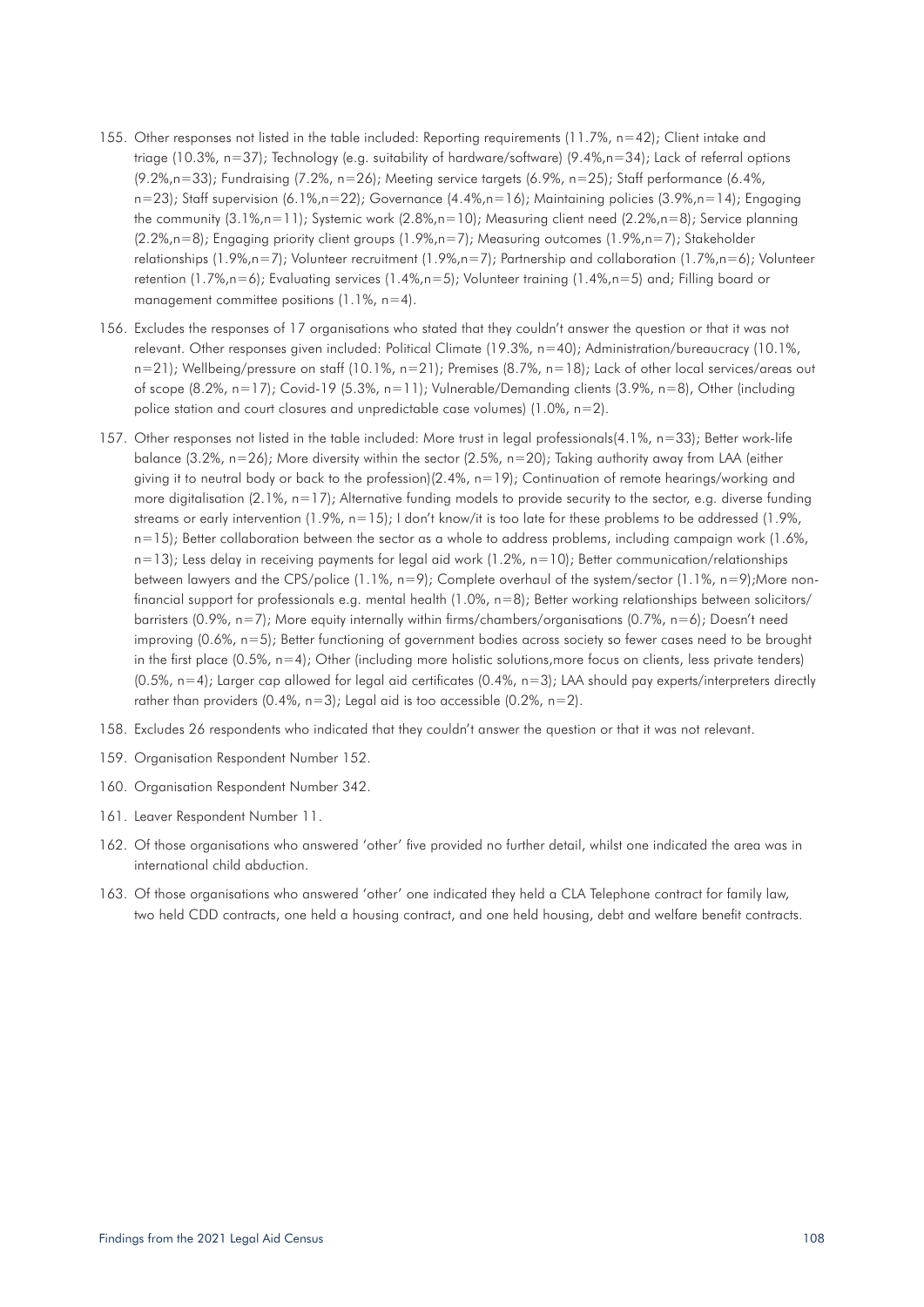155. Other responses not listed in the table included: Reporting requirements (11.7%, n=42); Client intake and triage (10.3%, n=37); Technology (e.g. suitability of hardware/software) (9.4%,n=34); Lack of referral options (9.2%,n=33); Fundraising (7.2%, n=26); Meeting service targets (6.9%, n=25); Staff performance (6.4%, n=23); Staff supervision (6.1%,n=22); Governance (4.4%,n=16); Maintaining policies (3.9%,n=14); Engaging the community (3.1%,n=11); Systemic work (2.8%,n=10); Measuring client need (2.2%,n=8); Service planning (2.2%,n=8); Engaging priority client groups (1.9%,n=7); Measuring outcomes (1.9%,n=7); Stakeholder relationships (1.9%,n=7); Volunteer recruitment (1.9%,n=7); Partnership and collaboration (1.7%,n=6); Volunteer retention (1.7%,n=6); Evaluating services (1.4%,n=5); Volunteer training (1.4%,n=5) and; Filling board or management committee positions (1.1%, n=4).

156. Excludes the responses of 17 organisations who stated that they couldn't answer the question or that it was not relevant. Other responses given included: Political Climate (19.3%, n=40); Administration/bureaucracy (10.1%, n=21); Wellbeing/pressure on staff (10.1%, n=21); Premises (8.7%, n=18); Lack of other local services/areas out of scope (8.2%, n=17); Covid-19 (5.3%, n=11); Vulnerable/Demanding clients (3.9%, n=8), Other (including police station and court closures and unpredictable case volumes) (1.0%, n=2).

157. Other responses not listed in the table included: More trust in legal professionals(4.1%, n=33); Better work-life balance (3.2%, n=26); More diversity within the sector (2.5%, n=20); Taking authority away from LAA (either giving it to neutral body or back to the profession)(2.4%, n=19); Continuation of remote hearings/working and more digitalisation (2.1%, n=17); Alternative funding models to provide security to the sector, e.g. diverse funding streams or early intervention (1.9%, n=15); I don't know/it is too late for these problems to be addressed (1.9%, n=15); Better collaboration between the sector as a whole to address problems, including campaign work (1.6%, n=13); Less delay in receiving payments for legal aid work (1.2%, n=10); Better communication/relationships between lawyers and the CPS/police (1.1%, n=9); Complete overhaul of the system/sector (1.1%, n=9);More non-financial support for professionals e.g. mental health (1.0%, n=8); Better working relationships between solicitors/barristers (0.9%, n=7); More equity internally within firms/chambers/organisations (0.7%, n=6); Doesn't need improving (0.6%, n=5); Better functioning of government bodies across society so fewer cases need to be brought in the first place (0.5%, n=4); Other (including more holistic solutions,more focus on clients, less private tenders) (0.5%, n=4); Larger cap allowed for legal aid certificates (0.4%, n=3); LAA should pay experts/interpreters directly rather than providers (0.4%, n=3); Legal aid is too accessible (0.2%, n=2).

158. Excludes 26 respondents who indicated that they couldn't answer the question or that it was not relevant.

159. Organisation Respondent Number 152.

160. Organisation Respondent Number 342.

161. Leaver Respondent Number 11.

162. Of those organisations who answered 'other' five provided no further detail, whilst one indicated the area was in international child abduction.

163. Of those organisations who answered 'other' one indicated they held a CLA Telephone contract for family law, two held CDD contracts, one held a housing contract, and one held housing, debt and welfare benefit contracts.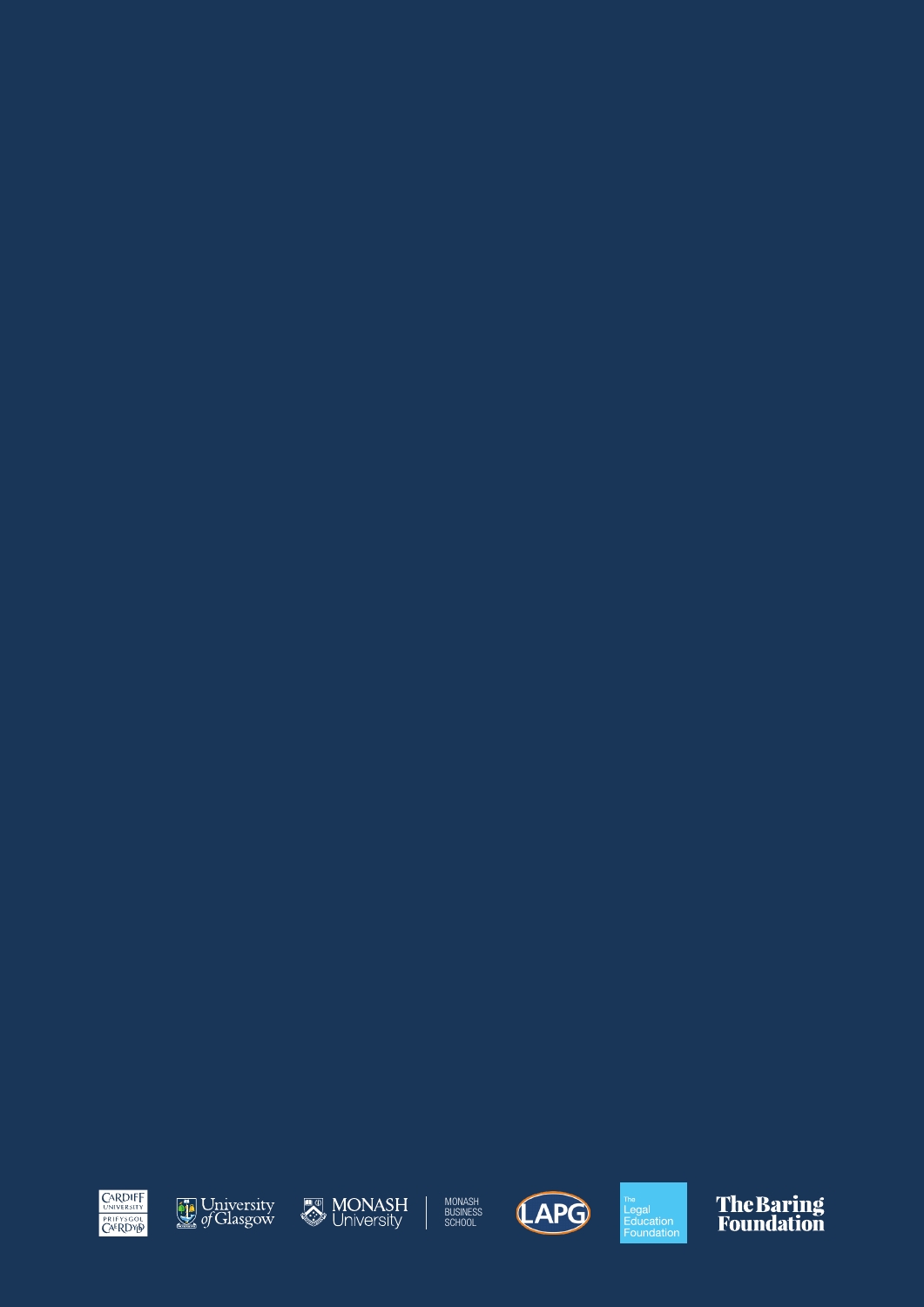CARDIFF UNIVERSITY PRIFYSGOL CAERDYDD

University of Glasgow

MONASH University

MONASH BUSINESS SCHOOL

LAPG

The Legal Education Foundation

The Baring Foundation